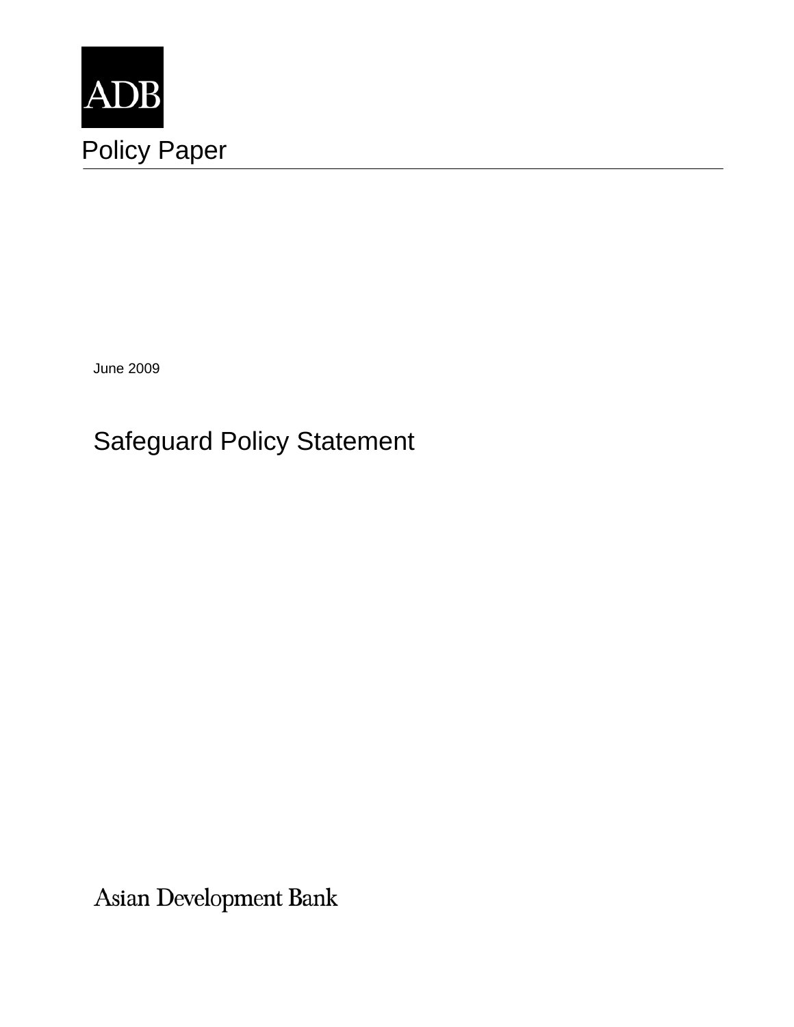ADB

Policy Paper

June 2009

# Safeguard Policy Statement

Asian Development Bank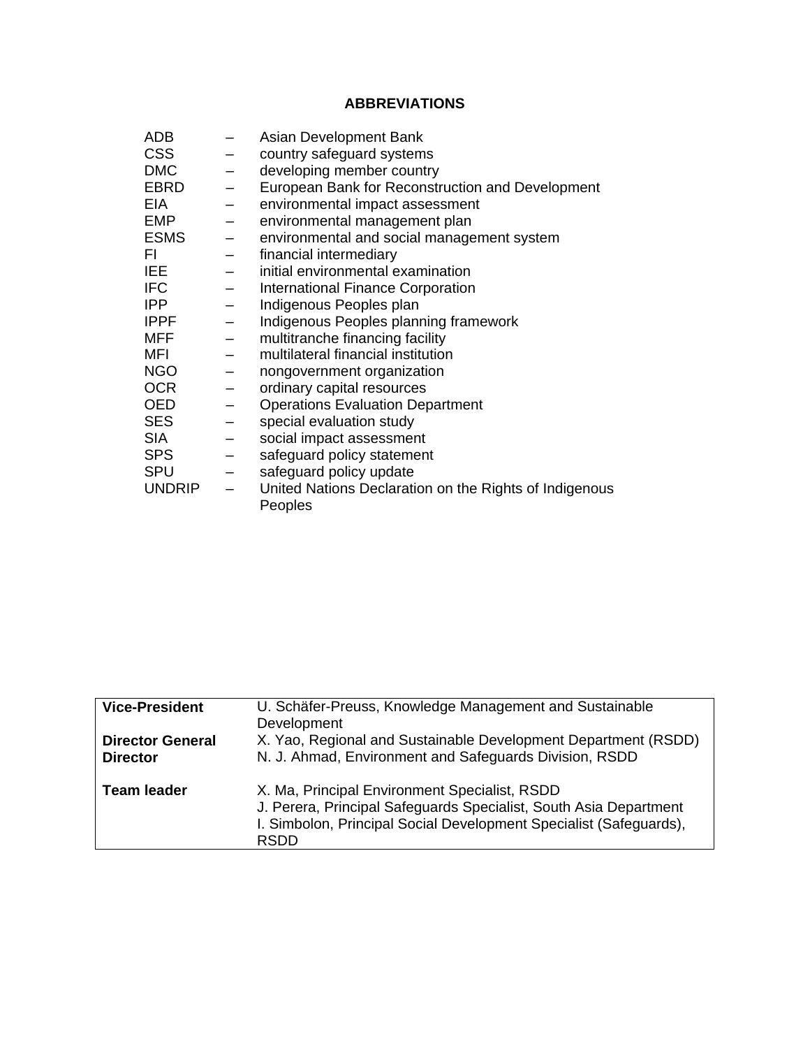## ABBREVIATIONS

| | | |
|---|---|---|
| ADB | – | Asian Development Bank |
| CSS | – | country safeguard systems |
| DMC | – | developing member country |
| EBRD | – | European Bank for Reconstruction and Development |
| EIA | – | environmental impact assessment |
| EMP | – | environmental management plan |
| ESMS | – | environmental and social management system |
| FI | – | financial intermediary |
| IEE | – | initial environmental examination |
| IFC | – | International Finance Corporation |
| IPP | – | Indigenous Peoples plan |
| IPPF | – | Indigenous Peoples planning framework |
| MFF | – | multitranche financing facility |
| MFI | – | multilateral financial institution |
| NGO | – | nongovernment organization |
| OCR | – | ordinary capital resources |
| OED | – | Operations Evaluation Department |
| SES | – | special evaluation study |
| SIA | – | social impact assessment |
| SPS | – | safeguard policy statement |
| SPU | – | safeguard policy update |
| UNDRIP | – | United Nations Declaration on the Rights of Indigenous Peoples |

| | |
|---|---|
| **Vice-President** | U. Schäfer-Preuss, Knowledge Management and Sustainable Development |
| **Director General** | X. Yao, Regional and Sustainable Development Department (RSDD) |
| **Director** | N. J. Ahmad, Environment and Safeguards Division, RSDD |
| **Team leader** | X. Ma, Principal Environment Specialist, RSDD<br>J. Perera, Principal Safeguards Specialist, South Asia Department<br>I. Simbolon, Principal Social Development Specialist (Safeguards), RSDD |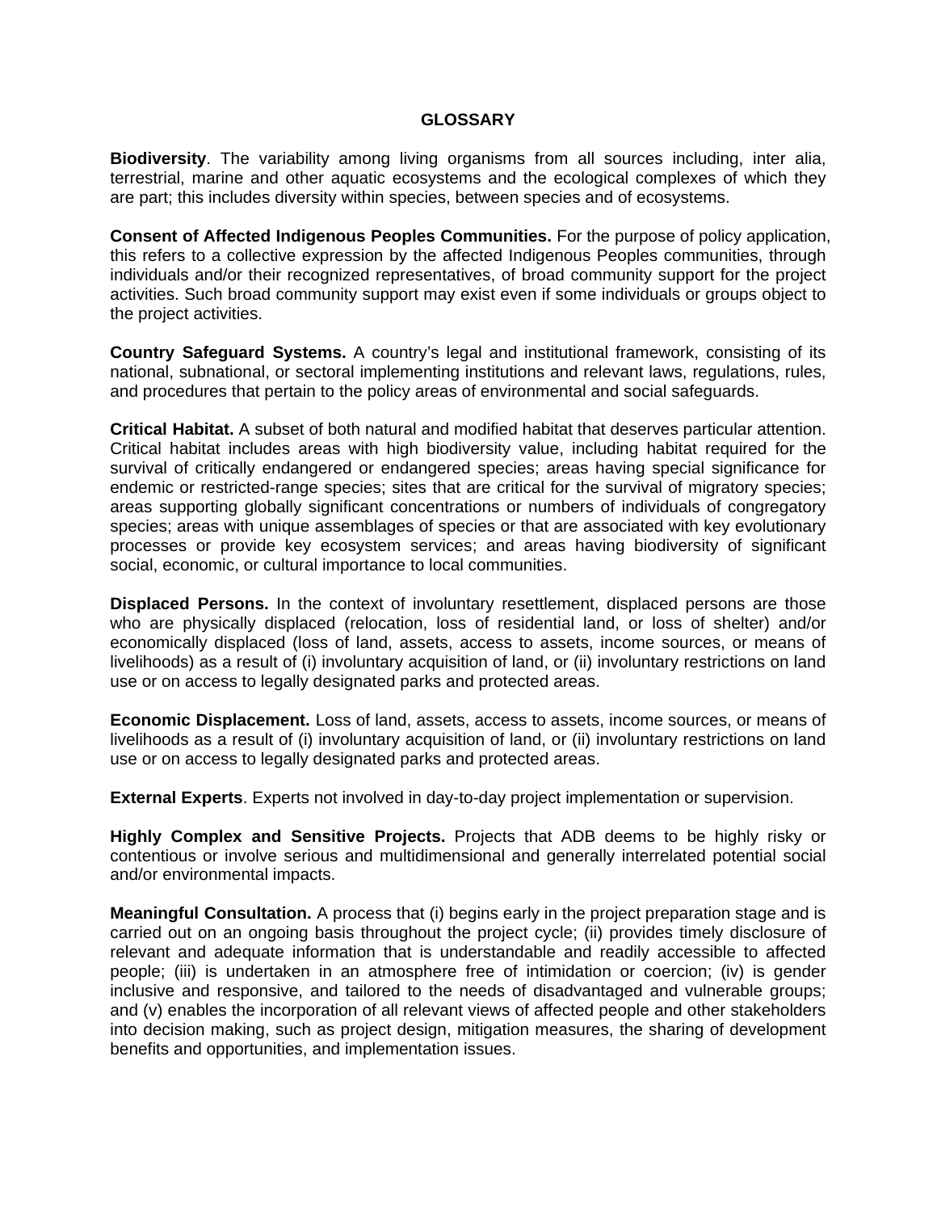# GLOSSARY

**Biodiversity**. The variability among living organisms from all sources including, inter alia, terrestrial, marine and other aquatic ecosystems and the ecological complexes of which they are part; this includes diversity within species, between species and of ecosystems.

**Consent of Affected Indigenous Peoples Communities.** For the purpose of policy application, this refers to a collective expression by the affected Indigenous Peoples communities, through individuals and/or their recognized representatives, of broad community support for the project activities. Such broad community support may exist even if some individuals or groups object to the project activities.

**Country Safeguard Systems.** A country's legal and institutional framework, consisting of its national, subnational, or sectoral implementing institutions and relevant laws, regulations, rules, and procedures that pertain to the policy areas of environmental and social safeguards.

**Critical Habitat.** A subset of both natural and modified habitat that deserves particular attention. Critical habitat includes areas with high biodiversity value, including habitat required for the survival of critically endangered or endangered species; areas having special significance for endemic or restricted-range species; sites that are critical for the survival of migratory species; areas supporting globally significant concentrations or numbers of individuals of congregatory species; areas with unique assemblages of species or that are associated with key evolutionary processes or provide key ecosystem services; and areas having biodiversity of significant social, economic, or cultural importance to local communities.

**Displaced Persons.** In the context of involuntary resettlement, displaced persons are those who are physically displaced (relocation, loss of residential land, or loss of shelter) and/or economically displaced (loss of land, assets, access to assets, income sources, or means of livelihoods) as a result of (i) involuntary acquisition of land, or (ii) involuntary restrictions on land use or on access to legally designated parks and protected areas.

**Economic Displacement.** Loss of land, assets, access to assets, income sources, or means of livelihoods as a result of (i) involuntary acquisition of land, or (ii) involuntary restrictions on land use or on access to legally designated parks and protected areas.

**External Experts**. Experts not involved in day-to-day project implementation or supervision.

**Highly Complex and Sensitive Projects.** Projects that ADB deems to be highly risky or contentious or involve serious and multidimensional and generally interrelated potential social and/or environmental impacts.

**Meaningful Consultation.** A process that (i) begins early in the project preparation stage and is carried out on an ongoing basis throughout the project cycle; (ii) provides timely disclosure of relevant and adequate information that is understandable and readily accessible to affected people; (iii) is undertaken in an atmosphere free of intimidation or coercion; (iv) is gender inclusive and responsive, and tailored to the needs of disadvantaged and vulnerable groups; and (v) enables the incorporation of all relevant views of affected people and other stakeholders into decision making, such as project design, mitigation measures, the sharing of development benefits and opportunities, and implementation issues.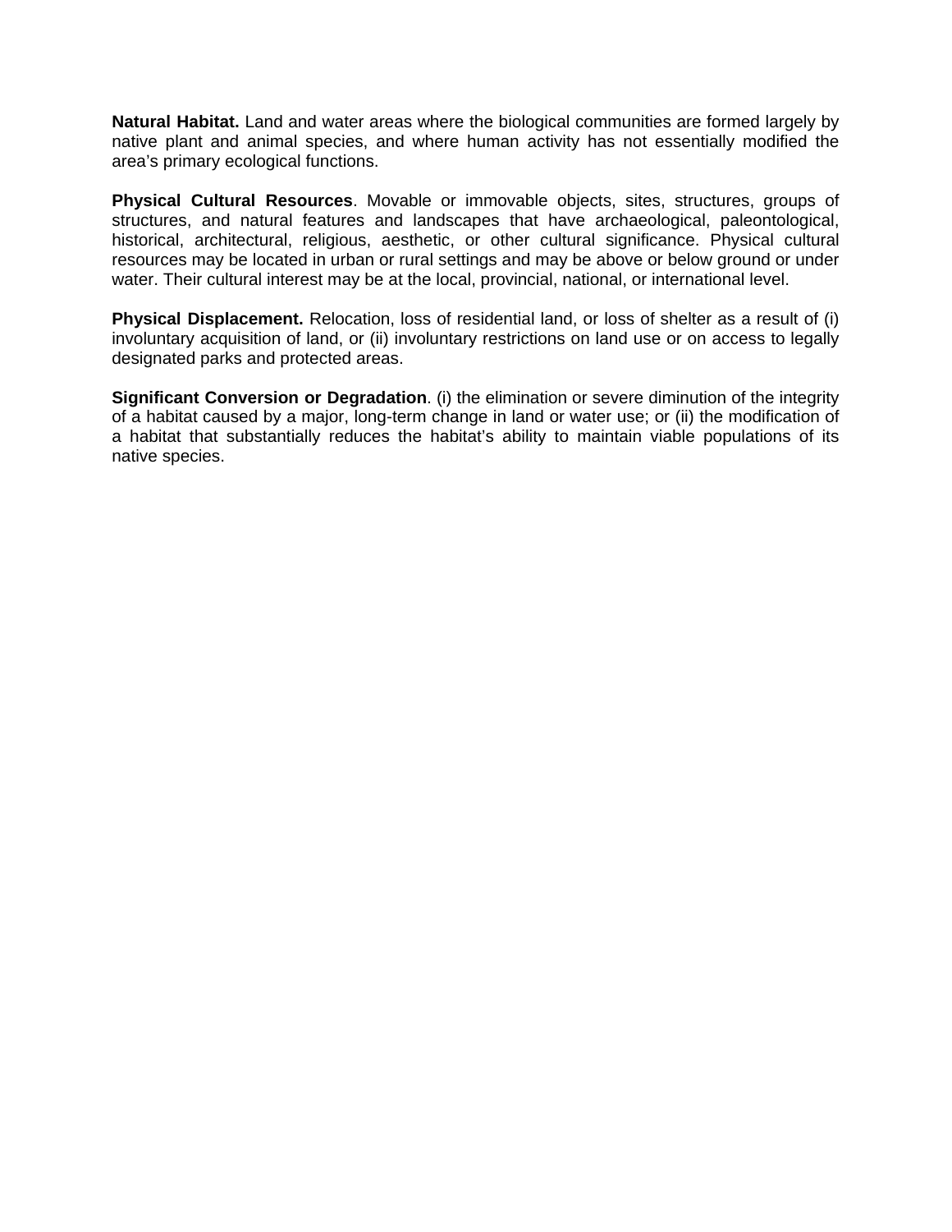**Natural Habitat.** Land and water areas where the biological communities are formed largely by native plant and animal species, and where human activity has not essentially modified the area's primary ecological functions.

**Physical Cultural Resources**. Movable or immovable objects, sites, structures, groups of structures, and natural features and landscapes that have archaeological, paleontological, historical, architectural, religious, aesthetic, or other cultural significance. Physical cultural resources may be located in urban or rural settings and may be above or below ground or under water. Their cultural interest may be at the local, provincial, national, or international level.

**Physical Displacement.** Relocation, loss of residential land, or loss of shelter as a result of (i) involuntary acquisition of land, or (ii) involuntary restrictions on land use or on access to legally designated parks and protected areas.

**Significant Conversion or Degradation**. (i) the elimination or severe diminution of the integrity of a habitat caused by a major, long-term change in land or water use; or (ii) the modification of a habitat that substantially reduces the habitat's ability to maintain viable populations of its native species.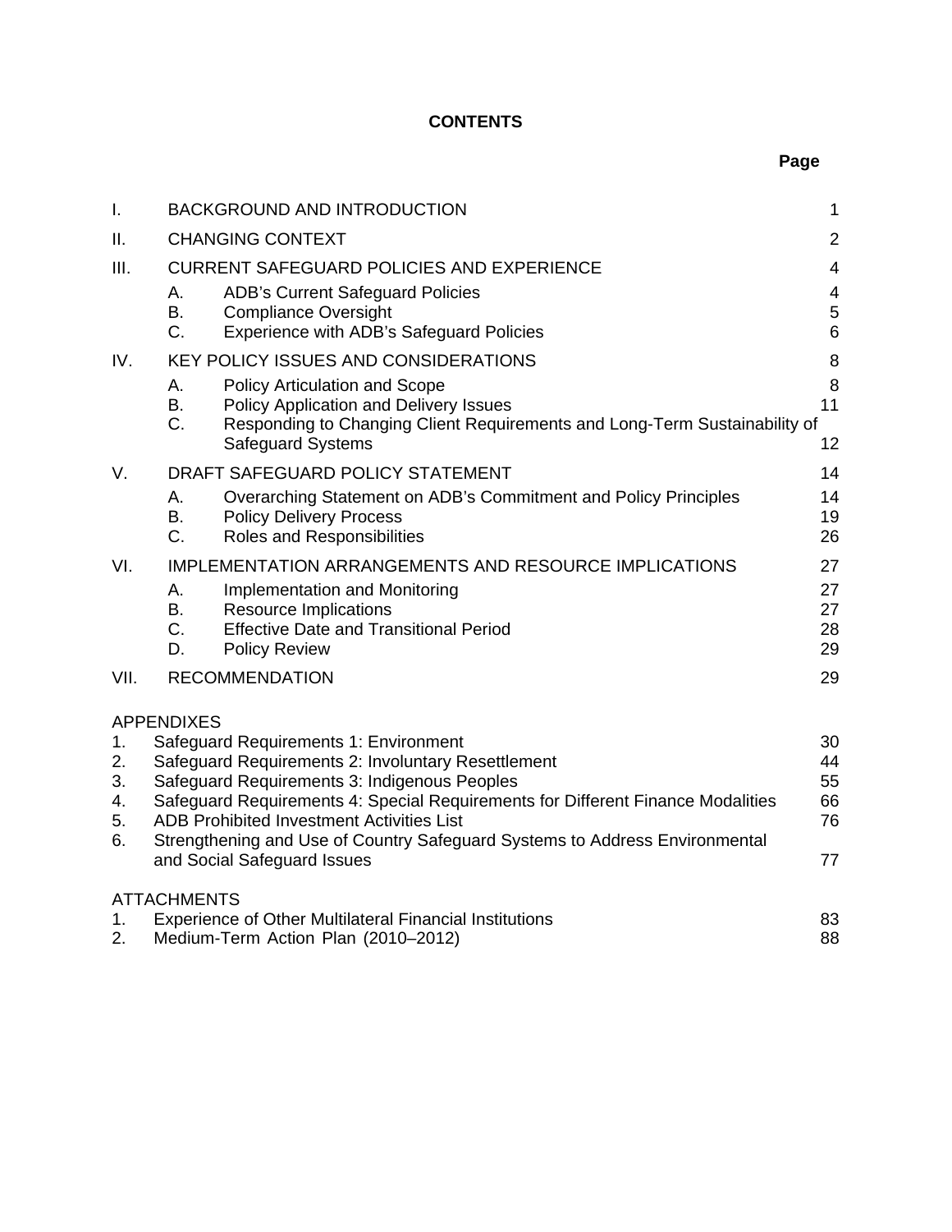# CONTENTS

| | | Page |
|---|---|---|
| I. | BACKGROUND AND INTRODUCTION | 1 |
| II. | CHANGING CONTEXT | 2 |
| III. | CURRENT SAFEGUARD POLICIES AND EXPERIENCE | 4 |
| | A. ADB's Current Safeguard Policies | 4 |
| | B. Compliance Oversight | 5 |
| | C. Experience with ADB's Safeguard Policies | 6 |
| IV. | KEY POLICY ISSUES AND CONSIDERATIONS | 8 |
| | A. Policy Articulation and Scope | 8 |
| | B. Policy Application and Delivery Issues | 11 |
| | C. Responding to Changing Client Requirements and Long-Term Sustainability of Safeguard Systems | 12 |
| V. | DRAFT SAFEGUARD POLICY STATEMENT | 14 |
| | A. Overarching Statement on ADB's Commitment and Policy Principles | 14 |
| | B. Policy Delivery Process | 19 |
| | C. Roles and Responsibilities | 26 |
| VI. | IMPLEMENTATION ARRANGEMENTS AND RESOURCE IMPLICATIONS | 27 |
| | A. Implementation and Monitoring | 27 |
| | B. Resource Implications | 27 |
| | C. Effective Date and Transitional Period | 28 |
| | D. Policy Review | 29 |
| VII. | RECOMMENDATION | 29 |

APPENDIXES

| | | |
|---|---|---|
| 1. | Safeguard Requirements 1: Environment | 30 |
| 2. | Safeguard Requirements 2: Involuntary Resettlement | 44 |
| 3. | Safeguard Requirements 3: Indigenous Peoples | 55 |
| 4. | Safeguard Requirements 4: Special Requirements for Different Finance Modalities | 66 |
| 5. | ADB Prohibited Investment Activities List | 76 |
| 6. | Strengthening and Use of Country Safeguard Systems to Address Environmental and Social Safeguard Issues | 77 |

ATTACHMENTS

| | | |
|---|---|---|
| 1. | Experience of Other Multilateral Financial Institutions | 83 |
| 2. | Medium-Term Action Plan (2010–2012) | 88 |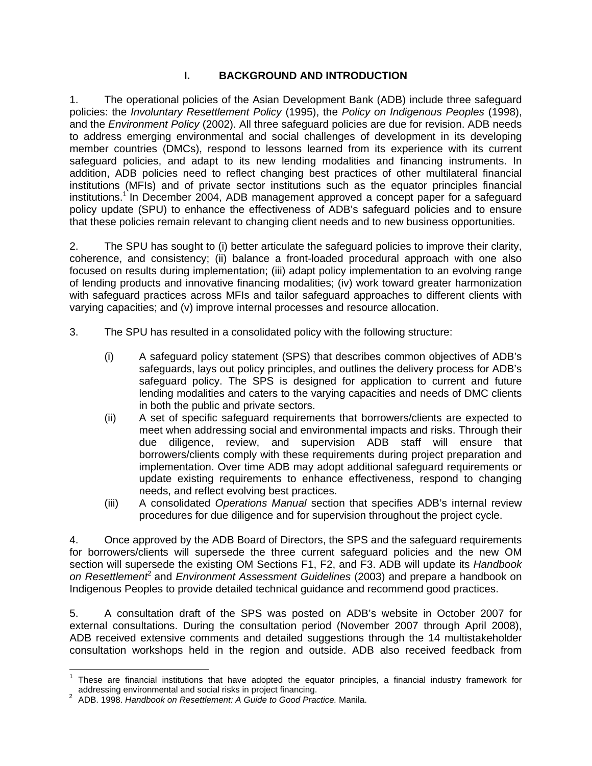# I. BACKGROUND AND INTRODUCTION

1. The operational policies of the Asian Development Bank (ADB) include three safeguard policies: the *Involuntary Resettlement Policy* (1995), the *Policy on Indigenous Peoples* (1998), and the *Environment Policy* (2002). All three safeguard policies are due for revision. ADB needs to address emerging environmental and social challenges of development in its developing member countries (DMCs), respond to lessons learned from its experience with its current safeguard policies, and adapt to its new lending modalities and financing instruments. In addition, ADB policies need to reflect changing best practices of other multilateral financial institutions (MFIs) and of private sector institutions such as the equator principles financial institutions.[1] In December 2004, ADB management approved a concept paper for a safeguard policy update (SPU) to enhance the effectiveness of ADB's safeguard policies and to ensure that these policies remain relevant to changing client needs and to new business opportunities.

2. The SPU has sought to (i) better articulate the safeguard policies to improve their clarity, coherence, and consistency; (ii) balance a front-loaded procedural approach with one also focused on results during implementation; (iii) adapt policy implementation to an evolving range of lending products and innovative financing modalities; (iv) work toward greater harmonization with safeguard practices across MFIs and tailor safeguard approaches to different clients with varying capacities; and (v) improve internal processes and resource allocation.

3. The SPU has resulted in a consolidated policy with the following structure:

(i) A safeguard policy statement (SPS) that describes common objectives of ADB's safeguards, lays out policy principles, and outlines the delivery process for ADB's safeguard policy. The SPS is designed for application to current and future lending modalities and caters to the varying capacities and needs of DMC clients in both the public and private sectors.

(ii) A set of specific safeguard requirements that borrowers/clients are expected to meet when addressing social and environmental impacts and risks. Through their due diligence, review, and supervision ADB staff will ensure that borrowers/clients comply with these requirements during project preparation and implementation. Over time ADB may adopt additional safeguard requirements or update existing requirements to enhance effectiveness, respond to changing needs, and reflect evolving best practices.

(iii) A consolidated *Operations Manual* section that specifies ADB's internal review procedures for due diligence and for supervision throughout the project cycle.

4. Once approved by the ADB Board of Directors, the SPS and the safeguard requirements for borrowers/clients will supersede the three current safeguard policies and the new OM section will supersede the existing OM Sections F1, F2, and F3. ADB will update its *Handbook on Resettlement*[2] and *Environment Assessment Guidelines* (2003) and prepare a handbook on Indigenous Peoples to provide detailed technical guidance and recommend good practices.

5. A consultation draft of the SPS was posted on ADB's website in October 2007 for external consultations. During the consultation period (November 2007 through April 2008), ADB received extensive comments and detailed suggestions through the 14 multistakeholder consultation workshops held in the region and outside. ADB also received feedback from

---

[1] These are financial institutions that have adopted the equator principles, a financial industry framework for addressing environmental and social risks in project financing.

[2] ADB. 1998. *Handbook on Resettlement: A Guide to Good Practice.* Manila.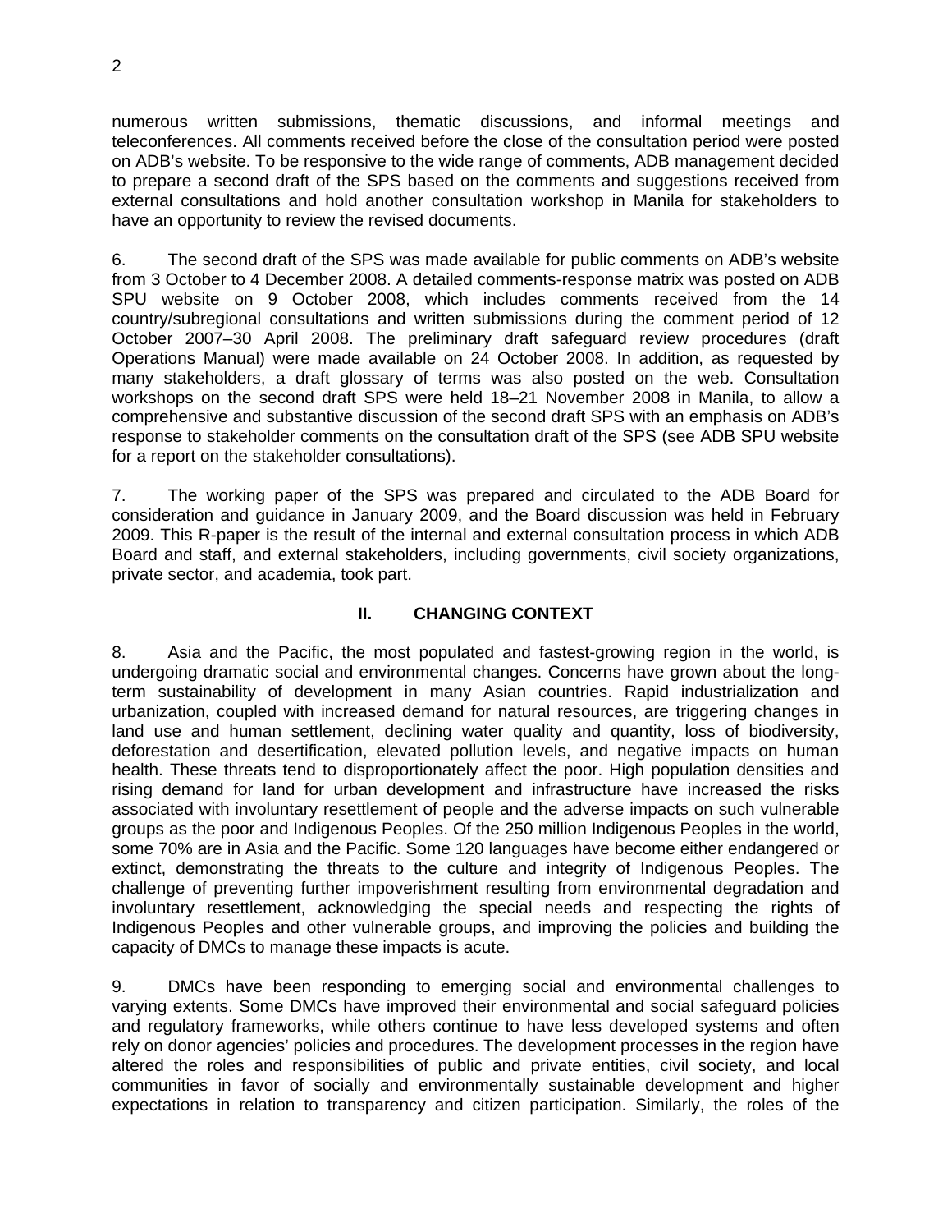numerous written submissions, thematic discussions, and informal meetings and teleconferences. All comments received before the close of the consultation period were posted on ADB's website. To be responsive to the wide range of comments, ADB management decided to prepare a second draft of the SPS based on the comments and suggestions received from external consultations and hold another consultation workshop in Manila for stakeholders to have an opportunity to review the revised documents.

6. The second draft of the SPS was made available for public comments on ADB's website from 3 October to 4 December 2008. A detailed comments-response matrix was posted on ADB SPU website on 9 October 2008, which includes comments received from the 14 country/subregional consultations and written submissions during the comment period of 12 October 2007–30 April 2008. The preliminary draft safeguard review procedures (draft Operations Manual) were made available on 24 October 2008. In addition, as requested by many stakeholders, a draft glossary of terms was also posted on the web. Consultation workshops on the second draft SPS were held 18–21 November 2008 in Manila, to allow a comprehensive and substantive discussion of the second draft SPS with an emphasis on ADB's response to stakeholder comments on the consultation draft of the SPS (see ADB SPU website for a report on the stakeholder consultations).

7. The working paper of the SPS was prepared and circulated to the ADB Board for consideration and guidance in January 2009, and the Board discussion was held in February 2009. This R-paper is the result of the internal and external consultation process in which ADB Board and staff, and external stakeholders, including governments, civil society organizations, private sector, and academia, took part.

## II. CHANGING CONTEXT

8. Asia and the Pacific, the most populated and fastest-growing region in the world, is undergoing dramatic social and environmental changes. Concerns have grown about the long-term sustainability of development in many Asian countries. Rapid industrialization and urbanization, coupled with increased demand for natural resources, are triggering changes in land use and human settlement, declining water quality and quantity, loss of biodiversity, deforestation and desertification, elevated pollution levels, and negative impacts on human health. These threats tend to disproportionately affect the poor. High population densities and rising demand for land for urban development and infrastructure have increased the risks associated with involuntary resettlement of people and the adverse impacts on such vulnerable groups as the poor and Indigenous Peoples. Of the 250 million Indigenous Peoples in the world, some 70% are in Asia and the Pacific. Some 120 languages have become either endangered or extinct, demonstrating the threats to the culture and integrity of Indigenous Peoples. The challenge of preventing further impoverishment resulting from environmental degradation and involuntary resettlement, acknowledging the special needs and respecting the rights of Indigenous Peoples and other vulnerable groups, and improving the policies and building the capacity of DMCs to manage these impacts is acute.

9. DMCs have been responding to emerging social and environmental challenges to varying extents. Some DMCs have improved their environmental and social safeguard policies and regulatory frameworks, while others continue to have less developed systems and often rely on donor agencies' policies and procedures. The development processes in the region have altered the roles and responsibilities of public and private entities, civil society, and local communities in favor of socially and environmentally sustainable development and higher expectations in relation to transparency and citizen participation. Similarly, the roles of the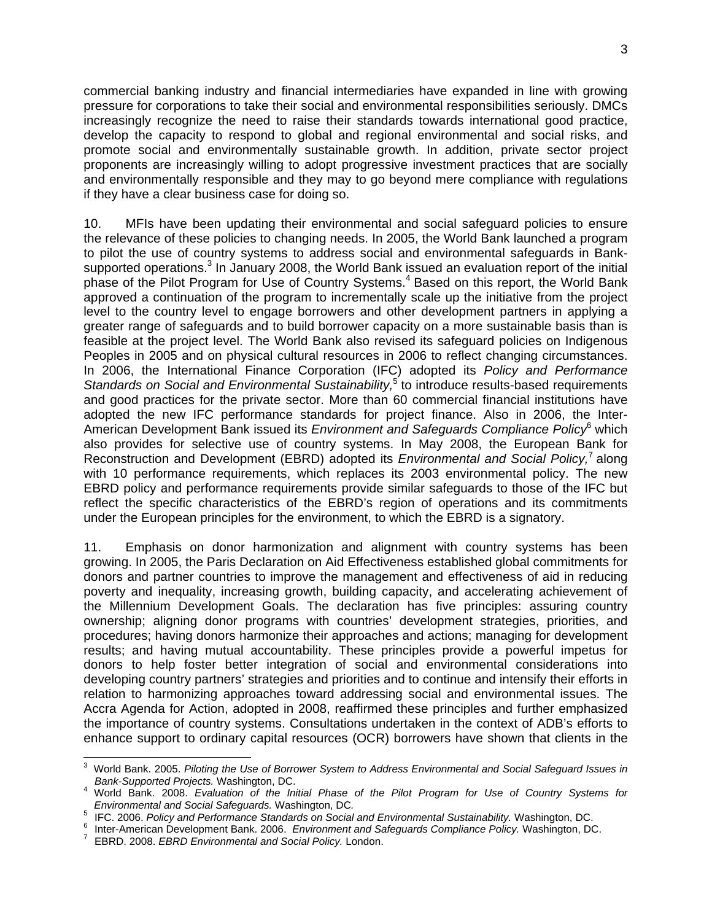commercial banking industry and financial intermediaries have expanded in line with growing pressure for corporations to take their social and environmental responsibilities seriously. DMCs increasingly recognize the need to raise their standards towards international good practice, develop the capacity to respond to global and regional environmental and social risks, and promote social and environmentally sustainable growth. In addition, private sector project proponents are increasingly willing to adopt progressive investment practices that are socially and environmentally responsible and they may to go beyond mere compliance with regulations if they have a clear business case for doing so.

10. MFIs have been updating their environmental and social safeguard policies to ensure the relevance of these policies to changing needs. In 2005, the World Bank launched a program to pilot the use of country systems to address social and environmental safeguards in Bank-supported operations.[3] In January 2008, the World Bank issued an evaluation report of the initial phase of the Pilot Program for Use of Country Systems.[4] Based on this report, the World Bank approved a continuation of the program to incrementally scale up the initiative from the project level to the country level to engage borrowers and other development partners in applying a greater range of safeguards and to build borrower capacity on a more sustainable basis than is feasible at the project level. The World Bank also revised its safeguard policies on Indigenous Peoples in 2005 and on physical cultural resources in 2006 to reflect changing circumstances. In 2006, the International Finance Corporation (IFC) adopted its *Policy and Performance Standards on Social and Environmental Sustainability,*[5] to introduce results-based requirements and good practices for the private sector. More than 60 commercial financial institutions have adopted the new IFC performance standards for project finance. Also in 2006, the Inter-American Development Bank issued its *Environment and Safeguards Compliance Policy*[6] which also provides for selective use of country systems. In May 2008, the European Bank for Reconstruction and Development (EBRD) adopted its *Environmental and Social Policy,*[7] along with 10 performance requirements, which replaces its 2003 environmental policy. The new EBRD policy and performance requirements provide similar safeguards to those of the IFC but reflect the specific characteristics of the EBRD's region of operations and its commitments under the European principles for the environment, to which the EBRD is a signatory.

11. Emphasis on donor harmonization and alignment with country systems has been growing. In 2005, the Paris Declaration on Aid Effectiveness established global commitments for donors and partner countries to improve the management and effectiveness of aid in reducing poverty and inequality, increasing growth, building capacity, and accelerating achievement of the Millennium Development Goals. The declaration has five principles: assuring country ownership; aligning donor programs with countries' development strategies, priorities, and procedures; having donors harmonize their approaches and actions; managing for development results; and having mutual accountability. These principles provide a powerful impetus for donors to help foster better integration of social and environmental considerations into developing country partners' strategies and priorities and to continue and intensify their efforts in relation to harmonizing approaches toward addressing social and environmental issues. The Accra Agenda for Action, adopted in 2008, reaffirmed these principles and further emphasized the importance of country systems. Consultations undertaken in the context of ADB's efforts to enhance support to ordinary capital resources (OCR) borrowers have shown that clients in the

---

[3] World Bank. 2005. *Piloting the Use of Borrower System to Address Environmental and Social Safeguard Issues in Bank-Supported Projects.* Washington, DC.

[4] World Bank. 2008. *Evaluation of the Initial Phase of the Pilot Program for Use of Country Systems for Environmental and Social Safeguards.* Washington, DC.

[5] IFC. 2006. *Policy and Performance Standards on Social and Environmental Sustainability.* Washington, DC.

[6] Inter-American Development Bank. 2006. *Environment and Safeguards Compliance Policy.* Washington, DC.

[7] EBRD. 2008. *EBRD Environmental and Social Policy.* London.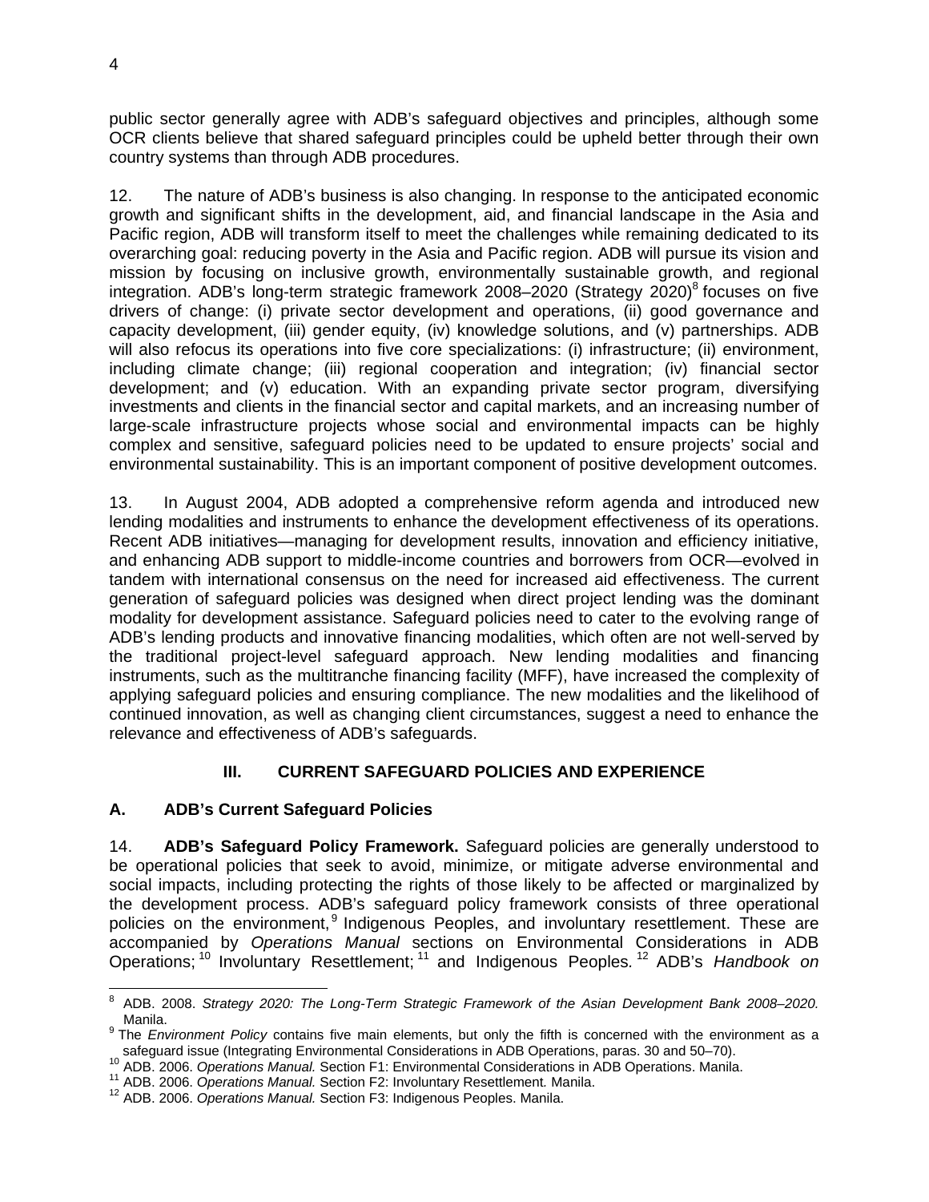public sector generally agree with ADB's safeguard objectives and principles, although some OCR clients believe that shared safeguard principles could be upheld better through their own country systems than through ADB procedures.

12. The nature of ADB's business is also changing. In response to the anticipated economic growth and significant shifts in the development, aid, and financial landscape in the Asia and Pacific region, ADB will transform itself to meet the challenges while remaining dedicated to its overarching goal: reducing poverty in the Asia and Pacific region. ADB will pursue its vision and mission by focusing on inclusive growth, environmentally sustainable growth, and regional integration. ADB's long-term strategic framework 2008–2020 (Strategy 2020)[8] focuses on five drivers of change: (i) private sector development and operations, (ii) good governance and capacity development, (iii) gender equity, (iv) knowledge solutions, and (v) partnerships. ADB will also refocus its operations into five core specializations: (i) infrastructure; (ii) environment, including climate change; (iii) regional cooperation and integration; (iv) financial sector development; and (v) education. With an expanding private sector program, diversifying investments and clients in the financial sector and capital markets, and an increasing number of large-scale infrastructure projects whose social and environmental impacts can be highly complex and sensitive, safeguard policies need to be updated to ensure projects' social and environmental sustainability. This is an important component of positive development outcomes.

13. In August 2004, ADB adopted a comprehensive reform agenda and introduced new lending modalities and instruments to enhance the development effectiveness of its operations. Recent ADB initiatives—managing for development results, innovation and efficiency initiative, and enhancing ADB support to middle-income countries and borrowers from OCR—evolved in tandem with international consensus on the need for increased aid effectiveness. The current generation of safeguard policies was designed when direct project lending was the dominant modality for development assistance. Safeguard policies need to cater to the evolving range of ADB's lending products and innovative financing modalities, which often are not well-served by the traditional project-level safeguard approach. New lending modalities and financing instruments, such as the multitranche financing facility (MFF), have increased the complexity of applying safeguard policies and ensuring compliance. The new modalities and the likelihood of continued innovation, as well as changing client circumstances, suggest a need to enhance the relevance and effectiveness of ADB's safeguards.

## III. CURRENT SAFEGUARD POLICIES AND EXPERIENCE

### A. ADB's Current Safeguard Policies

14. **ADB's Safeguard Policy Framework.** Safeguard policies are generally understood to be operational policies that seek to avoid, minimize, or mitigate adverse environmental and social impacts, including protecting the rights of those likely to be affected or marginalized by the development process. ADB's safeguard policy framework consists of three operational policies on the environment,[9] Indigenous Peoples, and involuntary resettlement. These are accompanied by *Operations Manual* sections on Environmental Considerations in ADB Operations;[10] Involuntary Resettlement;[11] and Indigenous Peoples.[12] ADB's *Handbook on*

---

[8] ADB. 2008. *Strategy 2020: The Long-Term Strategic Framework of the Asian Development Bank 2008–2020.* Manila.

[9] The *Environment Policy* contains five main elements, but only the fifth is concerned with the environment as a safeguard issue (Integrating Environmental Considerations in ADB Operations, paras. 30 and 50–70).

[10] ADB. 2006. *Operations Manual.* Section F1: Environmental Considerations in ADB Operations. Manila.

[11] ADB. 2006. *Operations Manual.* Section F2: Involuntary Resettlement. Manila.

[12] ADB. 2006. *Operations Manual.* Section F3: Indigenous Peoples. Manila.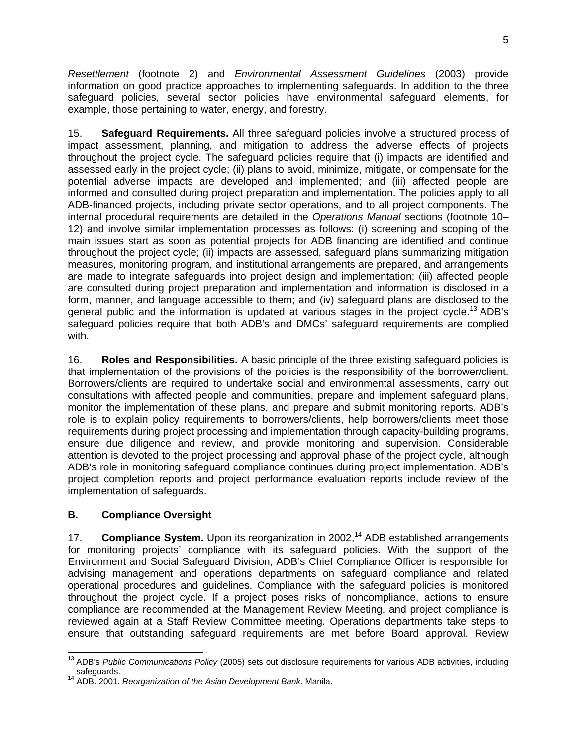*Resettlement* (footnote 2) and *Environmental Assessment Guidelines* (2003) provide information on good practice approaches to implementing safeguards. In addition to the three safeguard policies, several sector policies have environmental safeguard elements, for example, those pertaining to water, energy, and forestry.

15. **Safeguard Requirements.** All three safeguard policies involve a structured process of impact assessment, planning, and mitigation to address the adverse effects of projects throughout the project cycle. The safeguard policies require that (i) impacts are identified and assessed early in the project cycle; (ii) plans to avoid, minimize, mitigate, or compensate for the potential adverse impacts are developed and implemented; and (iii) affected people are informed and consulted during project preparation and implementation. The policies apply to all ADB-financed projects, including private sector operations, and to all project components. The internal procedural requirements are detailed in the *Operations Manual* sections (footnote 10–12) and involve similar implementation processes as follows: (i) screening and scoping of the main issues start as soon as potential projects for ADB financing are identified and continue throughout the project cycle; (ii) impacts are assessed, safeguard plans summarizing mitigation measures, monitoring program, and institutional arrangements are prepared, and arrangements are made to integrate safeguards into project design and implementation; (iii) affected people are consulted during project preparation and implementation and information is disclosed in a form, manner, and language accessible to them; and (iv) safeguard plans are disclosed to the general public and the information is updated at various stages in the project cycle.[13] ADB's safeguard policies require that both ADB's and DMCs' safeguard requirements are complied with.

16. **Roles and Responsibilities.** A basic principle of the three existing safeguard policies is that implementation of the provisions of the policies is the responsibility of the borrower/client. Borrowers/clients are required to undertake social and environmental assessments, carry out consultations with affected people and communities, prepare and implement safeguard plans, monitor the implementation of these plans, and prepare and submit monitoring reports. ADB's role is to explain policy requirements to borrowers/clients, help borrowers/clients meet those requirements during project processing and implementation through capacity-building programs, ensure due diligence and review, and provide monitoring and supervision. Considerable attention is devoted to the project processing and approval phase of the project cycle, although ADB's role in monitoring safeguard compliance continues during project implementation. ADB's project completion reports and project performance evaluation reports include review of the implementation of safeguards.

## B. Compliance Oversight

17. **Compliance System.** Upon its reorganization in 2002,[14] ADB established arrangements for monitoring projects' compliance with its safeguard policies. With the support of the Environment and Social Safeguard Division, ADB's Chief Compliance Officer is responsible for advising management and operations departments on safeguard compliance and related operational procedures and guidelines. Compliance with the safeguard policies is monitored throughout the project cycle. If a project poses risks of noncompliance, actions to ensure compliance are recommended at the Management Review Meeting, and project compliance is reviewed again at a Staff Review Committee meeting. Operations departments take steps to ensure that outstanding safeguard requirements are met before Board approval. Review

---

[13] ADB's *Public Communications Policy* (2005) sets out disclosure requirements for various ADB activities, including safeguards.

[14] ADB. 2001. *Reorganization of the Asian Development Bank*. Manila.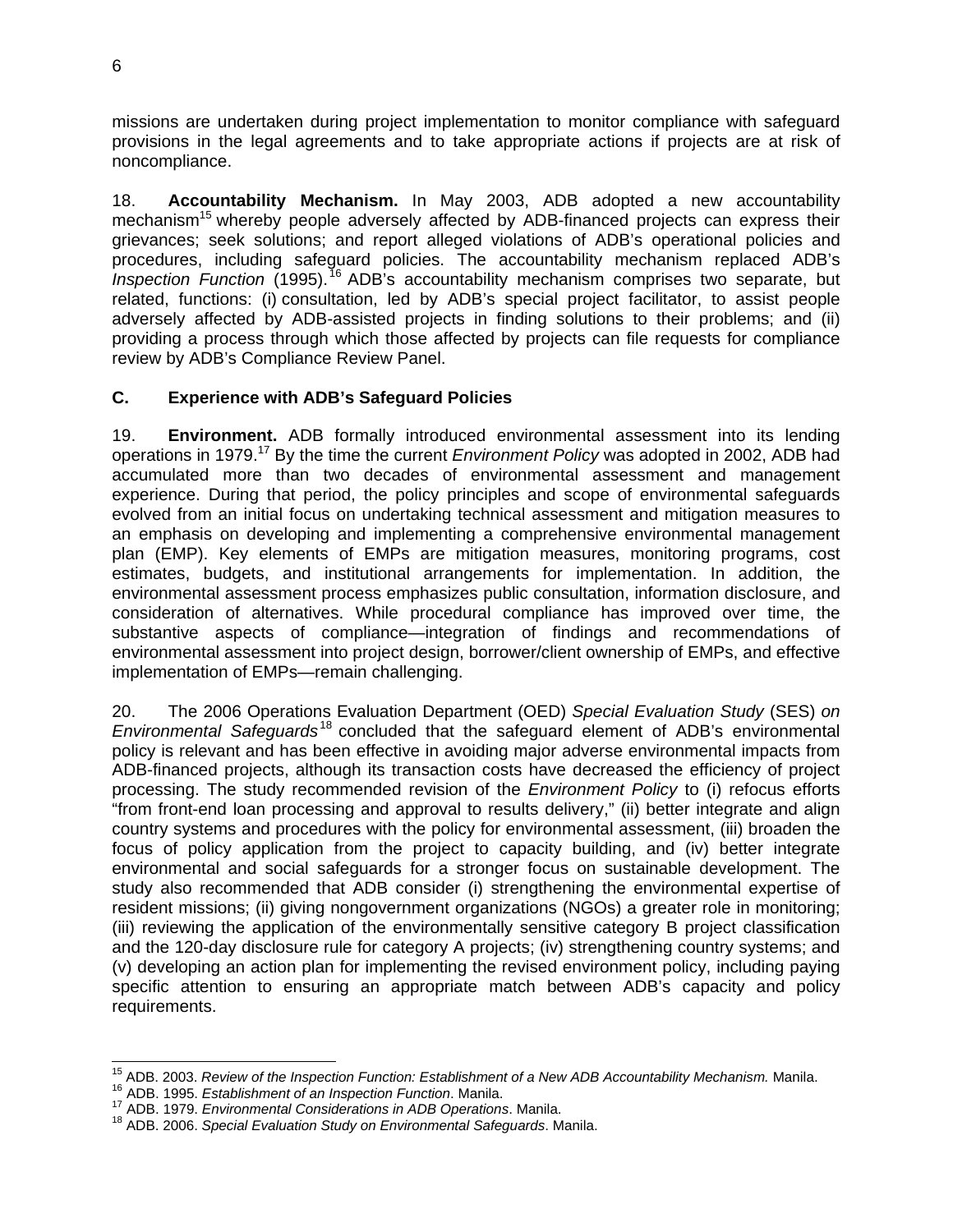missions are undertaken during project implementation to monitor compliance with safeguard provisions in the legal agreements and to take appropriate actions if projects are at risk of noncompliance.

18. **Accountability Mechanism.** In May 2003, ADB adopted a new accountability mechanism[15] whereby people adversely affected by ADB-financed projects can express their grievances; seek solutions; and report alleged violations of ADB's operational policies and procedures, including safeguard policies. The accountability mechanism replaced ADB's *Inspection Function* (1995).[16] ADB's accountability mechanism comprises two separate, but related, functions: (i) consultation, led by ADB's special project facilitator, to assist people adversely affected by ADB-assisted projects in finding solutions to their problems; and (ii) providing a process through which those affected by projects can file requests for compliance review by ADB's Compliance Review Panel.

### C. Experience with ADB's Safeguard Policies

19. **Environment.** ADB formally introduced environmental assessment into its lending operations in 1979.[17] By the time the current *Environment Policy* was adopted in 2002, ADB had accumulated more than two decades of environmental assessment and management experience. During that period, the policy principles and scope of environmental safeguards evolved from an initial focus on undertaking technical assessment and mitigation measures to an emphasis on developing and implementing a comprehensive environmental management plan (EMP). Key elements of EMPs are mitigation measures, monitoring programs, cost estimates, budgets, and institutional arrangements for implementation. In addition, the environmental assessment process emphasizes public consultation, information disclosure, and consideration of alternatives. While procedural compliance has improved over time, the substantive aspects of compliance—integration of findings and recommendations of environmental assessment into project design, borrower/client ownership of EMPs, and effective implementation of EMPs—remain challenging.

20. The 2006 Operations Evaluation Department (OED) *Special Evaluation Study* (SES) *on Environmental Safeguards*[18] concluded that the safeguard element of ADB's environmental policy is relevant and has been effective in avoiding major adverse environmental impacts from ADB-financed projects, although its transaction costs have decreased the efficiency of project processing. The study recommended revision of the *Environment Policy* to (i) refocus efforts "from front-end loan processing and approval to results delivery," (ii) better integrate and align country systems and procedures with the policy for environmental assessment, (iii) broaden the focus of policy application from the project to capacity building, and (iv) better integrate environmental and social safeguards for a stronger focus on sustainable development. The study also recommended that ADB consider (i) strengthening the environmental expertise of resident missions; (ii) giving nongovernment organizations (NGOs) a greater role in monitoring; (iii) reviewing the application of the environmentally sensitive category B project classification and the 120-day disclosure rule for category A projects; (iv) strengthening country systems; and (v) developing an action plan for implementing the revised environment policy, including paying specific attention to ensuring an appropriate match between ADB's capacity and policy requirements.

---

[15] ADB. 2003. *Review of the Inspection Function: Establishment of a New ADB Accountability Mechanism.* Manila.

[16] ADB. 1995. *Establishment of an Inspection Function*. Manila.

[17] ADB. 1979. *Environmental Considerations in ADB Operations*. Manila.

[18] ADB. 2006. *Special Evaluation Study on Environmental Safeguards*. Manila.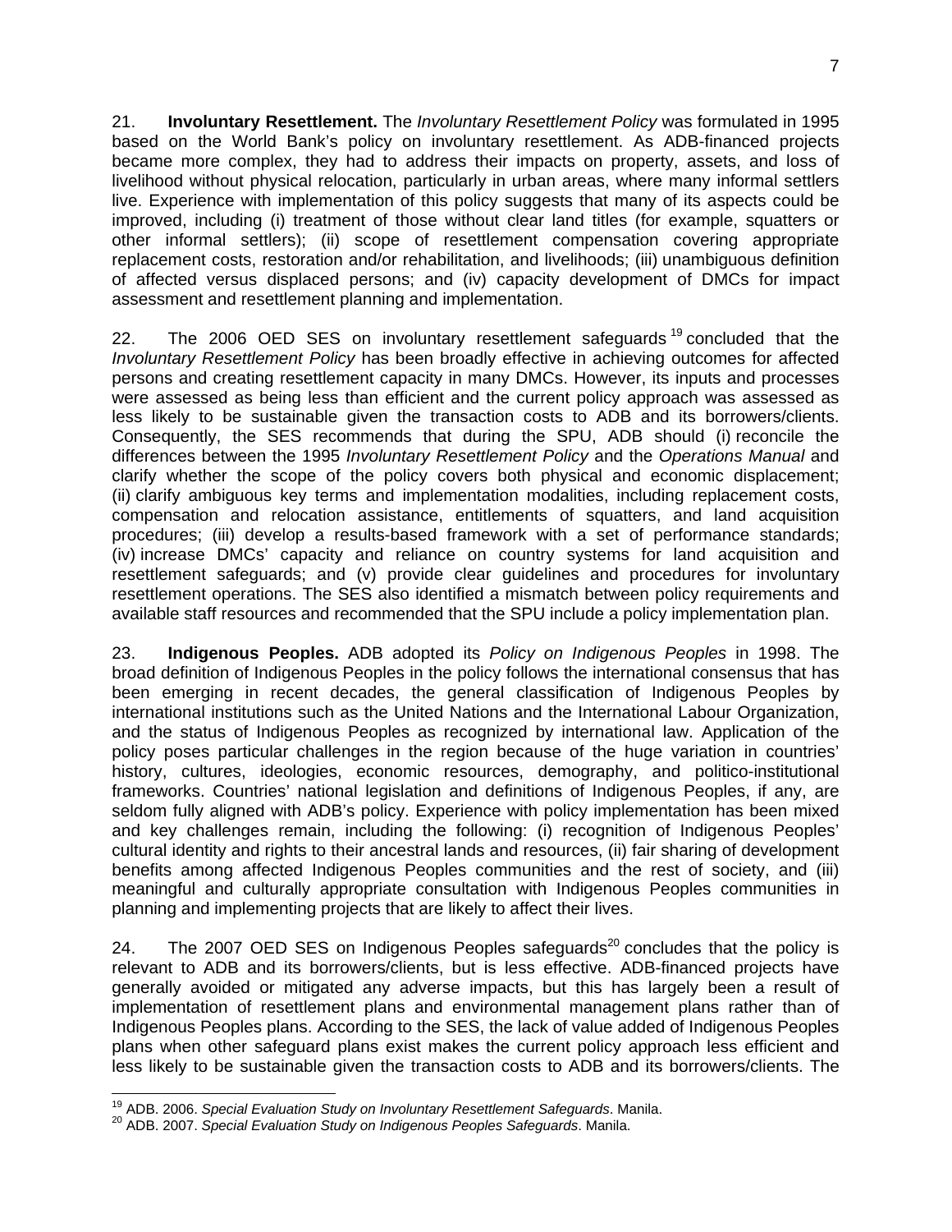21. **Involuntary Resettlement.** The *Involuntary Resettlement Policy* was formulated in 1995 based on the World Bank's policy on involuntary resettlement. As ADB-financed projects became more complex, they had to address their impacts on property, assets, and loss of livelihood without physical relocation, particularly in urban areas, where many informal settlers live. Experience with implementation of this policy suggests that many of its aspects could be improved, including (i) treatment of those without clear land titles (for example, squatters or other informal settlers); (ii) scope of resettlement compensation covering appropriate replacement costs, restoration and/or rehabilitation, and livelihoods; (iii) unambiguous definition of affected versus displaced persons; and (iv) capacity development of DMCs for impact assessment and resettlement planning and implementation.

22. The 2006 OED SES on involuntary resettlement safeguards[19] concluded that the *Involuntary Resettlement Policy* has been broadly effective in achieving outcomes for affected persons and creating resettlement capacity in many DMCs. However, its inputs and processes were assessed as being less than efficient and the current policy approach was assessed as less likely to be sustainable given the transaction costs to ADB and its borrowers/clients. Consequently, the SES recommends that during the SPU, ADB should (i) reconcile the differences between the 1995 *Involuntary Resettlement Policy* and the *Operations Manual* and clarify whether the scope of the policy covers both physical and economic displacement; (ii) clarify ambiguous key terms and implementation modalities, including replacement costs, compensation and relocation assistance, entitlements of squatters, and land acquisition procedures; (iii) develop a results-based framework with a set of performance standards; (iv) increase DMCs' capacity and reliance on country systems for land acquisition and resettlement safeguards; and (v) provide clear guidelines and procedures for involuntary resettlement operations. The SES also identified a mismatch between policy requirements and available staff resources and recommended that the SPU include a policy implementation plan.

23. **Indigenous Peoples.** ADB adopted its *Policy on Indigenous Peoples* in 1998. The broad definition of Indigenous Peoples in the policy follows the international consensus that has been emerging in recent decades, the general classification of Indigenous Peoples by international institutions such as the United Nations and the International Labour Organization, and the status of Indigenous Peoples as recognized by international law. Application of the policy poses particular challenges in the region because of the huge variation in countries' history, cultures, ideologies, economic resources, demography, and politico-institutional frameworks. Countries' national legislation and definitions of Indigenous Peoples, if any, are seldom fully aligned with ADB's policy. Experience with policy implementation has been mixed and key challenges remain, including the following: (i) recognition of Indigenous Peoples' cultural identity and rights to their ancestral lands and resources, (ii) fair sharing of development benefits among affected Indigenous Peoples communities and the rest of society, and (iii) meaningful and culturally appropriate consultation with Indigenous Peoples communities in planning and implementing projects that are likely to affect their lives.

24. The 2007 OED SES on Indigenous Peoples safeguards[20] concludes that the policy is relevant to ADB and its borrowers/clients, but is less effective. ADB-financed projects have generally avoided or mitigated any adverse impacts, but this has largely been a result of implementation of resettlement plans and environmental management plans rather than of Indigenous Peoples plans. According to the SES, the lack of value added of Indigenous Peoples plans when other safeguard plans exist makes the current policy approach less efficient and less likely to be sustainable given the transaction costs to ADB and its borrowers/clients. The

---

[19] ADB. 2006. *Special Evaluation Study on Involuntary Resettlement Safeguards*. Manila.

[20] ADB. 2007. *Special Evaluation Study on Indigenous Peoples Safeguards*. Manila.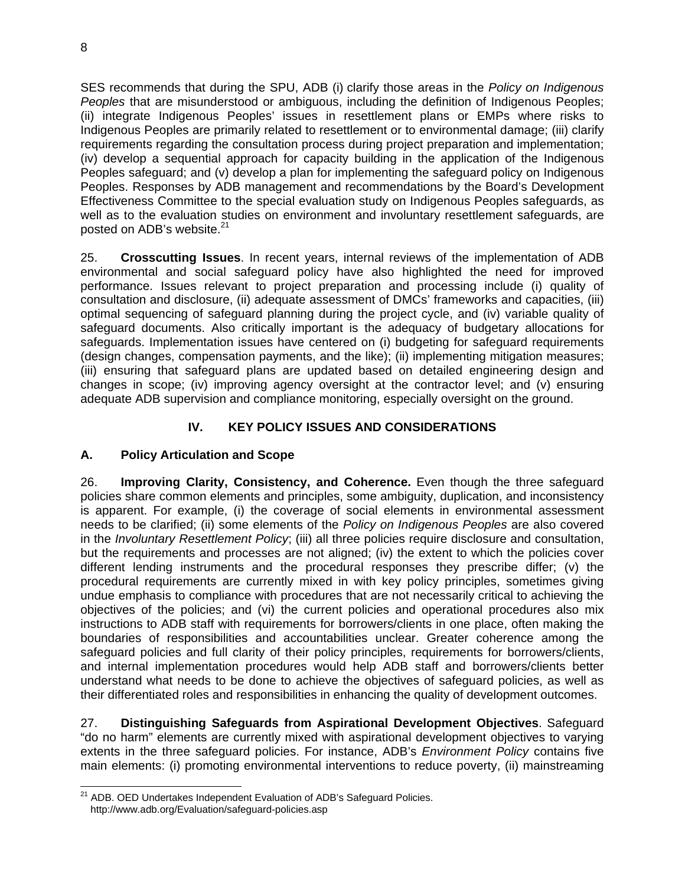SES recommends that during the SPU, ADB (i) clarify those areas in the *Policy on Indigenous Peoples* that are misunderstood or ambiguous, including the definition of Indigenous Peoples; (ii) integrate Indigenous Peoples' issues in resettlement plans or EMPs where risks to Indigenous Peoples are primarily related to resettlement or to environmental damage; (iii) clarify requirements regarding the consultation process during project preparation and implementation; (iv) develop a sequential approach for capacity building in the application of the Indigenous Peoples safeguard; and (v) develop a plan for implementing the safeguard policy on Indigenous Peoples. Responses by ADB management and recommendations by the Board's Development Effectiveness Committee to the special evaluation study on Indigenous Peoples safeguards, as well as to the evaluation studies on environment and involuntary resettlement safeguards, are posted on ADB's website.[21]

25. **Crosscutting Issues**. In recent years, internal reviews of the implementation of ADB environmental and social safeguard policy have also highlighted the need for improved performance. Issues relevant to project preparation and processing include (i) quality of consultation and disclosure, (ii) adequate assessment of DMCs' frameworks and capacities, (iii) optimal sequencing of safeguard planning during the project cycle, and (iv) variable quality of safeguard documents. Also critically important is the adequacy of budgetary allocations for safeguards. Implementation issues have centered on (i) budgeting for safeguard requirements (design changes, compensation payments, and the like); (ii) implementing mitigation measures; (iii) ensuring that safeguard plans are updated based on detailed engineering design and changes in scope; (iv) improving agency oversight at the contractor level; and (v) ensuring adequate ADB supervision and compliance monitoring, especially oversight on the ground.

## IV. KEY POLICY ISSUES AND CONSIDERATIONS

### A. Policy Articulation and Scope

26. **Improving Clarity, Consistency, and Coherence.** Even though the three safeguard policies share common elements and principles, some ambiguity, duplication, and inconsistency is apparent. For example, (i) the coverage of social elements in environmental assessment needs to be clarified; (ii) some elements of the *Policy on Indigenous Peoples* are also covered in the *Involuntary Resettlement Policy*; (iii) all three policies require disclosure and consultation, but the requirements and processes are not aligned; (iv) the extent to which the policies cover different lending instruments and the procedural responses they prescribe differ; (v) the procedural requirements are currently mixed in with key policy principles, sometimes giving undue emphasis to compliance with procedures that are not necessarily critical to achieving the objectives of the policies; and (vi) the current policies and operational procedures also mix instructions to ADB staff with requirements for borrowers/clients in one place, often making the boundaries of responsibilities and accountabilities unclear. Greater coherence among the safeguard policies and full clarity of their policy principles, requirements for borrowers/clients, and internal implementation procedures would help ADB staff and borrowers/clients better understand what needs to be done to achieve the objectives of safeguard policies, as well as their differentiated roles and responsibilities in enhancing the quality of development outcomes.

27. **Distinguishing Safeguards from Aspirational Development Objectives**. Safeguard "do no harm" elements are currently mixed with aspirational development objectives to varying extents in the three safeguard policies. For instance, ADB's *Environment Policy* contains five main elements: (i) promoting environmental interventions to reduce poverty, (ii) mainstreaming

---

[21] ADB. OED Undertakes Independent Evaluation of ADB's Safeguard Policies. http://www.adb.org/Evaluation/safeguard-policies.asp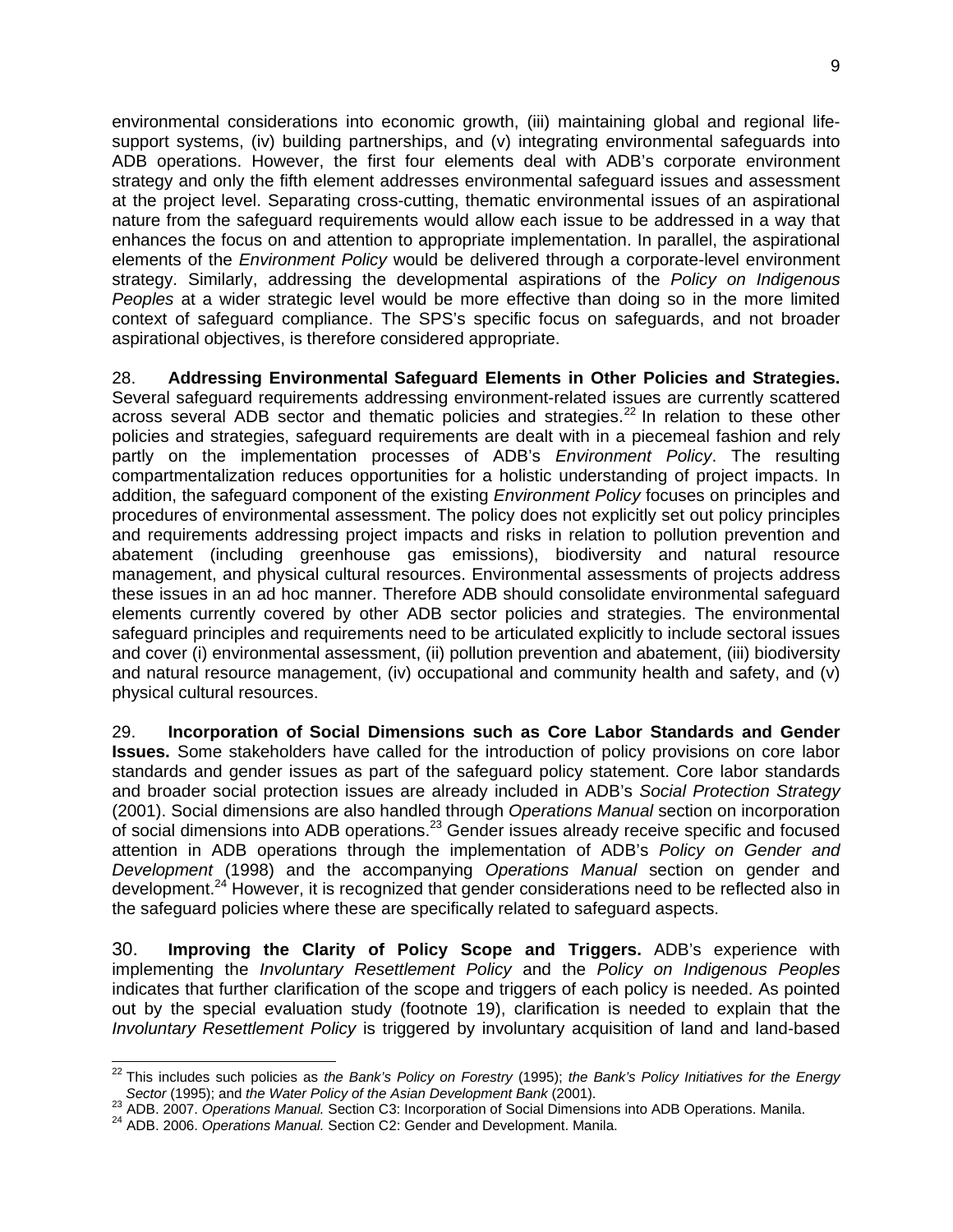environmental considerations into economic growth, (iii) maintaining global and regional life-support systems, (iv) building partnerships, and (v) integrating environmental safeguards into ADB operations. However, the first four elements deal with ADB's corporate environment strategy and only the fifth element addresses environmental safeguard issues and assessment at the project level. Separating cross-cutting, thematic environmental issues of an aspirational nature from the safeguard requirements would allow each issue to be addressed in a way that enhances the focus on and attention to appropriate implementation. In parallel, the aspirational elements of the *Environment Policy* would be delivered through a corporate-level environment strategy. Similarly, addressing the developmental aspirations of the *Policy on Indigenous Peoples* at a wider strategic level would be more effective than doing so in the more limited context of safeguard compliance. The SPS's specific focus on safeguards, and not broader aspirational objectives, is therefore considered appropriate.

28. **Addressing Environmental Safeguard Elements in Other Policies and Strategies.** Several safeguard requirements addressing environment-related issues are currently scattered across several ADB sector and thematic policies and strategies.[22] In relation to these other policies and strategies, safeguard requirements are dealt with in a piecemeal fashion and rely partly on the implementation processes of ADB's *Environment Policy*. The resulting compartmentalization reduces opportunities for a holistic understanding of project impacts. In addition, the safeguard component of the existing *Environment Policy* focuses on principles and procedures of environmental assessment. The policy does not explicitly set out policy principles and requirements addressing project impacts and risks in relation to pollution prevention and abatement (including greenhouse gas emissions), biodiversity and natural resource management, and physical cultural resources. Environmental assessments of projects address these issues in an ad hoc manner. Therefore ADB should consolidate environmental safeguard elements currently covered by other ADB sector policies and strategies. The environmental safeguard principles and requirements need to be articulated explicitly to include sectoral issues and cover (i) environmental assessment, (ii) pollution prevention and abatement, (iii) biodiversity and natural resource management, (iv) occupational and community health and safety, and (v) physical cultural resources.

29. **Incorporation of Social Dimensions such as Core Labor Standards and Gender Issues.** Some stakeholders have called for the introduction of policy provisions on core labor standards and gender issues as part of the safeguard policy statement. Core labor standards and broader social protection issues are already included in ADB's *Social Protection Strategy* (2001). Social dimensions are also handled through *Operations Manual* section on incorporation of social dimensions into ADB operations.[23] Gender issues already receive specific and focused attention in ADB operations through the implementation of ADB's *Policy on Gender and Development* (1998) and the accompanying *Operations Manual* section on gender and development.[24] However, it is recognized that gender considerations need to be reflected also in the safeguard policies where these are specifically related to safeguard aspects.

30. **Improving the Clarity of Policy Scope and Triggers.** ADB's experience with implementing the *Involuntary Resettlement Policy* and the *Policy on Indigenous Peoples* indicates that further clarification of the scope and triggers of each policy is needed. As pointed out by the special evaluation study (footnote 19), clarification is needed to explain that the *Involuntary Resettlement Policy* is triggered by involuntary acquisition of land and land-based

---

[22] This includes such policies as *the Bank's Policy on Forestry* (1995); *the Bank's Policy Initiatives for the Energy Sector* (1995); and *the Water Policy of the Asian Development Bank* (2001).

[23] ADB. 2007. *Operations Manual.* Section C3: Incorporation of Social Dimensions into ADB Operations. Manila.

[24] ADB. 2006. *Operations Manual.* Section C2: Gender and Development. Manila.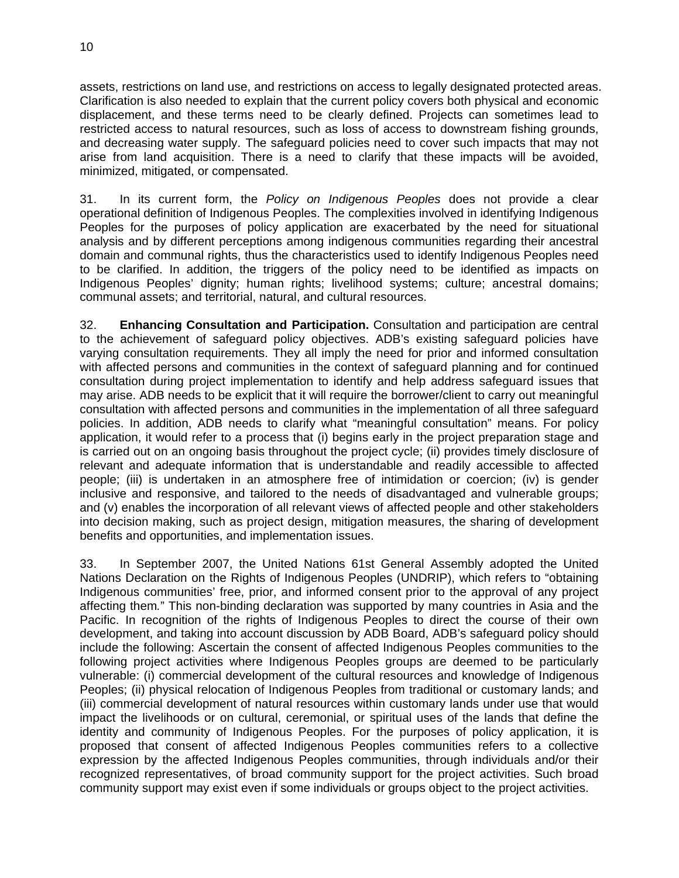assets, restrictions on land use, and restrictions on access to legally designated protected areas. Clarification is also needed to explain that the current policy covers both physical and economic displacement, and these terms need to be clearly defined. Projects can sometimes lead to restricted access to natural resources, such as loss of access to downstream fishing grounds, and decreasing water supply. The safeguard policies need to cover such impacts that may not arise from land acquisition. There is a need to clarify that these impacts will be avoided, minimized, mitigated, or compensated.

31. In its current form, the *Policy on Indigenous Peoples* does not provide a clear operational definition of Indigenous Peoples. The complexities involved in identifying Indigenous Peoples for the purposes of policy application are exacerbated by the need for situational analysis and by different perceptions among indigenous communities regarding their ancestral domain and communal rights, thus the characteristics used to identify Indigenous Peoples need to be clarified. In addition, the triggers of the policy need to be identified as impacts on Indigenous Peoples' dignity; human rights; livelihood systems; culture; ancestral domains; communal assets; and territorial, natural, and cultural resources.

32. **Enhancing Consultation and Participation.** Consultation and participation are central to the achievement of safeguard policy objectives. ADB's existing safeguard policies have varying consultation requirements. They all imply the need for prior and informed consultation with affected persons and communities in the context of safeguard planning and for continued consultation during project implementation to identify and help address safeguard issues that may arise. ADB needs to be explicit that it will require the borrower/client to carry out meaningful consultation with affected persons and communities in the implementation of all three safeguard policies. In addition, ADB needs to clarify what "meaningful consultation" means. For policy application, it would refer to a process that (i) begins early in the project preparation stage and is carried out on an ongoing basis throughout the project cycle; (ii) provides timely disclosure of relevant and adequate information that is understandable and readily accessible to affected people; (iii) is undertaken in an atmosphere free of intimidation or coercion; (iv) is gender inclusive and responsive, and tailored to the needs of disadvantaged and vulnerable groups; and (v) enables the incorporation of all relevant views of affected people and other stakeholders into decision making, such as project design, mitigation measures, the sharing of development benefits and opportunities, and implementation issues.

33. In September 2007, the United Nations 61st General Assembly adopted the United Nations Declaration on the Rights of Indigenous Peoples (UNDRIP), which refers to "obtaining Indigenous communities' free, prior, and informed consent prior to the approval of any project affecting them*.*" This non-binding declaration was supported by many countries in Asia and the Pacific. In recognition of the rights of Indigenous Peoples to direct the course of their own development, and taking into account discussion by ADB Board, ADB's safeguard policy should include the following: Ascertain the consent of affected Indigenous Peoples communities to the following project activities where Indigenous Peoples groups are deemed to be particularly vulnerable: (i) commercial development of the cultural resources and knowledge of Indigenous Peoples; (ii) physical relocation of Indigenous Peoples from traditional or customary lands; and (iii) commercial development of natural resources within customary lands under use that would impact the livelihoods or on cultural, ceremonial, or spiritual uses of the lands that define the identity and community of Indigenous Peoples. For the purposes of policy application, it is proposed that consent of affected Indigenous Peoples communities refers to a collective expression by the affected Indigenous Peoples communities, through individuals and/or their recognized representatives, of broad community support for the project activities. Such broad community support may exist even if some individuals or groups object to the project activities.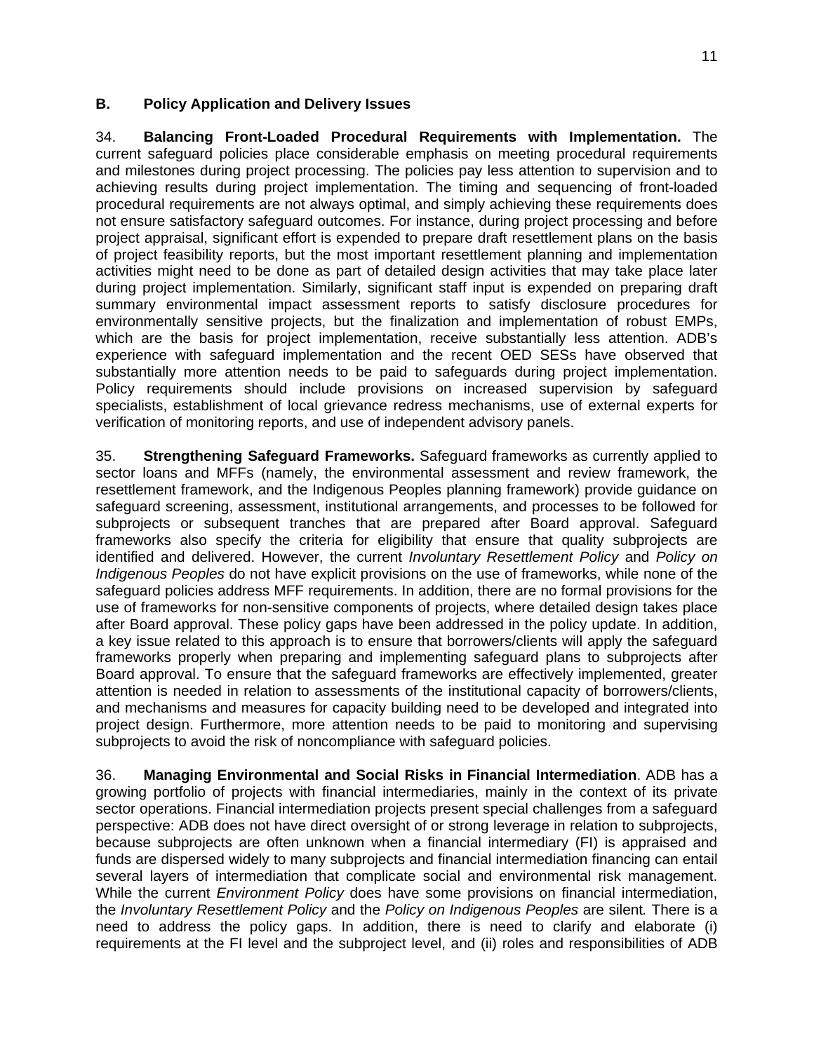## B. Policy Application and Delivery Issues

34. **Balancing Front-Loaded Procedural Requirements with Implementation.** The current safeguard policies place considerable emphasis on meeting procedural requirements and milestones during project processing. The policies pay less attention to supervision and to achieving results during project implementation. The timing and sequencing of front-loaded procedural requirements are not always optimal, and simply achieving these requirements does not ensure satisfactory safeguard outcomes. For instance, during project processing and before project appraisal, significant effort is expended to prepare draft resettlement plans on the basis of project feasibility reports, but the most important resettlement planning and implementation activities might need to be done as part of detailed design activities that may take place later during project implementation. Similarly, significant staff input is expended on preparing draft summary environmental impact assessment reports to satisfy disclosure procedures for environmentally sensitive projects, but the finalization and implementation of robust EMPs, which are the basis for project implementation, receive substantially less attention. ADB's experience with safeguard implementation and the recent OED SESs have observed that substantially more attention needs to be paid to safeguards during project implementation. Policy requirements should include provisions on increased supervision by safeguard specialists, establishment of local grievance redress mechanisms, use of external experts for verification of monitoring reports, and use of independent advisory panels.

35. **Strengthening Safeguard Frameworks.** Safeguard frameworks as currently applied to sector loans and MFFs (namely, the environmental assessment and review framework, the resettlement framework, and the Indigenous Peoples planning framework) provide guidance on safeguard screening, assessment, institutional arrangements, and processes to be followed for subprojects or subsequent tranches that are prepared after Board approval. Safeguard frameworks also specify the criteria for eligibility that ensure that quality subprojects are identified and delivered. However, the current *Involuntary Resettlement Policy* and *Policy on Indigenous Peoples* do not have explicit provisions on the use of frameworks, while none of the safeguard policies address MFF requirements. In addition, there are no formal provisions for the use of frameworks for non-sensitive components of projects, where detailed design takes place after Board approval. These policy gaps have been addressed in the policy update. In addition, a key issue related to this approach is to ensure that borrowers/clients will apply the safeguard frameworks properly when preparing and implementing safeguard plans to subprojects after Board approval. To ensure that the safeguard frameworks are effectively implemented, greater attention is needed in relation to assessments of the institutional capacity of borrowers/clients, and mechanisms and measures for capacity building need to be developed and integrated into project design. Furthermore, more attention needs to be paid to monitoring and supervising subprojects to avoid the risk of noncompliance with safeguard policies.

36. **Managing Environmental and Social Risks in Financial Intermediation**. ADB has a growing portfolio of projects with financial intermediaries, mainly in the context of its private sector operations. Financial intermediation projects present special challenges from a safeguard perspective: ADB does not have direct oversight of or strong leverage in relation to subprojects, because subprojects are often unknown when a financial intermediary (FI) is appraised and funds are dispersed widely to many subprojects and financial intermediation financing can entail several layers of intermediation that complicate social and environmental risk management. While the current *Environment Policy* does have some provisions on financial intermediation, the *Involuntary Resettlement Policy* and the *Policy on Indigenous Peoples* are silent. There is a need to address the policy gaps. In addition, there is need to clarify and elaborate (i) requirements at the FI level and the subproject level, and (ii) roles and responsibilities of ADB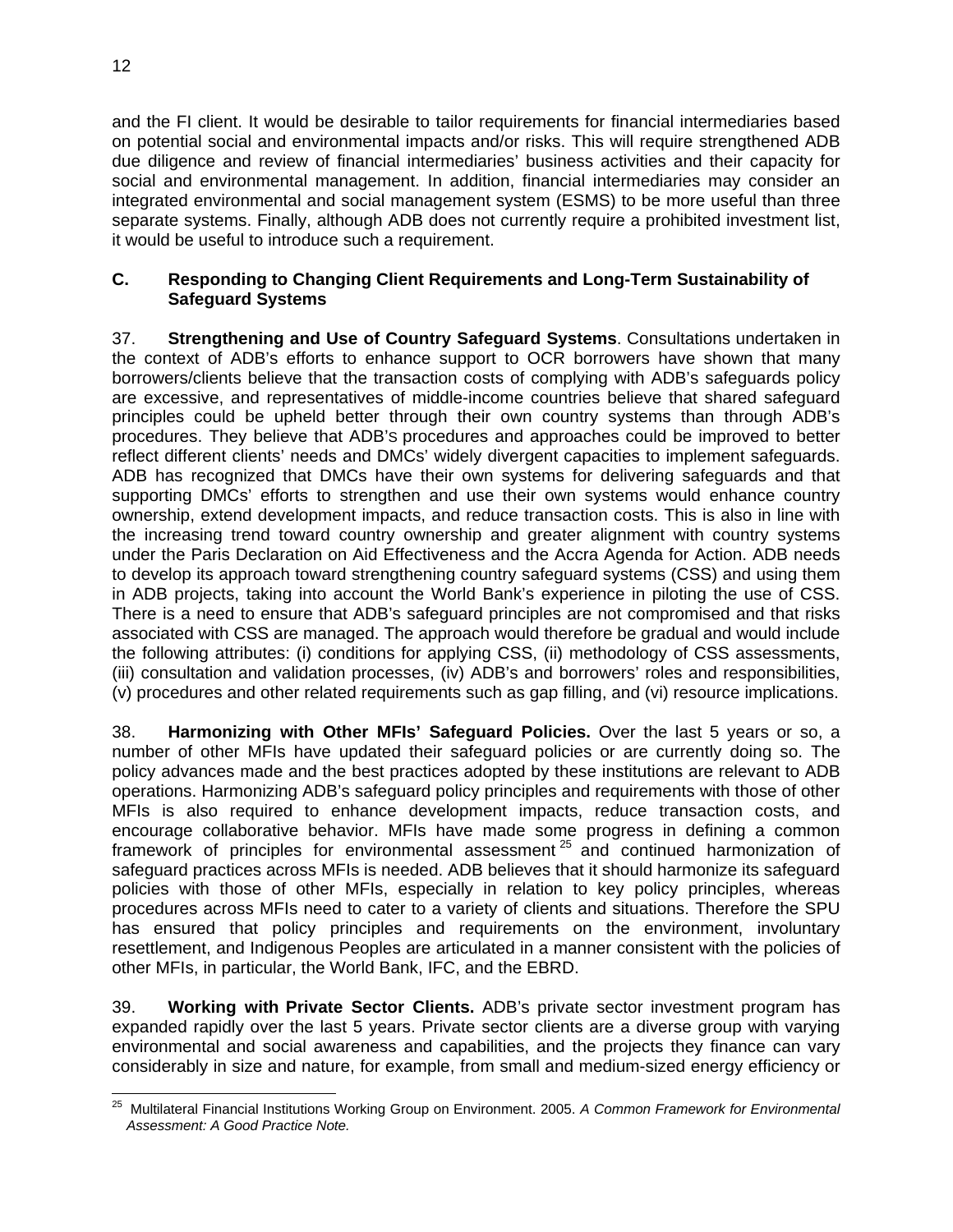and the FI client. It would be desirable to tailor requirements for financial intermediaries based on potential social and environmental impacts and/or risks. This will require strengthened ADB due diligence and review of financial intermediaries' business activities and their capacity for social and environmental management. In addition, financial intermediaries may consider an integrated environmental and social management system (ESMS) to be more useful than three separate systems. Finally, although ADB does not currently require a prohibited investment list, it would be useful to introduce such a requirement.

### C. Responding to Changing Client Requirements and Long-Term Sustainability of Safeguard Systems

37. **Strengthening and Use of Country Safeguard Systems**. Consultations undertaken in the context of ADB's efforts to enhance support to OCR borrowers have shown that many borrowers/clients believe that the transaction costs of complying with ADB's safeguards policy are excessive, and representatives of middle-income countries believe that shared safeguard principles could be upheld better through their own country systems than through ADB's procedures. They believe that ADB's procedures and approaches could be improved to better reflect different clients' needs and DMCs' widely divergent capacities to implement safeguards. ADB has recognized that DMCs have their own systems for delivering safeguards and that supporting DMCs' efforts to strengthen and use their own systems would enhance country ownership, extend development impacts, and reduce transaction costs. This is also in line with the increasing trend toward country ownership and greater alignment with country systems under the Paris Declaration on Aid Effectiveness and the Accra Agenda for Action. ADB needs to develop its approach toward strengthening country safeguard systems (CSS) and using them in ADB projects, taking into account the World Bank's experience in piloting the use of CSS. There is a need to ensure that ADB's safeguard principles are not compromised and that risks associated with CSS are managed. The approach would therefore be gradual and would include the following attributes: (i) conditions for applying CSS, (ii) methodology of CSS assessments, (iii) consultation and validation processes, (iv) ADB's and borrowers' roles and responsibilities, (v) procedures and other related requirements such as gap filling, and (vi) resource implications.

38. **Harmonizing with Other MFIs' Safeguard Policies.** Over the last 5 years or so, a number of other MFIs have updated their safeguard policies or are currently doing so. The policy advances made and the best practices adopted by these institutions are relevant to ADB operations. Harmonizing ADB's safeguard policy principles and requirements with those of other MFIs is also required to enhance development impacts, reduce transaction costs, and encourage collaborative behavior. MFIs have made some progress in defining a common framework of principles for environmental assessment [25] and continued harmonization of safeguard practices across MFIs is needed. ADB believes that it should harmonize its safeguard policies with those of other MFIs, especially in relation to key policy principles, whereas procedures across MFIs need to cater to a variety of clients and situations. Therefore the SPU has ensured that policy principles and requirements on the environment, involuntary resettlement, and Indigenous Peoples are articulated in a manner consistent with the policies of other MFIs, in particular, the World Bank, IFC, and the EBRD.

39. **Working with Private Sector Clients.** ADB's private sector investment program has expanded rapidly over the last 5 years. Private sector clients are a diverse group with varying environmental and social awareness and capabilities, and the projects they finance can vary considerably in size and nature, for example, from small and medium-sized energy efficiency or

---

[25] Multilateral Financial Institutions Working Group on Environment. 2005. *A Common Framework for Environmental Assessment: A Good Practice Note.*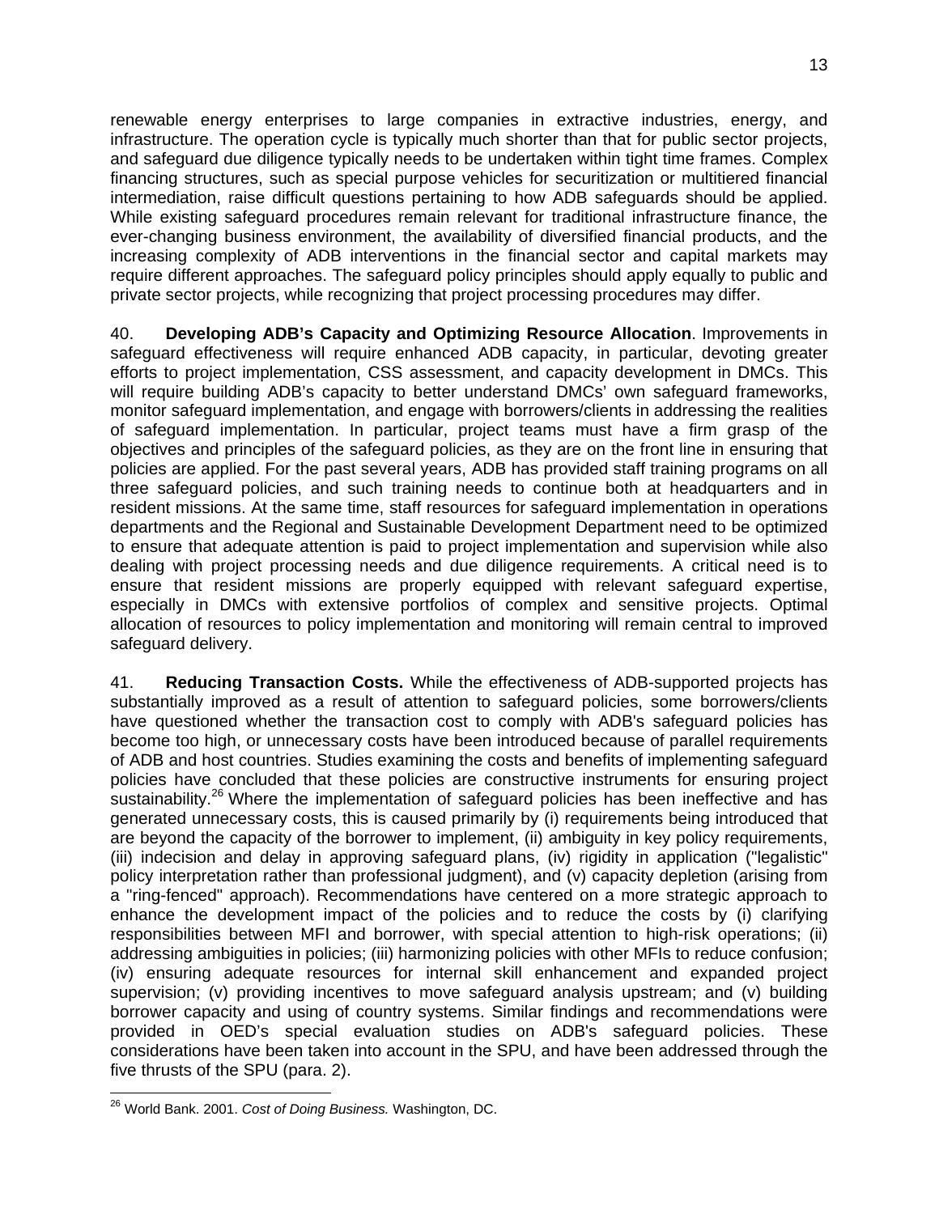renewable energy enterprises to large companies in extractive industries, energy, and infrastructure. The operation cycle is typically much shorter than that for public sector projects, and safeguard due diligence typically needs to be undertaken within tight time frames. Complex financing structures, such as special purpose vehicles for securitization or multitiered financial intermediation, raise difficult questions pertaining to how ADB safeguards should be applied. While existing safeguard procedures remain relevant for traditional infrastructure finance, the ever-changing business environment, the availability of diversified financial products, and the increasing complexity of ADB interventions in the financial sector and capital markets may require different approaches. The safeguard policy principles should apply equally to public and private sector projects, while recognizing that project processing procedures may differ.

40. **Developing ADB's Capacity and Optimizing Resource Allocation**. Improvements in safeguard effectiveness will require enhanced ADB capacity, in particular, devoting greater efforts to project implementation, CSS assessment, and capacity development in DMCs. This will require building ADB's capacity to better understand DMCs' own safeguard frameworks, monitor safeguard implementation, and engage with borrowers/clients in addressing the realities of safeguard implementation. In particular, project teams must have a firm grasp of the objectives and principles of the safeguard policies, as they are on the front line in ensuring that policies are applied. For the past several years, ADB has provided staff training programs on all three safeguard policies, and such training needs to continue both at headquarters and in resident missions. At the same time, staff resources for safeguard implementation in operations departments and the Regional and Sustainable Development Department need to be optimized to ensure that adequate attention is paid to project implementation and supervision while also dealing with project processing needs and due diligence requirements. A critical need is to ensure that resident missions are properly equipped with relevant safeguard expertise, especially in DMCs with extensive portfolios of complex and sensitive projects. Optimal allocation of resources to policy implementation and monitoring will remain central to improved safeguard delivery.

41. **Reducing Transaction Costs.** While the effectiveness of ADB-supported projects has substantially improved as a result of attention to safeguard policies, some borrowers/clients have questioned whether the transaction cost to comply with ADB's safeguard policies has become too high, or unnecessary costs have been introduced because of parallel requirements of ADB and host countries. Studies examining the costs and benefits of implementing safeguard policies have concluded that these policies are constructive instruments for ensuring project sustainability.[26] Where the implementation of safeguard policies has been ineffective and has generated unnecessary costs, this is caused primarily by (i) requirements being introduced that are beyond the capacity of the borrower to implement, (ii) ambiguity in key policy requirements, (iii) indecision and delay in approving safeguard plans, (iv) rigidity in application ("legalistic" policy interpretation rather than professional judgment), and (v) capacity depletion (arising from a "ring-fenced" approach). Recommendations have centered on a more strategic approach to enhance the development impact of the policies and to reduce the costs by (i) clarifying responsibilities between MFI and borrower, with special attention to high-risk operations; (ii) addressing ambiguities in policies; (iii) harmonizing policies with other MFIs to reduce confusion; (iv) ensuring adequate resources for internal skill enhancement and expanded project supervision; (v) providing incentives to move safeguard analysis upstream; and (v) building borrower capacity and using of country systems. Similar findings and recommendations were provided in OED's special evaluation studies on ADB's safeguard policies. These considerations have been taken into account in the SPU, and have been addressed through the five thrusts of the SPU (para. 2).

[26] World Bank. 2001. *Cost of Doing Business.* Washington, DC.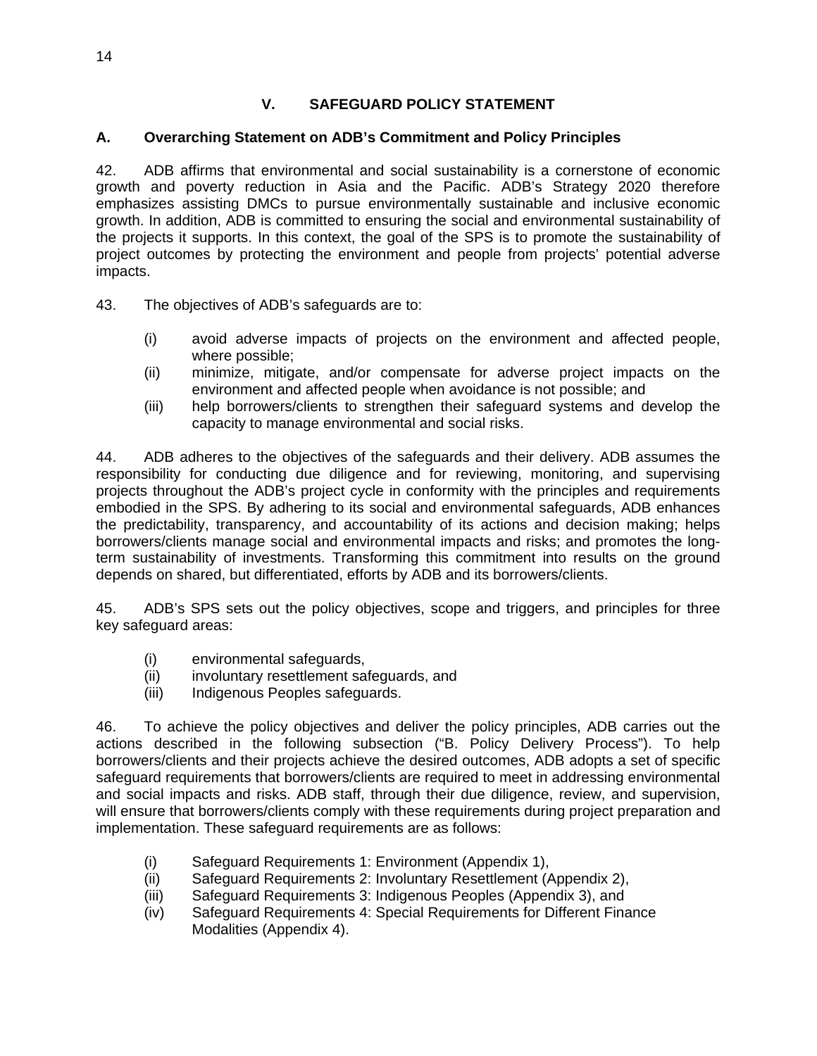## V. SAFEGUARD POLICY STATEMENT

### A. Overarching Statement on ADB's Commitment and Policy Principles

42. ADB affirms that environmental and social sustainability is a cornerstone of economic growth and poverty reduction in Asia and the Pacific. ADB's Strategy 2020 therefore emphasizes assisting DMCs to pursue environmentally sustainable and inclusive economic growth. In addition, ADB is committed to ensuring the social and environmental sustainability of the projects it supports. In this context, the goal of the SPS is to promote the sustainability of project outcomes by protecting the environment and people from projects' potential adverse impacts.

43. The objectives of ADB's safeguards are to:

(i) avoid adverse impacts of projects on the environment and affected people, where possible;
(ii) minimize, mitigate, and/or compensate for adverse project impacts on the environment and affected people when avoidance is not possible; and
(iii) help borrowers/clients to strengthen their safeguard systems and develop the capacity to manage environmental and social risks.

44. ADB adheres to the objectives of the safeguards and their delivery. ADB assumes the responsibility for conducting due diligence and for reviewing, monitoring, and supervising projects throughout the ADB's project cycle in conformity with the principles and requirements embodied in the SPS. By adhering to its social and environmental safeguards, ADB enhances the predictability, transparency, and accountability of its actions and decision making; helps borrowers/clients manage social and environmental impacts and risks; and promotes the long-term sustainability of investments. Transforming this commitment into results on the ground depends on shared, but differentiated, efforts by ADB and its borrowers/clients.

45. ADB's SPS sets out the policy objectives, scope and triggers, and principles for three key safeguard areas:

(i) environmental safeguards,
(ii) involuntary resettlement safeguards, and
(iii) Indigenous Peoples safeguards.

46. To achieve the policy objectives and deliver the policy principles, ADB carries out the actions described in the following subsection ("B. Policy Delivery Process"). To help borrowers/clients and their projects achieve the desired outcomes, ADB adopts a set of specific safeguard requirements that borrowers/clients are required to meet in addressing environmental and social impacts and risks. ADB staff, through their due diligence, review, and supervision, will ensure that borrowers/clients comply with these requirements during project preparation and implementation. These safeguard requirements are as follows:

(i) Safeguard Requirements 1: Environment (Appendix 1),
(ii) Safeguard Requirements 2: Involuntary Resettlement (Appendix 2),
(iii) Safeguard Requirements 3: Indigenous Peoples (Appendix 3), and
(iv) Safeguard Requirements 4: Special Requirements for Different Finance Modalities (Appendix 4).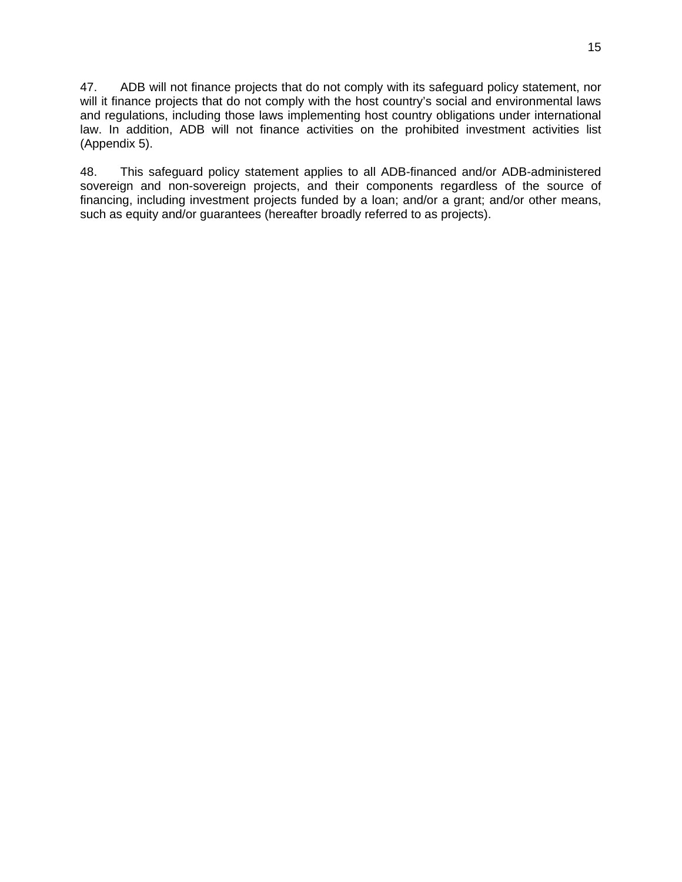47. ADB will not finance projects that do not comply with its safeguard policy statement, nor will it finance projects that do not comply with the host country's social and environmental laws and regulations, including those laws implementing host country obligations under international law. In addition, ADB will not finance activities on the prohibited investment activities list (Appendix 5).

48. This safeguard policy statement applies to all ADB-financed and/or ADB-administered sovereign and non-sovereign projects, and their components regardless of the source of financing, including investment projects funded by a loan; and/or a grant; and/or other means, such as equity and/or guarantees (hereafter broadly referred to as projects).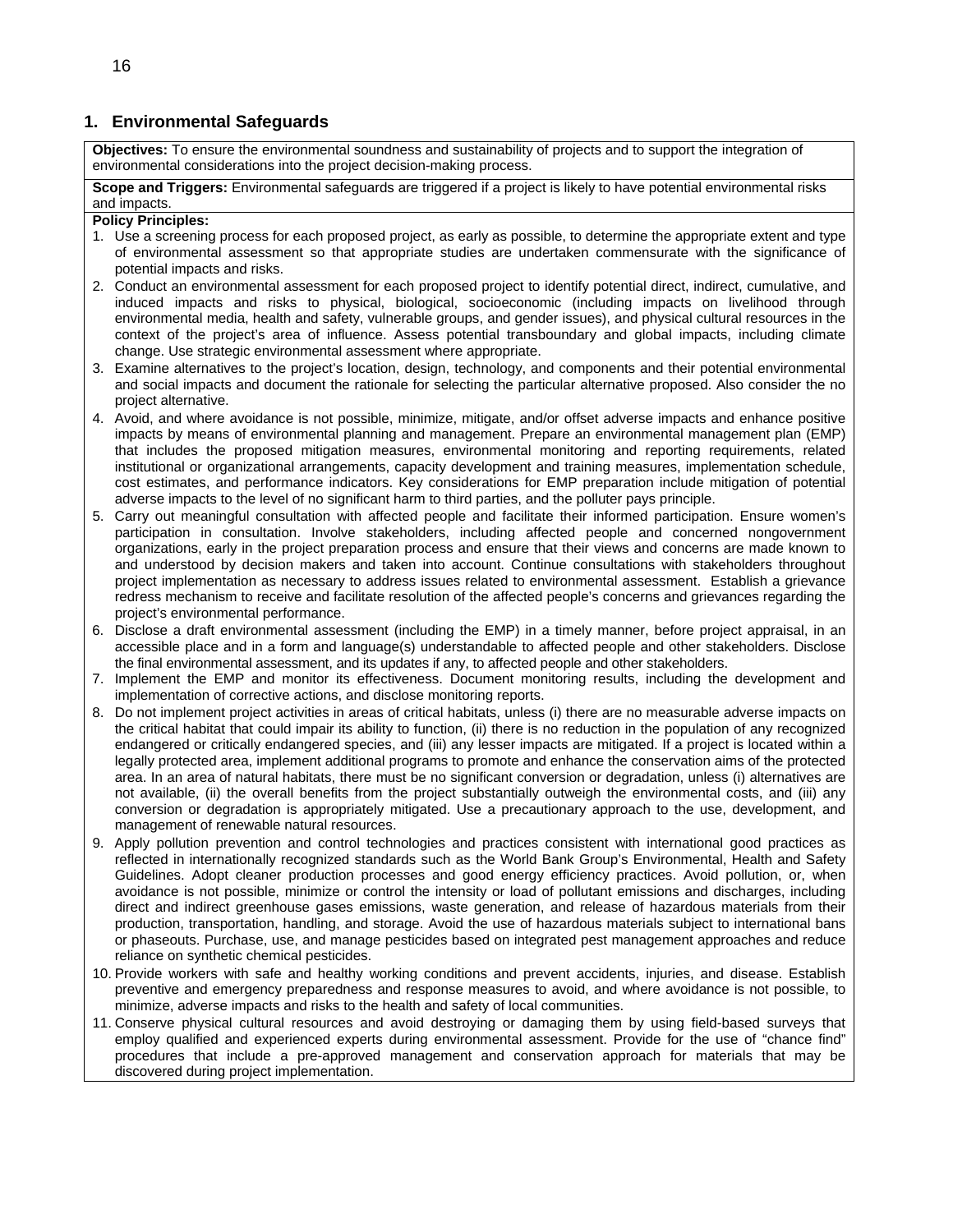## 1. Environmental Safeguards

**Objectives:** To ensure the environmental soundness and sustainability of projects and to support the integration of environmental considerations into the project decision-making process.

**Scope and Triggers:** Environmental safeguards are triggered if a project is likely to have potential environmental risks and impacts.

**Policy Principles:**

1. Use a screening process for each proposed project, as early as possible, to determine the appropriate extent and type of environmental assessment so that appropriate studies are undertaken commensurate with the significance of potential impacts and risks.
2. Conduct an environmental assessment for each proposed project to identify potential direct, indirect, cumulative, and induced impacts and risks to physical, biological, socioeconomic (including impacts on livelihood through environmental media, health and safety, vulnerable groups, and gender issues), and physical cultural resources in the context of the project's area of influence. Assess potential transboundary and global impacts, including climate change. Use strategic environmental assessment where appropriate.
3. Examine alternatives to the project's location, design, technology, and components and their potential environmental and social impacts and document the rationale for selecting the particular alternative proposed. Also consider the no project alternative.
4. Avoid, and where avoidance is not possible, minimize, mitigate, and/or offset adverse impacts and enhance positive impacts by means of environmental planning and management. Prepare an environmental management plan (EMP) that includes the proposed mitigation measures, environmental monitoring and reporting requirements, related institutional or organizational arrangements, capacity development and training measures, implementation schedule, cost estimates, and performance indicators. Key considerations for EMP preparation include mitigation of potential adverse impacts to the level of no significant harm to third parties, and the polluter pays principle.
5. Carry out meaningful consultation with affected people and facilitate their informed participation. Ensure women's participation in consultation. Involve stakeholders, including affected people and concerned nongovernment organizations, early in the project preparation process and ensure that their views and concerns are made known to and understood by decision makers and taken into account. Continue consultations with stakeholders throughout project implementation as necessary to address issues related to environmental assessment. Establish a grievance redress mechanism to receive and facilitate resolution of the affected people's concerns and grievances regarding the project's environmental performance.
6. Disclose a draft environmental assessment (including the EMP) in a timely manner, before project appraisal, in an accessible place and in a form and language(s) understandable to affected people and other stakeholders. Disclose the final environmental assessment, and its updates if any, to affected people and other stakeholders.
7. Implement the EMP and monitor its effectiveness. Document monitoring results, including the development and implementation of corrective actions, and disclose monitoring reports.
8. Do not implement project activities in areas of critical habitats, unless (i) there are no measurable adverse impacts on the critical habitat that could impair its ability to function, (ii) there is no reduction in the population of any recognized endangered or critically endangered species, and (iii) any lesser impacts are mitigated. If a project is located within a legally protected area, implement additional programs to promote and enhance the conservation aims of the protected area. In an area of natural habitats, there must be no significant conversion or degradation, unless (i) alternatives are not available, (ii) the overall benefits from the project substantially outweigh the environmental costs, and (iii) any conversion or degradation is appropriately mitigated. Use a precautionary approach to the use, development, and management of renewable natural resources.
9. Apply pollution prevention and control technologies and practices consistent with international good practices as reflected in internationally recognized standards such as the World Bank Group's Environmental, Health and Safety Guidelines. Adopt cleaner production processes and good energy efficiency practices. Avoid pollution, or, when avoidance is not possible, minimize or control the intensity or load of pollutant emissions and discharges, including direct and indirect greenhouse gases emissions, waste generation, and release of hazardous materials from their production, transportation, handling, and storage. Avoid the use of hazardous materials subject to international bans or phaseouts. Purchase, use, and manage pesticides based on integrated pest management approaches and reduce reliance on synthetic chemical pesticides.
10. Provide workers with safe and healthy working conditions and prevent accidents, injuries, and disease. Establish preventive and emergency preparedness and response measures to avoid, and where avoidance is not possible, to minimize, adverse impacts and risks to the health and safety of local communities.
11. Conserve physical cultural resources and avoid destroying or damaging them by using field-based surveys that employ qualified and experienced experts during environmental assessment. Provide for the use of "chance find" procedures that include a pre-approved management and conservation approach for materials that may be discovered during project implementation.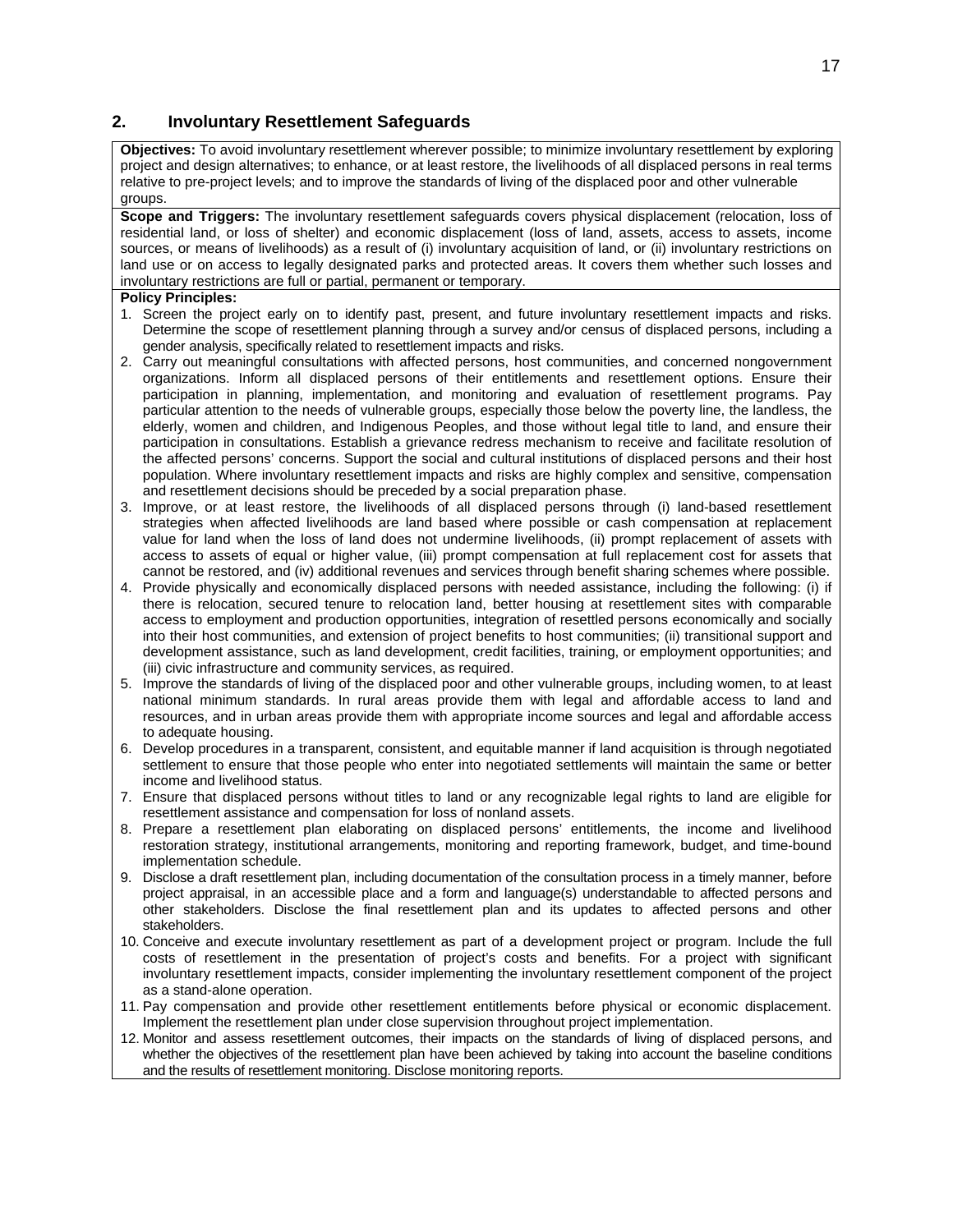## 2. Involuntary Resettlement Safeguards

**Objectives:** To avoid involuntary resettlement wherever possible; to minimize involuntary resettlement by exploring project and design alternatives; to enhance, or at least restore, the livelihoods of all displaced persons in real terms relative to pre-project levels; and to improve the standards of living of the displaced poor and other vulnerable groups.

**Scope and Triggers:** The involuntary resettlement safeguards covers physical displacement (relocation, loss of residential land, or loss of shelter) and economic displacement (loss of land, assets, access to assets, income sources, or means of livelihoods) as a result of (i) involuntary acquisition of land, or (ii) involuntary restrictions on land use or on access to legally designated parks and protected areas. It covers them whether such losses and involuntary restrictions are full or partial, permanent or temporary.

**Policy Principles:**

1. Screen the project early on to identify past, present, and future involuntary resettlement impacts and risks. Determine the scope of resettlement planning through a survey and/or census of displaced persons, including a gender analysis, specifically related to resettlement impacts and risks.
2. Carry out meaningful consultations with affected persons, host communities, and concerned nongovernment organizations. Inform all displaced persons of their entitlements and resettlement options. Ensure their participation in planning, implementation, and monitoring and evaluation of resettlement programs. Pay particular attention to the needs of vulnerable groups, especially those below the poverty line, the landless, the elderly, women and children, and Indigenous Peoples, and those without legal title to land, and ensure their participation in consultations. Establish a grievance redress mechanism to receive and facilitate resolution of the affected persons' concerns. Support the social and cultural institutions of displaced persons and their host population. Where involuntary resettlement impacts and risks are highly complex and sensitive, compensation and resettlement decisions should be preceded by a social preparation phase.
3. Improve, or at least restore, the livelihoods of all displaced persons through (i) land-based resettlement strategies when affected livelihoods are land based where possible or cash compensation at replacement value for land when the loss of land does not undermine livelihoods, (ii) prompt replacement of assets with access to assets of equal or higher value, (iii) prompt compensation at full replacement cost for assets that cannot be restored, and (iv) additional revenues and services through benefit sharing schemes where possible.
4. Provide physically and economically displaced persons with needed assistance, including the following: (i) if there is relocation, secured tenure to relocation land, better housing at resettlement sites with comparable access to employment and production opportunities, integration of resettled persons economically and socially into their host communities, and extension of project benefits to host communities; (ii) transitional support and development assistance, such as land development, credit facilities, training, or employment opportunities; and (iii) civic infrastructure and community services, as required.
5. Improve the standards of living of the displaced poor and other vulnerable groups, including women, to at least national minimum standards. In rural areas provide them with legal and affordable access to land and resources, and in urban areas provide them with appropriate income sources and legal and affordable access to adequate housing.
6. Develop procedures in a transparent, consistent, and equitable manner if land acquisition is through negotiated settlement to ensure that those people who enter into negotiated settlements will maintain the same or better income and livelihood status.
7. Ensure that displaced persons without titles to land or any recognizable legal rights to land are eligible for resettlement assistance and compensation for loss of nonland assets.
8. Prepare a resettlement plan elaborating on displaced persons' entitlements, the income and livelihood restoration strategy, institutional arrangements, monitoring and reporting framework, budget, and time-bound implementation schedule.
9. Disclose a draft resettlement plan, including documentation of the consultation process in a timely manner, before project appraisal, in an accessible place and a form and language(s) understandable to affected persons and other stakeholders. Disclose the final resettlement plan and its updates to affected persons and other stakeholders.
10. Conceive and execute involuntary resettlement as part of a development project or program. Include the full costs of resettlement in the presentation of project's costs and benefits. For a project with significant involuntary resettlement impacts, consider implementing the involuntary resettlement component of the project as a stand-alone operation.
11. Pay compensation and provide other resettlement entitlements before physical or economic displacement. Implement the resettlement plan under close supervision throughout project implementation.
12. Monitor and assess resettlement outcomes, their impacts on the standards of living of displaced persons, and whether the objectives of the resettlement plan have been achieved by taking into account the baseline conditions and the results of resettlement monitoring. Disclose monitoring reports.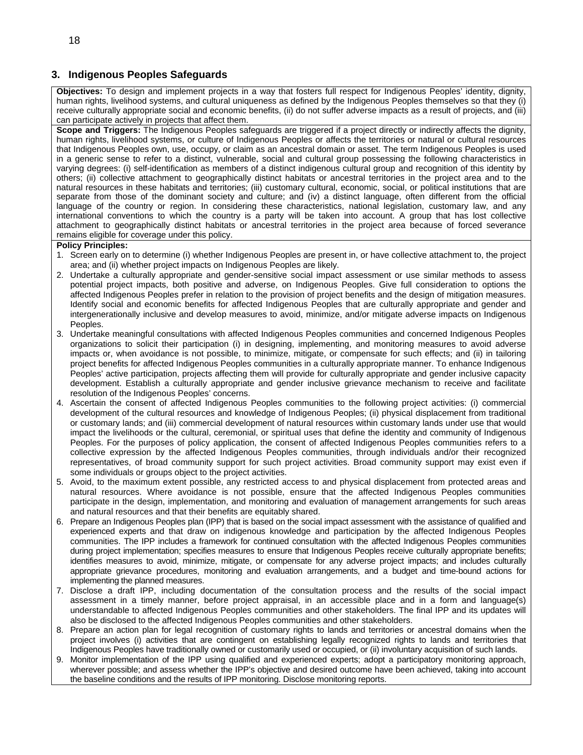## 3. Indigenous Peoples Safeguards

**Objectives:** To design and implement projects in a way that fosters full respect for Indigenous Peoples' identity, dignity, human rights, livelihood systems, and cultural uniqueness as defined by the Indigenous Peoples themselves so that they (i) receive culturally appropriate social and economic benefits, (ii) do not suffer adverse impacts as a result of projects, and (iii) can participate actively in projects that affect them.

**Scope and Triggers:** The Indigenous Peoples safeguards are triggered if a project directly or indirectly affects the dignity, human rights, livelihood systems, or culture of Indigenous Peoples or affects the territories or natural or cultural resources that Indigenous Peoples own, use, occupy, or claim as an ancestral domain or asset. The term Indigenous Peoples is used in a generic sense to refer to a distinct, vulnerable, social and cultural group possessing the following characteristics in varying degrees: (i) self-identification as members of a distinct indigenous cultural group and recognition of this identity by others; (ii) collective attachment to geographically distinct habitats or ancestral territories in the project area and to the natural resources in these habitats and territories; (iii) customary cultural, economic, social, or political institutions that are separate from those of the dominant society and culture; and (iv) a distinct language, often different from the official language of the country or region. In considering these characteristics, national legislation, customary law, and any international conventions to which the country is a party will be taken into account. A group that has lost collective attachment to geographically distinct habitats or ancestral territories in the project area because of forced severance remains eligible for coverage under this policy.

**Policy Principles:**

1. Screen early on to determine (i) whether Indigenous Peoples are present in, or have collective attachment to, the project area; and (ii) whether project impacts on Indigenous Peoples are likely.
2. Undertake a culturally appropriate and gender-sensitive social impact assessment or use similar methods to assess potential project impacts, both positive and adverse, on Indigenous Peoples. Give full consideration to options the affected Indigenous Peoples prefer in relation to the provision of project benefits and the design of mitigation measures. Identify social and economic benefits for affected Indigenous Peoples that are culturally appropriate and gender and intergenerationally inclusive and develop measures to avoid, minimize, and/or mitigate adverse impacts on Indigenous Peoples.
3. Undertake meaningful consultations with affected Indigenous Peoples communities and concerned Indigenous Peoples organizations to solicit their participation (i) in designing, implementing, and monitoring measures to avoid adverse impacts or, when avoidance is not possible, to minimize, mitigate, or compensate for such effects; and (ii) in tailoring project benefits for affected Indigenous Peoples communities in a culturally appropriate manner. To enhance Indigenous Peoples' active participation, projects affecting them will provide for culturally appropriate and gender inclusive capacity development. Establish a culturally appropriate and gender inclusive grievance mechanism to receive and facilitate resolution of the Indigenous Peoples' concerns.
4. Ascertain the consent of affected Indigenous Peoples communities to the following project activities: (i) commercial development of the cultural resources and knowledge of Indigenous Peoples; (ii) physical displacement from traditional or customary lands; and (iii) commercial development of natural resources within customary lands under use that would impact the livelihoods or the cultural, ceremonial, or spiritual uses that define the identity and community of Indigenous Peoples. For the purposes of policy application, the consent of affected Indigenous Peoples communities refers to a collective expression by the affected Indigenous Peoples communities, through individuals and/or their recognized representatives, of broad community support for such project activities. Broad community support may exist even if some individuals or groups object to the project activities.
5. Avoid, to the maximum extent possible, any restricted access to and physical displacement from protected areas and natural resources. Where avoidance is not possible, ensure that the affected Indigenous Peoples communities participate in the design, implementation, and monitoring and evaluation of management arrangements for such areas and natural resources and that their benefits are equitably shared.
6. Prepare an Indigenous Peoples plan (IPP) that is based on the social impact assessment with the assistance of qualified and experienced experts and that draw on indigenous knowledge and participation by the affected Indigenous Peoples communities. The IPP includes a framework for continued consultation with the affected Indigenous Peoples communities during project implementation; specifies measures to ensure that Indigenous Peoples receive culturally appropriate benefits; identifies measures to avoid, minimize, mitigate, or compensate for any adverse project impacts; and includes culturally appropriate grievance procedures, monitoring and evaluation arrangements, and a budget and time-bound actions for implementing the planned measures.
7. Disclose a draft IPP, including documentation of the consultation process and the results of the social impact assessment in a timely manner, before project appraisal, in an accessible place and in a form and language(s) understandable to affected Indigenous Peoples communities and other stakeholders. The final IPP and its updates will also be disclosed to the affected Indigenous Peoples communities and other stakeholders.
8. Prepare an action plan for legal recognition of customary rights to lands and territories or ancestral domains when the project involves (i) activities that are contingent on establishing legally recognized rights to lands and territories that Indigenous Peoples have traditionally owned or customarily used or occupied, or (ii) involuntary acquisition of such lands.
9. Monitor implementation of the IPP using qualified and experienced experts; adopt a participatory monitoring approach, wherever possible; and assess whether the IPP's objective and desired outcome have been achieved, taking into account the baseline conditions and the results of IPP monitoring. Disclose monitoring reports.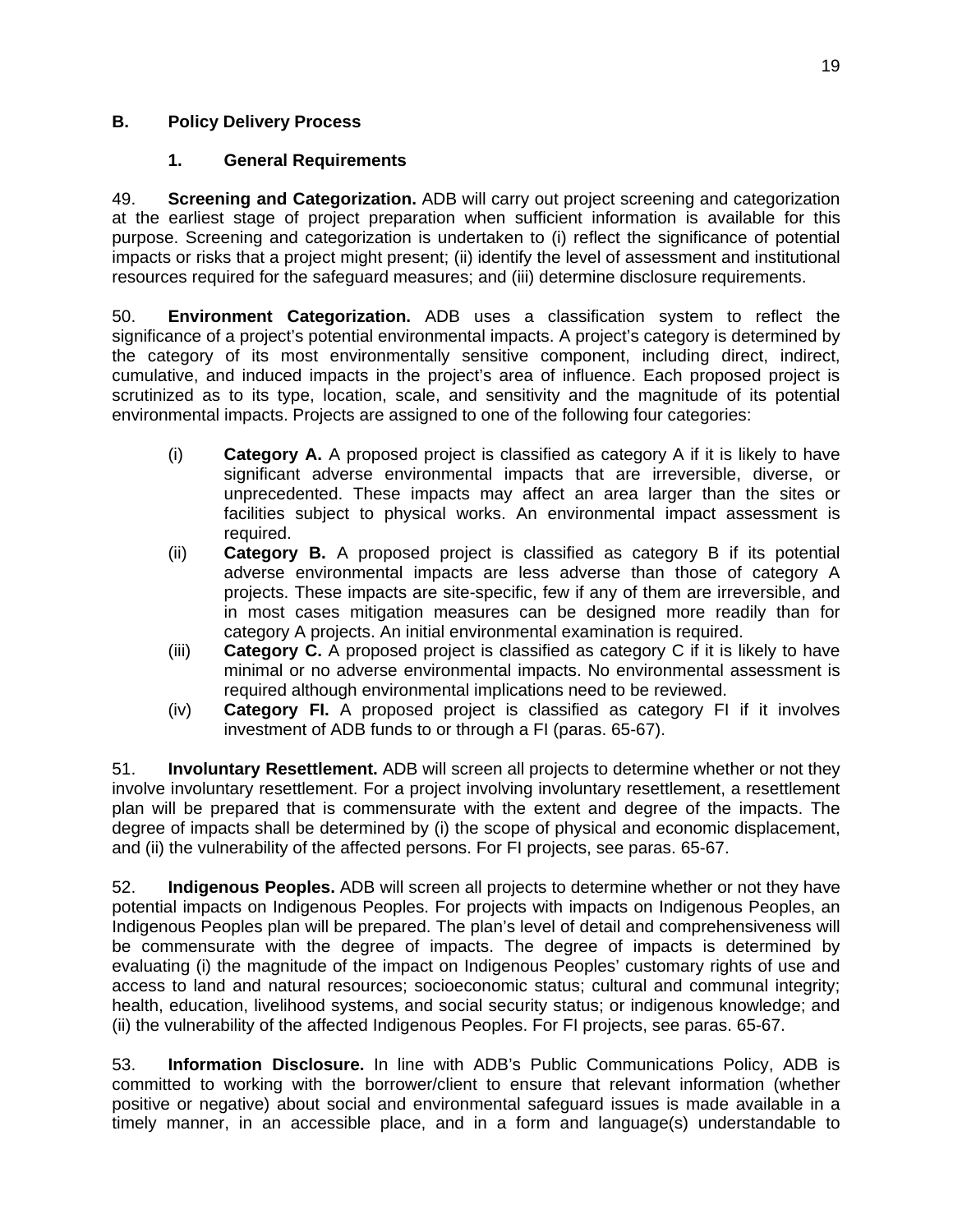## B. Policy Delivery Process

### 1. General Requirements

49. **Screening and Categorization.** ADB will carry out project screening and categorization at the earliest stage of project preparation when sufficient information is available for this purpose. Screening and categorization is undertaken to (i) reflect the significance of potential impacts or risks that a project might present; (ii) identify the level of assessment and institutional resources required for the safeguard measures; and (iii) determine disclosure requirements.

50. **Environment Categorization.** ADB uses a classification system to reflect the significance of a project's potential environmental impacts. A project's category is determined by the category of its most environmentally sensitive component, including direct, indirect, cumulative, and induced impacts in the project's area of influence. Each proposed project is scrutinized as to its type, location, scale, and sensitivity and the magnitude of its potential environmental impacts. Projects are assigned to one of the following four categories:

(i) **Category A.** A proposed project is classified as category A if it is likely to have significant adverse environmental impacts that are irreversible, diverse, or unprecedented. These impacts may affect an area larger than the sites or facilities subject to physical works. An environmental impact assessment is required.

(ii) **Category B.** A proposed project is classified as category B if its potential adverse environmental impacts are less adverse than those of category A projects. These impacts are site-specific, few if any of them are irreversible, and in most cases mitigation measures can be designed more readily than for category A projects. An initial environmental examination is required.

(iii) **Category C.** A proposed project is classified as category C if it is likely to have minimal or no adverse environmental impacts. No environmental assessment is required although environmental implications need to be reviewed.

(iv) **Category FI.** A proposed project is classified as category FI if it involves investment of ADB funds to or through a FI (paras. 65-67).

51. **Involuntary Resettlement.** ADB will screen all projects to determine whether or not they involve involuntary resettlement. For a project involving involuntary resettlement, a resettlement plan will be prepared that is commensurate with the extent and degree of the impacts. The degree of impacts shall be determined by (i) the scope of physical and economic displacement, and (ii) the vulnerability of the affected persons. For FI projects, see paras. 65-67.

52. **Indigenous Peoples.** ADB will screen all projects to determine whether or not they have potential impacts on Indigenous Peoples. For projects with impacts on Indigenous Peoples, an Indigenous Peoples plan will be prepared. The plan's level of detail and comprehensiveness will be commensurate with the degree of impacts. The degree of impacts is determined by evaluating (i) the magnitude of the impact on Indigenous Peoples' customary rights of use and access to land and natural resources; socioeconomic status; cultural and communal integrity; health, education, livelihood systems, and social security status; or indigenous knowledge; and (ii) the vulnerability of the affected Indigenous Peoples. For FI projects, see paras. 65-67.

53. **Information Disclosure.** In line with ADB's Public Communications Policy, ADB is committed to working with the borrower/client to ensure that relevant information (whether positive or negative) about social and environmental safeguard issues is made available in a timely manner, in an accessible place, and in a form and language(s) understandable to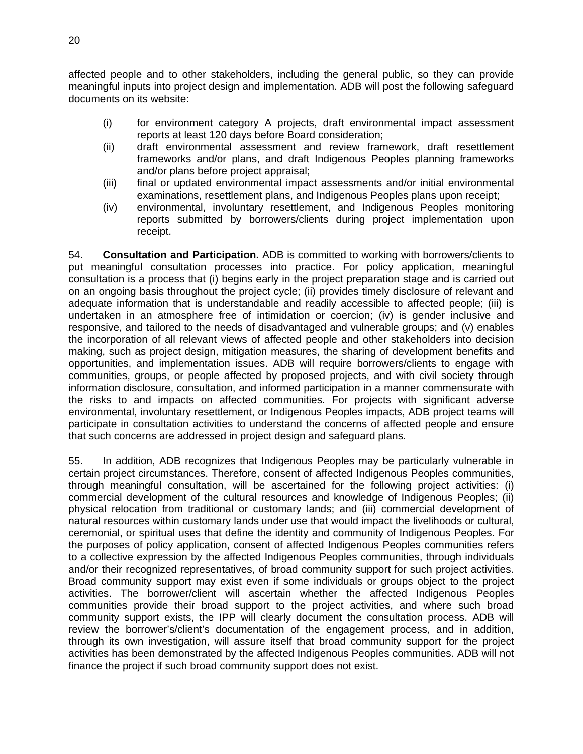affected people and to other stakeholders, including the general public, so they can provide meaningful inputs into project design and implementation. ADB will post the following safeguard documents on its website:

(i) for environment category A projects, draft environmental impact assessment reports at least 120 days before Board consideration;
(ii) draft environmental assessment and review framework, draft resettlement frameworks and/or plans, and draft Indigenous Peoples planning frameworks and/or plans before project appraisal;
(iii) final or updated environmental impact assessments and/or initial environmental examinations, resettlement plans, and Indigenous Peoples plans upon receipt;
(iv) environmental, involuntary resettlement, and Indigenous Peoples monitoring reports submitted by borrowers/clients during project implementation upon receipt.

54. **Consultation and Participation.** ADB is committed to working with borrowers/clients to put meaningful consultation processes into practice. For policy application, meaningful consultation is a process that (i) begins early in the project preparation stage and is carried out on an ongoing basis throughout the project cycle; (ii) provides timely disclosure of relevant and adequate information that is understandable and readily accessible to affected people; (iii) is undertaken in an atmosphere free of intimidation or coercion; (iv) is gender inclusive and responsive, and tailored to the needs of disadvantaged and vulnerable groups; and (v) enables the incorporation of all relevant views of affected people and other stakeholders into decision making, such as project design, mitigation measures, the sharing of development benefits and opportunities, and implementation issues. ADB will require borrowers/clients to engage with communities, groups, or people affected by proposed projects, and with civil society through information disclosure, consultation, and informed participation in a manner commensurate with the risks to and impacts on affected communities. For projects with significant adverse environmental, involuntary resettlement, or Indigenous Peoples impacts, ADB project teams will participate in consultation activities to understand the concerns of affected people and ensure that such concerns are addressed in project design and safeguard plans.

55. In addition, ADB recognizes that Indigenous Peoples may be particularly vulnerable in certain project circumstances. Therefore, consent of affected Indigenous Peoples communities, through meaningful consultation, will be ascertained for the following project activities: (i) commercial development of the cultural resources and knowledge of Indigenous Peoples; (ii) physical relocation from traditional or customary lands; and (iii) commercial development of natural resources within customary lands under use that would impact the livelihoods or cultural, ceremonial, or spiritual uses that define the identity and community of Indigenous Peoples. For the purposes of policy application, consent of affected Indigenous Peoples communities refers to a collective expression by the affected Indigenous Peoples communities, through individuals and/or their recognized representatives, of broad community support for such project activities. Broad community support may exist even if some individuals or groups object to the project activities. The borrower/client will ascertain whether the affected Indigenous Peoples communities provide their broad support to the project activities, and where such broad community support exists, the IPP will clearly document the consultation process. ADB will review the borrower's/client's documentation of the engagement process, and in addition, through its own investigation, will assure itself that broad community support for the project activities has been demonstrated by the affected Indigenous Peoples communities. ADB will not finance the project if such broad community support does not exist.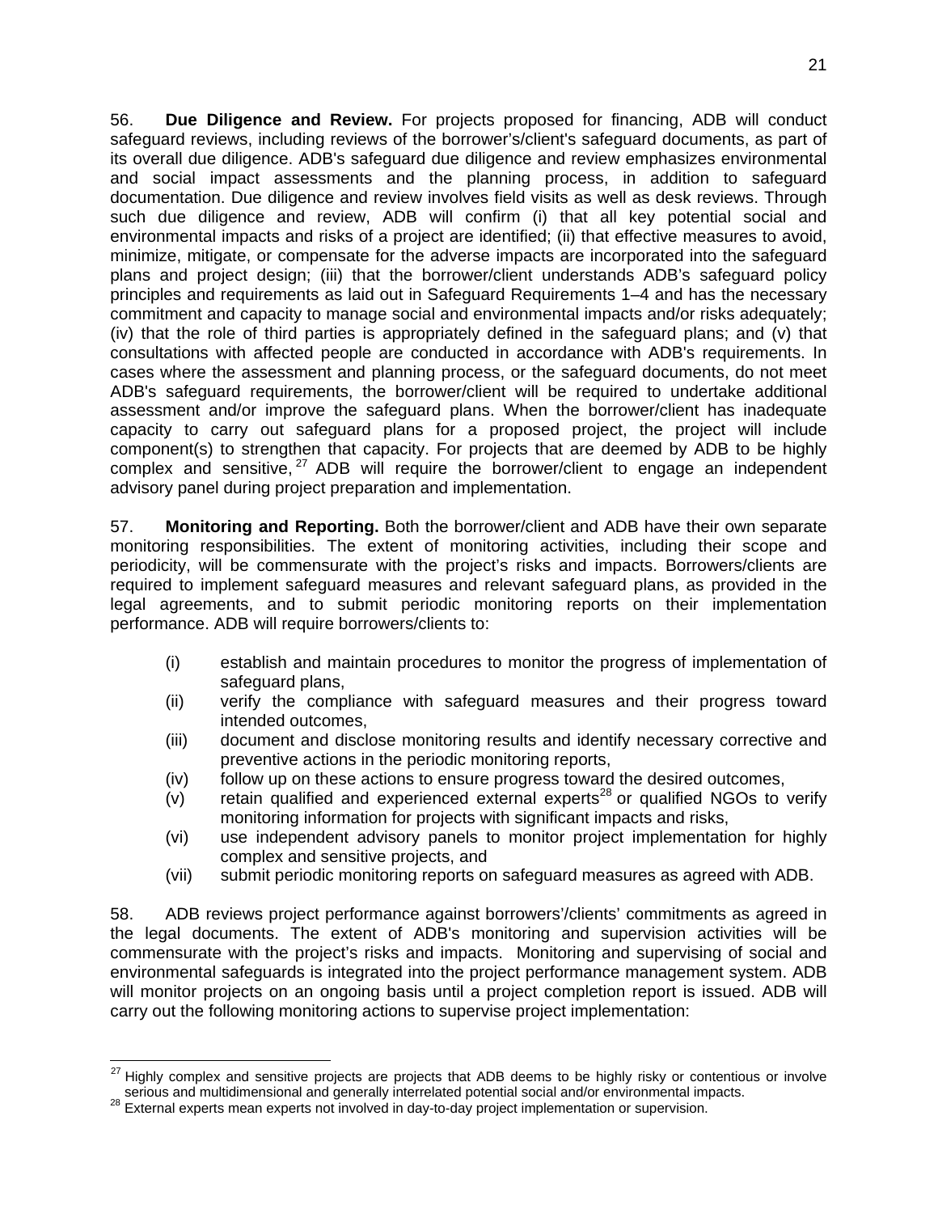56. **Due Diligence and Review.** For projects proposed for financing, ADB will conduct safeguard reviews, including reviews of the borrower's/client's safeguard documents, as part of its overall due diligence. ADB's safeguard due diligence and review emphasizes environmental and social impact assessments and the planning process, in addition to safeguard documentation. Due diligence and review involves field visits as well as desk reviews. Through such due diligence and review, ADB will confirm (i) that all key potential social and environmental impacts and risks of a project are identified; (ii) that effective measures to avoid, minimize, mitigate, or compensate for the adverse impacts are incorporated into the safeguard plans and project design; (iii) that the borrower/client understands ADB's safeguard policy principles and requirements as laid out in Safeguard Requirements 1–4 and has the necessary commitment and capacity to manage social and environmental impacts and/or risks adequately; (iv) that the role of third parties is appropriately defined in the safeguard plans; and (v) that consultations with affected people are conducted in accordance with ADB's requirements. In cases where the assessment and planning process, or the safeguard documents, do not meet ADB's safeguard requirements, the borrower/client will be required to undertake additional assessment and/or improve the safeguard plans. When the borrower/client has inadequate capacity to carry out safeguard plans for a proposed project, the project will include component(s) to strengthen that capacity. For projects that are deemed by ADB to be highly complex and sensitive,[27] ADB will require the borrower/client to engage an independent advisory panel during project preparation and implementation.

57. **Monitoring and Reporting.** Both the borrower/client and ADB have their own separate monitoring responsibilities. The extent of monitoring activities, including their scope and periodicity, will be commensurate with the project's risks and impacts. Borrowers/clients are required to implement safeguard measures and relevant safeguard plans, as provided in the legal agreements, and to submit periodic monitoring reports on their implementation performance. ADB will require borrowers/clients to:

(i) establish and maintain procedures to monitor the progress of implementation of safeguard plans,
(ii) verify the compliance with safeguard measures and their progress toward intended outcomes,
(iii) document and disclose monitoring results and identify necessary corrective and preventive actions in the periodic monitoring reports,
(iv) follow up on these actions to ensure progress toward the desired outcomes,
(v) retain qualified and experienced external experts[28] or qualified NGOs to verify monitoring information for projects with significant impacts and risks,
(vi) use independent advisory panels to monitor project implementation for highly complex and sensitive projects, and
(vii) submit periodic monitoring reports on safeguard measures as agreed with ADB.

58. ADB reviews project performance against borrowers'/clients' commitments as agreed in the legal documents. The extent of ADB's monitoring and supervision activities will be commensurate with the project's risks and impacts. Monitoring and supervising of social and environmental safeguards is integrated into the project performance management system. ADB will monitor projects on an ongoing basis until a project completion report is issued. ADB will carry out the following monitoring actions to supervise project implementation:

---

[27] Highly complex and sensitive projects are projects that ADB deems to be highly risky or contentious or involve serious and multidimensional and generally interrelated potential social and/or environmental impacts.

[28] External experts mean experts not involved in day-to-day project implementation or supervision.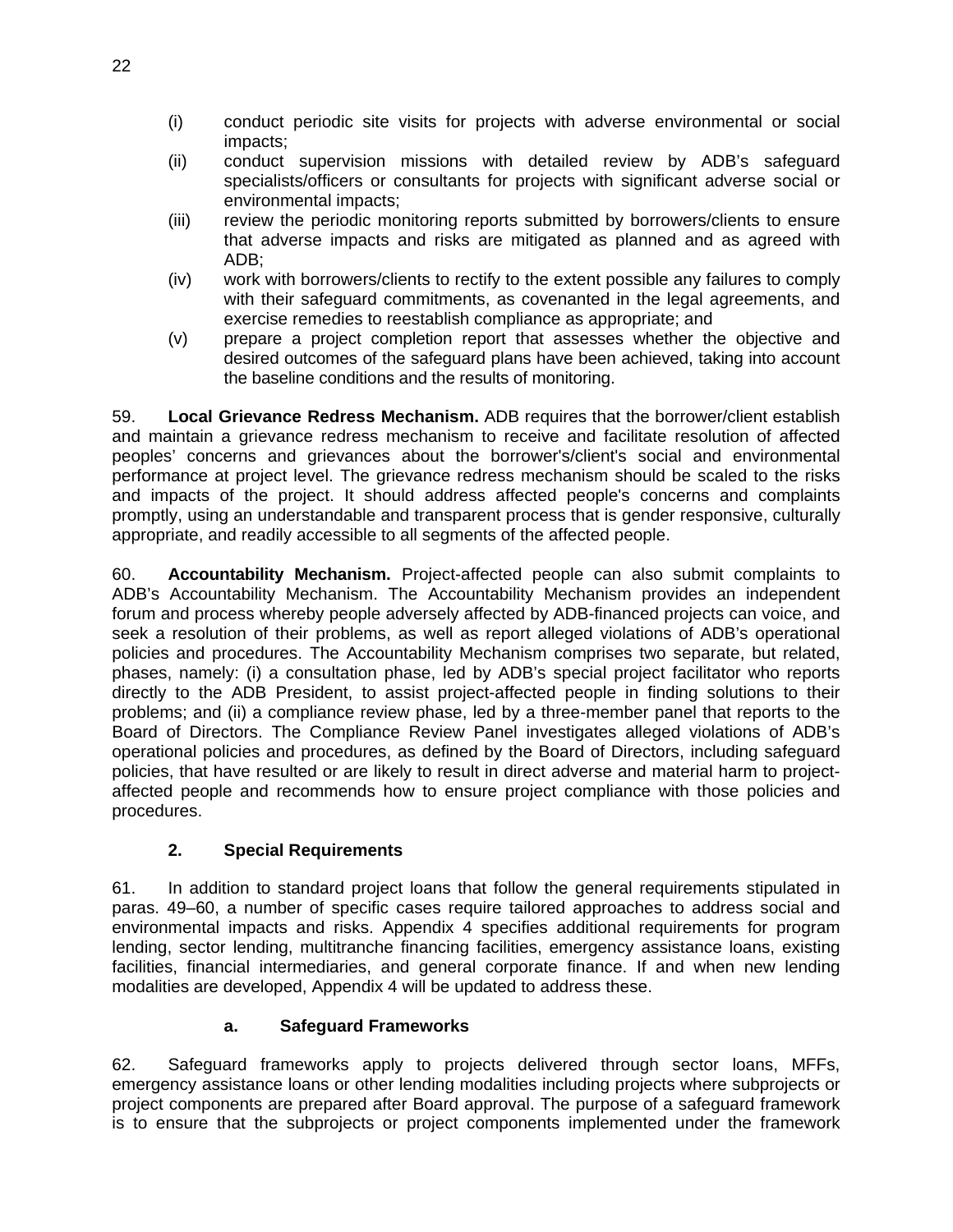(i) conduct periodic site visits for projects with adverse environmental or social impacts;
(ii) conduct supervision missions with detailed review by ADB's safeguard specialists/officers or consultants for projects with significant adverse social or environmental impacts;
(iii) review the periodic monitoring reports submitted by borrowers/clients to ensure that adverse impacts and risks are mitigated as planned and as agreed with ADB;
(iv) work with borrowers/clients to rectify to the extent possible any failures to comply with their safeguard commitments, as covenanted in the legal agreements, and exercise remedies to reestablish compliance as appropriate; and
(v) prepare a project completion report that assesses whether the objective and desired outcomes of the safeguard plans have been achieved, taking into account the baseline conditions and the results of monitoring.

59. **Local Grievance Redress Mechanism.** ADB requires that the borrower/client establish and maintain a grievance redress mechanism to receive and facilitate resolution of affected peoples' concerns and grievances about the borrower's/client's social and environmental performance at project level. The grievance redress mechanism should be scaled to the risks and impacts of the project. It should address affected people's concerns and complaints promptly, using an understandable and transparent process that is gender responsive, culturally appropriate, and readily accessible to all segments of the affected people.

60. **Accountability Mechanism.** Project-affected people can also submit complaints to ADB's Accountability Mechanism. The Accountability Mechanism provides an independent forum and process whereby people adversely affected by ADB-financed projects can voice, and seek a resolution of their problems, as well as report alleged violations of ADB's operational policies and procedures. The Accountability Mechanism comprises two separate, but related, phases, namely: (i) a consultation phase, led by ADB's special project facilitator who reports directly to the ADB President, to assist project-affected people in finding solutions to their problems; and (ii) a compliance review phase, led by a three-member panel that reports to the Board of Directors. The Compliance Review Panel investigates alleged violations of ADB's operational policies and procedures, as defined by the Board of Directors, including safeguard policies, that have resulted or are likely to result in direct adverse and material harm to project-affected people and recommends how to ensure project compliance with those policies and procedures.

### 2. Special Requirements

61. In addition to standard project loans that follow the general requirements stipulated in paras. 49–60, a number of specific cases require tailored approaches to address social and environmental impacts and risks. Appendix 4 specifies additional requirements for program lending, sector lending, multitranche financing facilities, emergency assistance loans, existing facilities, financial intermediaries, and general corporate finance. If and when new lending modalities are developed, Appendix 4 will be updated to address these.

#### a. Safeguard Frameworks

62. Safeguard frameworks apply to projects delivered through sector loans, MFFs, emergency assistance loans or other lending modalities including projects where subprojects or project components are prepared after Board approval. The purpose of a safeguard framework is to ensure that the subprojects or project components implemented under the framework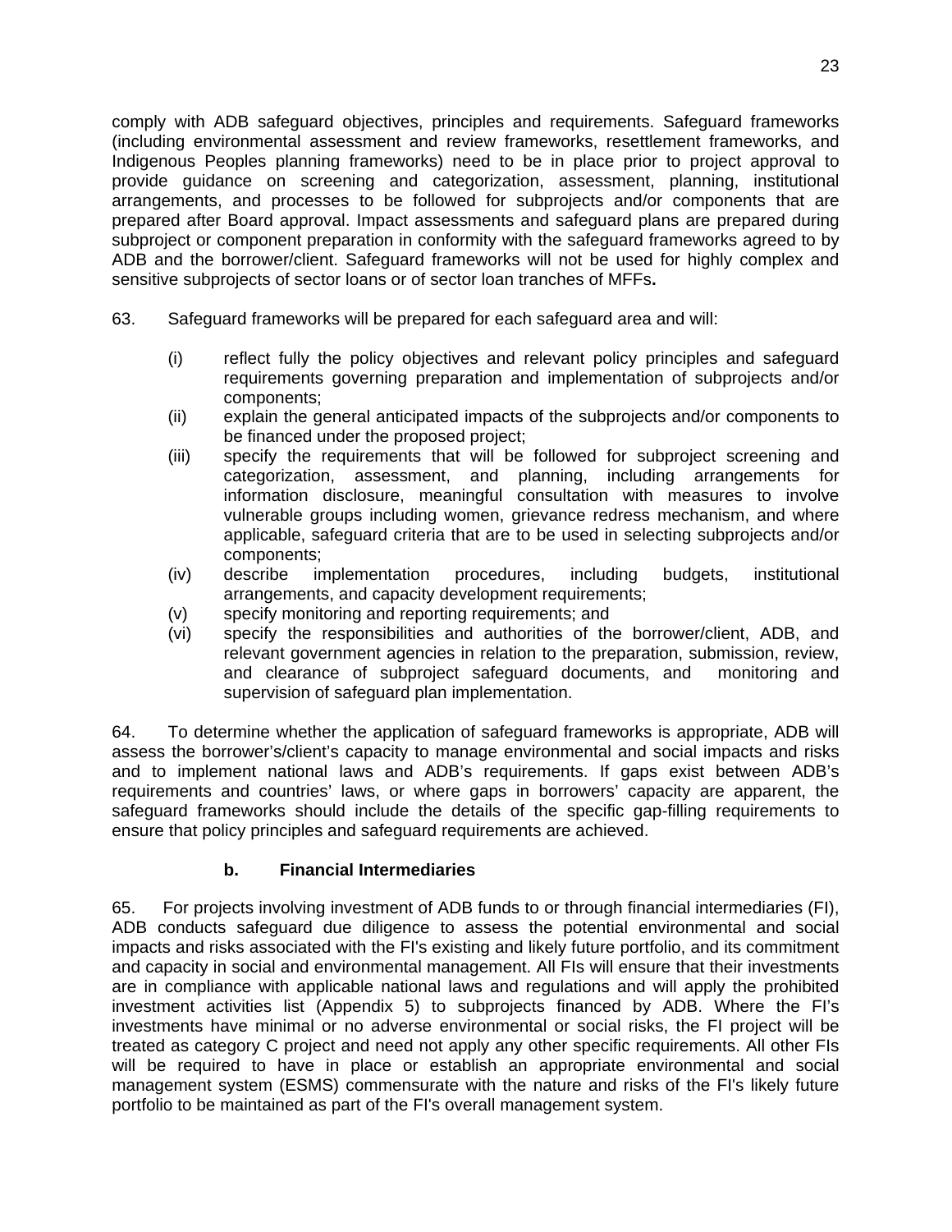comply with ADB safeguard objectives, principles and requirements. Safeguard frameworks (including environmental assessment and review frameworks, resettlement frameworks, and Indigenous Peoples planning frameworks) need to be in place prior to project approval to provide guidance on screening and categorization, assessment, planning, institutional arrangements, and processes to be followed for subprojects and/or components that are prepared after Board approval. Impact assessments and safeguard plans are prepared during subproject or component preparation in conformity with the safeguard frameworks agreed to by ADB and the borrower/client. Safeguard frameworks will not be used for highly complex and sensitive subprojects of sector loans or of sector loan tranches of MFFs**.**

63. Safeguard frameworks will be prepared for each safeguard area and will:

(i) reflect fully the policy objectives and relevant policy principles and safeguard requirements governing preparation and implementation of subprojects and/or components;
(ii) explain the general anticipated impacts of the subprojects and/or components to be financed under the proposed project;
(iii) specify the requirements that will be followed for subproject screening and categorization, assessment, and planning, including arrangements for information disclosure, meaningful consultation with measures to involve vulnerable groups including women, grievance redress mechanism, and where applicable, safeguard criteria that are to be used in selecting subprojects and/or components;
(iv) describe implementation procedures, including budgets, institutional arrangements, and capacity development requirements;
(v) specify monitoring and reporting requirements; and
(vi) specify the responsibilities and authorities of the borrower/client, ADB, and relevant government agencies in relation to the preparation, submission, review, and clearance of subproject safeguard documents, and monitoring and supervision of safeguard plan implementation.

64. To determine whether the application of safeguard frameworks is appropriate, ADB will assess the borrower's/client's capacity to manage environmental and social impacts and risks and to implement national laws and ADB's requirements. If gaps exist between ADB's requirements and countries' laws, or where gaps in borrowers' capacity are apparent, the safeguard frameworks should include the details of the specific gap-filling requirements to ensure that policy principles and safeguard requirements are achieved.

### b. Financial Intermediaries

65. For projects involving investment of ADB funds to or through financial intermediaries (FI), ADB conducts safeguard due diligence to assess the potential environmental and social impacts and risks associated with the FI's existing and likely future portfolio, and its commitment and capacity in social and environmental management. All FIs will ensure that their investments are in compliance with applicable national laws and regulations and will apply the prohibited investment activities list (Appendix 5) to subprojects financed by ADB. Where the FI's investments have minimal or no adverse environmental or social risks, the FI project will be treated as category C project and need not apply any other specific requirements. All other FIs will be required to have in place or establish an appropriate environmental and social management system (ESMS) commensurate with the nature and risks of the FI's likely future portfolio to be maintained as part of the FI's overall management system.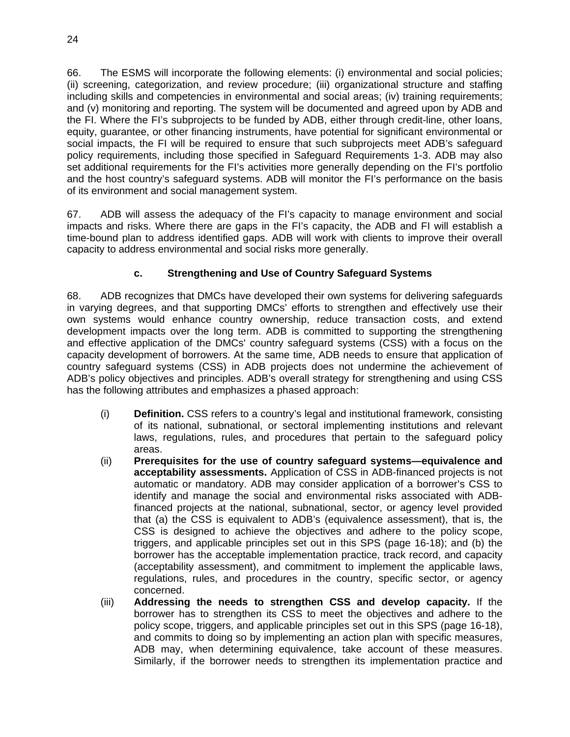66. The ESMS will incorporate the following elements: (i) environmental and social policies; (ii) screening, categorization, and review procedure; (iii) organizational structure and staffing including skills and competencies in environmental and social areas; (iv) training requirements; and (v) monitoring and reporting. The system will be documented and agreed upon by ADB and the FI. Where the FI's subprojects to be funded by ADB, either through credit-line, other loans, equity, guarantee, or other financing instruments, have potential for significant environmental or social impacts, the FI will be required to ensure that such subprojects meet ADB's safeguard policy requirements, including those specified in Safeguard Requirements 1-3. ADB may also set additional requirements for the FI's activities more generally depending on the FI's portfolio and the host country's safeguard systems. ADB will monitor the FI's performance on the basis of its environment and social management system.

67. ADB will assess the adequacy of the FI's capacity to manage environment and social impacts and risks. Where there are gaps in the FI's capacity, the ADB and FI will establish a time-bound plan to address identified gaps. ADB will work with clients to improve their overall capacity to address environmental and social risks more generally.

### c. Strengthening and Use of Country Safeguard Systems

68. ADB recognizes that DMCs have developed their own systems for delivering safeguards in varying degrees, and that supporting DMCs' efforts to strengthen and effectively use their own systems would enhance country ownership, reduce transaction costs, and extend development impacts over the long term. ADB is committed to supporting the strengthening and effective application of the DMCs' country safeguard systems (CSS) with a focus on the capacity development of borrowers. At the same time, ADB needs to ensure that application of country safeguard systems (CSS) in ADB projects does not undermine the achievement of ADB's policy objectives and principles. ADB's overall strategy for strengthening and using CSS has the following attributes and emphasizes a phased approach:

(i) **Definition.** CSS refers to a country's legal and institutional framework, consisting of its national, subnational, or sectoral implementing institutions and relevant laws, regulations, rules, and procedures that pertain to the safeguard policy areas.

(ii) **Prerequisites for the use of country safeguard systems—equivalence and acceptability assessments.** Application of CSS in ADB-financed projects is not automatic or mandatory. ADB may consider application of a borrower's CSS to identify and manage the social and environmental risks associated with ADB-financed projects at the national, subnational, sector, or agency level provided that (a) the CSS is equivalent to ADB's (equivalence assessment), that is, the CSS is designed to achieve the objectives and adhere to the policy scope, triggers, and applicable principles set out in this SPS (page 16-18); and (b) the borrower has the acceptable implementation practice, track record, and capacity (acceptability assessment), and commitment to implement the applicable laws, regulations, rules, and procedures in the country, specific sector, or agency concerned.

(iii) **Addressing the needs to strengthen CSS and develop capacity.** If the borrower has to strengthen its CSS to meet the objectives and adhere to the policy scope, triggers, and applicable principles set out in this SPS (page 16-18), and commits to doing so by implementing an action plan with specific measures, ADB may, when determining equivalence, take account of these measures. Similarly, if the borrower needs to strengthen its implementation practice and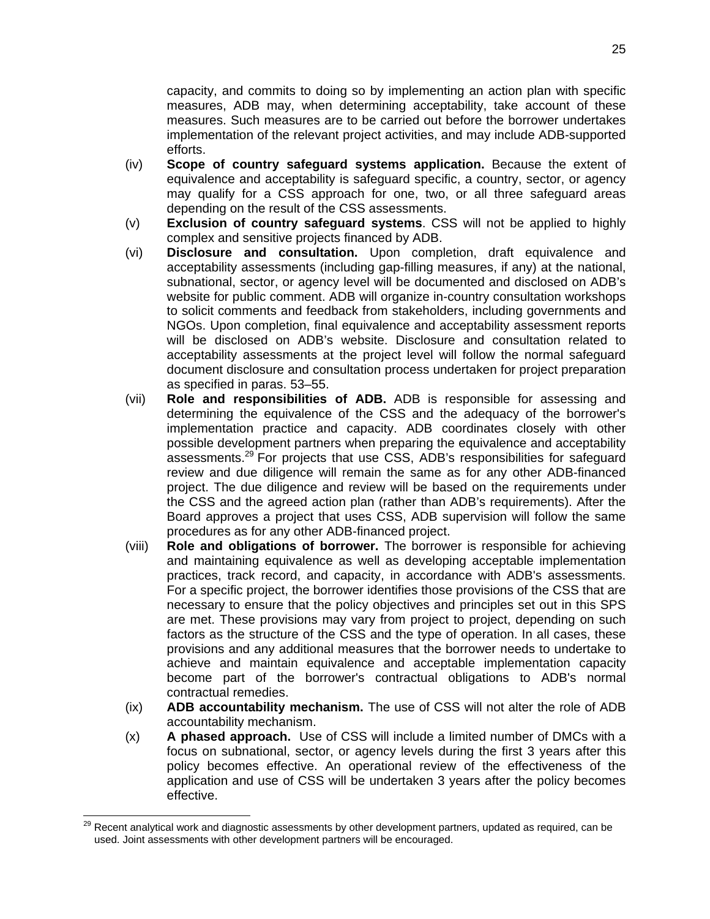capacity, and commits to doing so by implementing an action plan with specific measures, ADB may, when determining acceptability, take account of these measures. Such measures are to be carried out before the borrower undertakes implementation of the relevant project activities, and may include ADB-supported efforts.

(iv) **Scope of country safeguard systems application.** Because the extent of equivalence and acceptability is safeguard specific, a country, sector, or agency may qualify for a CSS approach for one, two, or all three safeguard areas depending on the result of the CSS assessments.

(v) **Exclusion of country safeguard systems**. CSS will not be applied to highly complex and sensitive projects financed by ADB.

(vi) **Disclosure and consultation.** Upon completion, draft equivalence and acceptability assessments (including gap-filling measures, if any) at the national, subnational, sector, or agency level will be documented and disclosed on ADB's website for public comment. ADB will organize in-country consultation workshops to solicit comments and feedback from stakeholders, including governments and NGOs. Upon completion, final equivalence and acceptability assessment reports will be disclosed on ADB's website. Disclosure and consultation related to acceptability assessments at the project level will follow the normal safeguard document disclosure and consultation process undertaken for project preparation as specified in paras. 53–55.

(vii) **Role and responsibilities of ADB.** ADB is responsible for assessing and determining the equivalence of the CSS and the adequacy of the borrower's implementation practice and capacity. ADB coordinates closely with other possible development partners when preparing the equivalence and acceptability assessments.[29] For projects that use CSS, ADB's responsibilities for safeguard review and due diligence will remain the same as for any other ADB-financed project. The due diligence and review will be based on the requirements under the CSS and the agreed action plan (rather than ADB's requirements). After the Board approves a project that uses CSS, ADB supervision will follow the same procedures as for any other ADB-financed project.

(viii) **Role and obligations of borrower.** The borrower is responsible for achieving and maintaining equivalence as well as developing acceptable implementation practices, track record, and capacity, in accordance with ADB's assessments. For a specific project, the borrower identifies those provisions of the CSS that are necessary to ensure that the policy objectives and principles set out in this SPS are met. These provisions may vary from project to project, depending on such factors as the structure of the CSS and the type of operation. In all cases, these provisions and any additional measures that the borrower needs to undertake to achieve and maintain equivalence and acceptable implementation capacity become part of the borrower's contractual obligations to ADB's normal contractual remedies.

(ix) **ADB accountability mechanism.** The use of CSS will not alter the role of ADB accountability mechanism.

(x) **A phased approach.** Use of CSS will include a limited number of DMCs with a focus on subnational, sector, or agency levels during the first 3 years after this policy becomes effective. An operational review of the effectiveness of the application and use of CSS will be undertaken 3 years after the policy becomes effective.

---

[29] Recent analytical work and diagnostic assessments by other development partners, updated as required, can be used. Joint assessments with other development partners will be encouraged.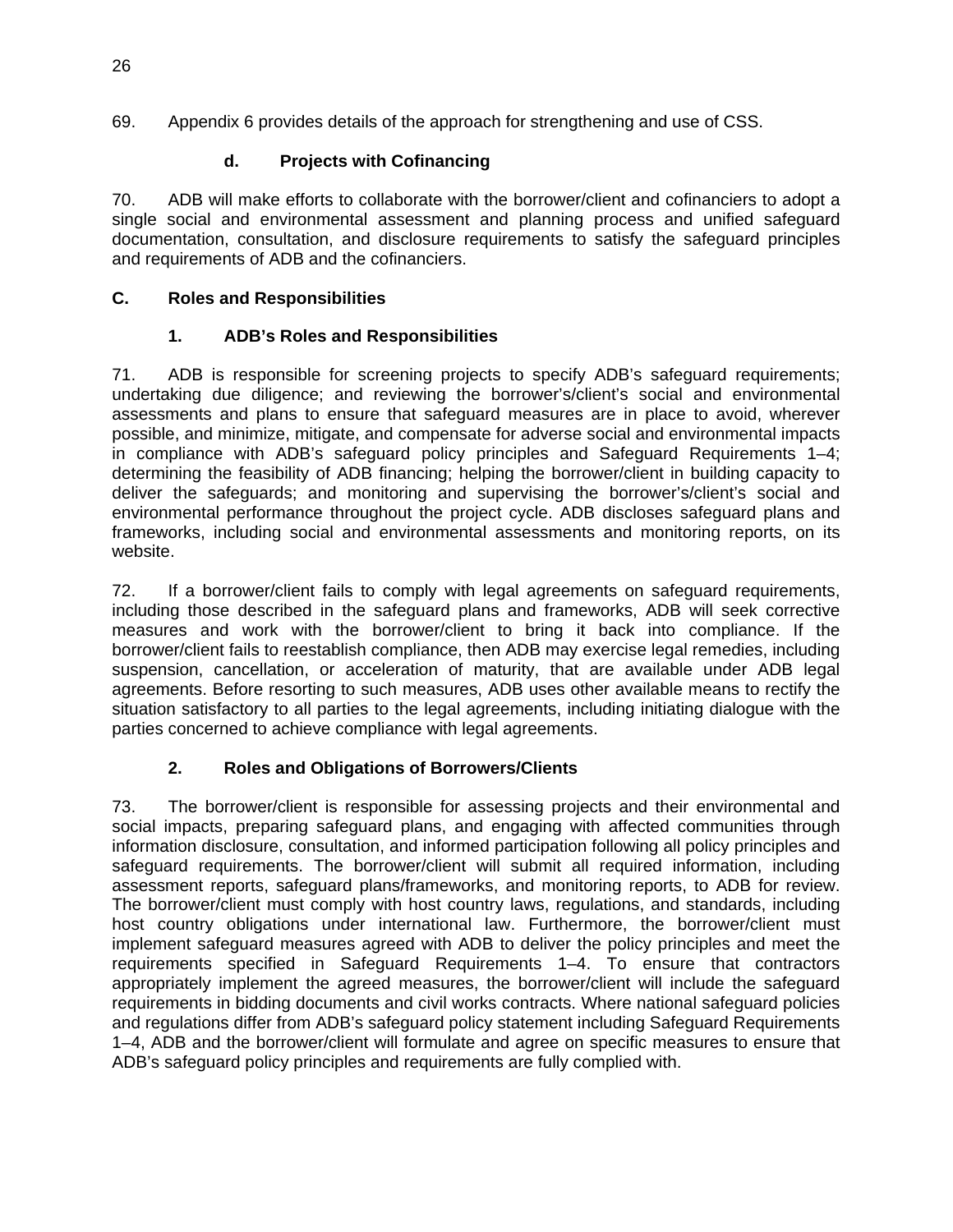69. Appendix 6 provides details of the approach for strengthening and use of CSS.

#### d. Projects with Cofinancing

70. ADB will make efforts to collaborate with the borrower/client and cofinanciers to adopt a single social and environmental assessment and planning process and unified safeguard documentation, consultation, and disclosure requirements to satisfy the safeguard principles and requirements of ADB and the cofinanciers.

## C. Roles and Responsibilities

### 1. ADB's Roles and Responsibilities

71. ADB is responsible for screening projects to specify ADB's safeguard requirements; undertaking due diligence; and reviewing the borrower's/client's social and environmental assessments and plans to ensure that safeguard measures are in place to avoid, wherever possible, and minimize, mitigate, and compensate for adverse social and environmental impacts in compliance with ADB's safeguard policy principles and Safeguard Requirements 1–4; determining the feasibility of ADB financing; helping the borrower/client in building capacity to deliver the safeguards; and monitoring and supervising the borrower's/client's social and environmental performance throughout the project cycle. ADB discloses safeguard plans and frameworks, including social and environmental assessments and monitoring reports, on its website.

72. If a borrower/client fails to comply with legal agreements on safeguard requirements, including those described in the safeguard plans and frameworks, ADB will seek corrective measures and work with the borrower/client to bring it back into compliance. If the borrower/client fails to reestablish compliance, then ADB may exercise legal remedies, including suspension, cancellation, or acceleration of maturity, that are available under ADB legal agreements. Before resorting to such measures, ADB uses other available means to rectify the situation satisfactory to all parties to the legal agreements, including initiating dialogue with the parties concerned to achieve compliance with legal agreements.

### 2. Roles and Obligations of Borrowers/Clients

73. The borrower/client is responsible for assessing projects and their environmental and social impacts, preparing safeguard plans, and engaging with affected communities through information disclosure, consultation, and informed participation following all policy principles and safeguard requirements. The borrower/client will submit all required information, including assessment reports, safeguard plans/frameworks, and monitoring reports, to ADB for review. The borrower/client must comply with host country laws, regulations, and standards, including host country obligations under international law. Furthermore, the borrower/client must implement safeguard measures agreed with ADB to deliver the policy principles and meet the requirements specified in Safeguard Requirements 1–4. To ensure that contractors appropriately implement the agreed measures, the borrower/client will include the safeguard requirements in bidding documents and civil works contracts. Where national safeguard policies and regulations differ from ADB's safeguard policy statement including Safeguard Requirements 1–4, ADB and the borrower/client will formulate and agree on specific measures to ensure that ADB's safeguard policy principles and requirements are fully complied with.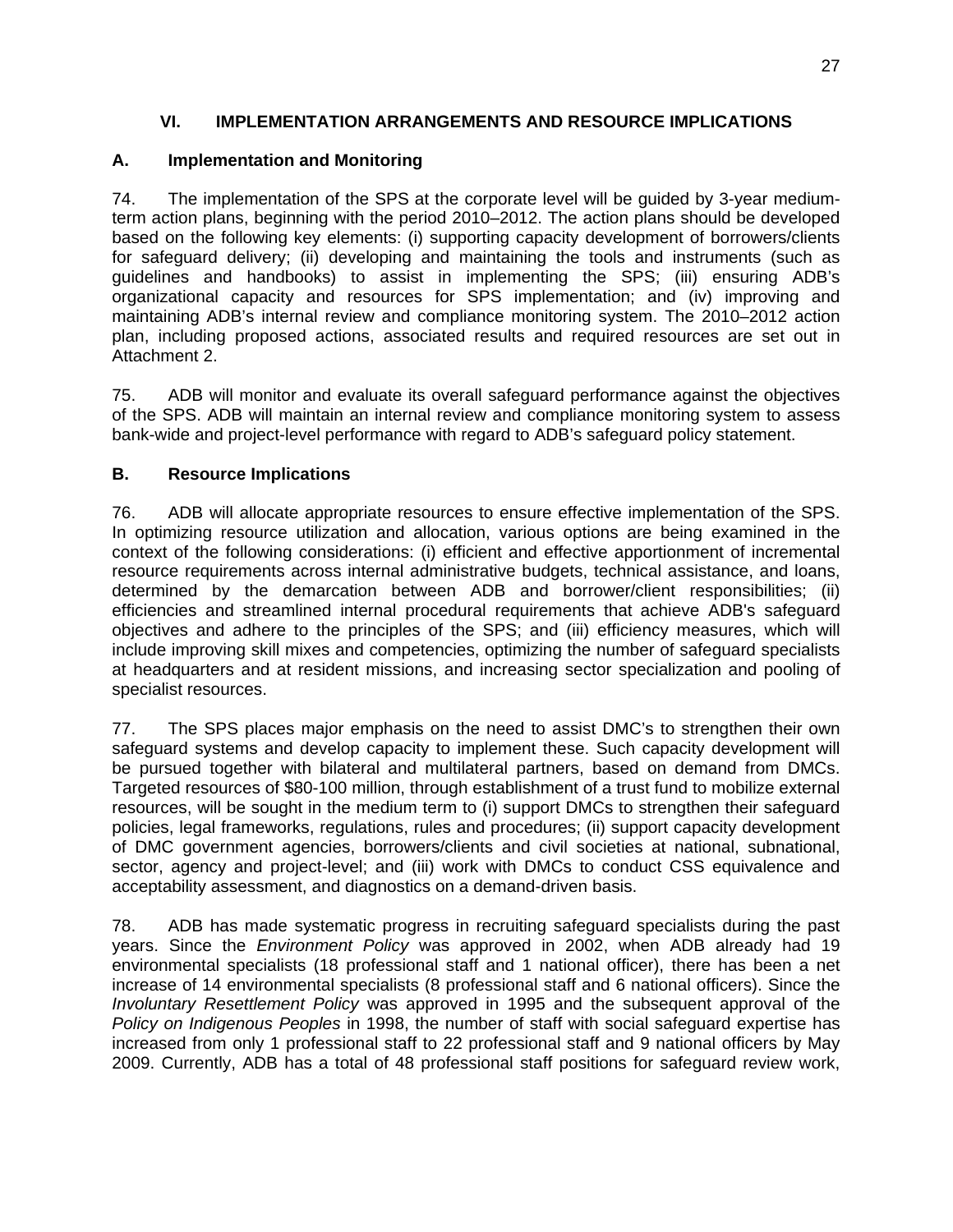## VI. IMPLEMENTATION ARRANGEMENTS AND RESOURCE IMPLICATIONS

### A. Implementation and Monitoring

74. The implementation of the SPS at the corporate level will be guided by 3-year medium-term action plans, beginning with the period 2010–2012. The action plans should be developed based on the following key elements: (i) supporting capacity development of borrowers/clients for safeguard delivery; (ii) developing and maintaining the tools and instruments (such as guidelines and handbooks) to assist in implementing the SPS; (iii) ensuring ADB's organizational capacity and resources for SPS implementation; and (iv) improving and maintaining ADB's internal review and compliance monitoring system. The 2010–2012 action plan, including proposed actions, associated results and required resources are set out in Attachment 2.

75. ADB will monitor and evaluate its overall safeguard performance against the objectives of the SPS. ADB will maintain an internal review and compliance monitoring system to assess bank-wide and project-level performance with regard to ADB's safeguard policy statement.

### B. Resource Implications

76. ADB will allocate appropriate resources to ensure effective implementation of the SPS. In optimizing resource utilization and allocation, various options are being examined in the context of the following considerations: (i) efficient and effective apportionment of incremental resource requirements across internal administrative budgets, technical assistance, and loans, determined by the demarcation between ADB and borrower/client responsibilities; (ii) efficiencies and streamlined internal procedural requirements that achieve ADB's safeguard objectives and adhere to the principles of the SPS; and (iii) efficiency measures, which will include improving skill mixes and competencies, optimizing the number of safeguard specialists at headquarters and at resident missions, and increasing sector specialization and pooling of specialist resources.

77. The SPS places major emphasis on the need to assist DMC's to strengthen their own safeguard systems and develop capacity to implement these. Such capacity development will be pursued together with bilateral and multilateral partners, based on demand from DMCs. Targeted resources of $80-100 million, through establishment of a trust fund to mobilize external resources, will be sought in the medium term to (i) support DMCs to strengthen their safeguard policies, legal frameworks, regulations, rules and procedures; (ii) support capacity development of DMC government agencies, borrowers/clients and civil societies at national, subnational, sector, agency and project-level; and (iii) work with DMCs to conduct CSS equivalence and acceptability assessment, and diagnostics on a demand-driven basis.

78. ADB has made systematic progress in recruiting safeguard specialists during the past years. Since the *Environment Policy* was approved in 2002, when ADB already had 19 environmental specialists (18 professional staff and 1 national officer), there has been a net increase of 14 environmental specialists (8 professional staff and 6 national officers). Since the *Involuntary Resettlement Policy* was approved in 1995 and the subsequent approval of the *Policy on Indigenous Peoples* in 1998, the number of staff with social safeguard expertise has increased from only 1 professional staff to 22 professional staff and 9 national officers by May 2009. Currently, ADB has a total of 48 professional staff positions for safeguard review work,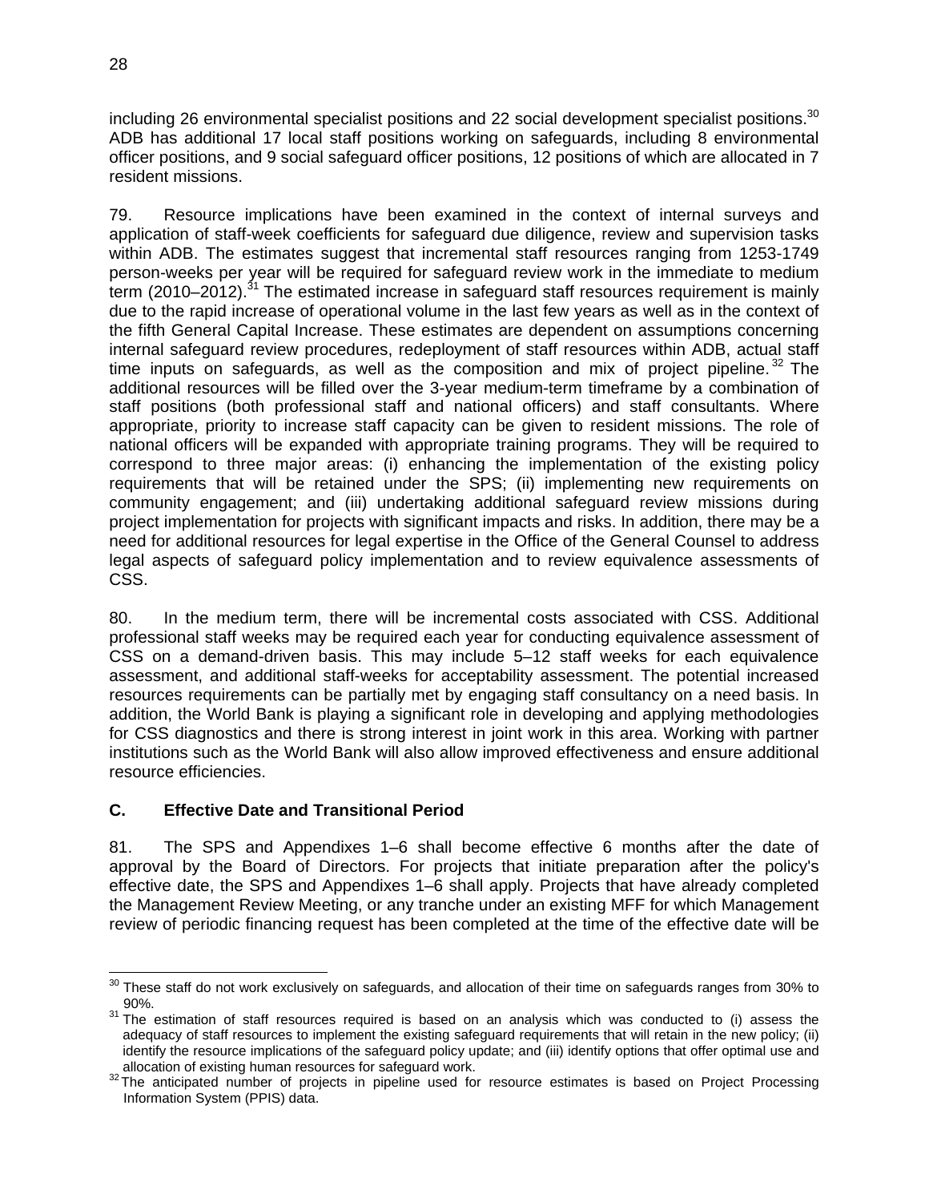including 26 environmental specialist positions and 22 social development specialist positions.[30] ADB has additional 17 local staff positions working on safeguards, including 8 environmental officer positions, and 9 social safeguard officer positions, 12 positions of which are allocated in 7 resident missions.

79. Resource implications have been examined in the context of internal surveys and application of staff-week coefficients for safeguard due diligence, review and supervision tasks within ADB. The estimates suggest that incremental staff resources ranging from 1253-1749 person-weeks per year will be required for safeguard review work in the immediate to medium term (2010–2012).[31] The estimated increase in safeguard staff resources requirement is mainly due to the rapid increase of operational volume in the last few years as well as in the context of the fifth General Capital Increase. These estimates are dependent on assumptions concerning internal safeguard review procedures, redeployment of staff resources within ADB, actual staff time inputs on safeguards, as well as the composition and mix of project pipeline.[32] The additional resources will be filled over the 3-year medium-term timeframe by a combination of staff positions (both professional staff and national officers) and staff consultants. Where appropriate, priority to increase staff capacity can be given to resident missions. The role of national officers will be expanded with appropriate training programs. They will be required to correspond to three major areas: (i) enhancing the implementation of the existing policy requirements that will be retained under the SPS; (ii) implementing new requirements on community engagement; and (iii) undertaking additional safeguard review missions during project implementation for projects with significant impacts and risks. In addition, there may be a need for additional resources for legal expertise in the Office of the General Counsel to address legal aspects of safeguard policy implementation and to review equivalence assessments of CSS.

80. In the medium term, there will be incremental costs associated with CSS. Additional professional staff weeks may be required each year for conducting equivalence assessment of CSS on a demand-driven basis. This may include 5–12 staff weeks for each equivalence assessment, and additional staff-weeks for acceptability assessment. The potential increased resources requirements can be partially met by engaging staff consultancy on a need basis. In addition, the World Bank is playing a significant role in developing and applying methodologies for CSS diagnostics and there is strong interest in joint work in this area. Working with partner institutions such as the World Bank will also allow improved effectiveness and ensure additional resource efficiencies.

### C. Effective Date and Transitional Period

81. The SPS and Appendixes 1–6 shall become effective 6 months after the date of approval by the Board of Directors. For projects that initiate preparation after the policy's effective date, the SPS and Appendixes 1–6 shall apply. Projects that have already completed the Management Review Meeting, or any tranche under an existing MFF for which Management review of periodic financing request has been completed at the time of the effective date will be

---

[30] These staff do not work exclusively on safeguards, and allocation of their time on safeguards ranges from 30% to 90%.

[31] The estimation of staff resources required is based on an analysis which was conducted to (i) assess the adequacy of staff resources to implement the existing safeguard requirements that will retain in the new policy; (ii) identify the resource implications of the safeguard policy update; and (iii) identify options that offer optimal use and allocation of existing human resources for safeguard work.

[32] The anticipated number of projects in pipeline used for resource estimates is based on Project Processing Information System (PPIS) data.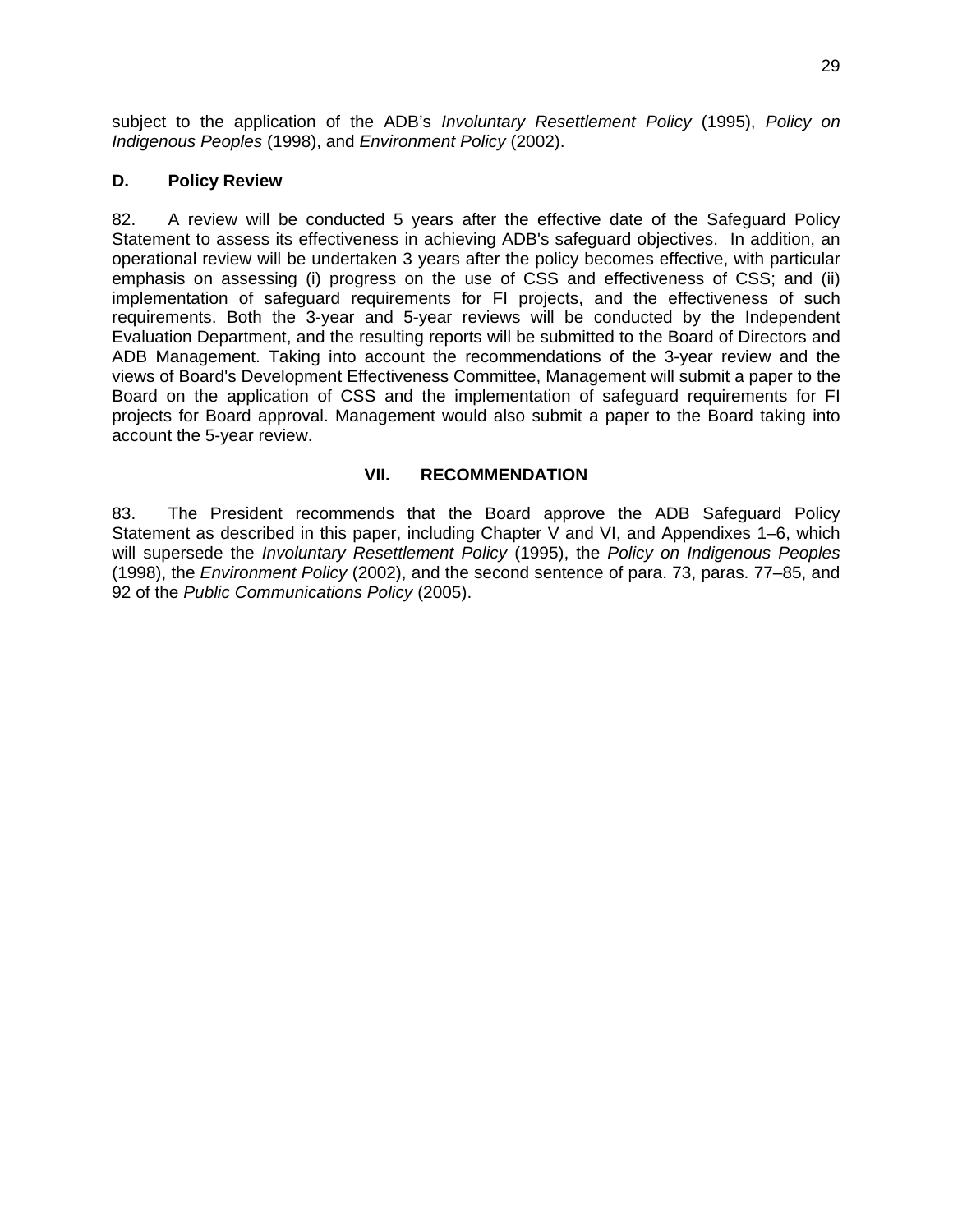subject to the application of the ADB's *Involuntary Resettlement Policy* (1995), *Policy on Indigenous Peoples* (1998), and *Environment Policy* (2002).

### D. Policy Review

82. A review will be conducted 5 years after the effective date of the Safeguard Policy Statement to assess its effectiveness in achieving ADB's safeguard objectives. In addition, an operational review will be undertaken 3 years after the policy becomes effective, with particular emphasis on assessing (i) progress on the use of CSS and effectiveness of CSS; and (ii) implementation of safeguard requirements for FI projects, and the effectiveness of such requirements. Both the 3-year and 5-year reviews will be conducted by the Independent Evaluation Department, and the resulting reports will be submitted to the Board of Directors and ADB Management. Taking into account the recommendations of the 3-year review and the views of Board's Development Effectiveness Committee, Management will submit a paper to the Board on the application of CSS and the implementation of safeguard requirements for FI projects for Board approval. Management would also submit a paper to the Board taking into account the 5-year review.

## VII. RECOMMENDATION

83. The President recommends that the Board approve the ADB Safeguard Policy Statement as described in this paper, including Chapter V and VI, and Appendixes 1–6, which will supersede the *Involuntary Resettlement Policy* (1995), the *Policy on Indigenous Peoples* (1998), the *Environment Policy* (2002), and the second sentence of para. 73, paras. 77–85, and 92 of the *Public Communications Policy* (2005).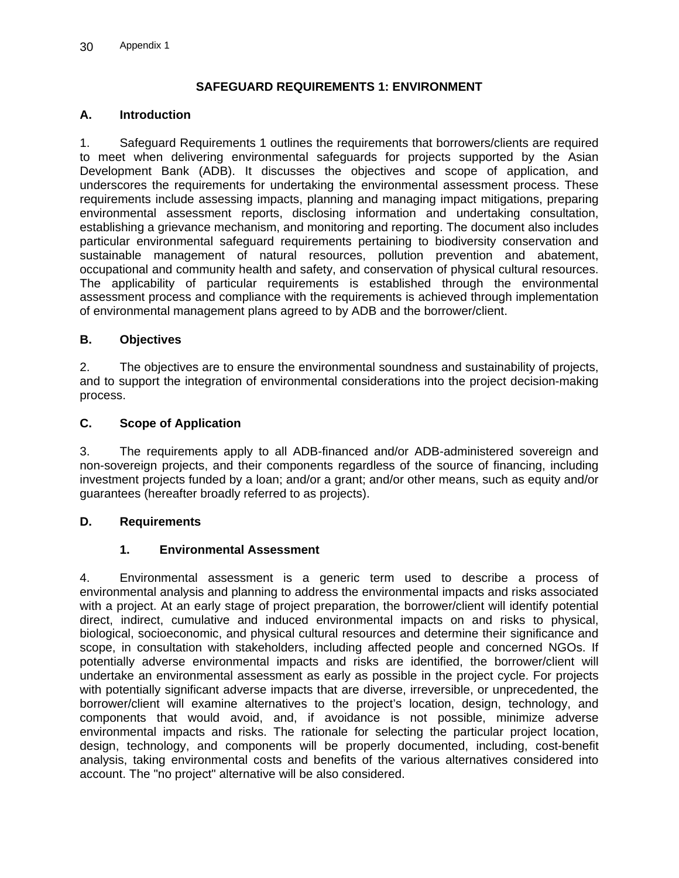# SAFEGUARD REQUIREMENTS 1: ENVIRONMENT

## A. Introduction

1. Safeguard Requirements 1 outlines the requirements that borrowers/clients are required to meet when delivering environmental safeguards for projects supported by the Asian Development Bank (ADB). It discusses the objectives and scope of application, and underscores the requirements for undertaking the environmental assessment process. These requirements include assessing impacts, planning and managing impact mitigations, preparing environmental assessment reports, disclosing information and undertaking consultation, establishing a grievance mechanism, and monitoring and reporting. The document also includes particular environmental safeguard requirements pertaining to biodiversity conservation and sustainable management of natural resources, pollution prevention and abatement, occupational and community health and safety, and conservation of physical cultural resources. The applicability of particular requirements is established through the environmental assessment process and compliance with the requirements is achieved through implementation of environmental management plans agreed to by ADB and the borrower/client.

## B. Objectives

2. The objectives are to ensure the environmental soundness and sustainability of projects, and to support the integration of environmental considerations into the project decision-making process.

## C. Scope of Application

3. The requirements apply to all ADB-financed and/or ADB-administered sovereign and non-sovereign projects, and their components regardless of the source of financing, including investment projects funded by a loan; and/or a grant; and/or other means, such as equity and/or guarantees (hereafter broadly referred to as projects).

## D. Requirements

### 1. Environmental Assessment

4. Environmental assessment is a generic term used to describe a process of environmental analysis and planning to address the environmental impacts and risks associated with a project. At an early stage of project preparation, the borrower/client will identify potential direct, indirect, cumulative and induced environmental impacts on and risks to physical, biological, socioeconomic, and physical cultural resources and determine their significance and scope, in consultation with stakeholders, including affected people and concerned NGOs. If potentially adverse environmental impacts and risks are identified, the borrower/client will undertake an environmental assessment as early as possible in the project cycle. For projects with potentially significant adverse impacts that are diverse, irreversible, or unprecedented, the borrower/client will examine alternatives to the project's location, design, technology, and components that would avoid, and, if avoidance is not possible, minimize adverse environmental impacts and risks. The rationale for selecting the particular project location, design, technology, and components will be properly documented, including, cost-benefit analysis, taking environmental costs and benefits of the various alternatives considered into account. The "no project" alternative will be also considered.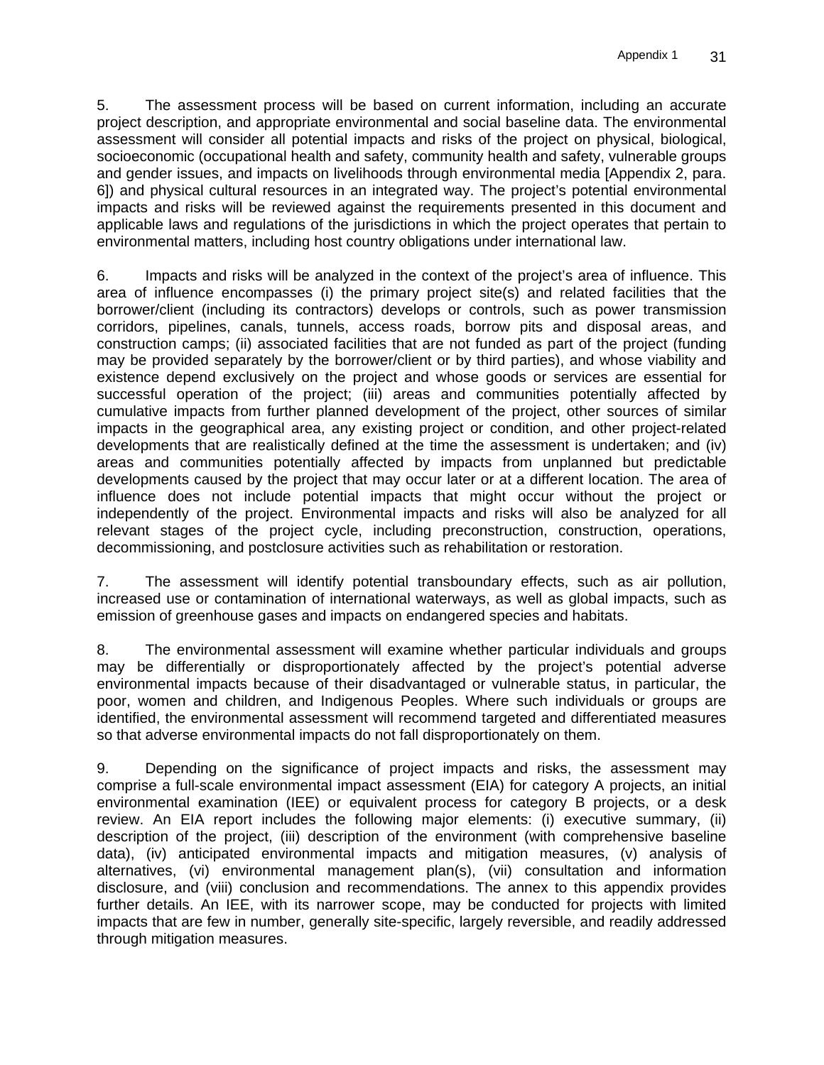5. The assessment process will be based on current information, including an accurate project description, and appropriate environmental and social baseline data. The environmental assessment will consider all potential impacts and risks of the project on physical, biological, socioeconomic (occupational health and safety, community health and safety, vulnerable groups and gender issues, and impacts on livelihoods through environmental media [Appendix 2, para. 6]) and physical cultural resources in an integrated way. The project's potential environmental impacts and risks will be reviewed against the requirements presented in this document and applicable laws and regulations of the jurisdictions in which the project operates that pertain to environmental matters, including host country obligations under international law.

6. Impacts and risks will be analyzed in the context of the project's area of influence. This area of influence encompasses (i) the primary project site(s) and related facilities that the borrower/client (including its contractors) develops or controls, such as power transmission corridors, pipelines, canals, tunnels, access roads, borrow pits and disposal areas, and construction camps; (ii) associated facilities that are not funded as part of the project (funding may be provided separately by the borrower/client or by third parties), and whose viability and existence depend exclusively on the project and whose goods or services are essential for successful operation of the project; (iii) areas and communities potentially affected by cumulative impacts from further planned development of the project, other sources of similar impacts in the geographical area, any existing project or condition, and other project-related developments that are realistically defined at the time the assessment is undertaken; and (iv) areas and communities potentially affected by impacts from unplanned but predictable developments caused by the project that may occur later or at a different location. The area of influence does not include potential impacts that might occur without the project or independently of the project. Environmental impacts and risks will also be analyzed for all relevant stages of the project cycle, including preconstruction, construction, operations, decommissioning, and postclosure activities such as rehabilitation or restoration.

7. The assessment will identify potential transboundary effects, such as air pollution, increased use or contamination of international waterways, as well as global impacts, such as emission of greenhouse gases and impacts on endangered species and habitats.

8. The environmental assessment will examine whether particular individuals and groups may be differentially or disproportionately affected by the project's potential adverse environmental impacts because of their disadvantaged or vulnerable status, in particular, the poor, women and children, and Indigenous Peoples. Where such individuals or groups are identified, the environmental assessment will recommend targeted and differentiated measures so that adverse environmental impacts do not fall disproportionately on them.

9. Depending on the significance of project impacts and risks, the assessment may comprise a full-scale environmental impact assessment (EIA) for category A projects, an initial environmental examination (IEE) or equivalent process for category B projects, or a desk review. An EIA report includes the following major elements: (i) executive summary, (ii) description of the project, (iii) description of the environment (with comprehensive baseline data), (iv) anticipated environmental impacts and mitigation measures, (v) analysis of alternatives, (vi) environmental management plan(s), (vii) consultation and information disclosure, and (viii) conclusion and recommendations. The annex to this appendix provides further details. An IEE, with its narrower scope, may be conducted for projects with limited impacts that are few in number, generally site-specific, largely reversible, and readily addressed through mitigation measures.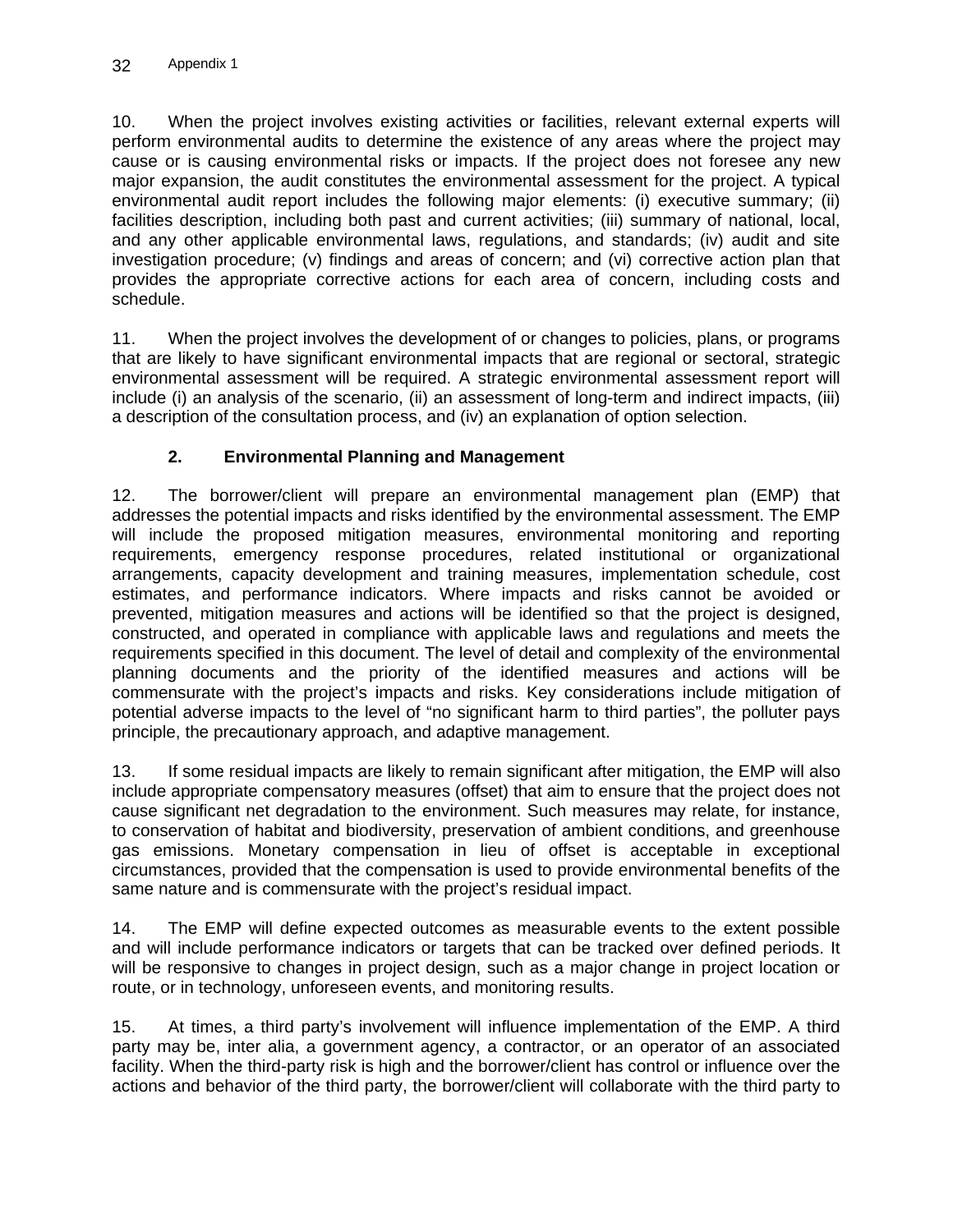10. When the project involves existing activities or facilities, relevant external experts will perform environmental audits to determine the existence of any areas where the project may cause or is causing environmental risks or impacts. If the project does not foresee any new major expansion, the audit constitutes the environmental assessment for the project. A typical environmental audit report includes the following major elements: (i) executive summary; (ii) facilities description, including both past and current activities; (iii) summary of national, local, and any other applicable environmental laws, regulations, and standards; (iv) audit and site investigation procedure; (v) findings and areas of concern; and (vi) corrective action plan that provides the appropriate corrective actions for each area of concern, including costs and schedule.

11. When the project involves the development of or changes to policies, plans, or programs that are likely to have significant environmental impacts that are regional or sectoral, strategic environmental assessment will be required. A strategic environmental assessment report will include (i) an analysis of the scenario, (ii) an assessment of long-term and indirect impacts, (iii) a description of the consultation process, and (iv) an explanation of option selection.

### 2. Environmental Planning and Management

12. The borrower/client will prepare an environmental management plan (EMP) that addresses the potential impacts and risks identified by the environmental assessment. The EMP will include the proposed mitigation measures, environmental monitoring and reporting requirements, emergency response procedures, related institutional or organizational arrangements, capacity development and training measures, implementation schedule, cost estimates, and performance indicators. Where impacts and risks cannot be avoided or prevented, mitigation measures and actions will be identified so that the project is designed, constructed, and operated in compliance with applicable laws and regulations and meets the requirements specified in this document. The level of detail and complexity of the environmental planning documents and the priority of the identified measures and actions will be commensurate with the project's impacts and risks. Key considerations include mitigation of potential adverse impacts to the level of "no significant harm to third parties", the polluter pays principle, the precautionary approach, and adaptive management.

13. If some residual impacts are likely to remain significant after mitigation, the EMP will also include appropriate compensatory measures (offset) that aim to ensure that the project does not cause significant net degradation to the environment. Such measures may relate, for instance, to conservation of habitat and biodiversity, preservation of ambient conditions, and greenhouse gas emissions. Monetary compensation in lieu of offset is acceptable in exceptional circumstances, provided that the compensation is used to provide environmental benefits of the same nature and is commensurate with the project's residual impact.

14. The EMP will define expected outcomes as measurable events to the extent possible and will include performance indicators or targets that can be tracked over defined periods. It will be responsive to changes in project design, such as a major change in project location or route, or in technology, unforeseen events, and monitoring results.

15. At times, a third party's involvement will influence implementation of the EMP. A third party may be, inter alia, a government agency, a contractor, or an operator of an associated facility. When the third-party risk is high and the borrower/client has control or influence over the actions and behavior of the third party, the borrower/client will collaborate with the third party to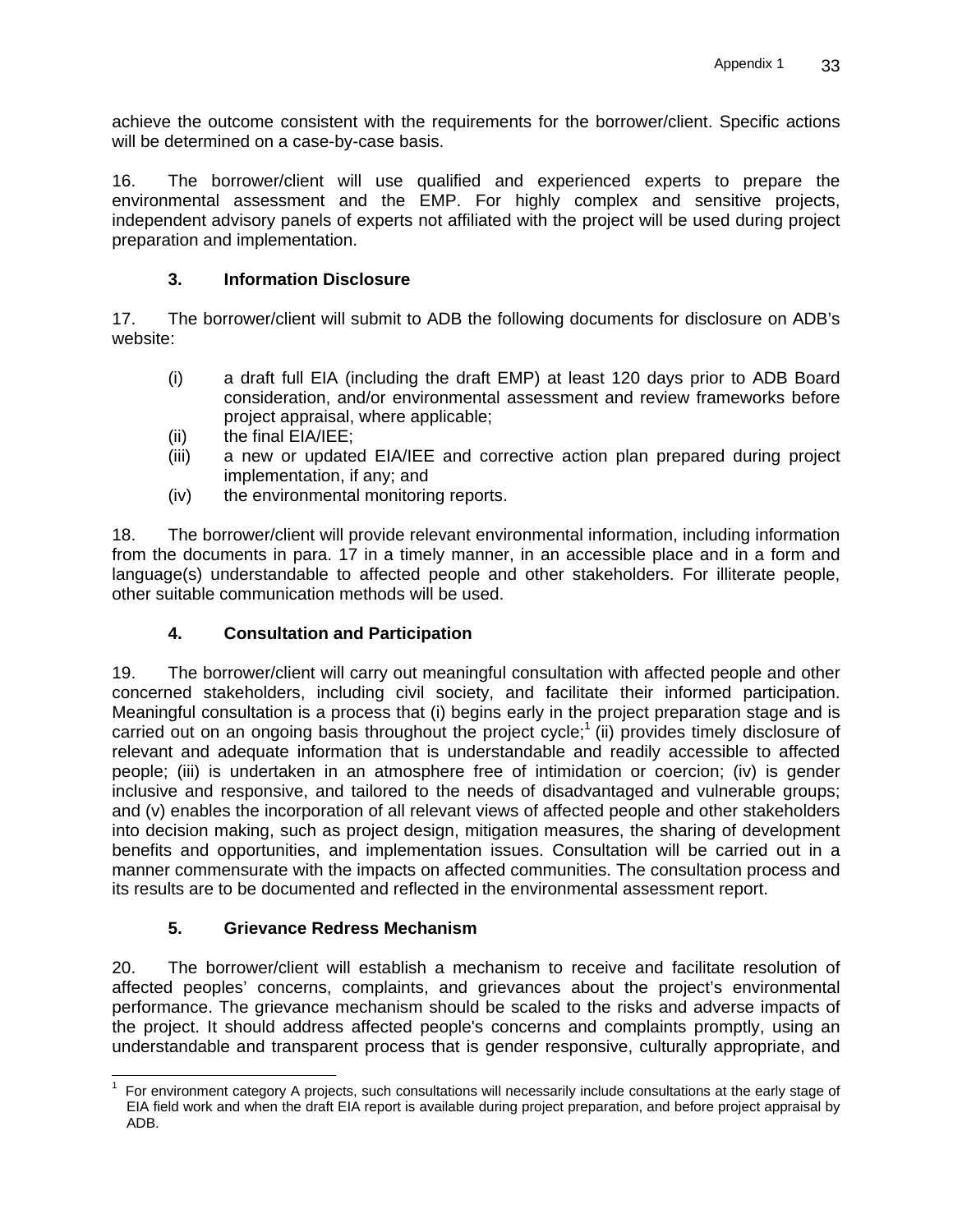achieve the outcome consistent with the requirements for the borrower/client. Specific actions will be determined on a case-by-case basis.

16. The borrower/client will use qualified and experienced experts to prepare the environmental assessment and the EMP. For highly complex and sensitive projects, independent advisory panels of experts not affiliated with the project will be used during project preparation and implementation.

### 3. Information Disclosure

17. The borrower/client will submit to ADB the following documents for disclosure on ADB's website:

(i) a draft full EIA (including the draft EMP) at least 120 days prior to ADB Board consideration, and/or environmental assessment and review frameworks before project appraisal, where applicable;
(ii) the final EIA/IEE;
(iii) a new or updated EIA/IEE and corrective action plan prepared during project implementation, if any; and
(iv) the environmental monitoring reports.

18. The borrower/client will provide relevant environmental information, including information from the documents in para. 17 in a timely manner, in an accessible place and in a form and language(s) understandable to affected people and other stakeholders. For illiterate people, other suitable communication methods will be used.

### 4. Consultation and Participation

19. The borrower/client will carry out meaningful consultation with affected people and other concerned stakeholders, including civil society, and facilitate their informed participation. Meaningful consultation is a process that (i) begins early in the project preparation stage and is carried out on an ongoing basis throughout the project cycle;[1] (ii) provides timely disclosure of relevant and adequate information that is understandable and readily accessible to affected people; (iii) is undertaken in an atmosphere free of intimidation or coercion; (iv) is gender inclusive and responsive, and tailored to the needs of disadvantaged and vulnerable groups; and (v) enables the incorporation of all relevant views of affected people and other stakeholders into decision making, such as project design, mitigation measures, the sharing of development benefits and opportunities, and implementation issues. Consultation will be carried out in a manner commensurate with the impacts on affected communities. The consultation process and its results are to be documented and reflected in the environmental assessment report.

### 5. Grievance Redress Mechanism

20. The borrower/client will establish a mechanism to receive and facilitate resolution of affected peoples' concerns, complaints, and grievances about the project's environmental performance. The grievance mechanism should be scaled to the risks and adverse impacts of the project. It should address affected people's concerns and complaints promptly, using an understandable and transparent process that is gender responsive, culturally appropriate, and

[1] For environment category A projects, such consultations will necessarily include consultations at the early stage of EIA field work and when the draft EIA report is available during project preparation, and before project appraisal by ADB.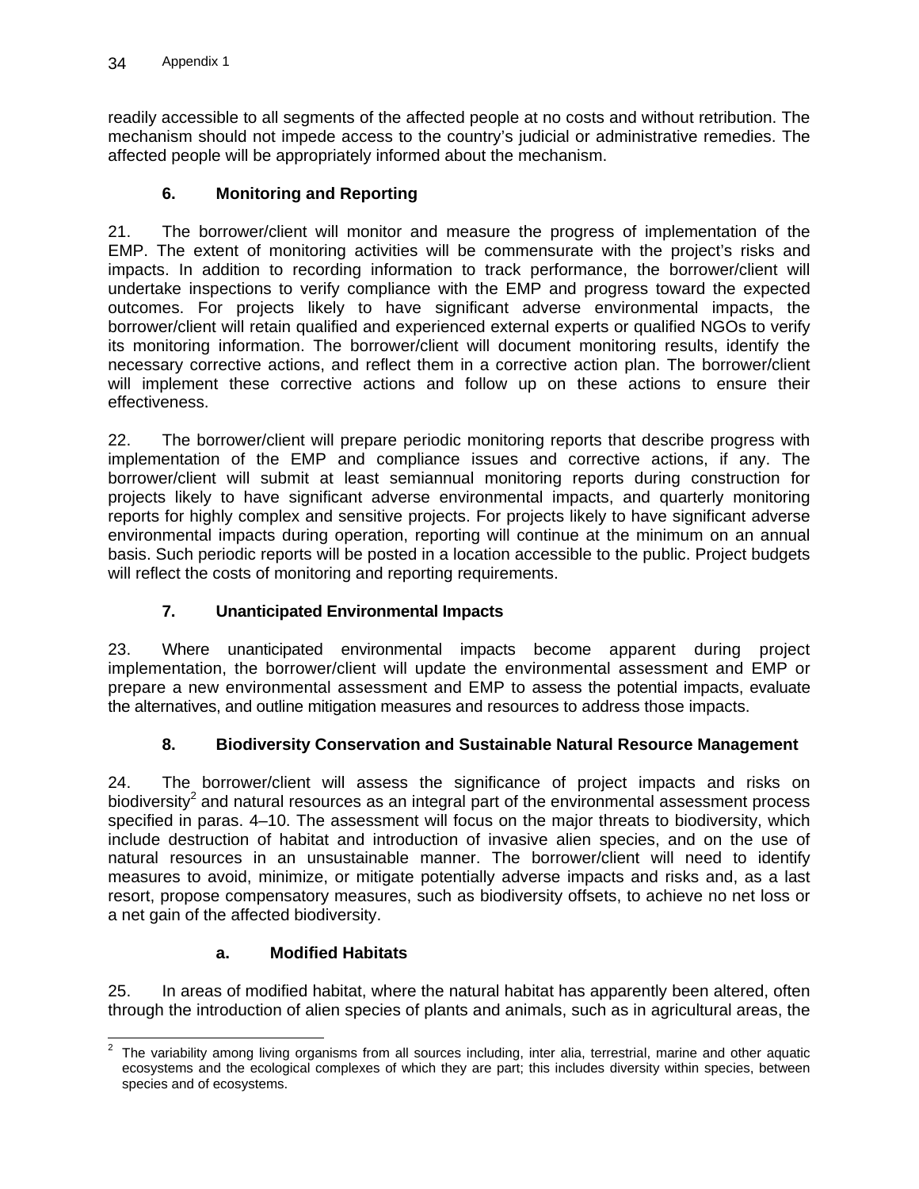readily accessible to all segments of the affected people at no costs and without retribution. The mechanism should not impede access to the country's judicial or administrative remedies. The affected people will be appropriately informed about the mechanism.

### 6. Monitoring and Reporting

21. The borrower/client will monitor and measure the progress of implementation of the EMP. The extent of monitoring activities will be commensurate with the project's risks and impacts. In addition to recording information to track performance, the borrower/client will undertake inspections to verify compliance with the EMP and progress toward the expected outcomes. For projects likely to have significant adverse environmental impacts, the borrower/client will retain qualified and experienced external experts or qualified NGOs to verify its monitoring information. The borrower/client will document monitoring results, identify the necessary corrective actions, and reflect them in a corrective action plan. The borrower/client will implement these corrective actions and follow up on these actions to ensure their effectiveness.

22. The borrower/client will prepare periodic monitoring reports that describe progress with implementation of the EMP and compliance issues and corrective actions, if any. The borrower/client will submit at least semiannual monitoring reports during construction for projects likely to have significant adverse environmental impacts, and quarterly monitoring reports for highly complex and sensitive projects. For projects likely to have significant adverse environmental impacts during operation, reporting will continue at the minimum on an annual basis. Such periodic reports will be posted in a location accessible to the public. Project budgets will reflect the costs of monitoring and reporting requirements.

### 7. Unanticipated Environmental Impacts

23. Where unanticipated environmental impacts become apparent during project implementation, the borrower/client will update the environmental assessment and EMP or prepare a new environmental assessment and EMP to assess the potential impacts, evaluate the alternatives, and outline mitigation measures and resources to address those impacts.

### 8. Biodiversity Conservation and Sustainable Natural Resource Management

24. The borrower/client will assess the significance of project impacts and risks on biodiversity[2] and natural resources as an integral part of the environmental assessment process specified in paras. 4–10. The assessment will focus on the major threats to biodiversity, which include destruction of habitat and introduction of invasive alien species, and on the use of natural resources in an unsustainable manner. The borrower/client will need to identify measures to avoid, minimize, or mitigate potentially adverse impacts and risks and, as a last resort, propose compensatory measures, such as biodiversity offsets, to achieve no net loss or a net gain of the affected biodiversity.

#### a. Modified Habitats

25. In areas of modified habitat, where the natural habitat has apparently been altered, often through the introduction of alien species of plants and animals, such as in agricultural areas, the

---

[2] The variability among living organisms from all sources including, inter alia, terrestrial, marine and other aquatic ecosystems and the ecological complexes of which they are part; this includes diversity within species, between species and of ecosystems.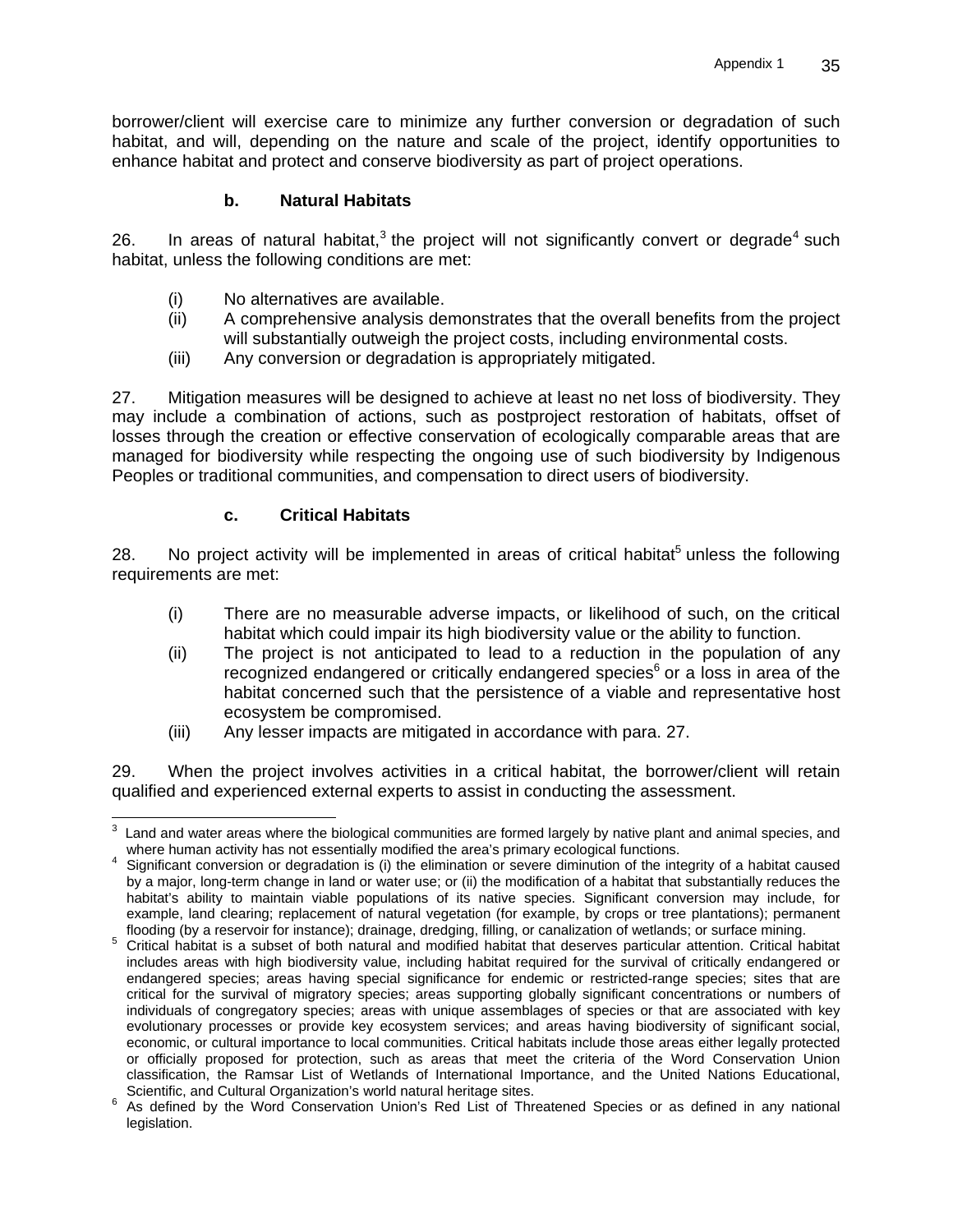borrower/client will exercise care to minimize any further conversion or degradation of such habitat, and will, depending on the nature and scale of the project, identify opportunities to enhance habitat and protect and conserve biodiversity as part of project operations.

### b. Natural Habitats

26. In areas of natural habitat,[3] the project will not significantly convert or degrade[4] such habitat, unless the following conditions are met:

(i) No alternatives are available.
(ii) A comprehensive analysis demonstrates that the overall benefits from the project will substantially outweigh the project costs, including environmental costs.
(iii) Any conversion or degradation is appropriately mitigated.

27. Mitigation measures will be designed to achieve at least no net loss of biodiversity. They may include a combination of actions, such as postproject restoration of habitats, offset of losses through the creation or effective conservation of ecologically comparable areas that are managed for biodiversity while respecting the ongoing use of such biodiversity by Indigenous Peoples or traditional communities, and compensation to direct users of biodiversity.

### c. Critical Habitats

28. No project activity will be implemented in areas of critical habitat[5] unless the following requirements are met:

(i) There are no measurable adverse impacts, or likelihood of such, on the critical habitat which could impair its high biodiversity value or the ability to function.
(ii) The project is not anticipated to lead to a reduction in the population of any recognized endangered or critically endangered species[6] or a loss in area of the habitat concerned such that the persistence of a viable and representative host ecosystem be compromised.
(iii) Any lesser impacts are mitigated in accordance with para. 27.

29. When the project involves activities in a critical habitat, the borrower/client will retain qualified and experienced external experts to assist in conducting the assessment.

---

[3] Land and water areas where the biological communities are formed largely by native plant and animal species, and where human activity has not essentially modified the area's primary ecological functions.

[4] Significant conversion or degradation is (i) the elimination or severe diminution of the integrity of a habitat caused by a major, long-term change in land or water use; or (ii) the modification of a habitat that substantially reduces the habitat's ability to maintain viable populations of its native species. Significant conversion may include, for example, land clearing; replacement of natural vegetation (for example, by crops or tree plantations); permanent flooding (by a reservoir for instance); drainage, dredging, filling, or canalization of wetlands; or surface mining.

[5] Critical habitat is a subset of both natural and modified habitat that deserves particular attention. Critical habitat includes areas with high biodiversity value, including habitat required for the survival of critically endangered or endangered species; areas having special significance for endemic or restricted-range species; sites that are critical for the survival of migratory species; areas supporting globally significant concentrations or numbers of individuals of congregatory species; areas with unique assemblages of species or that are associated with key evolutionary processes or provide key ecosystem services; and areas having biodiversity of significant social, economic, or cultural importance to local communities. Critical habitats include those areas either legally protected or officially proposed for protection, such as areas that meet the criteria of the Word Conservation Union classification, the Ramsar List of Wetlands of International Importance, and the United Nations Educational, Scientific, and Cultural Organization's world natural heritage sites.

[6] As defined by the Word Conservation Union's Red List of Threatened Species or as defined in any national legislation.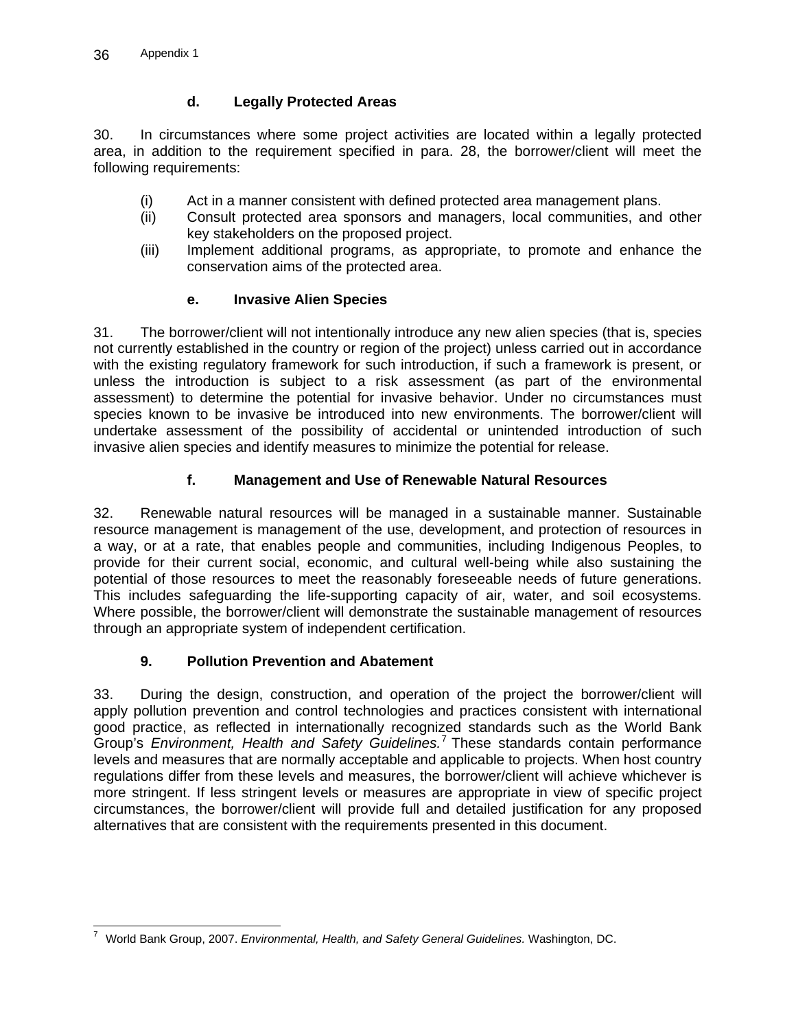#### d. Legally Protected Areas

30. In circumstances where some project activities are located within a legally protected area, in addition to the requirement specified in para. 28, the borrower/client will meet the following requirements:

(i) Act in a manner consistent with defined protected area management plans.
(ii) Consult protected area sponsors and managers, local communities, and other key stakeholders on the proposed project.
(iii) Implement additional programs, as appropriate, to promote and enhance the conservation aims of the protected area.

#### e. Invasive Alien Species

31. The borrower/client will not intentionally introduce any new alien species (that is, species not currently established in the country or region of the project) unless carried out in accordance with the existing regulatory framework for such introduction, if such a framework is present, or unless the introduction is subject to a risk assessment (as part of the environmental assessment) to determine the potential for invasive behavior. Under no circumstances must species known to be invasive be introduced into new environments. The borrower/client will undertake assessment of the possibility of accidental or unintended introduction of such invasive alien species and identify measures to minimize the potential for release.

#### f. Management and Use of Renewable Natural Resources

32. Renewable natural resources will be managed in a sustainable manner. Sustainable resource management is management of the use, development, and protection of resources in a way, or at a rate, that enables people and communities, including Indigenous Peoples, to provide for their current social, economic, and cultural well-being while also sustaining the potential of those resources to meet the reasonably foreseeable needs of future generations. This includes safeguarding the life-supporting capacity of air, water, and soil ecosystems. Where possible, the borrower/client will demonstrate the sustainable management of resources through an appropriate system of independent certification.

### 9. Pollution Prevention and Abatement

33. During the design, construction, and operation of the project the borrower/client will apply pollution prevention and control technologies and practices consistent with international good practice, as reflected in internationally recognized standards such as the World Bank Group's *Environment, Health and Safety Guidelines.*[7] These standards contain performance levels and measures that are normally acceptable and applicable to projects. When host country regulations differ from these levels and measures, the borrower/client will achieve whichever is more stringent. If less stringent levels or measures are appropriate in view of specific project circumstances, the borrower/client will provide full and detailed justification for any proposed alternatives that are consistent with the requirements presented in this document.

---

[7] World Bank Group, 2007. *Environmental, Health, and Safety General Guidelines.* Washington, DC.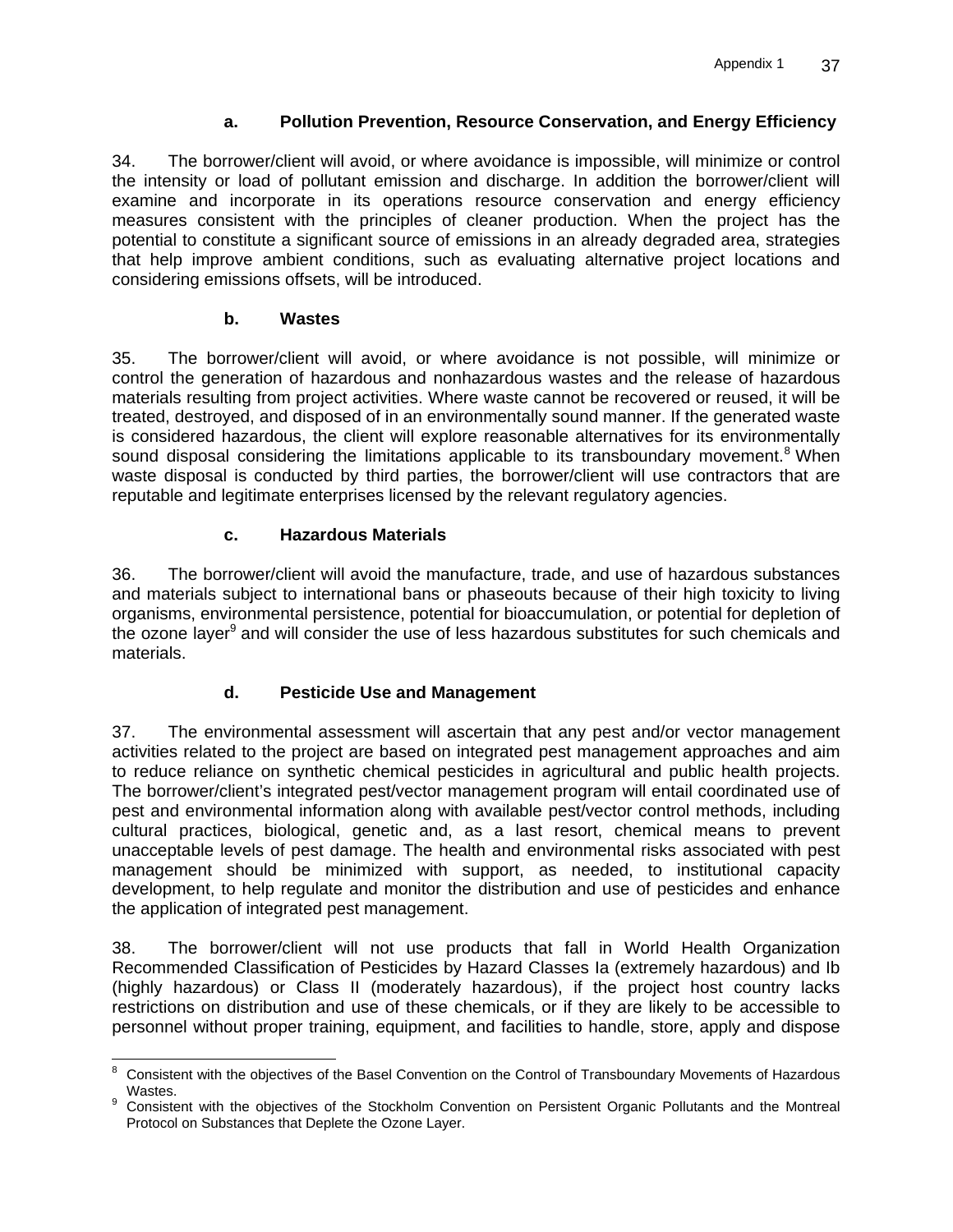#### a. Pollution Prevention, Resource Conservation, and Energy Efficiency

34. The borrower/client will avoid, or where avoidance is impossible, will minimize or control the intensity or load of pollutant emission and discharge. In addition the borrower/client will examine and incorporate in its operations resource conservation and energy efficiency measures consistent with the principles of cleaner production. When the project has the potential to constitute a significant source of emissions in an already degraded area, strategies that help improve ambient conditions, such as evaluating alternative project locations and considering emissions offsets, will be introduced.

#### b. Wastes

35. The borrower/client will avoid, or where avoidance is not possible, will minimize or control the generation of hazardous and nonhazardous wastes and the release of hazardous materials resulting from project activities. Where waste cannot be recovered or reused, it will be treated, destroyed, and disposed of in an environmentally sound manner. If the generated waste is considered hazardous, the client will explore reasonable alternatives for its environmentally sound disposal considering the limitations applicable to its transboundary movement.[8] When waste disposal is conducted by third parties, the borrower/client will use contractors that are reputable and legitimate enterprises licensed by the relevant regulatory agencies.

#### c. Hazardous Materials

36. The borrower/client will avoid the manufacture, trade, and use of hazardous substances and materials subject to international bans or phaseouts because of their high toxicity to living organisms, environmental persistence, potential for bioaccumulation, or potential for depletion of the ozone layer[9] and will consider the use of less hazardous substitutes for such chemicals and materials.

#### d. Pesticide Use and Management

37. The environmental assessment will ascertain that any pest and/or vector management activities related to the project are based on integrated pest management approaches and aim to reduce reliance on synthetic chemical pesticides in agricultural and public health projects. The borrower/client's integrated pest/vector management program will entail coordinated use of pest and environmental information along with available pest/vector control methods, including cultural practices, biological, genetic and, as a last resort, chemical means to prevent unacceptable levels of pest damage. The health and environmental risks associated with pest management should be minimized with support, as needed, to institutional capacity development, to help regulate and monitor the distribution and use of pesticides and enhance the application of integrated pest management.

38. The borrower/client will not use products that fall in World Health Organization Recommended Classification of Pesticides by Hazard Classes Ia (extremely hazardous) and Ib (highly hazardous) or Class II (moderately hazardous), if the project host country lacks restrictions on distribution and use of these chemicals, or if they are likely to be accessible to personnel without proper training, equipment, and facilities to handle, store, apply and dispose

---

[8] Consistent with the objectives of the Basel Convention on the Control of Transboundary Movements of Hazardous Wastes.

[9] Consistent with the objectives of the Stockholm Convention on Persistent Organic Pollutants and the Montreal Protocol on Substances that Deplete the Ozone Layer.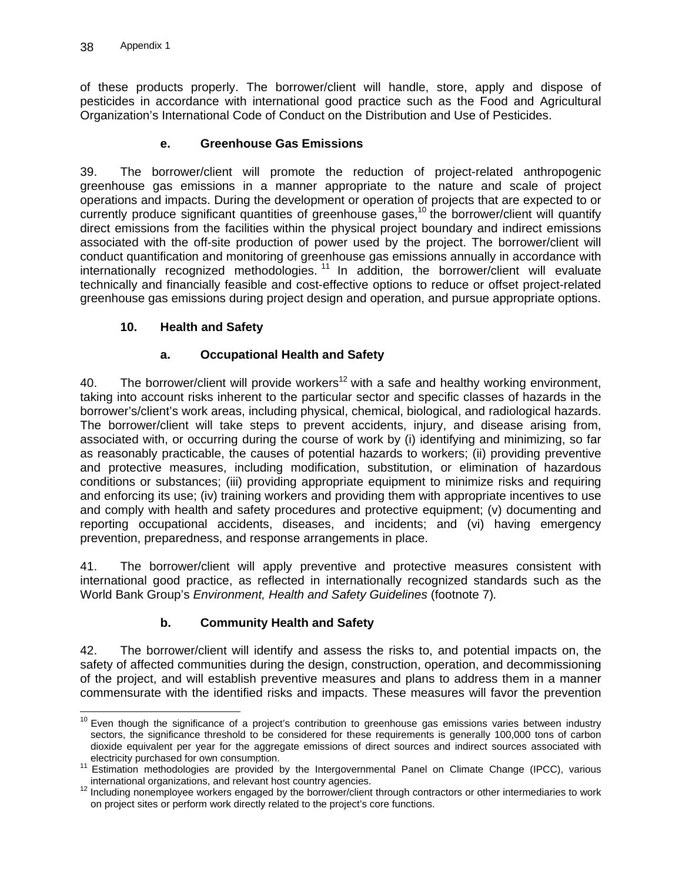of these products properly. The borrower/client will handle, store, apply and dispose of pesticides in accordance with international good practice such as the Food and Agricultural Organization's International Code of Conduct on the Distribution and Use of Pesticides.

#### e. Greenhouse Gas Emissions

39. The borrower/client will promote the reduction of project-related anthropogenic greenhouse gas emissions in a manner appropriate to the nature and scale of project operations and impacts. During the development or operation of projects that are expected to or currently produce significant quantities of greenhouse gases,[10] the borrower/client will quantify direct emissions from the facilities within the physical project boundary and indirect emissions associated with the off-site production of power used by the project. The borrower/client will conduct quantification and monitoring of greenhouse gas emissions annually in accordance with internationally recognized methodologies.[11] In addition, the borrower/client will evaluate technically and financially feasible and cost-effective options to reduce or offset project-related greenhouse gas emissions during project design and operation, and pursue appropriate options.

### 10. Health and Safety

#### a. Occupational Health and Safety

40. The borrower/client will provide workers[12] with a safe and healthy working environment, taking into account risks inherent to the particular sector and specific classes of hazards in the borrower's/client's work areas, including physical, chemical, biological, and radiological hazards. The borrower/client will take steps to prevent accidents, injury, and disease arising from, associated with, or occurring during the course of work by (i) identifying and minimizing, so far as reasonably practicable, the causes of potential hazards to workers; (ii) providing preventive and protective measures, including modification, substitution, or elimination of hazardous conditions or substances; (iii) providing appropriate equipment to minimize risks and requiring and enforcing its use; (iv) training workers and providing them with appropriate incentives to use and comply with health and safety procedures and protective equipment; (v) documenting and reporting occupational accidents, diseases, and incidents; and (vi) having emergency prevention, preparedness, and response arrangements in place.

41. The borrower/client will apply preventive and protective measures consistent with international good practice, as reflected in internationally recognized standards such as the World Bank Group's *Environment, Health and Safety Guidelines* (footnote 7).

#### b. Community Health and Safety

42. The borrower/client will identify and assess the risks to, and potential impacts on, the safety of affected communities during the design, construction, operation, and decommissioning of the project, and will establish preventive measures and plans to address them in a manner commensurate with the identified risks and impacts. These measures will favor the prevention

---

[10] Even though the significance of a project's contribution to greenhouse gas emissions varies between industry sectors, the significance threshold to be considered for these requirements is generally 100,000 tons of carbon dioxide equivalent per year for the aggregate emissions of direct sources and indirect sources associated with electricity purchased for own consumption.

[11] Estimation methodologies are provided by the Intergovernmental Panel on Climate Change (IPCC), various international organizations, and relevant host country agencies.

[12] Including nonemployee workers engaged by the borrower/client through contractors or other intermediaries to work on project sites or perform work directly related to the project's core functions.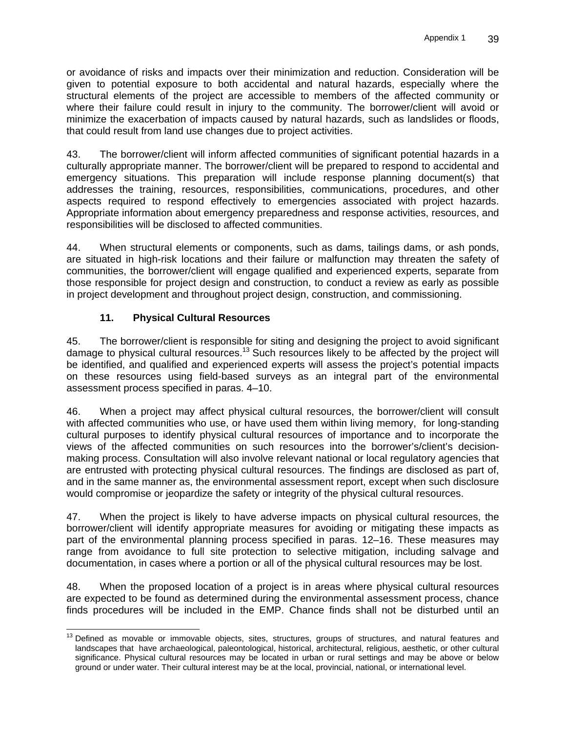or avoidance of risks and impacts over their minimization and reduction. Consideration will be given to potential exposure to both accidental and natural hazards, especially where the structural elements of the project are accessible to members of the affected community or where their failure could result in injury to the community. The borrower/client will avoid or minimize the exacerbation of impacts caused by natural hazards, such as landslides or floods, that could result from land use changes due to project activities.

43. The borrower/client will inform affected communities of significant potential hazards in a culturally appropriate manner. The borrower/client will be prepared to respond to accidental and emergency situations. This preparation will include response planning document(s) that addresses the training, resources, responsibilities, communications, procedures, and other aspects required to respond effectively to emergencies associated with project hazards. Appropriate information about emergency preparedness and response activities, resources, and responsibilities will be disclosed to affected communities.

44. When structural elements or components, such as dams, tailings dams, or ash ponds, are situated in high-risk locations and their failure or malfunction may threaten the safety of communities, the borrower/client will engage qualified and experienced experts, separate from those responsible for project design and construction, to conduct a review as early as possible in project development and throughout project design, construction, and commissioning.

### 11. Physical Cultural Resources

45. The borrower/client is responsible for siting and designing the project to avoid significant damage to physical cultural resources.[13] Such resources likely to be affected by the project will be identified, and qualified and experienced experts will assess the project's potential impacts on these resources using field-based surveys as an integral part of the environmental assessment process specified in paras. 4–10.

46. When a project may affect physical cultural resources, the borrower/client will consult with affected communities who use, or have used them within living memory, for long-standing cultural purposes to identify physical cultural resources of importance and to incorporate the views of the affected communities on such resources into the borrower's/client's decision-making process. Consultation will also involve relevant national or local regulatory agencies that are entrusted with protecting physical cultural resources. The findings are disclosed as part of, and in the same manner as, the environmental assessment report, except when such disclosure would compromise or jeopardize the safety or integrity of the physical cultural resources.

47. When the project is likely to have adverse impacts on physical cultural resources, the borrower/client will identify appropriate measures for avoiding or mitigating these impacts as part of the environmental planning process specified in paras. 12–16. These measures may range from avoidance to full site protection to selective mitigation, including salvage and documentation, in cases where a portion or all of the physical cultural resources may be lost.

48. When the proposed location of a project is in areas where physical cultural resources are expected to be found as determined during the environmental assessment process, chance finds procedures will be included in the EMP. Chance finds shall not be disturbed until an

[13] Defined as movable or immovable objects, sites, structures, groups of structures, and natural features and landscapes that have archaeological, paleontological, historical, architectural, religious, aesthetic, or other cultural significance. Physical cultural resources may be located in urban or rural settings and may be above or below ground or under water. Their cultural interest may be at the local, provincial, national, or international level.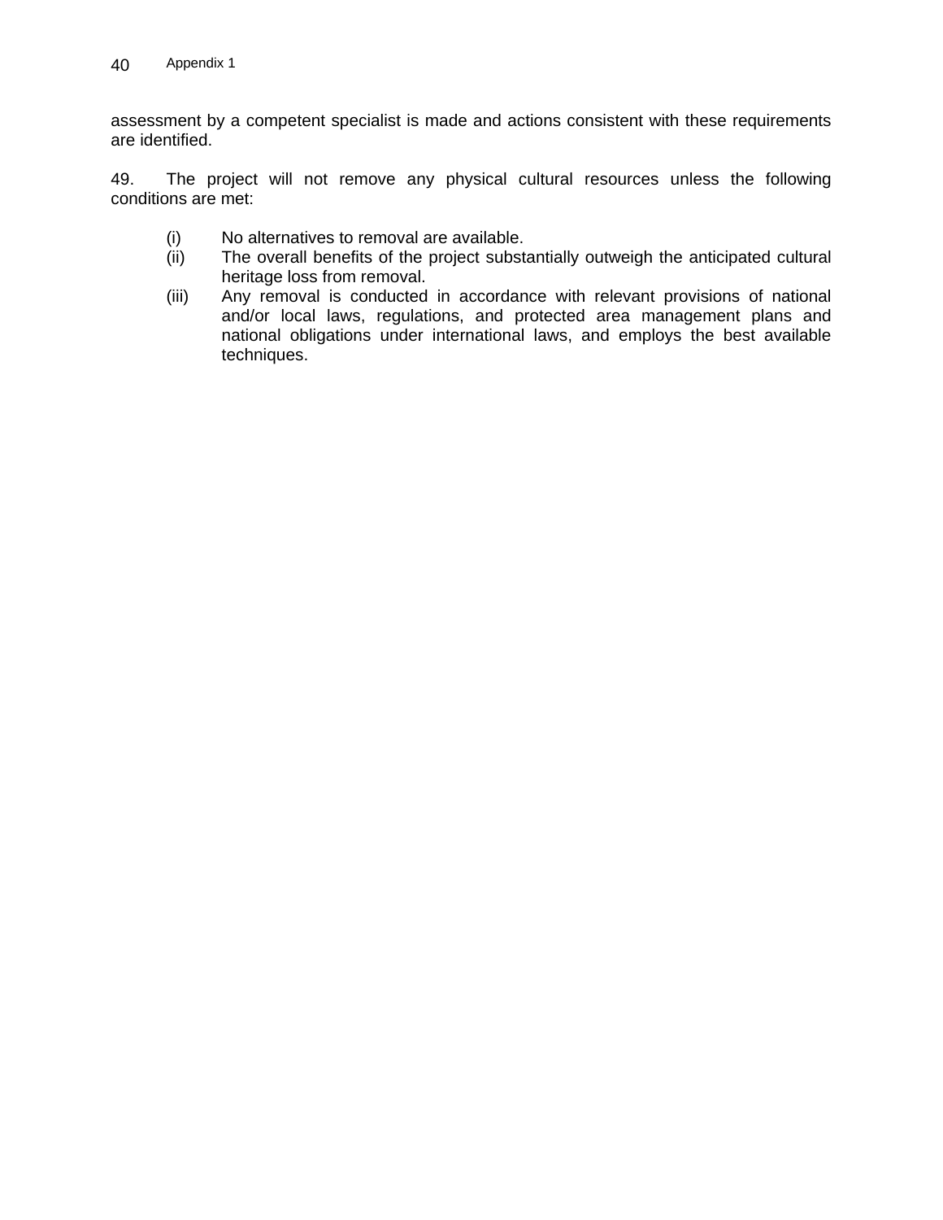assessment by a competent specialist is made and actions consistent with these requirements are identified.

49. The project will not remove any physical cultural resources unless the following conditions are met:

(i) No alternatives to removal are available.
(ii) The overall benefits of the project substantially outweigh the anticipated cultural heritage loss from removal.
(iii) Any removal is conducted in accordance with relevant provisions of national and/or local laws, regulations, and protected area management plans and national obligations under international laws, and employs the best available techniques.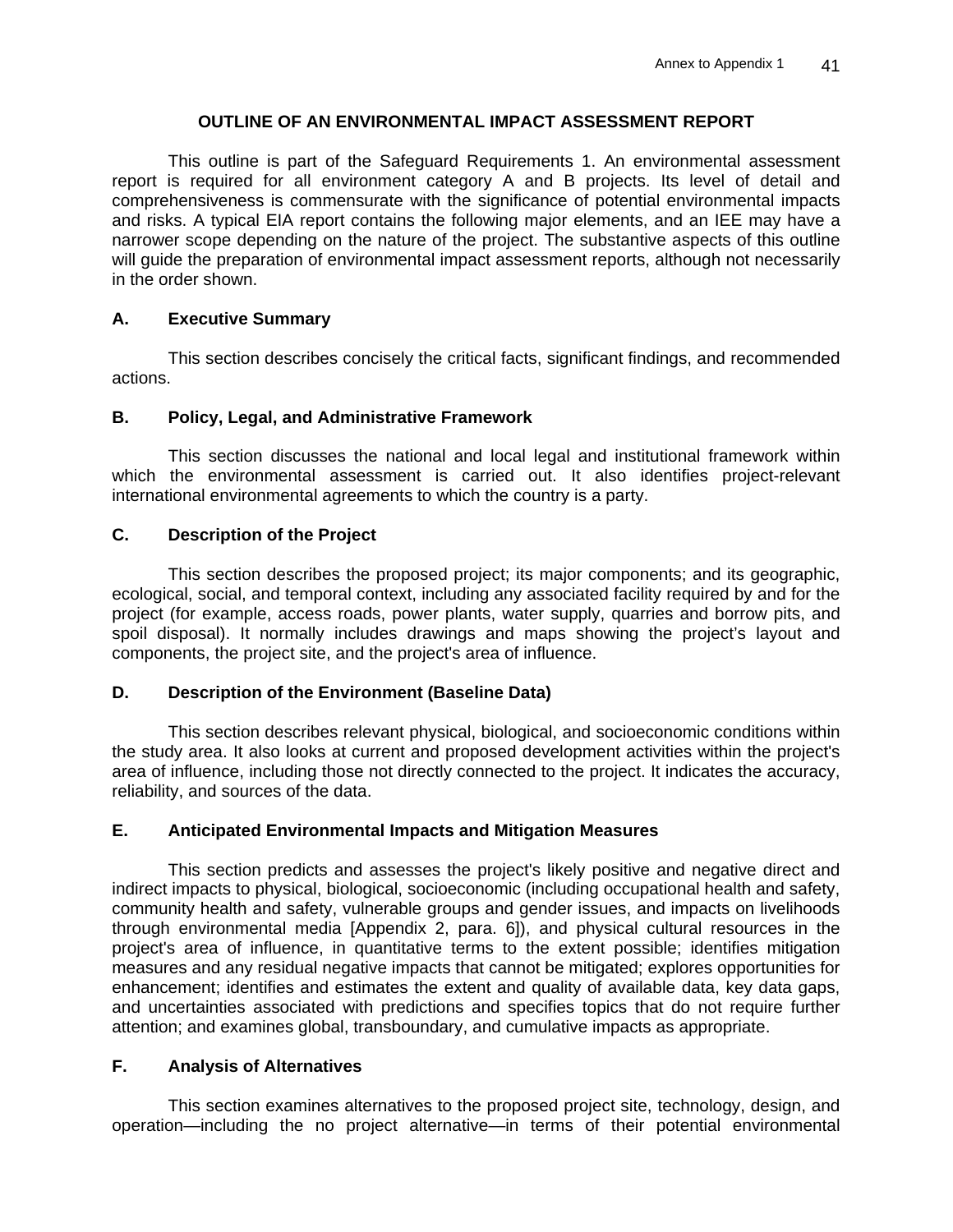## OUTLINE OF AN ENVIRONMENTAL IMPACT ASSESSMENT REPORT

This outline is part of the Safeguard Requirements 1. An environmental assessment report is required for all environment category A and B projects. Its level of detail and comprehensiveness is commensurate with the significance of potential environmental impacts and risks. A typical EIA report contains the following major elements, and an IEE may have a narrower scope depending on the nature of the project. The substantive aspects of this outline will guide the preparation of environmental impact assessment reports, although not necessarily in the order shown.

### A. Executive Summary

This section describes concisely the critical facts, significant findings, and recommended actions.

### B. Policy, Legal, and Administrative Framework

This section discusses the national and local legal and institutional framework within which the environmental assessment is carried out. It also identifies project-relevant international environmental agreements to which the country is a party.

### C. Description of the Project

This section describes the proposed project; its major components; and its geographic, ecological, social, and temporal context, including any associated facility required by and for the project (for example, access roads, power plants, water supply, quarries and borrow pits, and spoil disposal). It normally includes drawings and maps showing the project's layout and components, the project site, and the project's area of influence.

### D. Description of the Environment (Baseline Data)

This section describes relevant physical, biological, and socioeconomic conditions within the study area. It also looks at current and proposed development activities within the project's area of influence, including those not directly connected to the project. It indicates the accuracy, reliability, and sources of the data.

### E. Anticipated Environmental Impacts and Mitigation Measures

This section predicts and assesses the project's likely positive and negative direct and indirect impacts to physical, biological, socioeconomic (including occupational health and safety, community health and safety, vulnerable groups and gender issues, and impacts on livelihoods through environmental media [Appendix 2, para. 6]), and physical cultural resources in the project's area of influence, in quantitative terms to the extent possible; identifies mitigation measures and any residual negative impacts that cannot be mitigated; explores opportunities for enhancement; identifies and estimates the extent and quality of available data, key data gaps, and uncertainties associated with predictions and specifies topics that do not require further attention; and examines global, transboundary, and cumulative impacts as appropriate.

### F. Analysis of Alternatives

This section examines alternatives to the proposed project site, technology, design, and operation—including the no project alternative—in terms of their potential environmental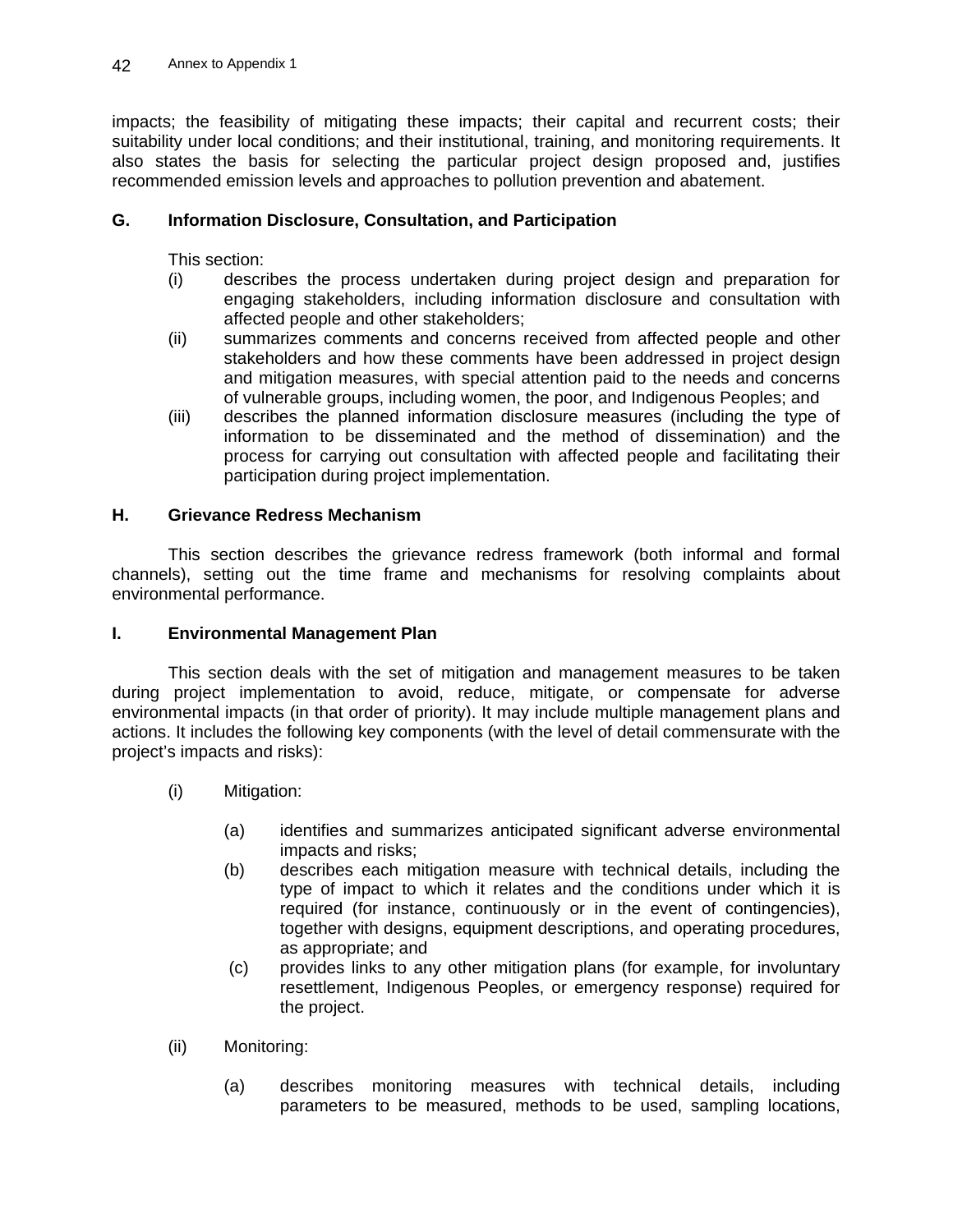impacts; the feasibility of mitigating these impacts; their capital and recurrent costs; their suitability under local conditions; and their institutional, training, and monitoring requirements. It also states the basis for selecting the particular project design proposed and, justifies recommended emission levels and approaches to pollution prevention and abatement.

### G. Information Disclosure, Consultation, and Participation

This section:

- (i) describes the process undertaken during project design and preparation for engaging stakeholders, including information disclosure and consultation with affected people and other stakeholders;
- (ii) summarizes comments and concerns received from affected people and other stakeholders and how these comments have been addressed in project design and mitigation measures, with special attention paid to the needs and concerns of vulnerable groups, including women, the poor, and Indigenous Peoples; and
- (iii) describes the planned information disclosure measures (including the type of information to be disseminated and the method of dissemination) and the process for carrying out consultation with affected people and facilitating their participation during project implementation.

### H. Grievance Redress Mechanism

This section describes the grievance redress framework (both informal and formal channels), setting out the time frame and mechanisms for resolving complaints about environmental performance.

### I. Environmental Management Plan

This section deals with the set of mitigation and management measures to be taken during project implementation to avoid, reduce, mitigate, or compensate for adverse environmental impacts (in that order of priority). It may include multiple management plans and actions. It includes the following key components (with the level of detail commensurate with the project's impacts and risks):

- (i) Mitigation:
  - (a) identifies and summarizes anticipated significant adverse environmental impacts and risks;
  - (b) describes each mitigation measure with technical details, including the type of impact to which it relates and the conditions under which it is required (for instance, continuously or in the event of contingencies), together with designs, equipment descriptions, and operating procedures, as appropriate; and
  - (c) provides links to any other mitigation plans (for example, for involuntary resettlement, Indigenous Peoples, or emergency response) required for the project.

- (ii) Monitoring:
  - (a) describes monitoring measures with technical details, including parameters to be measured, methods to be used, sampling locations,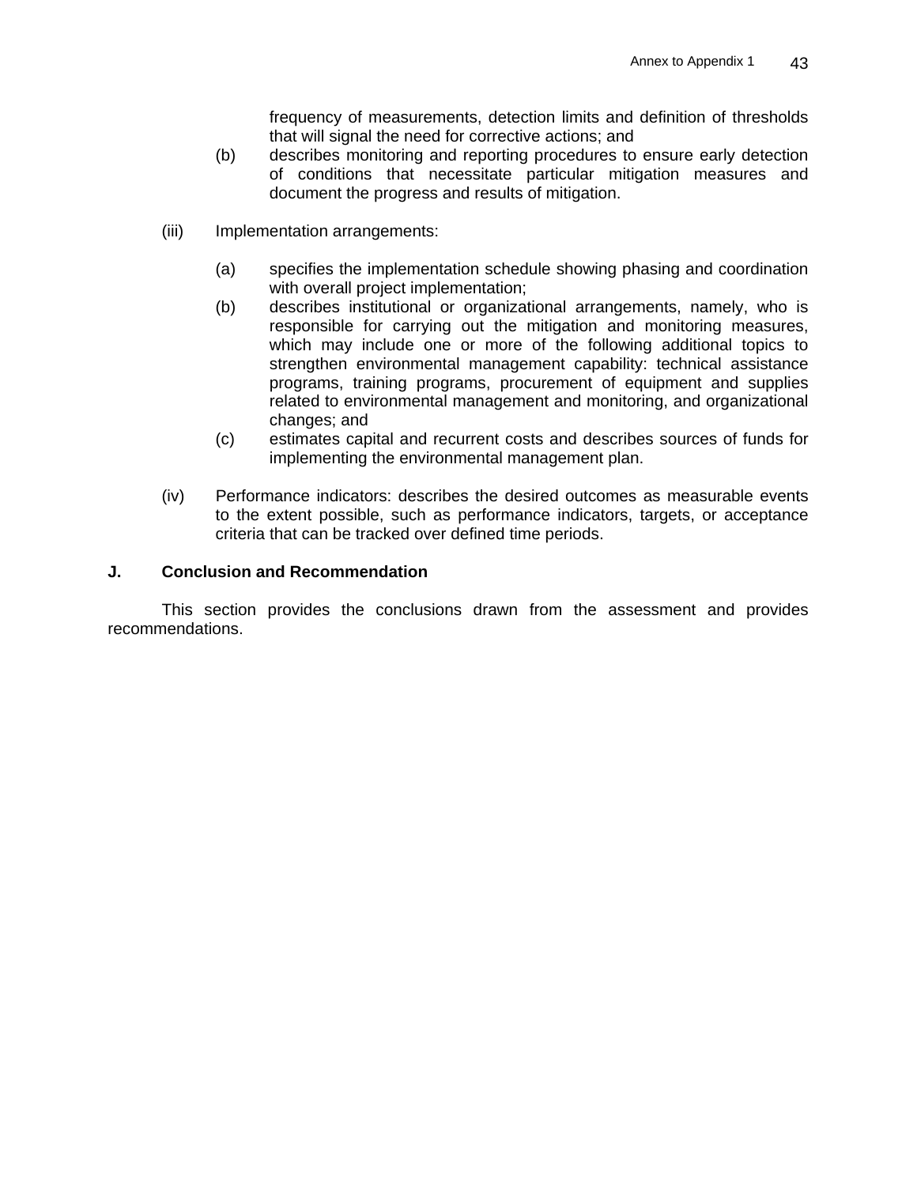frequency of measurements, detection limits and definition of thresholds that will signal the need for corrective actions; and

(b) describes monitoring and reporting procedures to ensure early detection of conditions that necessitate particular mitigation measures and document the progress and results of mitigation.

(iii) Implementation arrangements:

(a) specifies the implementation schedule showing phasing and coordination with overall project implementation;

(b) describes institutional or organizational arrangements, namely, who is responsible for carrying out the mitigation and monitoring measures, which may include one or more of the following additional topics to strengthen environmental management capability: technical assistance programs, training programs, procurement of equipment and supplies related to environmental management and monitoring, and organizational changes; and

(c) estimates capital and recurrent costs and describes sources of funds for implementing the environmental management plan.

(iv) Performance indicators: describes the desired outcomes as measurable events to the extent possible, such as performance indicators, targets, or acceptance criteria that can be tracked over defined time periods.

## J. Conclusion and Recommendation

This section provides the conclusions drawn from the assessment and provides recommendations.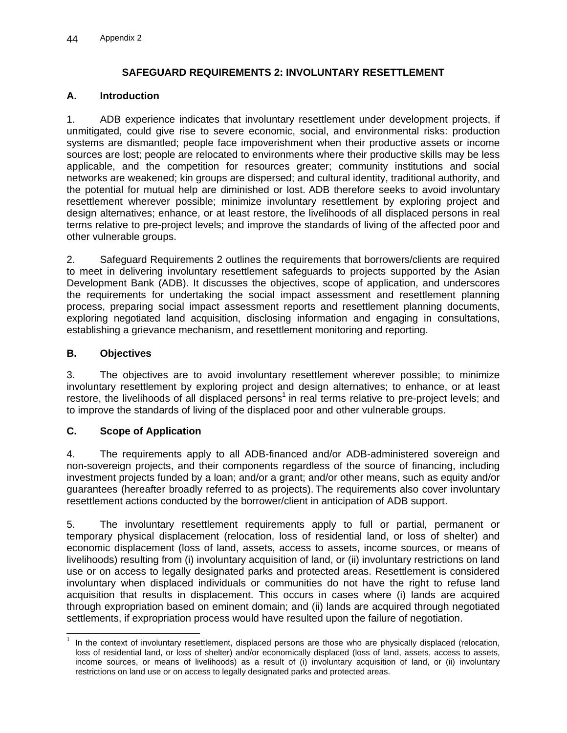## SAFEGUARD REQUIREMENTS 2: INVOLUNTARY RESETTLEMENT

### A. Introduction

1. ADB experience indicates that involuntary resettlement under development projects, if unmitigated, could give rise to severe economic, social, and environmental risks: production systems are dismantled; people face impoverishment when their productive assets or income sources are lost; people are relocated to environments where their productive skills may be less applicable, and the competition for resources greater; community institutions and social networks are weakened; kin groups are dispersed; and cultural identity, traditional authority, and the potential for mutual help are diminished or lost. ADB therefore seeks to avoid involuntary resettlement wherever possible; minimize involuntary resettlement by exploring project and design alternatives; enhance, or at least restore, the livelihoods of all displaced persons in real terms relative to pre-project levels; and improve the standards of living of the affected poor and other vulnerable groups.

2. Safeguard Requirements 2 outlines the requirements that borrowers/clients are required to meet in delivering involuntary resettlement safeguards to projects supported by the Asian Development Bank (ADB). It discusses the objectives, scope of application, and underscores the requirements for undertaking the social impact assessment and resettlement planning process, preparing social impact assessment reports and resettlement planning documents, exploring negotiated land acquisition, disclosing information and engaging in consultations, establishing a grievance mechanism, and resettlement monitoring and reporting.

### B. Objectives

3. The objectives are to avoid involuntary resettlement wherever possible; to minimize involuntary resettlement by exploring project and design alternatives; to enhance, or at least restore, the livelihoods of all displaced persons[1] in real terms relative to pre-project levels; and to improve the standards of living of the displaced poor and other vulnerable groups.

### C. Scope of Application

4. The requirements apply to all ADB-financed and/or ADB-administered sovereign and non-sovereign projects, and their components regardless of the source of financing, including investment projects funded by a loan; and/or a grant; and/or other means, such as equity and/or guarantees (hereafter broadly referred to as projects). The requirements also cover involuntary resettlement actions conducted by the borrower/client in anticipation of ADB support.

5. The involuntary resettlement requirements apply to full or partial, permanent or temporary physical displacement (relocation, loss of residential land, or loss of shelter) and economic displacement (loss of land, assets, access to assets, income sources, or means of livelihoods) resulting from (i) involuntary acquisition of land, or (ii) involuntary restrictions on land use or on access to legally designated parks and protected areas. Resettlement is considered involuntary when displaced individuals or communities do not have the right to refuse land acquisition that results in displacement. This occurs in cases where (i) lands are acquired through expropriation based on eminent domain; and (ii) lands are acquired through negotiated settlements, if expropriation process would have resulted upon the failure of negotiation.

---

[1] In the context of involuntary resettlement, displaced persons are those who are physically displaced (relocation, loss of residential land, or loss of shelter) and/or economically displaced (loss of land, assets, access to assets, income sources, or means of livelihoods) as a result of (i) involuntary acquisition of land, or (ii) involuntary restrictions on land use or on access to legally designated parks and protected areas.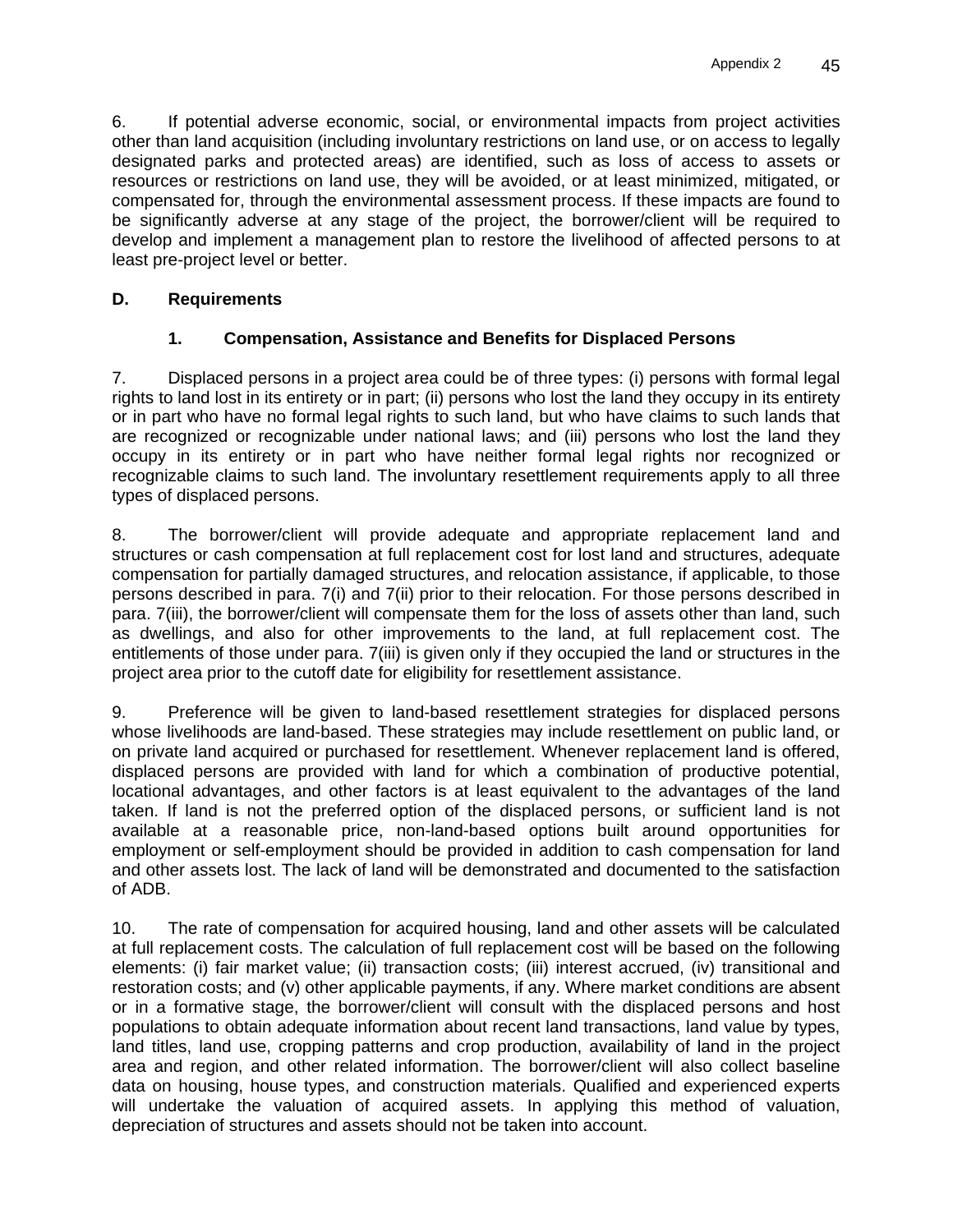6. If potential adverse economic, social, or environmental impacts from project activities other than land acquisition (including involuntary restrictions on land use, or on access to legally designated parks and protected areas) are identified, such as loss of access to assets or resources or restrictions on land use, they will be avoided, or at least minimized, mitigated, or compensated for, through the environmental assessment process. If these impacts are found to be significantly adverse at any stage of the project, the borrower/client will be required to develop and implement a management plan to restore the livelihood of affected persons to at least pre-project level or better.

## D. Requirements

### 1. Compensation, Assistance and Benefits for Displaced Persons

7. Displaced persons in a project area could be of three types: (i) persons with formal legal rights to land lost in its entirety or in part; (ii) persons who lost the land they occupy in its entirety or in part who have no formal legal rights to such land, but who have claims to such lands that are recognized or recognizable under national laws; and (iii) persons who lost the land they occupy in its entirety or in part who have neither formal legal rights nor recognized or recognizable claims to such land. The involuntary resettlement requirements apply to all three types of displaced persons.

8. The borrower/client will provide adequate and appropriate replacement land and structures or cash compensation at full replacement cost for lost land and structures, adequate compensation for partially damaged structures, and relocation assistance, if applicable, to those persons described in para. 7(i) and 7(ii) prior to their relocation. For those persons described in para. 7(iii), the borrower/client will compensate them for the loss of assets other than land, such as dwellings, and also for other improvements to the land, at full replacement cost. The entitlements of those under para. 7(iii) is given only if they occupied the land or structures in the project area prior to the cutoff date for eligibility for resettlement assistance.

9. Preference will be given to land-based resettlement strategies for displaced persons whose livelihoods are land-based. These strategies may include resettlement on public land, or on private land acquired or purchased for resettlement. Whenever replacement land is offered, displaced persons are provided with land for which a combination of productive potential, locational advantages, and other factors is at least equivalent to the advantages of the land taken. If land is not the preferred option of the displaced persons, or sufficient land is not available at a reasonable price, non-land-based options built around opportunities for employment or self-employment should be provided in addition to cash compensation for land and other assets lost. The lack of land will be demonstrated and documented to the satisfaction of ADB.

10. The rate of compensation for acquired housing, land and other assets will be calculated at full replacement costs. The calculation of full replacement cost will be based on the following elements: (i) fair market value; (ii) transaction costs; (iii) interest accrued, (iv) transitional and restoration costs; and (v) other applicable payments, if any. Where market conditions are absent or in a formative stage, the borrower/client will consult with the displaced persons and host populations to obtain adequate information about recent land transactions, land value by types, land titles, land use, cropping patterns and crop production, availability of land in the project area and region, and other related information. The borrower/client will also collect baseline data on housing, house types, and construction materials. Qualified and experienced experts will undertake the valuation of acquired assets. In applying this method of valuation, depreciation of structures and assets should not be taken into account.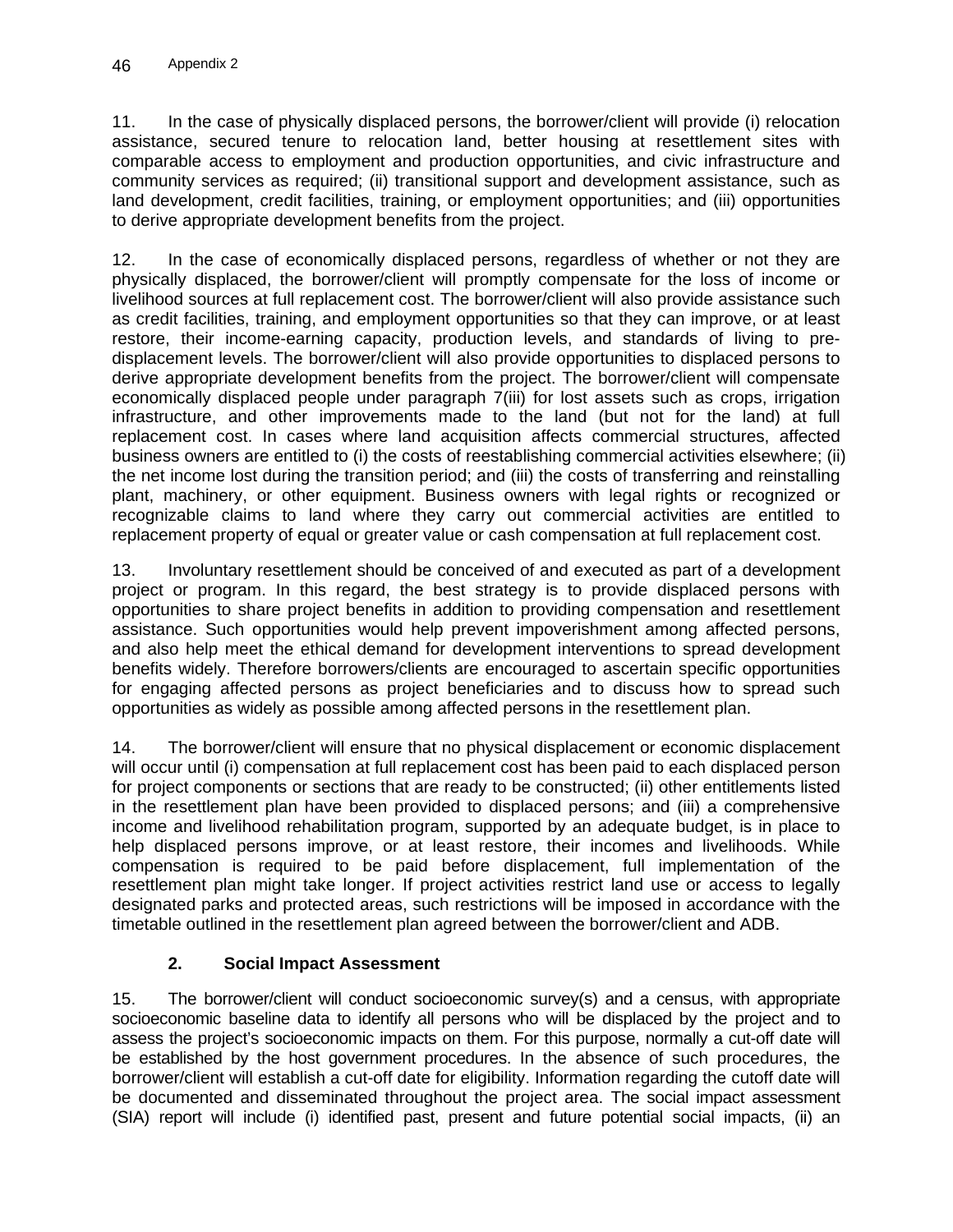11. In the case of physically displaced persons, the borrower/client will provide (i) relocation assistance, secured tenure to relocation land, better housing at resettlement sites with comparable access to employment and production opportunities, and civic infrastructure and community services as required; (ii) transitional support and development assistance, such as land development, credit facilities, training, or employment opportunities; and (iii) opportunities to derive appropriate development benefits from the project.

12. In the case of economically displaced persons, regardless of whether or not they are physically displaced, the borrower/client will promptly compensate for the loss of income or livelihood sources at full replacement cost. The borrower/client will also provide assistance such as credit facilities, training, and employment opportunities so that they can improve, or at least restore, their income-earning capacity, production levels, and standards of living to pre-displacement levels. The borrower/client will also provide opportunities to displaced persons to derive appropriate development benefits from the project. The borrower/client will compensate economically displaced people under paragraph 7(iii) for lost assets such as crops, irrigation infrastructure, and other improvements made to the land (but not for the land) at full replacement cost. In cases where land acquisition affects commercial structures, affected business owners are entitled to (i) the costs of reestablishing commercial activities elsewhere; (ii) the net income lost during the transition period; and (iii) the costs of transferring and reinstalling plant, machinery, or other equipment. Business owners with legal rights or recognized or recognizable claims to land where they carry out commercial activities are entitled to replacement property of equal or greater value or cash compensation at full replacement cost.

13. Involuntary resettlement should be conceived of and executed as part of a development project or program. In this regard, the best strategy is to provide displaced persons with opportunities to share project benefits in addition to providing compensation and resettlement assistance. Such opportunities would help prevent impoverishment among affected persons, and also help meet the ethical demand for development interventions to spread development benefits widely. Therefore borrowers/clients are encouraged to ascertain specific opportunities for engaging affected persons as project beneficiaries and to discuss how to spread such opportunities as widely as possible among affected persons in the resettlement plan.

14. The borrower/client will ensure that no physical displacement or economic displacement will occur until (i) compensation at full replacement cost has been paid to each displaced person for project components or sections that are ready to be constructed; (ii) other entitlements listed in the resettlement plan have been provided to displaced persons; and (iii) a comprehensive income and livelihood rehabilitation program, supported by an adequate budget, is in place to help displaced persons improve, or at least restore, their incomes and livelihoods. While compensation is required to be paid before displacement, full implementation of the resettlement plan might take longer. If project activities restrict land use or access to legally designated parks and protected areas, such restrictions will be imposed in accordance with the timetable outlined in the resettlement plan agreed between the borrower/client and ADB.

### 2. Social Impact Assessment

15. The borrower/client will conduct socioeconomic survey(s) and a census, with appropriate socioeconomic baseline data to identify all persons who will be displaced by the project and to assess the project's socioeconomic impacts on them. For this purpose, normally a cut-off date will be established by the host government procedures. In the absence of such procedures, the borrower/client will establish a cut-off date for eligibility. Information regarding the cutoff date will be documented and disseminated throughout the project area. The social impact assessment (SIA) report will include (i) identified past, present and future potential social impacts, (ii) an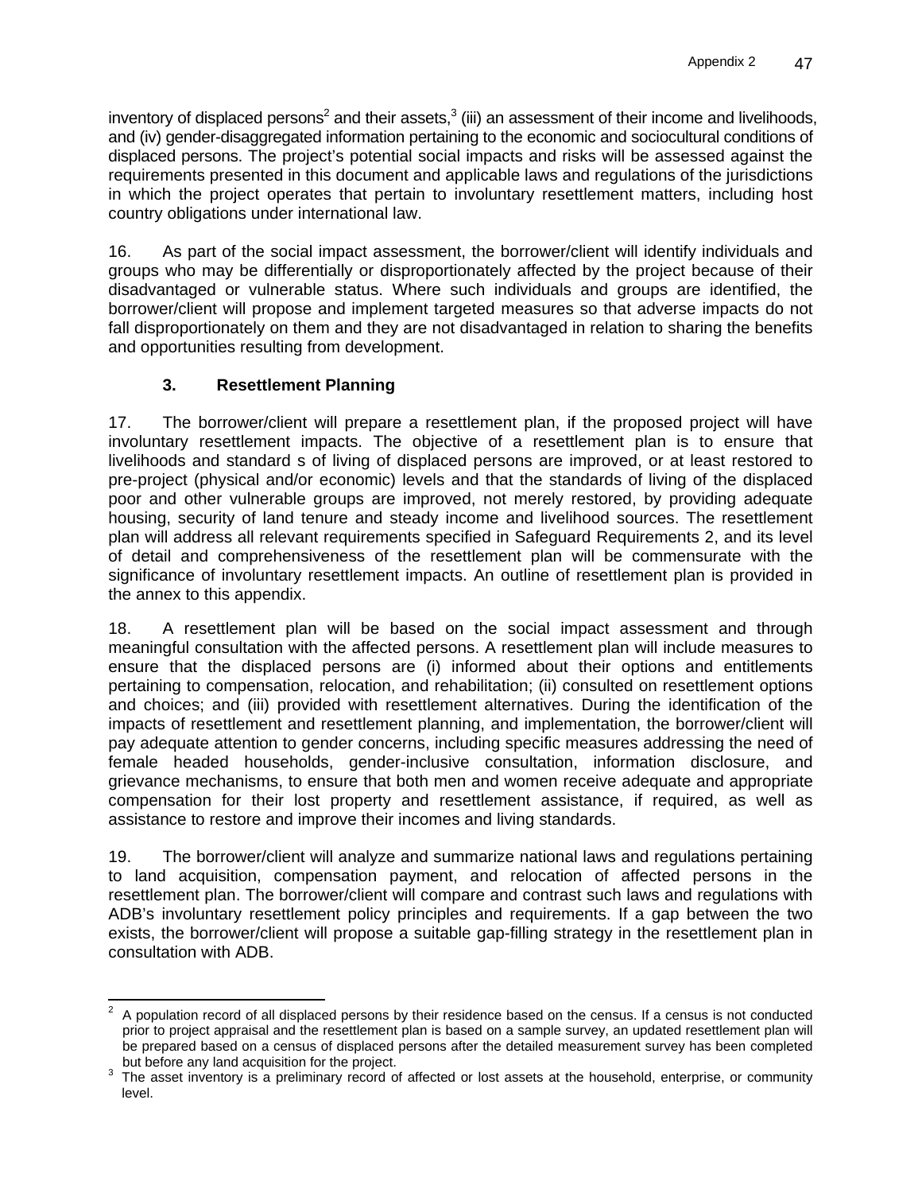inventory of displaced persons[2] and their assets,[3] (iii) an assessment of their income and livelihoods, and (iv) gender-disaggregated information pertaining to the economic and sociocultural conditions of displaced persons. The project's potential social impacts and risks will be assessed against the requirements presented in this document and applicable laws and regulations of the jurisdictions in which the project operates that pertain to involuntary resettlement matters, including host country obligations under international law.

16. As part of the social impact assessment, the borrower/client will identify individuals and groups who may be differentially or disproportionately affected by the project because of their disadvantaged or vulnerable status. Where such individuals and groups are identified, the borrower/client will propose and implement targeted measures so that adverse impacts do not fall disproportionately on them and they are not disadvantaged in relation to sharing the benefits and opportunities resulting from development.

### 3. Resettlement Planning

17. The borrower/client will prepare a resettlement plan, if the proposed project will have involuntary resettlement impacts. The objective of a resettlement plan is to ensure that livelihoods and standard s of living of displaced persons are improved, or at least restored to pre-project (physical and/or economic) levels and that the standards of living of the displaced poor and other vulnerable groups are improved, not merely restored, by providing adequate housing, security of land tenure and steady income and livelihood sources. The resettlement plan will address all relevant requirements specified in Safeguard Requirements 2, and its level of detail and comprehensiveness of the resettlement plan will be commensurate with the significance of involuntary resettlement impacts. An outline of resettlement plan is provided in the annex to this appendix.

18. A resettlement plan will be based on the social impact assessment and through meaningful consultation with the affected persons. A resettlement plan will include measures to ensure that the displaced persons are (i) informed about their options and entitlements pertaining to compensation, relocation, and rehabilitation; (ii) consulted on resettlement options and choices; and (iii) provided with resettlement alternatives. During the identification of the impacts of resettlement and resettlement planning, and implementation, the borrower/client will pay adequate attention to gender concerns, including specific measures addressing the need of female headed households, gender-inclusive consultation, information disclosure, and grievance mechanisms, to ensure that both men and women receive adequate and appropriate compensation for their lost property and resettlement assistance, if required, as well as assistance to restore and improve their incomes and living standards.

19. The borrower/client will analyze and summarize national laws and regulations pertaining to land acquisition, compensation payment, and relocation of affected persons in the resettlement plan. The borrower/client will compare and contrast such laws and regulations with ADB's involuntary resettlement policy principles and requirements. If a gap between the two exists, the borrower/client will propose a suitable gap-filling strategy in the resettlement plan in consultation with ADB.

---

[2] A population record of all displaced persons by their residence based on the census. If a census is not conducted prior to project appraisal and the resettlement plan is based on a sample survey, an updated resettlement plan will be prepared based on a census of displaced persons after the detailed measurement survey has been completed but before any land acquisition for the project.

[3] The asset inventory is a preliminary record of affected or lost assets at the household, enterprise, or community level.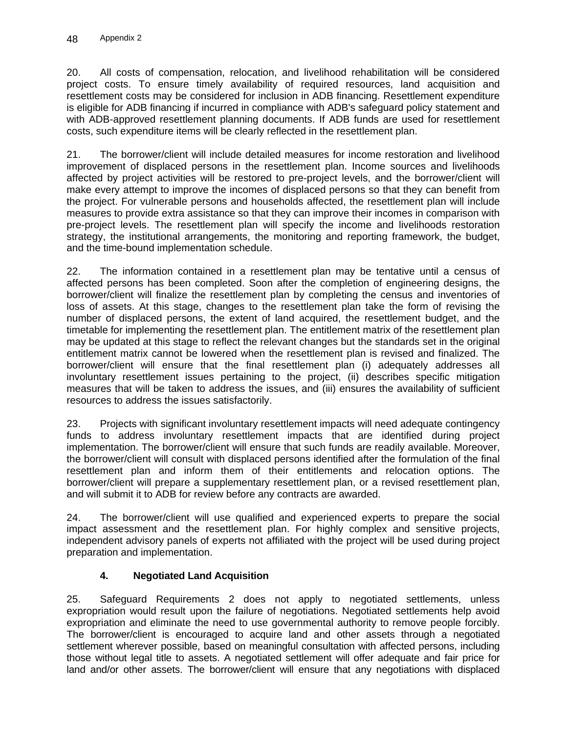20. All costs of compensation, relocation, and livelihood rehabilitation will be considered project costs. To ensure timely availability of required resources, land acquisition and resettlement costs may be considered for inclusion in ADB financing. Resettlement expenditure is eligible for ADB financing if incurred in compliance with ADB's safeguard policy statement and with ADB-approved resettlement planning documents. If ADB funds are used for resettlement costs, such expenditure items will be clearly reflected in the resettlement plan.

21. The borrower/client will include detailed measures for income restoration and livelihood improvement of displaced persons in the resettlement plan. Income sources and livelihoods affected by project activities will be restored to pre-project levels, and the borrower/client will make every attempt to improve the incomes of displaced persons so that they can benefit from the project. For vulnerable persons and households affected, the resettlement plan will include measures to provide extra assistance so that they can improve their incomes in comparison with pre-project levels. The resettlement plan will specify the income and livelihoods restoration strategy, the institutional arrangements, the monitoring and reporting framework, the budget, and the time-bound implementation schedule.

22. The information contained in a resettlement plan may be tentative until a census of affected persons has been completed. Soon after the completion of engineering designs, the borrower/client will finalize the resettlement plan by completing the census and inventories of loss of assets. At this stage, changes to the resettlement plan take the form of revising the number of displaced persons, the extent of land acquired, the resettlement budget, and the timetable for implementing the resettlement plan. The entitlement matrix of the resettlement plan may be updated at this stage to reflect the relevant changes but the standards set in the original entitlement matrix cannot be lowered when the resettlement plan is revised and finalized. The borrower/client will ensure that the final resettlement plan (i) adequately addresses all involuntary resettlement issues pertaining to the project, (ii) describes specific mitigation measures that will be taken to address the issues, and (iii) ensures the availability of sufficient resources to address the issues satisfactorily.

23. Projects with significant involuntary resettlement impacts will need adequate contingency funds to address involuntary resettlement impacts that are identified during project implementation. The borrower/client will ensure that such funds are readily available. Moreover, the borrower/client will consult with displaced persons identified after the formulation of the final resettlement plan and inform them of their entitlements and relocation options. The borrower/client will prepare a supplementary resettlement plan, or a revised resettlement plan, and will submit it to ADB for review before any contracts are awarded.

24. The borrower/client will use qualified and experienced experts to prepare the social impact assessment and the resettlement plan. For highly complex and sensitive projects, independent advisory panels of experts not affiliated with the project will be used during project preparation and implementation.

### 4. Negotiated Land Acquisition

25. Safeguard Requirements 2 does not apply to negotiated settlements, unless expropriation would result upon the failure of negotiations. Negotiated settlements help avoid expropriation and eliminate the need to use governmental authority to remove people forcibly. The borrower/client is encouraged to acquire land and other assets through a negotiated settlement wherever possible, based on meaningful consultation with affected persons, including those without legal title to assets. A negotiated settlement will offer adequate and fair price for land and/or other assets. The borrower/client will ensure that any negotiations with displaced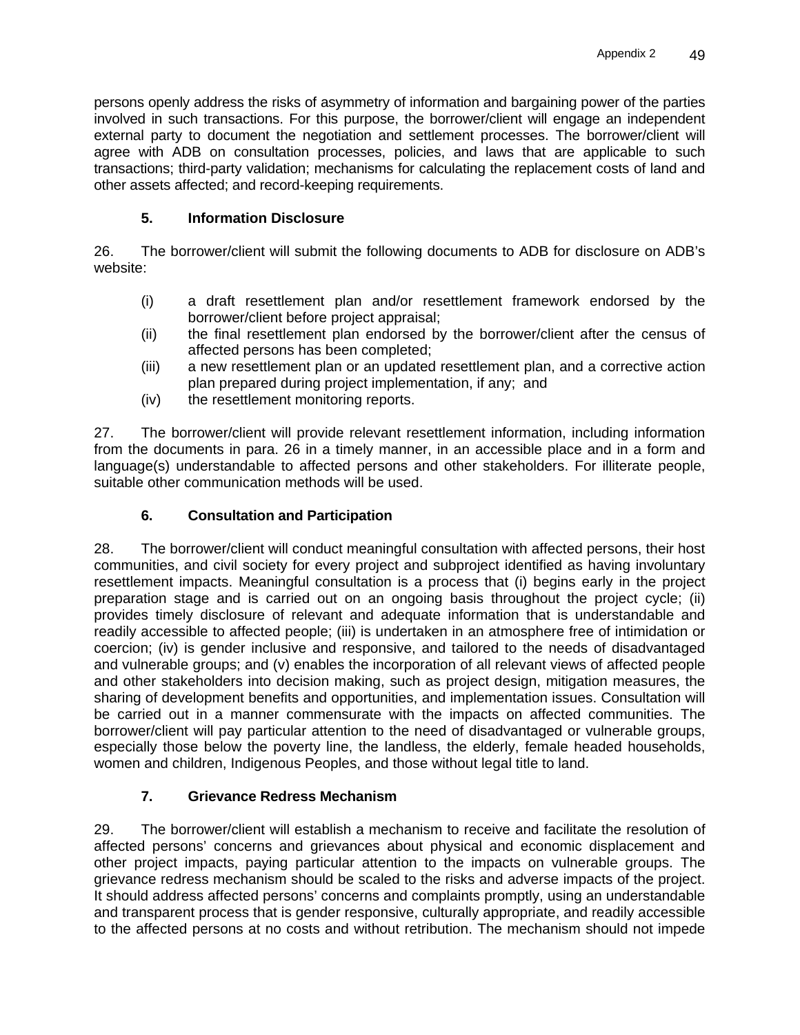persons openly address the risks of asymmetry of information and bargaining power of the parties involved in such transactions. For this purpose, the borrower/client will engage an independent external party to document the negotiation and settlement processes. The borrower/client will agree with ADB on consultation processes, policies, and laws that are applicable to such transactions; third-party validation; mechanisms for calculating the replacement costs of land and other assets affected; and record-keeping requirements.

### 5. Information Disclosure

26. The borrower/client will submit the following documents to ADB for disclosure on ADB's website:

(i) a draft resettlement plan and/or resettlement framework endorsed by the borrower/client before project appraisal;
(ii) the final resettlement plan endorsed by the borrower/client after the census of affected persons has been completed;
(iii) a new resettlement plan or an updated resettlement plan, and a corrective action plan prepared during project implementation, if any; and
(iv) the resettlement monitoring reports.

27. The borrower/client will provide relevant resettlement information, including information from the documents in para. 26 in a timely manner, in an accessible place and in a form and language(s) understandable to affected persons and other stakeholders. For illiterate people, suitable other communication methods will be used.

### 6. Consultation and Participation

28. The borrower/client will conduct meaningful consultation with affected persons, their host communities, and civil society for every project and subproject identified as having involuntary resettlement impacts. Meaningful consultation is a process that (i) begins early in the project preparation stage and is carried out on an ongoing basis throughout the project cycle; (ii) provides timely disclosure of relevant and adequate information that is understandable and readily accessible to affected people; (iii) is undertaken in an atmosphere free of intimidation or coercion; (iv) is gender inclusive and responsive, and tailored to the needs of disadvantaged and vulnerable groups; and (v) enables the incorporation of all relevant views of affected people and other stakeholders into decision making, such as project design, mitigation measures, the sharing of development benefits and opportunities, and implementation issues. Consultation will be carried out in a manner commensurate with the impacts on affected communities. The borrower/client will pay particular attention to the need of disadvantaged or vulnerable groups, especially those below the poverty line, the landless, the elderly, female headed households, women and children, Indigenous Peoples, and those without legal title to land.

### 7. Grievance Redress Mechanism

29. The borrower/client will establish a mechanism to receive and facilitate the resolution of affected persons' concerns and grievances about physical and economic displacement and other project impacts, paying particular attention to the impacts on vulnerable groups. The grievance redress mechanism should be scaled to the risks and adverse impacts of the project. It should address affected persons' concerns and complaints promptly, using an understandable and transparent process that is gender responsive, culturally appropriate, and readily accessible to the affected persons at no costs and without retribution. The mechanism should not impede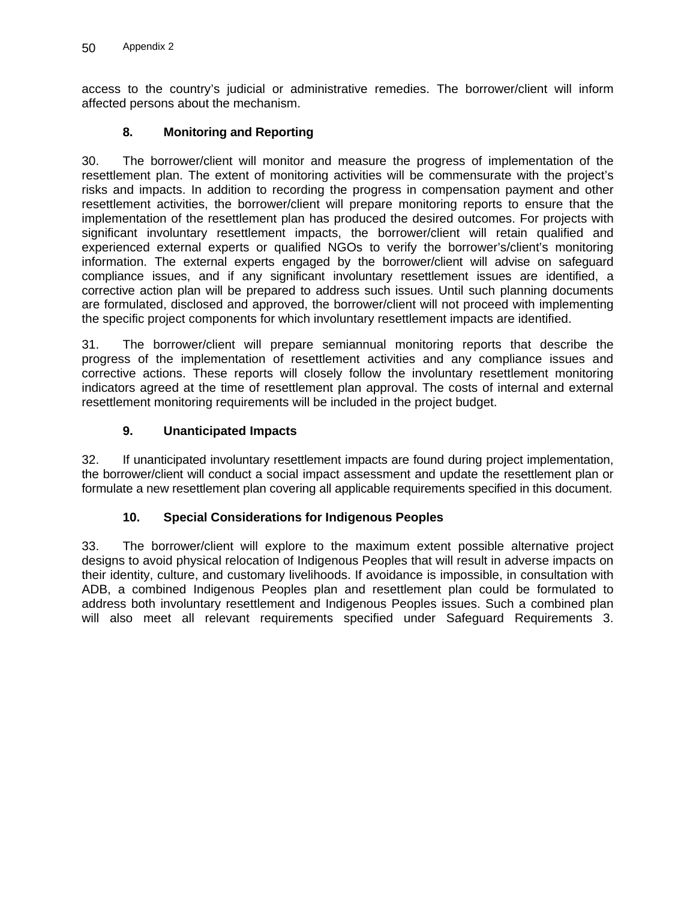access to the country's judicial or administrative remedies. The borrower/client will inform affected persons about the mechanism.

### 8. Monitoring and Reporting

30. The borrower/client will monitor and measure the progress of implementation of the resettlement plan. The extent of monitoring activities will be commensurate with the project's risks and impacts. In addition to recording the progress in compensation payment and other resettlement activities, the borrower/client will prepare monitoring reports to ensure that the implementation of the resettlement plan has produced the desired outcomes. For projects with significant involuntary resettlement impacts, the borrower/client will retain qualified and experienced external experts or qualified NGOs to verify the borrower's/client's monitoring information. The external experts engaged by the borrower/client will advise on safeguard compliance issues, and if any significant involuntary resettlement issues are identified, a corrective action plan will be prepared to address such issues. Until such planning documents are formulated, disclosed and approved, the borrower/client will not proceed with implementing the specific project components for which involuntary resettlement impacts are identified.

31. The borrower/client will prepare semiannual monitoring reports that describe the progress of the implementation of resettlement activities and any compliance issues and corrective actions. These reports will closely follow the involuntary resettlement monitoring indicators agreed at the time of resettlement plan approval. The costs of internal and external resettlement monitoring requirements will be included in the project budget.

### 9. Unanticipated Impacts

32. If unanticipated involuntary resettlement impacts are found during project implementation, the borrower/client will conduct a social impact assessment and update the resettlement plan or formulate a new resettlement plan covering all applicable requirements specified in this document.

### 10. Special Considerations for Indigenous Peoples

33. The borrower/client will explore to the maximum extent possible alternative project designs to avoid physical relocation of Indigenous Peoples that will result in adverse impacts on their identity, culture, and customary livelihoods. If avoidance is impossible, in consultation with ADB, a combined Indigenous Peoples plan and resettlement plan could be formulated to address both involuntary resettlement and Indigenous Peoples issues. Such a combined plan will also meet all relevant requirements specified under Safeguard Requirements 3.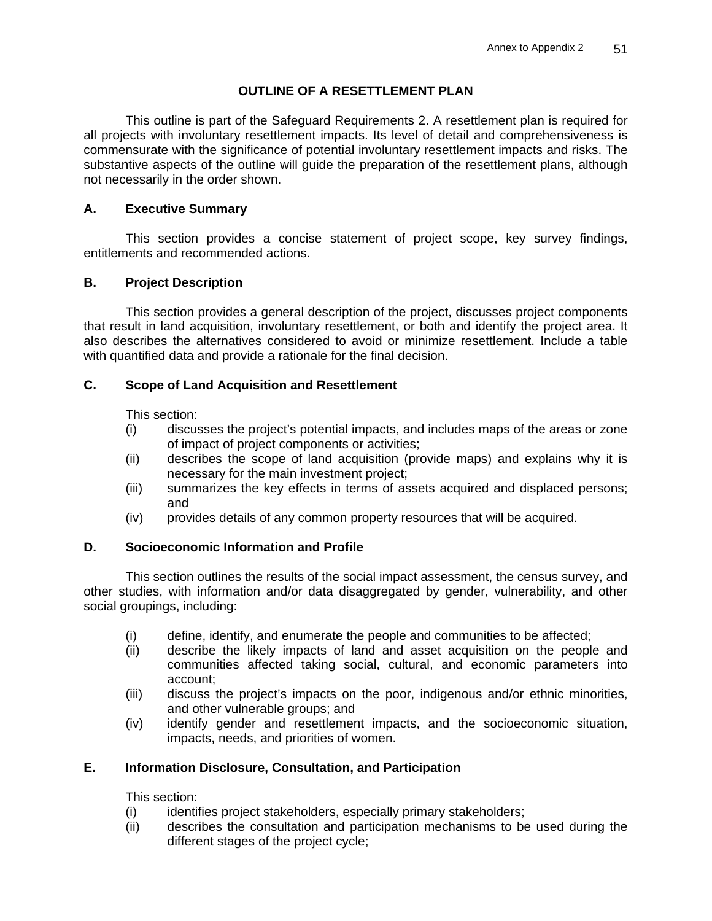# OUTLINE OF A RESETTLEMENT PLAN

This outline is part of the Safeguard Requirements 2. A resettlement plan is required for all projects with involuntary resettlement impacts. Its level of detail and comprehensiveness is commensurate with the significance of potential involuntary resettlement impacts and risks. The substantive aspects of the outline will guide the preparation of the resettlement plans, although not necessarily in the order shown.

## A. Executive Summary

This section provides a concise statement of project scope, key survey findings, entitlements and recommended actions.

## B. Project Description

This section provides a general description of the project, discusses project components that result in land acquisition, involuntary resettlement, or both and identify the project area. It also describes the alternatives considered to avoid or minimize resettlement. Include a table with quantified data and provide a rationale for the final decision.

## C. Scope of Land Acquisition and Resettlement

This section:

(i) discusses the project's potential impacts, and includes maps of the areas or zone of impact of project components or activities;
(ii) describes the scope of land acquisition (provide maps) and explains why it is necessary for the main investment project;
(iii) summarizes the key effects in terms of assets acquired and displaced persons; and
(iv) provides details of any common property resources that will be acquired.

## D. Socioeconomic Information and Profile

This section outlines the results of the social impact assessment, the census survey, and other studies, with information and/or data disaggregated by gender, vulnerability, and other social groupings, including:

(i) define, identify, and enumerate the people and communities to be affected;
(ii) describe the likely impacts of land and asset acquisition on the people and communities affected taking social, cultural, and economic parameters into account;
(iii) discuss the project's impacts on the poor, indigenous and/or ethnic minorities, and other vulnerable groups; and
(iv) identify gender and resettlement impacts, and the socioeconomic situation, impacts, needs, and priorities of women.

## E. Information Disclosure, Consultation, and Participation

This section:

(i) identifies project stakeholders, especially primary stakeholders;
(ii) describes the consultation and participation mechanisms to be used during the different stages of the project cycle;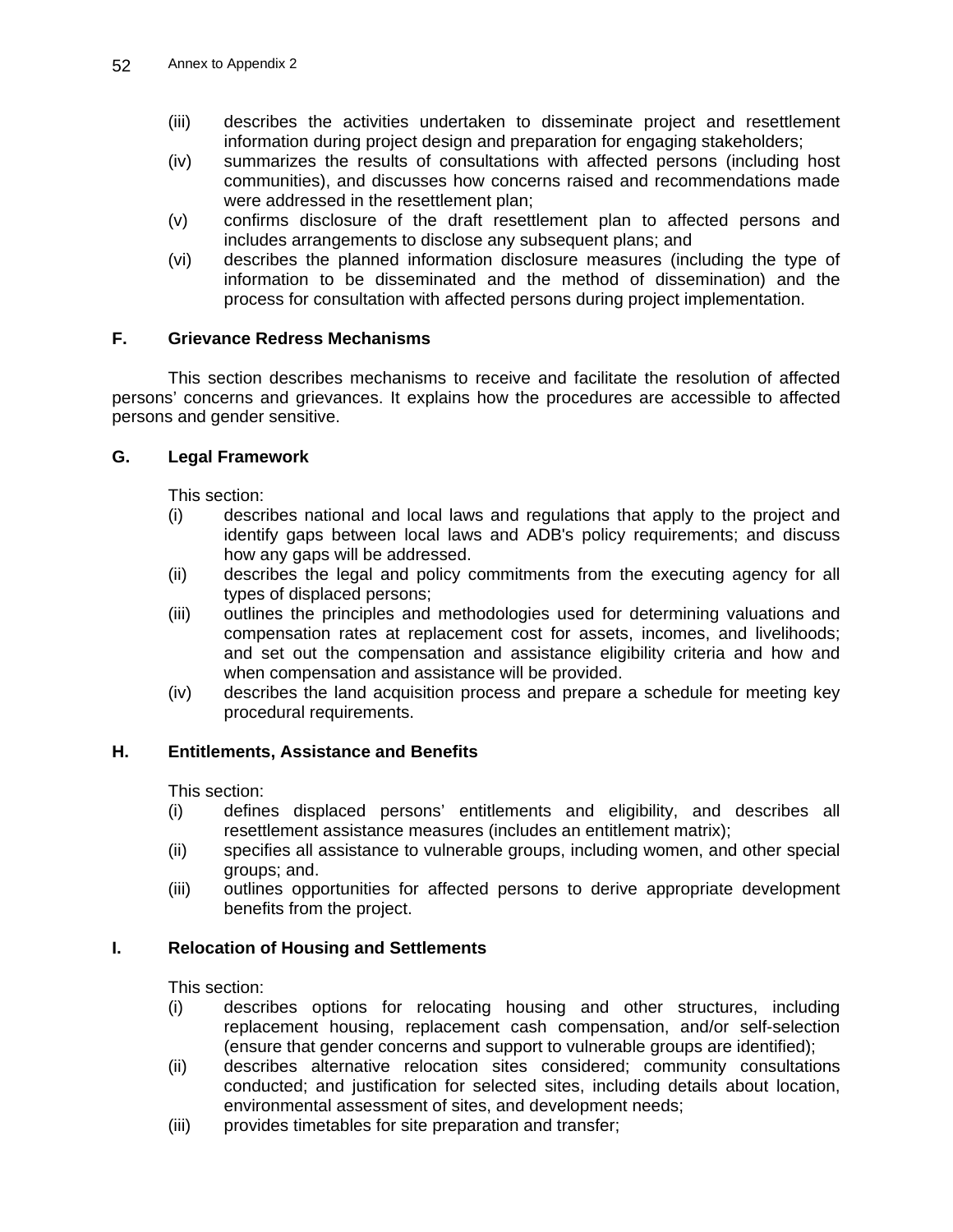(iii) describes the activities undertaken to disseminate project and resettlement information during project design and preparation for engaging stakeholders;
(iv) summarizes the results of consultations with affected persons (including host communities), and discusses how concerns raised and recommendations made were addressed in the resettlement plan;
(v) confirms disclosure of the draft resettlement plan to affected persons and includes arrangements to disclose any subsequent plans; and
(vi) describes the planned information disclosure measures (including the type of information to be disseminated and the method of dissemination) and the process for consultation with affected persons during project implementation.

### F. Grievance Redress Mechanisms

This section describes mechanisms to receive and facilitate the resolution of affected persons' concerns and grievances. It explains how the procedures are accessible to affected persons and gender sensitive.

### G. Legal Framework

This section:
(i) describes national and local laws and regulations that apply to the project and identify gaps between local laws and ADB's policy requirements; and discuss how any gaps will be addressed.
(ii) describes the legal and policy commitments from the executing agency for all types of displaced persons;
(iii) outlines the principles and methodologies used for determining valuations and compensation rates at replacement cost for assets, incomes, and livelihoods; and set out the compensation and assistance eligibility criteria and how and when compensation and assistance will be provided.
(iv) describes the land acquisition process and prepare a schedule for meeting key procedural requirements.

### H. Entitlements, Assistance and Benefits

This section:
(i) defines displaced persons' entitlements and eligibility, and describes all resettlement assistance measures (includes an entitlement matrix);
(ii) specifies all assistance to vulnerable groups, including women, and other special groups; and.
(iii) outlines opportunities for affected persons to derive appropriate development benefits from the project.

### I. Relocation of Housing and Settlements

This section:
(i) describes options for relocating housing and other structures, including replacement housing, replacement cash compensation, and/or self-selection (ensure that gender concerns and support to vulnerable groups are identified);
(ii) describes alternative relocation sites considered; community consultations conducted; and justification for selected sites, including details about location, environmental assessment of sites, and development needs;
(iii) provides timetables for site preparation and transfer;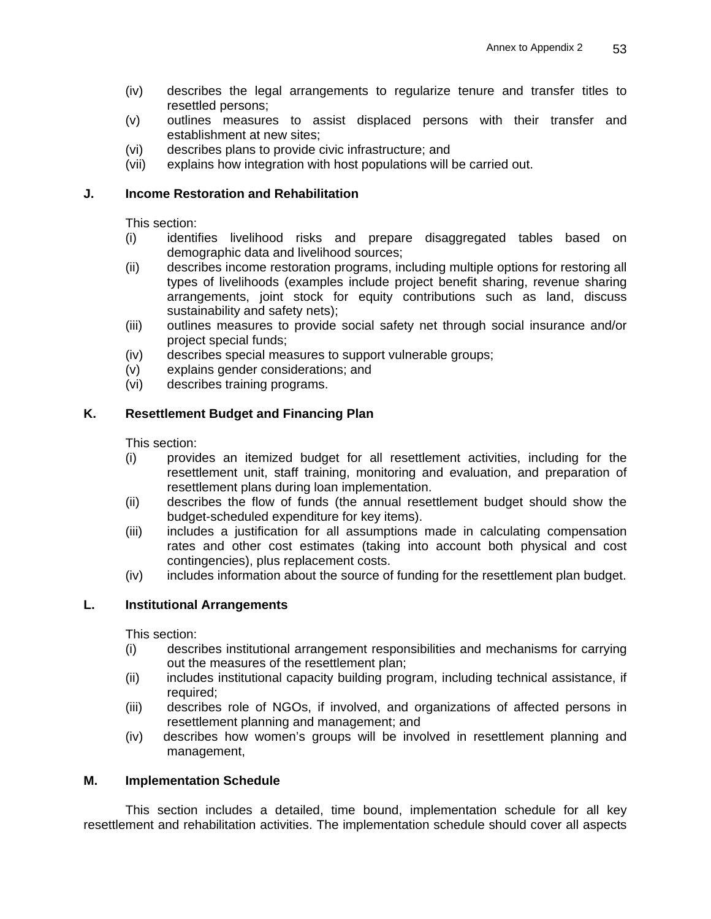(iv) describes the legal arrangements to regularize tenure and transfer titles to resettled persons;
(v) outlines measures to assist displaced persons with their transfer and establishment at new sites;
(vi) describes plans to provide civic infrastructure; and
(vii) explains how integration with host populations will be carried out.

### J. Income Restoration and Rehabilitation

This section:

(i) identifies livelihood risks and prepare disaggregated tables based on demographic data and livelihood sources;
(ii) describes income restoration programs, including multiple options for restoring all types of livelihoods (examples include project benefit sharing, revenue sharing arrangements, joint stock for equity contributions such as land, discuss sustainability and safety nets);
(iii) outlines measures to provide social safety net through social insurance and/or project special funds;
(iv) describes special measures to support vulnerable groups;
(v) explains gender considerations; and
(vi) describes training programs.

### K. Resettlement Budget and Financing Plan

This section:

(i) provides an itemized budget for all resettlement activities, including for the resettlement unit, staff training, monitoring and evaluation, and preparation of resettlement plans during loan implementation.
(ii) describes the flow of funds (the annual resettlement budget should show the budget-scheduled expenditure for key items).
(iii) includes a justification for all assumptions made in calculating compensation rates and other cost estimates (taking into account both physical and cost contingencies), plus replacement costs.
(iv) includes information about the source of funding for the resettlement plan budget.

### L. Institutional Arrangements

This section:

(i) describes institutional arrangement responsibilities and mechanisms for carrying out the measures of the resettlement plan;
(ii) includes institutional capacity building program, including technical assistance, if required;
(iii) describes role of NGOs, if involved, and organizations of affected persons in resettlement planning and management; and
(iv) describes how women's groups will be involved in resettlement planning and management,

### M. Implementation Schedule

This section includes a detailed, time bound, implementation schedule for all key resettlement and rehabilitation activities. The implementation schedule should cover all aspects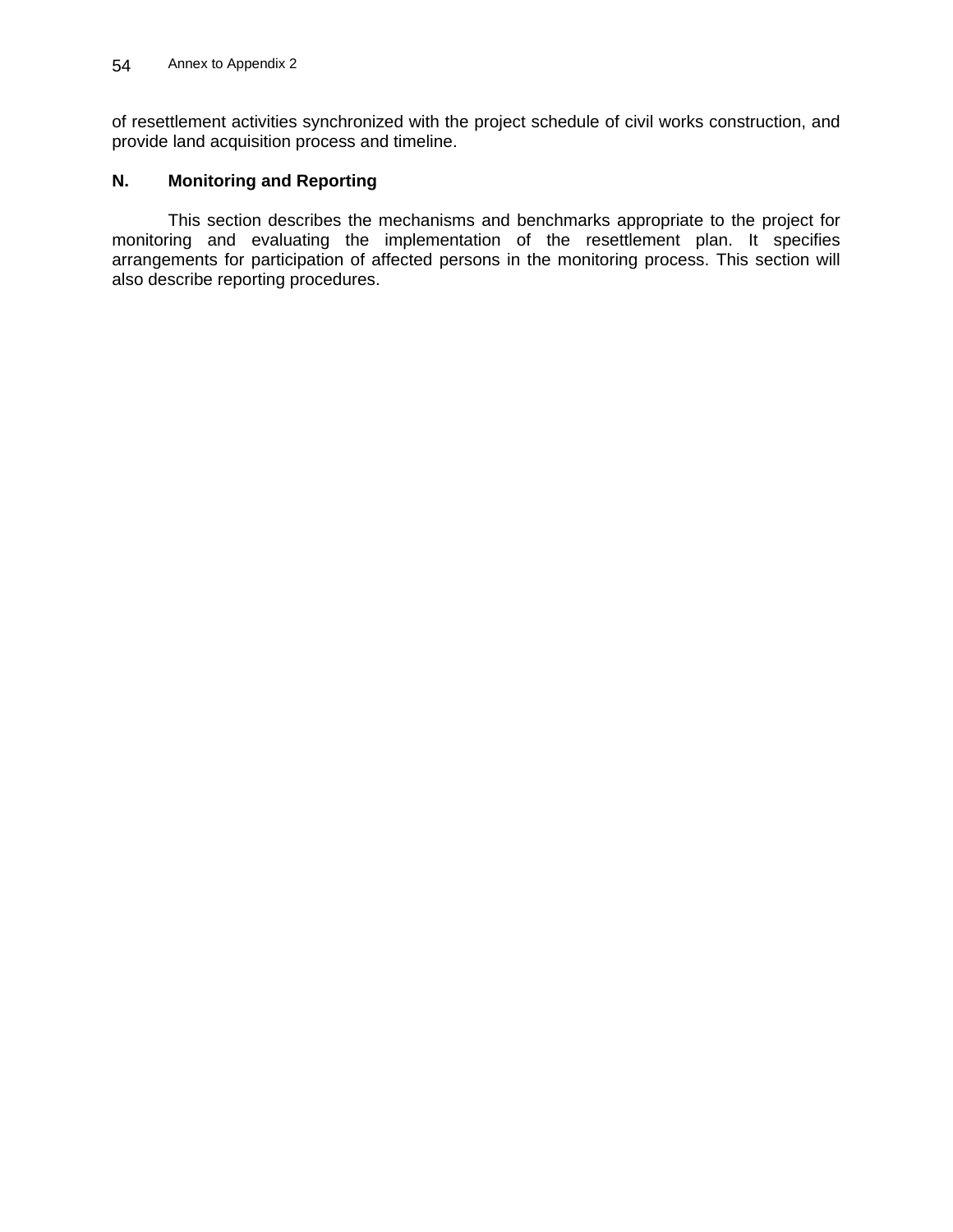of resettlement activities synchronized with the project schedule of civil works construction, and provide land acquisition process and timeline.

## N. Monitoring and Reporting

This section describes the mechanisms and benchmarks appropriate to the project for monitoring and evaluating the implementation of the resettlement plan. It specifies arrangements for participation of affected persons in the monitoring process. This section will also describe reporting procedures.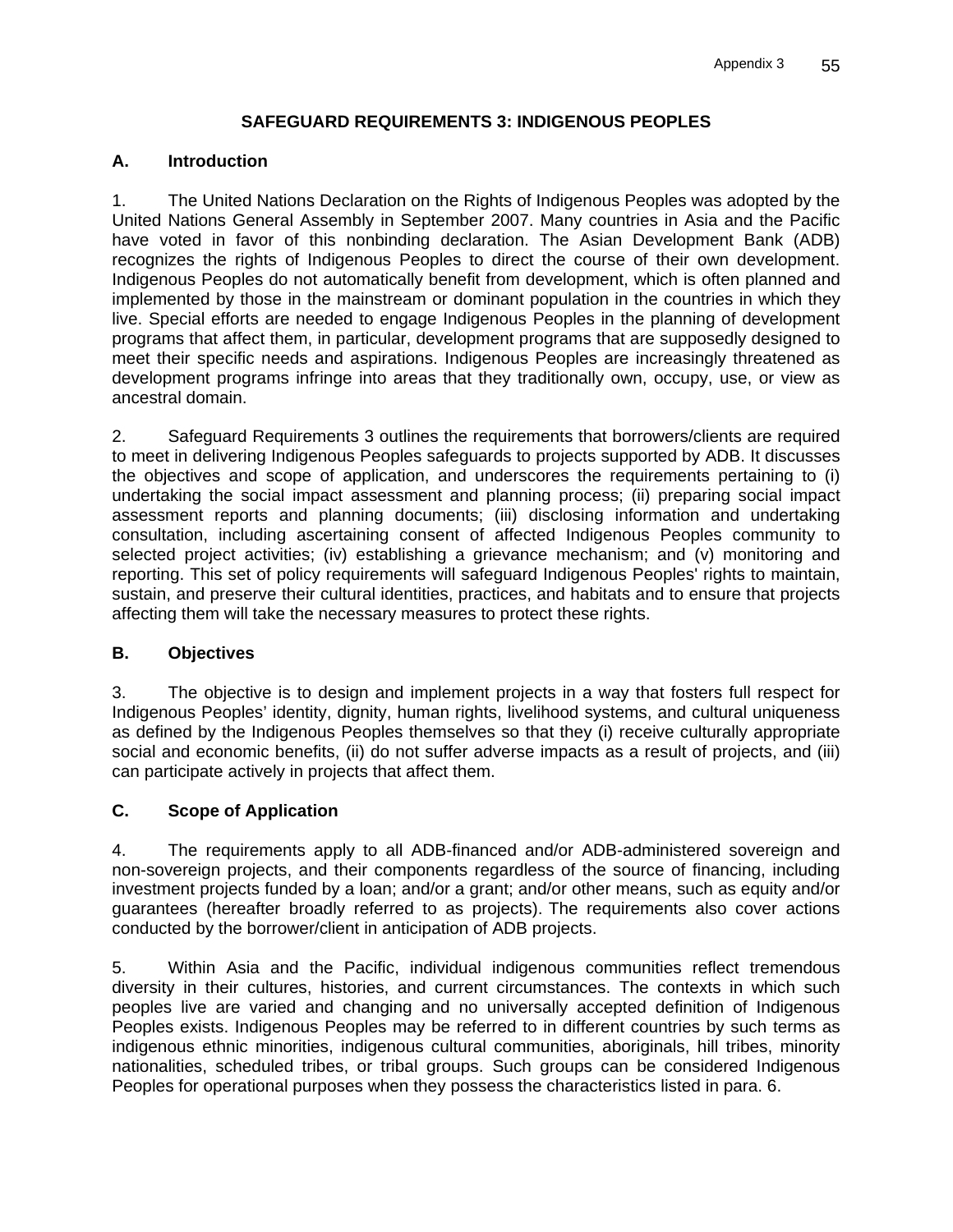## SAFEGUARD REQUIREMENTS 3: INDIGENOUS PEOPLES

### A. Introduction

1. The United Nations Declaration on the Rights of Indigenous Peoples was adopted by the United Nations General Assembly in September 2007. Many countries in Asia and the Pacific have voted in favor of this nonbinding declaration. The Asian Development Bank (ADB) recognizes the rights of Indigenous Peoples to direct the course of their own development. Indigenous Peoples do not automatically benefit from development, which is often planned and implemented by those in the mainstream or dominant population in the countries in which they live. Special efforts are needed to engage Indigenous Peoples in the planning of development programs that affect them, in particular, development programs that are supposedly designed to meet their specific needs and aspirations. Indigenous Peoples are increasingly threatened as development programs infringe into areas that they traditionally own, occupy, use, or view as ancestral domain.

2. Safeguard Requirements 3 outlines the requirements that borrowers/clients are required to meet in delivering Indigenous Peoples safeguards to projects supported by ADB. It discusses the objectives and scope of application, and underscores the requirements pertaining to (i) undertaking the social impact assessment and planning process; (ii) preparing social impact assessment reports and planning documents; (iii) disclosing information and undertaking consultation, including ascertaining consent of affected Indigenous Peoples community to selected project activities; (iv) establishing a grievance mechanism; and (v) monitoring and reporting. This set of policy requirements will safeguard Indigenous Peoples' rights to maintain, sustain, and preserve their cultural identities, practices, and habitats and to ensure that projects affecting them will take the necessary measures to protect these rights.

### B. Objectives

3. The objective is to design and implement projects in a way that fosters full respect for Indigenous Peoples' identity, dignity, human rights, livelihood systems, and cultural uniqueness as defined by the Indigenous Peoples themselves so that they (i) receive culturally appropriate social and economic benefits, (ii) do not suffer adverse impacts as a result of projects, and (iii) can participate actively in projects that affect them.

### C. Scope of Application

4. The requirements apply to all ADB-financed and/or ADB-administered sovereign and non-sovereign projects, and their components regardless of the source of financing, including investment projects funded by a loan; and/or a grant; and/or other means, such as equity and/or guarantees (hereafter broadly referred to as projects). The requirements also cover actions conducted by the borrower/client in anticipation of ADB projects.

5. Within Asia and the Pacific, individual indigenous communities reflect tremendous diversity in their cultures, histories, and current circumstances. The contexts in which such peoples live are varied and changing and no universally accepted definition of Indigenous Peoples exists. Indigenous Peoples may be referred to in different countries by such terms as indigenous ethnic minorities, indigenous cultural communities, aboriginals, hill tribes, minority nationalities, scheduled tribes, or tribal groups. Such groups can be considered Indigenous Peoples for operational purposes when they possess the characteristics listed in para. 6.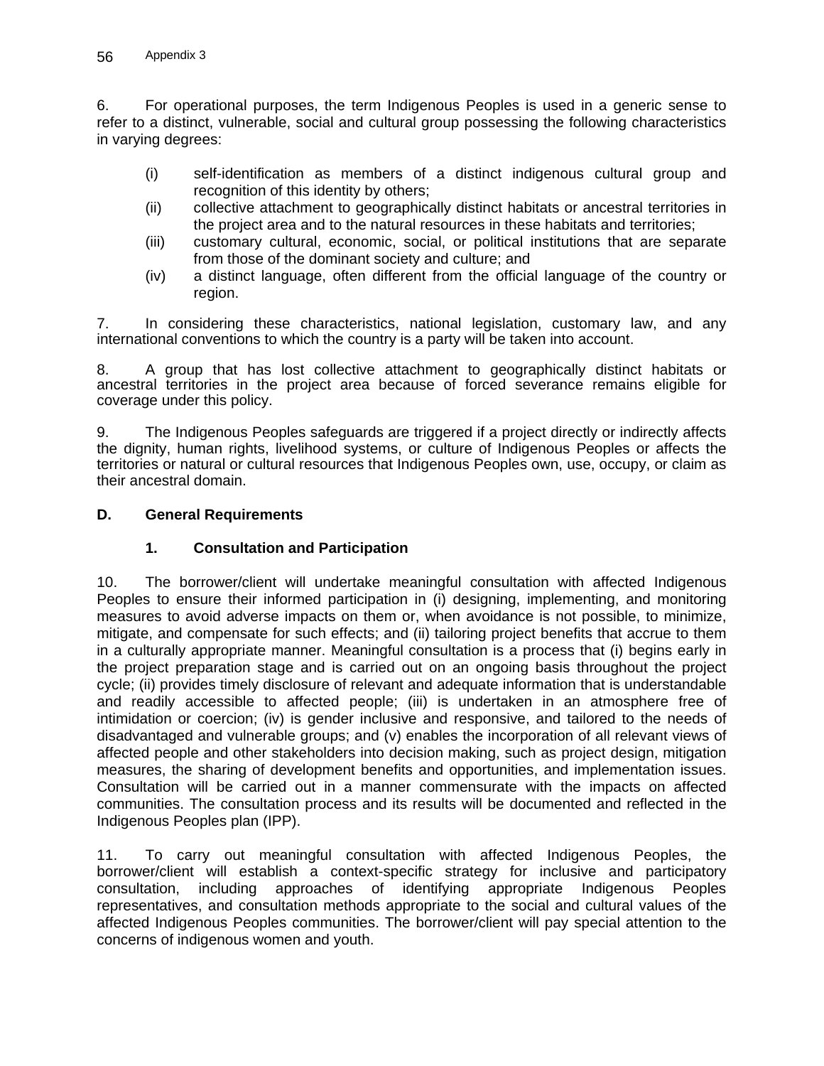6. For operational purposes, the term Indigenous Peoples is used in a generic sense to refer to a distinct, vulnerable, social and cultural group possessing the following characteristics in varying degrees:

(i) self-identification as members of a distinct indigenous cultural group and recognition of this identity by others;
(ii) collective attachment to geographically distinct habitats or ancestral territories in the project area and to the natural resources in these habitats and territories;
(iii) customary cultural, economic, social, or political institutions that are separate from those of the dominant society and culture; and
(iv) a distinct language, often different from the official language of the country or region.

7. In considering these characteristics, national legislation, customary law, and any international conventions to which the country is a party will be taken into account.

8. A group that has lost collective attachment to geographically distinct habitats or ancestral territories in the project area because of forced severance remains eligible for coverage under this policy.

9. The Indigenous Peoples safeguards are triggered if a project directly or indirectly affects the dignity, human rights, livelihood systems, or culture of Indigenous Peoples or affects the territories or natural or cultural resources that Indigenous Peoples own, use, occupy, or claim as their ancestral domain.

## D. General Requirements

### 1. Consultation and Participation

10. The borrower/client will undertake meaningful consultation with affected Indigenous Peoples to ensure their informed participation in (i) designing, implementing, and monitoring measures to avoid adverse impacts on them or, when avoidance is not possible, to minimize, mitigate, and compensate for such effects; and (ii) tailoring project benefits that accrue to them in a culturally appropriate manner. Meaningful consultation is a process that (i) begins early in the project preparation stage and is carried out on an ongoing basis throughout the project cycle; (ii) provides timely disclosure of relevant and adequate information that is understandable and readily accessible to affected people; (iii) is undertaken in an atmosphere free of intimidation or coercion; (iv) is gender inclusive and responsive, and tailored to the needs of disadvantaged and vulnerable groups; and (v) enables the incorporation of all relevant views of affected people and other stakeholders into decision making, such as project design, mitigation measures, the sharing of development benefits and opportunities, and implementation issues. Consultation will be carried out in a manner commensurate with the impacts on affected communities. The consultation process and its results will be documented and reflected in the Indigenous Peoples plan (IPP).

11. To carry out meaningful consultation with affected Indigenous Peoples, the borrower/client will establish a context-specific strategy for inclusive and participatory consultation, including approaches of identifying appropriate Indigenous Peoples representatives, and consultation methods appropriate to the social and cultural values of the affected Indigenous Peoples communities. The borrower/client will pay special attention to the concerns of indigenous women and youth.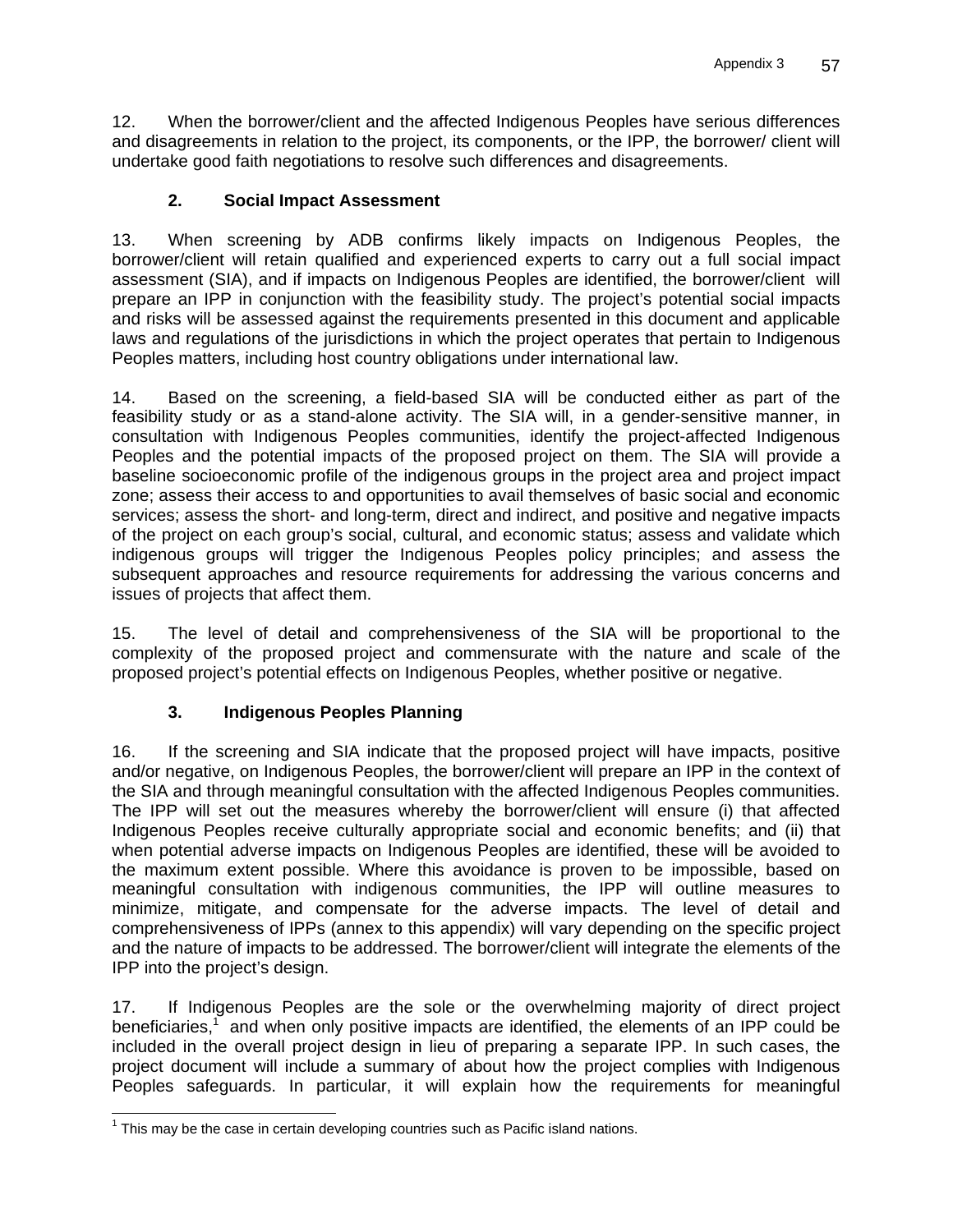12. When the borrower/client and the affected Indigenous Peoples have serious differences and disagreements in relation to the project, its components, or the IPP, the borrower/ client will undertake good faith negotiations to resolve such differences and disagreements.

### 2. Social Impact Assessment

13. When screening by ADB confirms likely impacts on Indigenous Peoples, the borrower/client will retain qualified and experienced experts to carry out a full social impact assessment (SIA), and if impacts on Indigenous Peoples are identified, the borrower/client will prepare an IPP in conjunction with the feasibility study. The project's potential social impacts and risks will be assessed against the requirements presented in this document and applicable laws and regulations of the jurisdictions in which the project operates that pertain to Indigenous Peoples matters, including host country obligations under international law.

14. Based on the screening, a field-based SIA will be conducted either as part of the feasibility study or as a stand-alone activity. The SIA will, in a gender-sensitive manner, in consultation with Indigenous Peoples communities, identify the project-affected Indigenous Peoples and the potential impacts of the proposed project on them. The SIA will provide a baseline socioeconomic profile of the indigenous groups in the project area and project impact zone; assess their access to and opportunities to avail themselves of basic social and economic services; assess the short- and long-term, direct and indirect, and positive and negative impacts of the project on each group's social, cultural, and economic status; assess and validate which indigenous groups will trigger the Indigenous Peoples policy principles; and assess the subsequent approaches and resource requirements for addressing the various concerns and issues of projects that affect them.

15. The level of detail and comprehensiveness of the SIA will be proportional to the complexity of the proposed project and commensurate with the nature and scale of the proposed project's potential effects on Indigenous Peoples, whether positive or negative.

### 3. Indigenous Peoples Planning

16. If the screening and SIA indicate that the proposed project will have impacts, positive and/or negative, on Indigenous Peoples, the borrower/client will prepare an IPP in the context of the SIA and through meaningful consultation with the affected Indigenous Peoples communities. The IPP will set out the measures whereby the borrower/client will ensure (i) that affected Indigenous Peoples receive culturally appropriate social and economic benefits; and (ii) that when potential adverse impacts on Indigenous Peoples are identified, these will be avoided to the maximum extent possible. Where this avoidance is proven to be impossible, based on meaningful consultation with indigenous communities, the IPP will outline measures to minimize, mitigate, and compensate for the adverse impacts. The level of detail and comprehensiveness of IPPs (annex to this appendix) will vary depending on the specific project and the nature of impacts to be addressed. The borrower/client will integrate the elements of the IPP into the project's design.

17. If Indigenous Peoples are the sole or the overwhelming majority of direct project beneficiaries,[1] and when only positive impacts are identified, the elements of an IPP could be included in the overall project design in lieu of preparing a separate IPP. In such cases, the project document will include a summary of about how the project complies with Indigenous Peoples safeguards. In particular, it will explain how the requirements for meaningful

[1] This may be the case in certain developing countries such as Pacific island nations.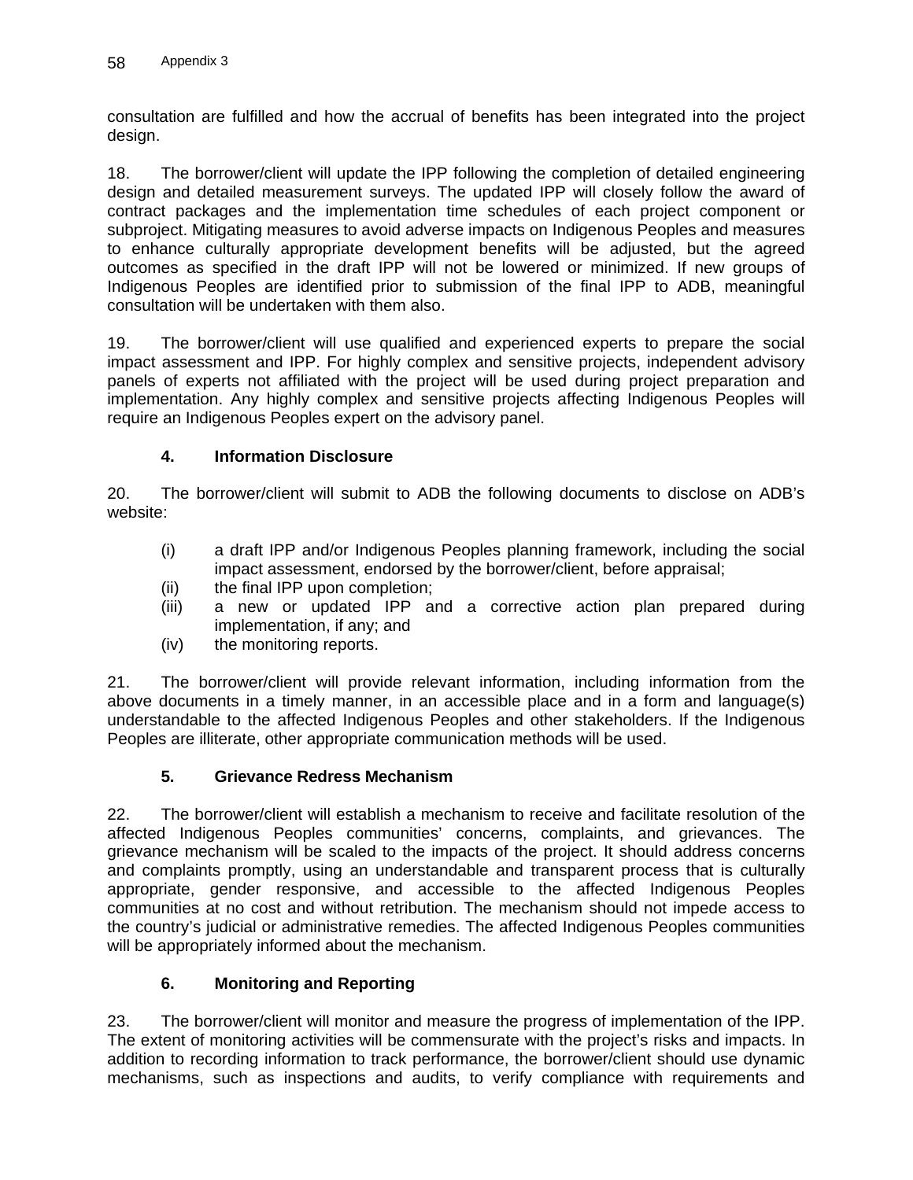consultation are fulfilled and how the accrual of benefits has been integrated into the project design.

18. The borrower/client will update the IPP following the completion of detailed engineering design and detailed measurement surveys. The updated IPP will closely follow the award of contract packages and the implementation time schedules of each project component or subproject. Mitigating measures to avoid adverse impacts on Indigenous Peoples and measures to enhance culturally appropriate development benefits will be adjusted, but the agreed outcomes as specified in the draft IPP will not be lowered or minimized. If new groups of Indigenous Peoples are identified prior to submission of the final IPP to ADB, meaningful consultation will be undertaken with them also.

19. The borrower/client will use qualified and experienced experts to prepare the social impact assessment and IPP. For highly complex and sensitive projects, independent advisory panels of experts not affiliated with the project will be used during project preparation and implementation. Any highly complex and sensitive projects affecting Indigenous Peoples will require an Indigenous Peoples expert on the advisory panel.

### 4. Information Disclosure

20. The borrower/client will submit to ADB the following documents to disclose on ADB's website:

(i) a draft IPP and/or Indigenous Peoples planning framework, including the social impact assessment, endorsed by the borrower/client, before appraisal;
(ii) the final IPP upon completion;
(iii) a new or updated IPP and a corrective action plan prepared during implementation, if any; and
(iv) the monitoring reports.

21. The borrower/client will provide relevant information, including information from the above documents in a timely manner, in an accessible place and in a form and language(s) understandable to the affected Indigenous Peoples and other stakeholders. If the Indigenous Peoples are illiterate, other appropriate communication methods will be used.

### 5. Grievance Redress Mechanism

22. The borrower/client will establish a mechanism to receive and facilitate resolution of the affected Indigenous Peoples communities' concerns, complaints, and grievances. The grievance mechanism will be scaled to the impacts of the project. It should address concerns and complaints promptly, using an understandable and transparent process that is culturally appropriate, gender responsive, and accessible to the affected Indigenous Peoples communities at no cost and without retribution. The mechanism should not impede access to the country's judicial or administrative remedies. The affected Indigenous Peoples communities will be appropriately informed about the mechanism.

### 6. Monitoring and Reporting

23. The borrower/client will monitor and measure the progress of implementation of the IPP. The extent of monitoring activities will be commensurate with the project's risks and impacts. In addition to recording information to track performance, the borrower/client should use dynamic mechanisms, such as inspections and audits, to verify compliance with requirements and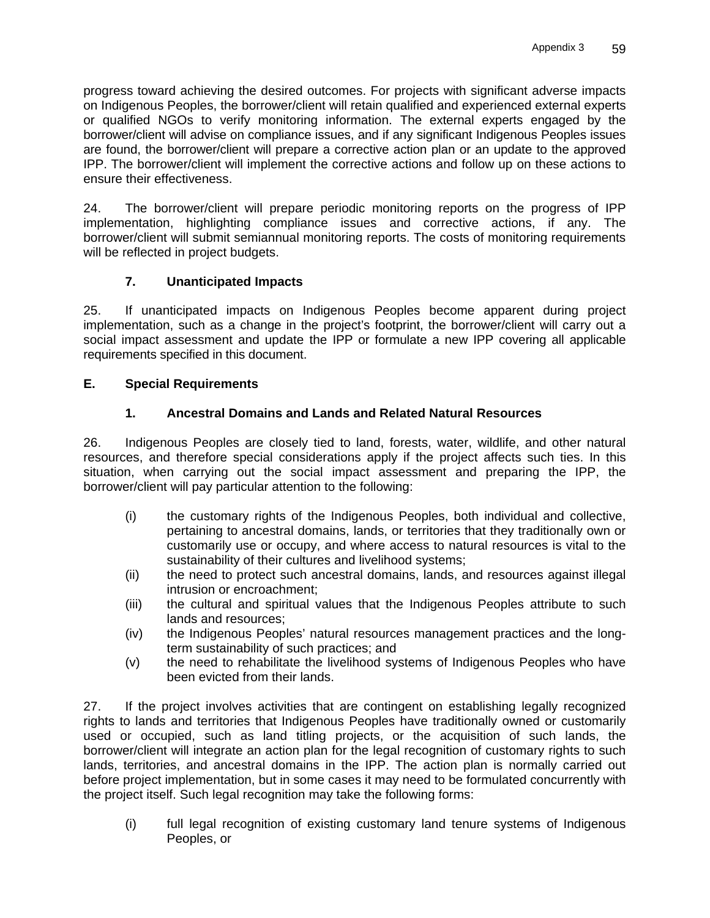progress toward achieving the desired outcomes. For projects with significant adverse impacts on Indigenous Peoples, the borrower/client will retain qualified and experienced external experts or qualified NGOs to verify monitoring information. The external experts engaged by the borrower/client will advise on compliance issues, and if any significant Indigenous Peoples issues are found, the borrower/client will prepare a corrective action plan or an update to the approved IPP. The borrower/client will implement the corrective actions and follow up on these actions to ensure their effectiveness.

24. The borrower/client will prepare periodic monitoring reports on the progress of IPP implementation, highlighting compliance issues and corrective actions, if any. The borrower/client will submit semiannual monitoring reports. The costs of monitoring requirements will be reflected in project budgets.

#### 7. Unanticipated Impacts

25. If unanticipated impacts on Indigenous Peoples become apparent during project implementation, such as a change in the project's footprint, the borrower/client will carry out a social impact assessment and update the IPP or formulate a new IPP covering all applicable requirements specified in this document.

### E. Special Requirements

#### 1. Ancestral Domains and Lands and Related Natural Resources

26. Indigenous Peoples are closely tied to land, forests, water, wildlife, and other natural resources, and therefore special considerations apply if the project affects such ties. In this situation, when carrying out the social impact assessment and preparing the IPP, the borrower/client will pay particular attention to the following:

(i) the customary rights of the Indigenous Peoples, both individual and collective, pertaining to ancestral domains, lands, or territories that they traditionally own or customarily use or occupy, and where access to natural resources is vital to the sustainability of their cultures and livelihood systems;
(ii) the need to protect such ancestral domains, lands, and resources against illegal intrusion or encroachment;
(iii) the cultural and spiritual values that the Indigenous Peoples attribute to such lands and resources;
(iv) the Indigenous Peoples' natural resources management practices and the long-term sustainability of such practices; and
(v) the need to rehabilitate the livelihood systems of Indigenous Peoples who have been evicted from their lands.

27. If the project involves activities that are contingent on establishing legally recognized rights to lands and territories that Indigenous Peoples have traditionally owned or customarily used or occupied, such as land titling projects, or the acquisition of such lands, the borrower/client will integrate an action plan for the legal recognition of customary rights to such lands, territories, and ancestral domains in the IPP. The action plan is normally carried out before project implementation, but in some cases it may need to be formulated concurrently with the project itself. Such legal recognition may take the following forms:

(i) full legal recognition of existing customary land tenure systems of Indigenous Peoples, or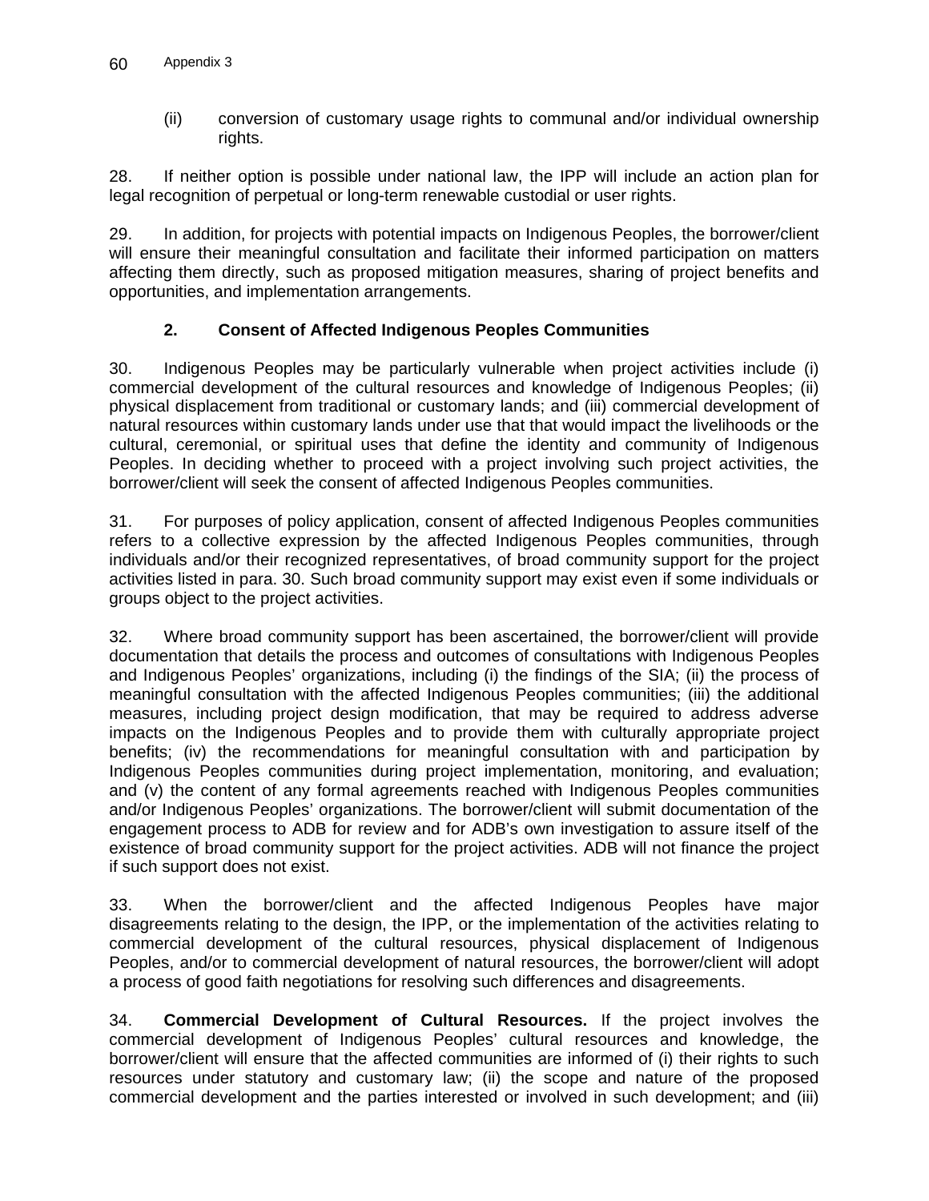(ii) conversion of customary usage rights to communal and/or individual ownership rights.

28. If neither option is possible under national law, the IPP will include an action plan for legal recognition of perpetual or long-term renewable custodial or user rights.

29. In addition, for projects with potential impacts on Indigenous Peoples, the borrower/client will ensure their meaningful consultation and facilitate their informed participation on matters affecting them directly, such as proposed mitigation measures, sharing of project benefits and opportunities, and implementation arrangements.

### 2. Consent of Affected Indigenous Peoples Communities

30. Indigenous Peoples may be particularly vulnerable when project activities include (i) commercial development of the cultural resources and knowledge of Indigenous Peoples; (ii) physical displacement from traditional or customary lands; and (iii) commercial development of natural resources within customary lands under use that that would impact the livelihoods or the cultural, ceremonial, or spiritual uses that define the identity and community of Indigenous Peoples. In deciding whether to proceed with a project involving such project activities, the borrower/client will seek the consent of affected Indigenous Peoples communities.

31. For purposes of policy application, consent of affected Indigenous Peoples communities refers to a collective expression by the affected Indigenous Peoples communities, through individuals and/or their recognized representatives, of broad community support for the project activities listed in para. 30. Such broad community support may exist even if some individuals or groups object to the project activities.

32. Where broad community support has been ascertained, the borrower/client will provide documentation that details the process and outcomes of consultations with Indigenous Peoples and Indigenous Peoples' organizations, including (i) the findings of the SIA; (ii) the process of meaningful consultation with the affected Indigenous Peoples communities; (iii) the additional measures, including project design modification, that may be required to address adverse impacts on the Indigenous Peoples and to provide them with culturally appropriate project benefits; (iv) the recommendations for meaningful consultation with and participation by Indigenous Peoples communities during project implementation, monitoring, and evaluation; and (v) the content of any formal agreements reached with Indigenous Peoples communities and/or Indigenous Peoples' organizations. The borrower/client will submit documentation of the engagement process to ADB for review and for ADB's own investigation to assure itself of the existence of broad community support for the project activities. ADB will not finance the project if such support does not exist.

33. When the borrower/client and the affected Indigenous Peoples have major disagreements relating to the design, the IPP, or the implementation of the activities relating to commercial development of the cultural resources, physical displacement of Indigenous Peoples, and/or to commercial development of natural resources, the borrower/client will adopt a process of good faith negotiations for resolving such differences and disagreements.

34. **Commercial Development of Cultural Resources.** If the project involves the commercial development of Indigenous Peoples' cultural resources and knowledge, the borrower/client will ensure that the affected communities are informed of (i) their rights to such resources under statutory and customary law; (ii) the scope and nature of the proposed commercial development and the parties interested or involved in such development; and (iii)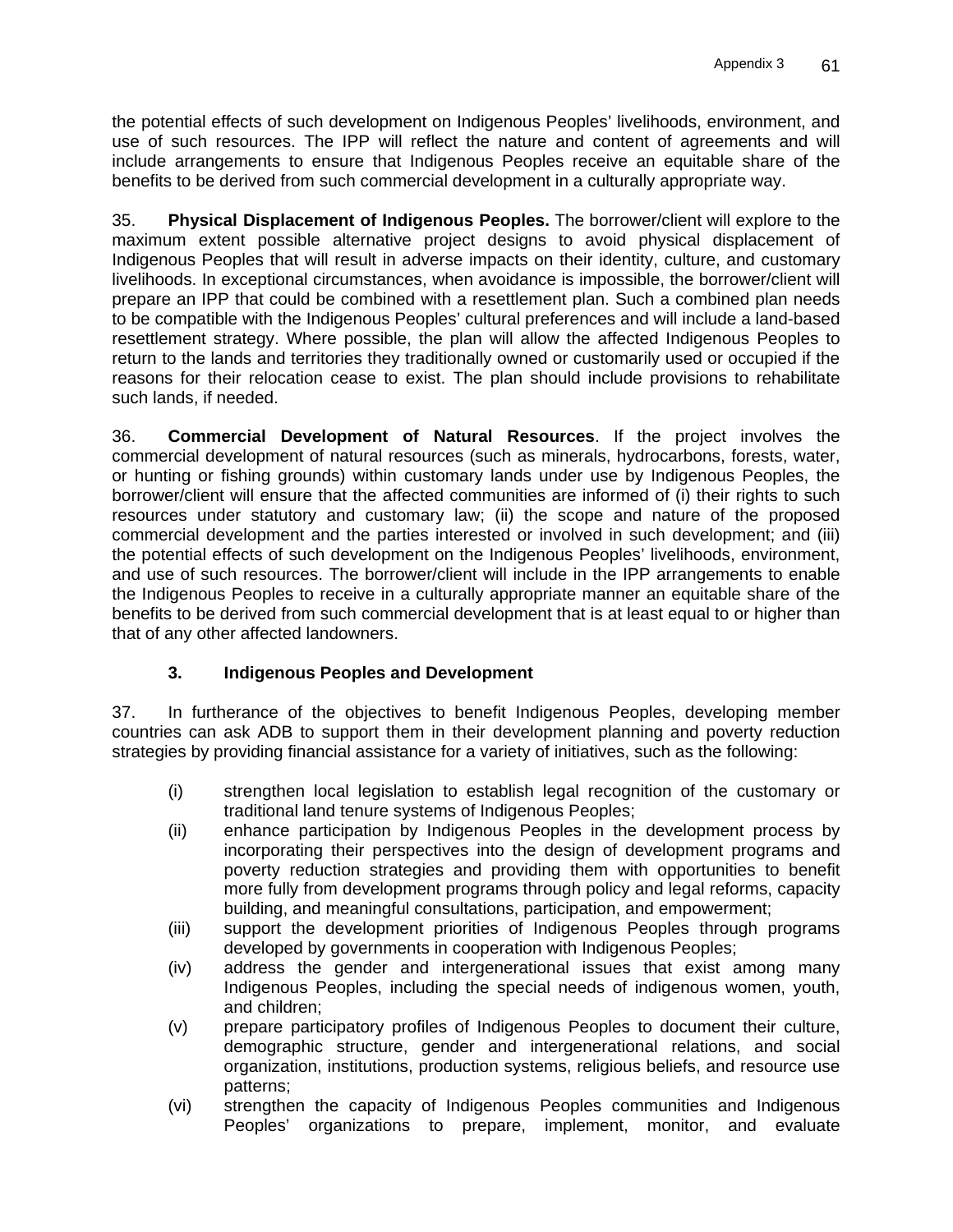the potential effects of such development on Indigenous Peoples' livelihoods, environment, and use of such resources. The IPP will reflect the nature and content of agreements and will include arrangements to ensure that Indigenous Peoples receive an equitable share of the benefits to be derived from such commercial development in a culturally appropriate way.

35. **Physical Displacement of Indigenous Peoples.** The borrower/client will explore to the maximum extent possible alternative project designs to avoid physical displacement of Indigenous Peoples that will result in adverse impacts on their identity, culture, and customary livelihoods. In exceptional circumstances, when avoidance is impossible, the borrower/client will prepare an IPP that could be combined with a resettlement plan. Such a combined plan needs to be compatible with the Indigenous Peoples' cultural preferences and will include a land-based resettlement strategy. Where possible, the plan will allow the affected Indigenous Peoples to return to the lands and territories they traditionally owned or customarily used or occupied if the reasons for their relocation cease to exist. The plan should include provisions to rehabilitate such lands, if needed.

36. **Commercial Development of Natural Resources**. If the project involves the commercial development of natural resources (such as minerals, hydrocarbons, forests, water, or hunting or fishing grounds) within customary lands under use by Indigenous Peoples, the borrower/client will ensure that the affected communities are informed of (i) their rights to such resources under statutory and customary law; (ii) the scope and nature of the proposed commercial development and the parties interested or involved in such development; and (iii) the potential effects of such development on the Indigenous Peoples' livelihoods, environment, and use of such resources. The borrower/client will include in the IPP arrangements to enable the Indigenous Peoples to receive in a culturally appropriate manner an equitable share of the benefits to be derived from such commercial development that is at least equal to or higher than that of any other affected landowners.

### 3. Indigenous Peoples and Development

37. In furtherance of the objectives to benefit Indigenous Peoples, developing member countries can ask ADB to support them in their development planning and poverty reduction strategies by providing financial assistance for a variety of initiatives, such as the following:

(i) strengthen local legislation to establish legal recognition of the customary or traditional land tenure systems of Indigenous Peoples;

(ii) enhance participation by Indigenous Peoples in the development process by incorporating their perspectives into the design of development programs and poverty reduction strategies and providing them with opportunities to benefit more fully from development programs through policy and legal reforms, capacity building, and meaningful consultations, participation, and empowerment;

(iii) support the development priorities of Indigenous Peoples through programs developed by governments in cooperation with Indigenous Peoples;

(iv) address the gender and intergenerational issues that exist among many Indigenous Peoples, including the special needs of indigenous women, youth, and children;

(v) prepare participatory profiles of Indigenous Peoples to document their culture, demographic structure, gender and intergenerational relations, and social organization, institutions, production systems, religious beliefs, and resource use patterns;

(vi) strengthen the capacity of Indigenous Peoples communities and Indigenous Peoples' organizations to prepare, implement, monitor, and evaluate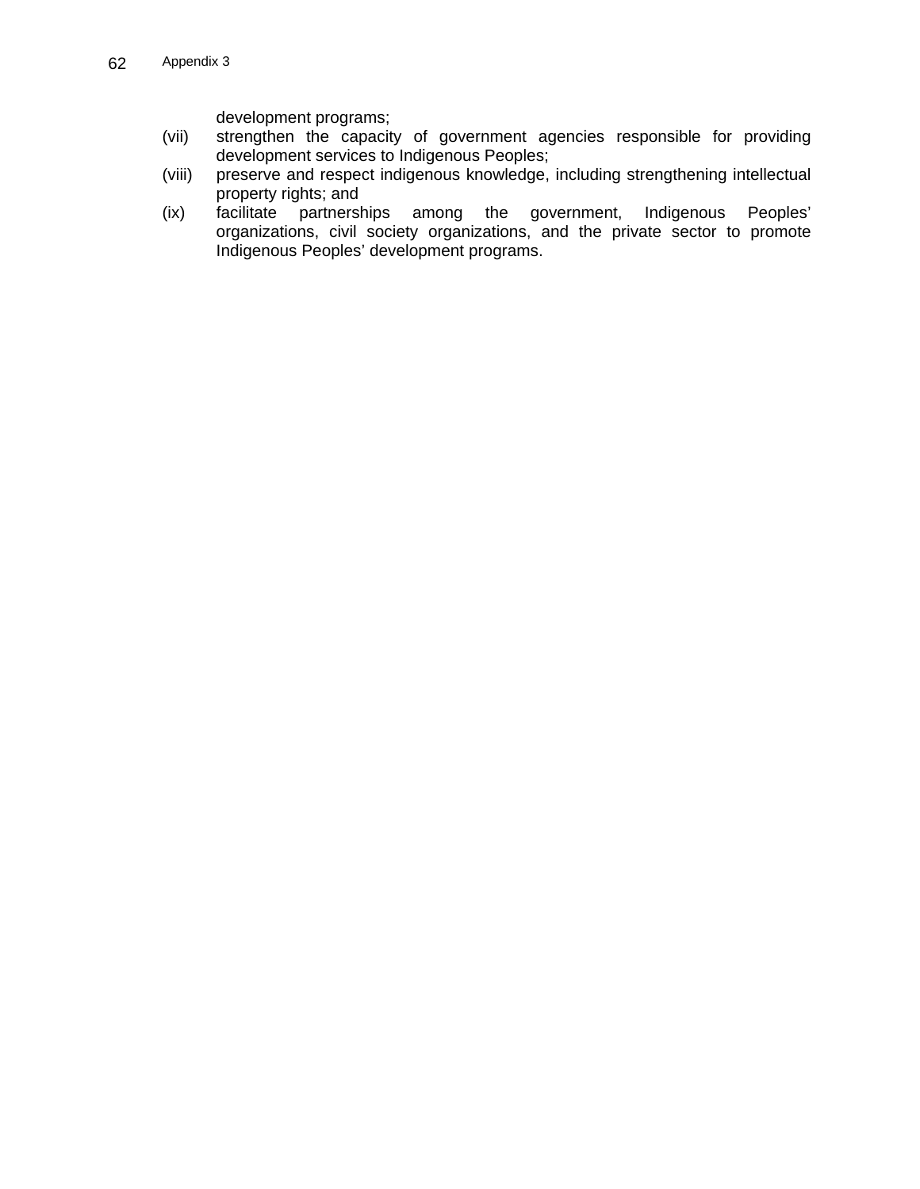development programs;

(vii) strengthen the capacity of government agencies responsible for providing development services to Indigenous Peoples;

(viii) preserve and respect indigenous knowledge, including strengthening intellectual property rights; and

(ix) facilitate partnerships among the government, Indigenous Peoples' organizations, civil society organizations, and the private sector to promote Indigenous Peoples' development programs.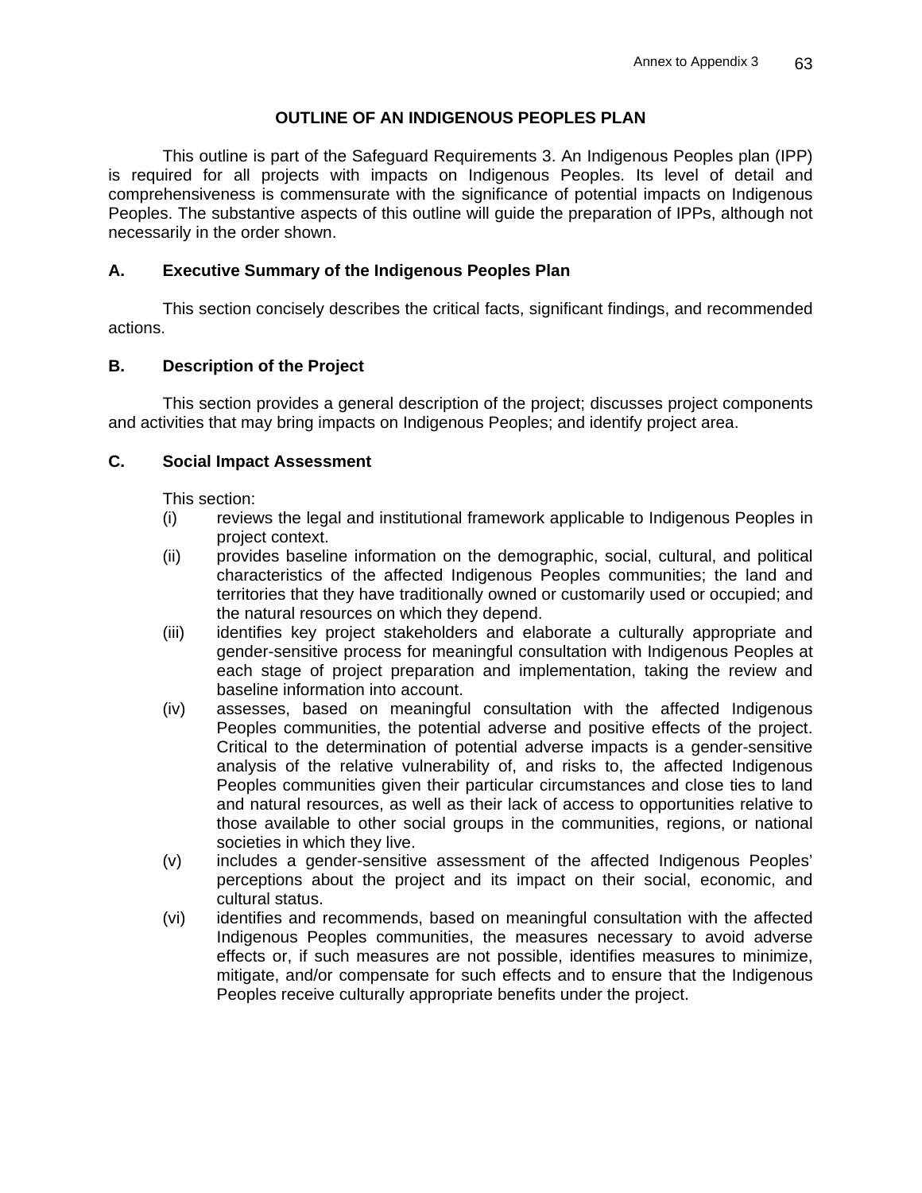# OUTLINE OF AN INDIGENOUS PEOPLES PLAN

This outline is part of the Safeguard Requirements 3. An Indigenous Peoples plan (IPP) is required for all projects with impacts on Indigenous Peoples. Its level of detail and comprehensiveness is commensurate with the significance of potential impacts on Indigenous Peoples. The substantive aspects of this outline will guide the preparation of IPPs, although not necessarily in the order shown.

## A. Executive Summary of the Indigenous Peoples Plan

This section concisely describes the critical facts, significant findings, and recommended actions.

## B. Description of the Project

This section provides a general description of the project; discusses project components and activities that may bring impacts on Indigenous Peoples; and identify project area.

## C. Social Impact Assessment

This section:

(i) reviews the legal and institutional framework applicable to Indigenous Peoples in project context.

(ii) provides baseline information on the demographic, social, cultural, and political characteristics of the affected Indigenous Peoples communities; the land and territories that they have traditionally owned or customarily used or occupied; and the natural resources on which they depend.

(iii) identifies key project stakeholders and elaborate a culturally appropriate and gender-sensitive process for meaningful consultation with Indigenous Peoples at each stage of project preparation and implementation, taking the review and baseline information into account.

(iv) assesses, based on meaningful consultation with the affected Indigenous Peoples communities, the potential adverse and positive effects of the project. Critical to the determination of potential adverse impacts is a gender-sensitive analysis of the relative vulnerability of, and risks to, the affected Indigenous Peoples communities given their particular circumstances and close ties to land and natural resources, as well as their lack of access to opportunities relative to those available to other social groups in the communities, regions, or national societies in which they live.

(v) includes a gender-sensitive assessment of the affected Indigenous Peoples' perceptions about the project and its impact on their social, economic, and cultural status.

(vi) identifies and recommends, based on meaningful consultation with the affected Indigenous Peoples communities, the measures necessary to avoid adverse effects or, if such measures are not possible, identifies measures to minimize, mitigate, and/or compensate for such effects and to ensure that the Indigenous Peoples receive culturally appropriate benefits under the project.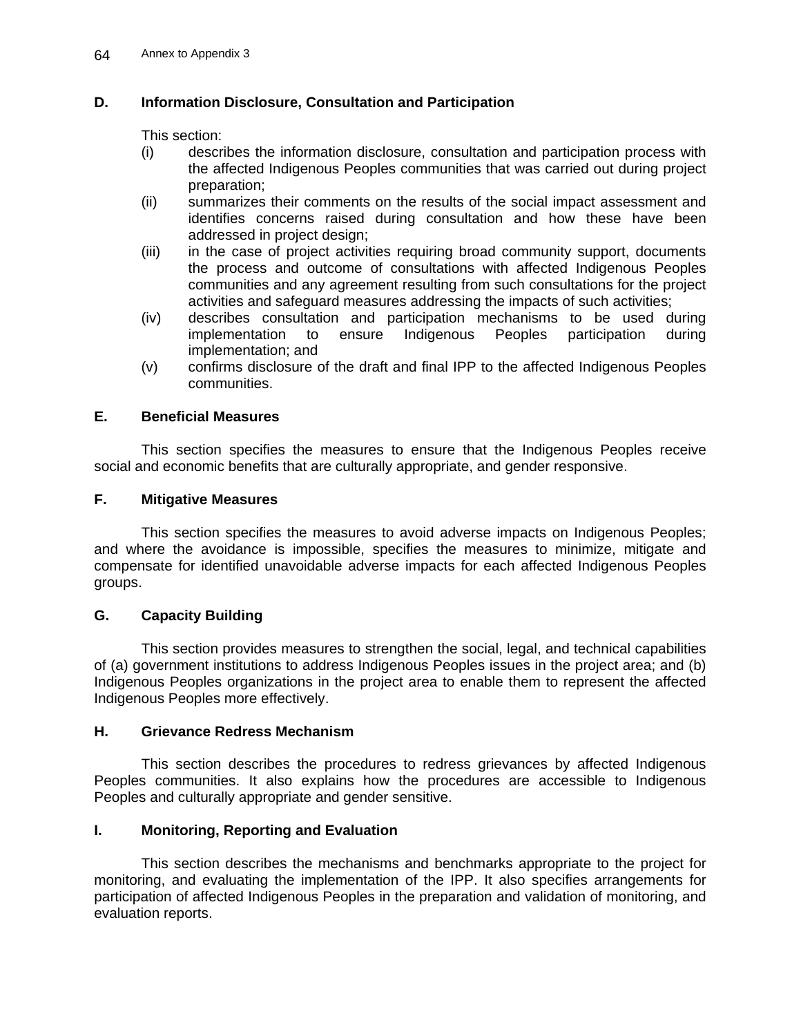### D. Information Disclosure, Consultation and Participation

This section:

(i) describes the information disclosure, consultation and participation process with the affected Indigenous Peoples communities that was carried out during project preparation;

(ii) summarizes their comments on the results of the social impact assessment and identifies concerns raised during consultation and how these have been addressed in project design;

(iii) in the case of project activities requiring broad community support, documents the process and outcome of consultations with affected Indigenous Peoples communities and any agreement resulting from such consultations for the project activities and safeguard measures addressing the impacts of such activities;

(iv) describes consultation and participation mechanisms to be used during implementation to ensure Indigenous Peoples participation during implementation; and

(v) confirms disclosure of the draft and final IPP to the affected Indigenous Peoples communities.

### E. Beneficial Measures

This section specifies the measures to ensure that the Indigenous Peoples receive social and economic benefits that are culturally appropriate, and gender responsive.

### F. Mitigative Measures

This section specifies the measures to avoid adverse impacts on Indigenous Peoples; and where the avoidance is impossible, specifies the measures to minimize, mitigate and compensate for identified unavoidable adverse impacts for each affected Indigenous Peoples groups.

### G. Capacity Building

This section provides measures to strengthen the social, legal, and technical capabilities of (a) government institutions to address Indigenous Peoples issues in the project area; and (b) Indigenous Peoples organizations in the project area to enable them to represent the affected Indigenous Peoples more effectively.

### H. Grievance Redress Mechanism

This section describes the procedures to redress grievances by affected Indigenous Peoples communities. It also explains how the procedures are accessible to Indigenous Peoples and culturally appropriate and gender sensitive.

### I. Monitoring, Reporting and Evaluation

This section describes the mechanisms and benchmarks appropriate to the project for monitoring, and evaluating the implementation of the IPP. It also specifies arrangements for participation of affected Indigenous Peoples in the preparation and validation of monitoring, and evaluation reports.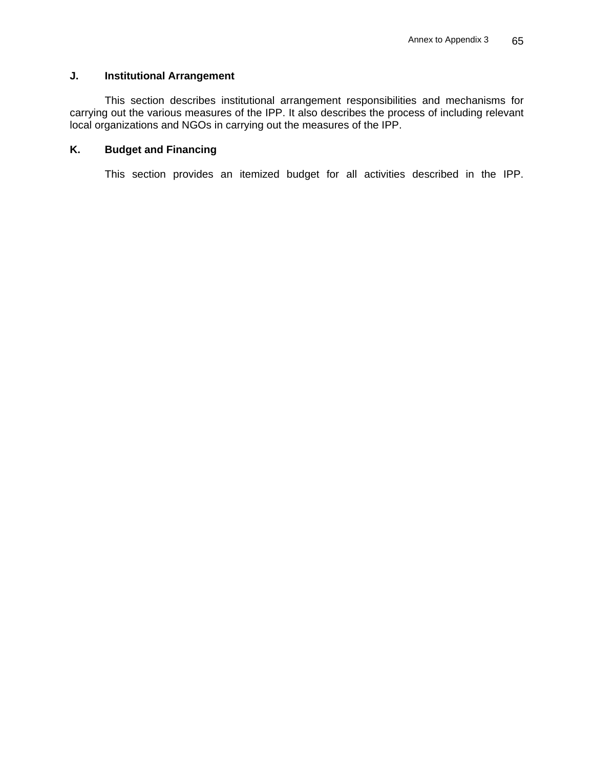### J. Institutional Arrangement

This section describes institutional arrangement responsibilities and mechanisms for carrying out the various measures of the IPP. It also describes the process of including relevant local organizations and NGOs in carrying out the measures of the IPP.

### K. Budget and Financing

This section provides an itemized budget for all activities described in the IPP.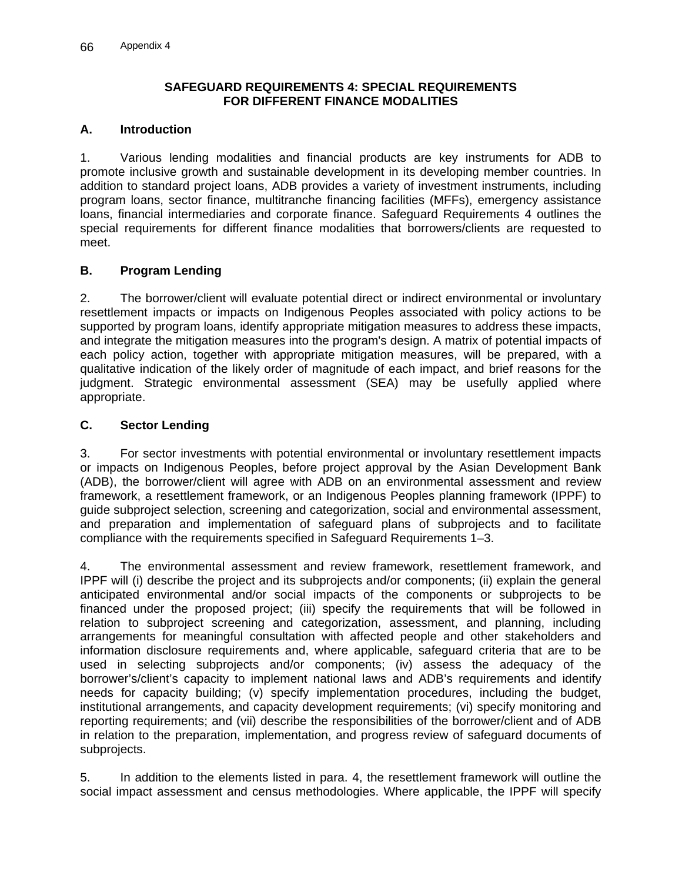# SAFEGUARD REQUIREMENTS 4: SPECIAL REQUIREMENTS FOR DIFFERENT FINANCE MODALITIES

## A. Introduction

1. Various lending modalities and financial products are key instruments for ADB to promote inclusive growth and sustainable development in its developing member countries. In addition to standard project loans, ADB provides a variety of investment instruments, including program loans, sector finance, multitranche financing facilities (MFFs), emergency assistance loans, financial intermediaries and corporate finance. Safeguard Requirements 4 outlines the special requirements for different finance modalities that borrowers/clients are requested to meet.

## B. Program Lending

2. The borrower/client will evaluate potential direct or indirect environmental or involuntary resettlement impacts or impacts on Indigenous Peoples associated with policy actions to be supported by program loans, identify appropriate mitigation measures to address these impacts, and integrate the mitigation measures into the program's design. A matrix of potential impacts of each policy action, together with appropriate mitigation measures, will be prepared, with a qualitative indication of the likely order of magnitude of each impact, and brief reasons for the judgment. Strategic environmental assessment (SEA) may be usefully applied where appropriate.

## C. Sector Lending

3. For sector investments with potential environmental or involuntary resettlement impacts or impacts on Indigenous Peoples, before project approval by the Asian Development Bank (ADB), the borrower/client will agree with ADB on an environmental assessment and review framework, a resettlement framework, or an Indigenous Peoples planning framework (IPPF) to guide subproject selection, screening and categorization, social and environmental assessment, and preparation and implementation of safeguard plans of subprojects and to facilitate compliance with the requirements specified in Safeguard Requirements 1–3.

4. The environmental assessment and review framework, resettlement framework, and IPPF will (i) describe the project and its subprojects and/or components; (ii) explain the general anticipated environmental and/or social impacts of the components or subprojects to be financed under the proposed project; (iii) specify the requirements that will be followed in relation to subproject screening and categorization, assessment, and planning, including arrangements for meaningful consultation with affected people and other stakeholders and information disclosure requirements and, where applicable, safeguard criteria that are to be used in selecting subprojects and/or components; (iv) assess the adequacy of the borrower's/client's capacity to implement national laws and ADB's requirements and identify needs for capacity building; (v) specify implementation procedures, including the budget, institutional arrangements, and capacity development requirements; (vi) specify monitoring and reporting requirements; and (vii) describe the responsibilities of the borrower/client and of ADB in relation to the preparation, implementation, and progress review of safeguard documents of subprojects.

5. In addition to the elements listed in para. 4, the resettlement framework will outline the social impact assessment and census methodologies. Where applicable, the IPPF will specify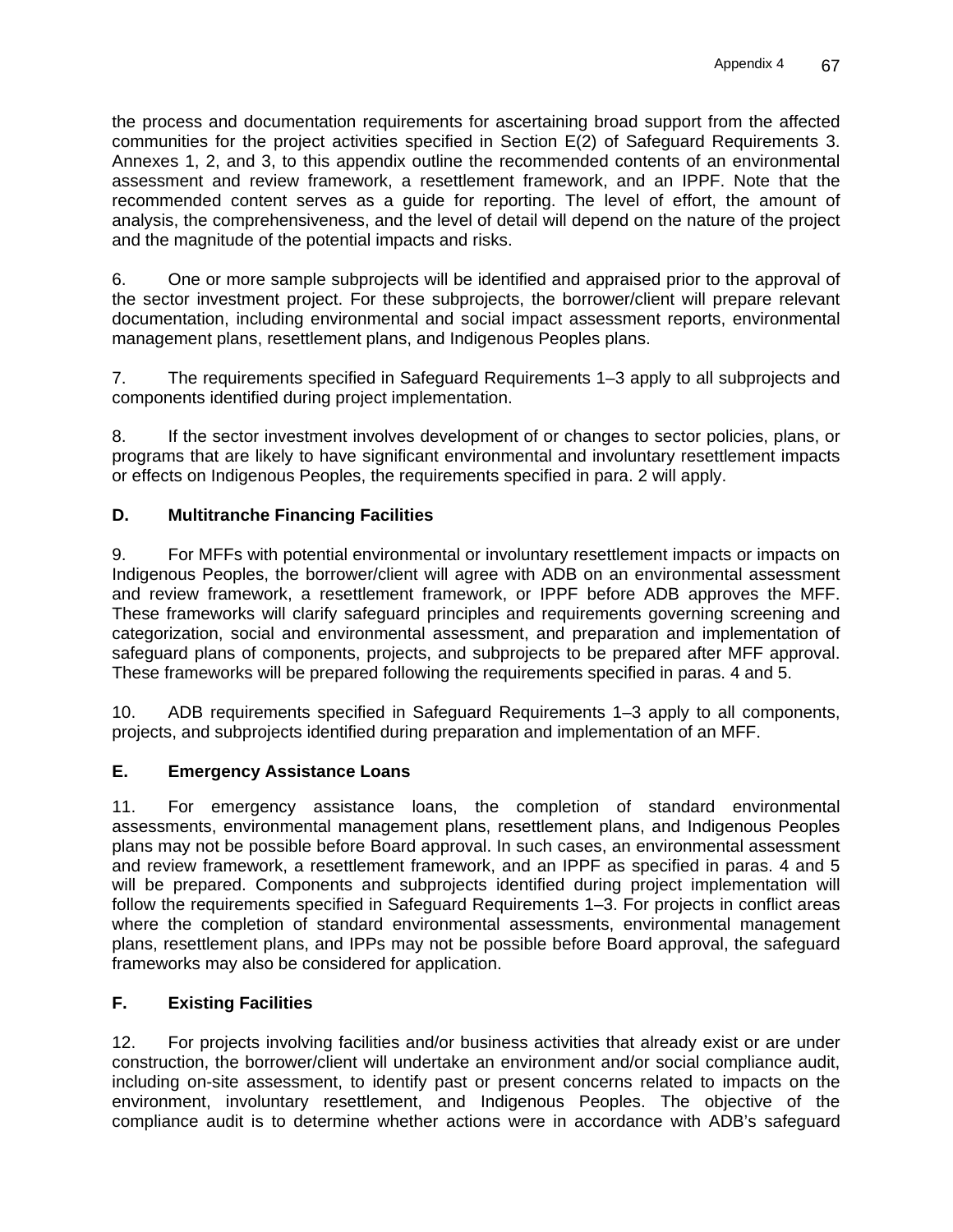the process and documentation requirements for ascertaining broad support from the affected communities for the project activities specified in Section E(2) of Safeguard Requirements 3. Annexes 1, 2, and 3, to this appendix outline the recommended contents of an environmental assessment and review framework, a resettlement framework, and an IPPF. Note that the recommended content serves as a guide for reporting. The level of effort, the amount of analysis, the comprehensiveness, and the level of detail will depend on the nature of the project and the magnitude of the potential impacts and risks.

6. One or more sample subprojects will be identified and appraised prior to the approval of the sector investment project. For these subprojects, the borrower/client will prepare relevant documentation, including environmental and social impact assessment reports, environmental management plans, resettlement plans, and Indigenous Peoples plans.

7. The requirements specified in Safeguard Requirements 1–3 apply to all subprojects and components identified during project implementation.

8. If the sector investment involves development of or changes to sector policies, plans, or programs that are likely to have significant environmental and involuntary resettlement impacts or effects on Indigenous Peoples, the requirements specified in para. 2 will apply.

### D. Multitranche Financing Facilities

9. For MFFs with potential environmental or involuntary resettlement impacts or impacts on Indigenous Peoples, the borrower/client will agree with ADB on an environmental assessment and review framework, a resettlement framework, or IPPF before ADB approves the MFF. These frameworks will clarify safeguard principles and requirements governing screening and categorization, social and environmental assessment, and preparation and implementation of safeguard plans of components, projects, and subprojects to be prepared after MFF approval. These frameworks will be prepared following the requirements specified in paras. 4 and 5.

10. ADB requirements specified in Safeguard Requirements 1–3 apply to all components, projects, and subprojects identified during preparation and implementation of an MFF.

### E. Emergency Assistance Loans

11. For emergency assistance loans, the completion of standard environmental assessments, environmental management plans, resettlement plans, and Indigenous Peoples plans may not be possible before Board approval. In such cases, an environmental assessment and review framework, a resettlement framework, and an IPPF as specified in paras. 4 and 5 will be prepared. Components and subprojects identified during project implementation will follow the requirements specified in Safeguard Requirements 1–3. For projects in conflict areas where the completion of standard environmental assessments, environmental management plans, resettlement plans, and IPPs may not be possible before Board approval, the safeguard frameworks may also be considered for application.

### F. Existing Facilities

12. For projects involving facilities and/or business activities that already exist or are under construction, the borrower/client will undertake an environment and/or social compliance audit, including on-site assessment, to identify past or present concerns related to impacts on the environment, involuntary resettlement, and Indigenous Peoples. The objective of the compliance audit is to determine whether actions were in accordance with ADB's safeguard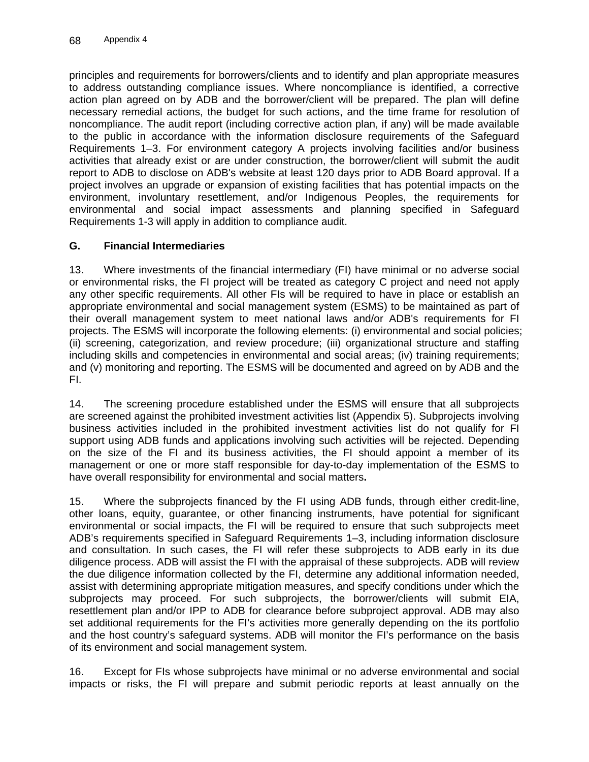principles and requirements for borrowers/clients and to identify and plan appropriate measures to address outstanding compliance issues. Where noncompliance is identified, a corrective action plan agreed on by ADB and the borrower/client will be prepared. The plan will define necessary remedial actions, the budget for such actions, and the time frame for resolution of noncompliance. The audit report (including corrective action plan, if any) will be made available to the public in accordance with the information disclosure requirements of the Safeguard Requirements 1–3. For environment category A projects involving facilities and/or business activities that already exist or are under construction, the borrower/client will submit the audit report to ADB to disclose on ADB's website at least 120 days prior to ADB Board approval. If a project involves an upgrade or expansion of existing facilities that has potential impacts on the environment, involuntary resettlement, and/or Indigenous Peoples, the requirements for environmental and social impact assessments and planning specified in Safeguard Requirements 1-3 will apply in addition to compliance audit.

## G. Financial Intermediaries

13. Where investments of the financial intermediary (FI) have minimal or no adverse social or environmental risks, the FI project will be treated as category C project and need not apply any other specific requirements. All other FIs will be required to have in place or establish an appropriate environmental and social management system (ESMS) to be maintained as part of their overall management system to meet national laws and/or ADB's requirements for FI projects. The ESMS will incorporate the following elements: (i) environmental and social policies; (ii) screening, categorization, and review procedure; (iii) organizational structure and staffing including skills and competencies in environmental and social areas; (iv) training requirements; and (v) monitoring and reporting. The ESMS will be documented and agreed on by ADB and the FI.

14. The screening procedure established under the ESMS will ensure that all subprojects are screened against the prohibited investment activities list (Appendix 5). Subprojects involving business activities included in the prohibited investment activities list do not qualify for FI support using ADB funds and applications involving such activities will be rejected. Depending on the size of the FI and its business activities, the FI should appoint a member of its management or one or more staff responsible for day-to-day implementation of the ESMS to have overall responsibility for environmental and social matters.

15. Where the subprojects financed by the FI using ADB funds, through either credit-line, other loans, equity, guarantee, or other financing instruments, have potential for significant environmental or social impacts, the FI will be required to ensure that such subprojects meet ADB's requirements specified in Safeguard Requirements 1–3, including information disclosure and consultation. In such cases, the FI will refer these subprojects to ADB early in its due diligence process. ADB will assist the FI with the appraisal of these subprojects. ADB will review the due diligence information collected by the FI, determine any additional information needed, assist with determining appropriate mitigation measures, and specify conditions under which the subprojects may proceed. For such subprojects, the borrower/clients will submit EIA, resettlement plan and/or IPP to ADB for clearance before subproject approval. ADB may also set additional requirements for the FI's activities more generally depending on the its portfolio and the host country's safeguard systems. ADB will monitor the FI's performance on the basis of its environment and social management system.

16. Except for FIs whose subprojects have minimal or no adverse environmental and social impacts or risks, the FI will prepare and submit periodic reports at least annually on the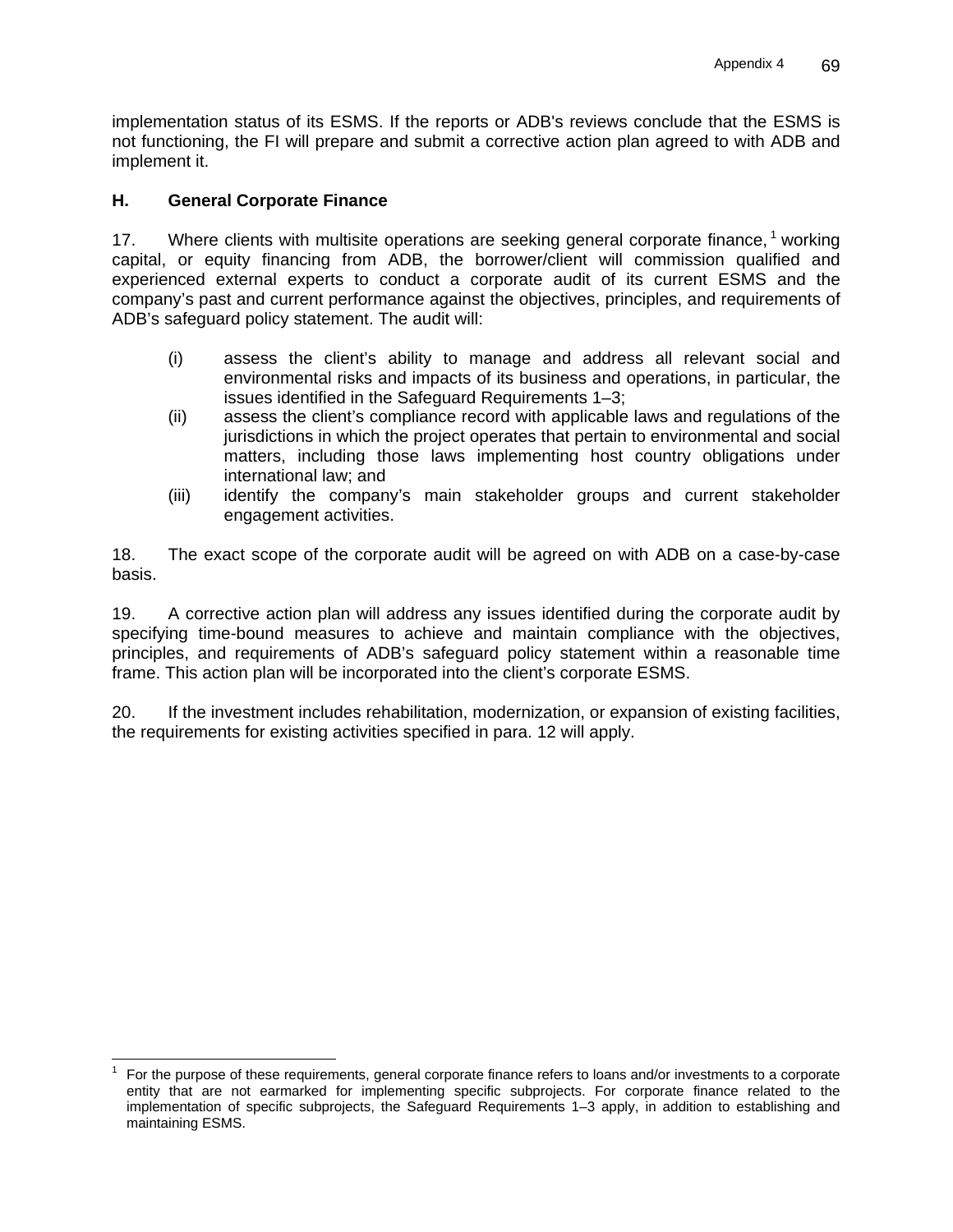implementation status of its ESMS. If the reports or ADB's reviews conclude that the ESMS is not functioning, the FI will prepare and submit a corrective action plan agreed to with ADB and implement it.

### H. General Corporate Finance

17. Where clients with multisite operations are seeking general corporate finance,[1] working capital, or equity financing from ADB, the borrower/client will commission qualified and experienced external experts to conduct a corporate audit of its current ESMS and the company's past and current performance against the objectives, principles, and requirements of ADB's safeguard policy statement. The audit will:

(i) assess the client's ability to manage and address all relevant social and environmental risks and impacts of its business and operations, in particular, the issues identified in the Safeguard Requirements 1–3;

(ii) assess the client's compliance record with applicable laws and regulations of the jurisdictions in which the project operates that pertain to environmental and social matters, including those laws implementing host country obligations under international law; and

(iii) identify the company's main stakeholder groups and current stakeholder engagement activities.

18. The exact scope of the corporate audit will be agreed on with ADB on a case-by-case basis.

19. A corrective action plan will address any issues identified during the corporate audit by specifying time-bound measures to achieve and maintain compliance with the objectives, principles, and requirements of ADB's safeguard policy statement within a reasonable time frame. This action plan will be incorporated into the client's corporate ESMS.

20. If the investment includes rehabilitation, modernization, or expansion of existing facilities, the requirements for existing activities specified in para. 12 will apply.

---

[1] For the purpose of these requirements, general corporate finance refers to loans and/or investments to a corporate entity that are not earmarked for implementing specific subprojects. For corporate finance related to the implementation of specific subprojects, the Safeguard Requirements 1–3 apply, in addition to establishing and maintaining ESMS.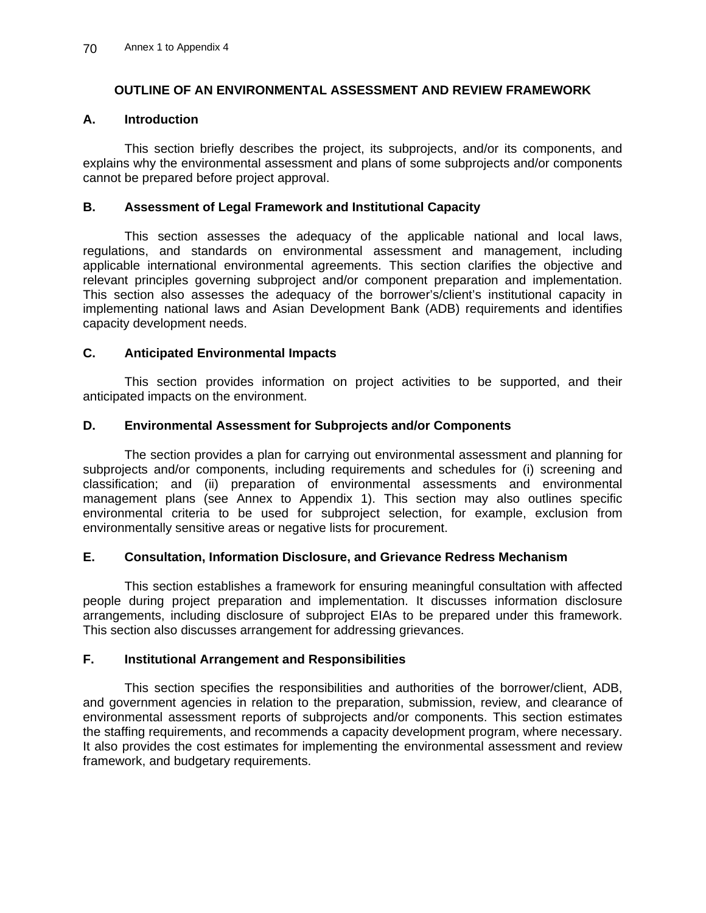# OUTLINE OF AN ENVIRONMENTAL ASSESSMENT AND REVIEW FRAMEWORK

## A. Introduction

This section briefly describes the project, its subprojects, and/or its components, and explains why the environmental assessment and plans of some subprojects and/or components cannot be prepared before project approval.

## B. Assessment of Legal Framework and Institutional Capacity

This section assesses the adequacy of the applicable national and local laws, regulations, and standards on environmental assessment and management, including applicable international environmental agreements. This section clarifies the objective and relevant principles governing subproject and/or component preparation and implementation. This section also assesses the adequacy of the borrower's/client's institutional capacity in implementing national laws and Asian Development Bank (ADB) requirements and identifies capacity development needs.

## C. Anticipated Environmental Impacts

This section provides information on project activities to be supported, and their anticipated impacts on the environment.

## D. Environmental Assessment for Subprojects and/or Components

The section provides a plan for carrying out environmental assessment and planning for subprojects and/or components, including requirements and schedules for (i) screening and classification; and (ii) preparation of environmental assessments and environmental management plans (see Annex to Appendix 1). This section may also outlines specific environmental criteria to be used for subproject selection, for example, exclusion from environmentally sensitive areas or negative lists for procurement.

## E. Consultation, Information Disclosure, and Grievance Redress Mechanism

This section establishes a framework for ensuring meaningful consultation with affected people during project preparation and implementation. It discusses information disclosure arrangements, including disclosure of subproject EIAs to be prepared under this framework. This section also discusses arrangement for addressing grievances.

## F. Institutional Arrangement and Responsibilities

This section specifies the responsibilities and authorities of the borrower/client, ADB, and government agencies in relation to the preparation, submission, review, and clearance of environmental assessment reports of subprojects and/or components. This section estimates the staffing requirements, and recommends a capacity development program, where necessary. It also provides the cost estimates for implementing the environmental assessment and review framework, and budgetary requirements.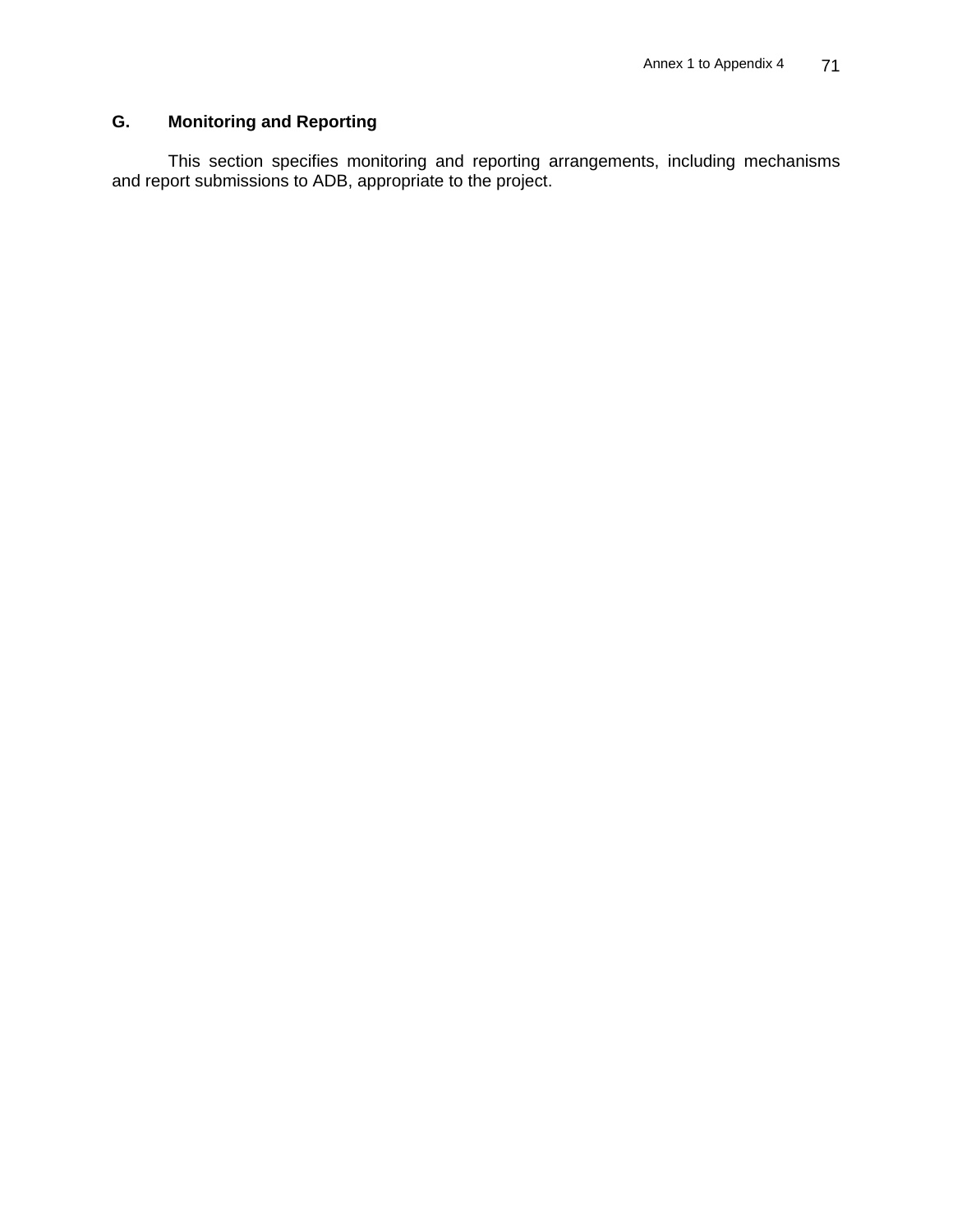## G. Monitoring and Reporting

This section specifies monitoring and reporting arrangements, including mechanisms and report submissions to ADB, appropriate to the project.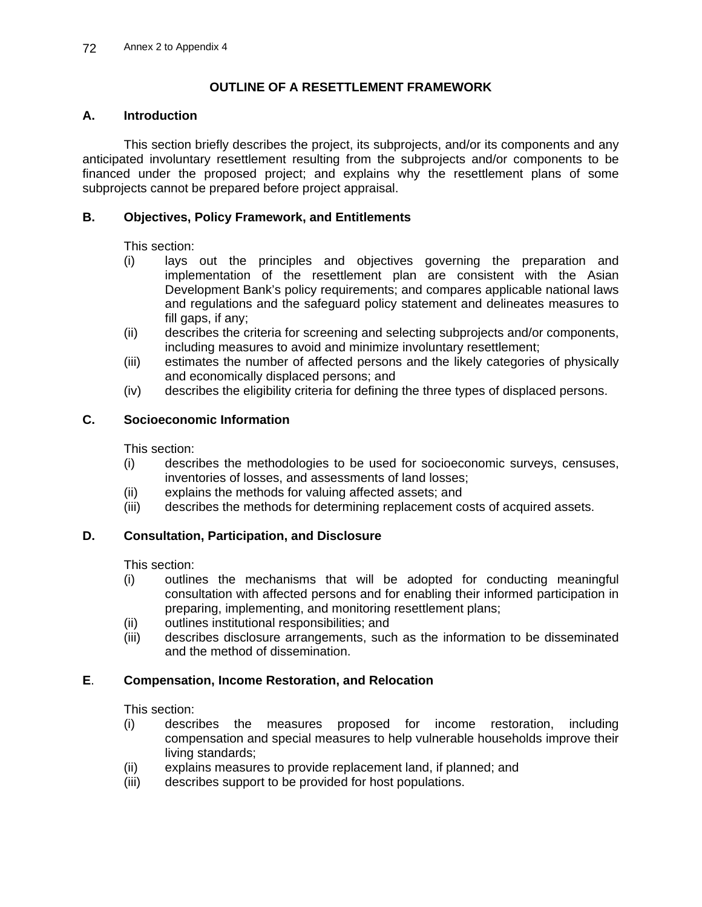# OUTLINE OF A RESETTLEMENT FRAMEWORK

## A. Introduction

This section briefly describes the project, its subprojects, and/or its components and any anticipated involuntary resettlement resulting from the subprojects and/or components to be financed under the proposed project; and explains why the resettlement plans of some subprojects cannot be prepared before project appraisal.

## B. Objectives, Policy Framework, and Entitlements

This section:

(i) lays out the principles and objectives governing the preparation and implementation of the resettlement plan are consistent with the Asian Development Bank's policy requirements; and compares applicable national laws and regulations and the safeguard policy statement and delineates measures to fill gaps, if any;

(ii) describes the criteria for screening and selecting subprojects and/or components, including measures to avoid and minimize involuntary resettlement;

(iii) estimates the number of affected persons and the likely categories of physically and economically displaced persons; and

(iv) describes the eligibility criteria for defining the three types of displaced persons.

## C. Socioeconomic Information

This section:

(i) describes the methodologies to be used for socioeconomic surveys, censuses, inventories of losses, and assessments of land losses;

(ii) explains the methods for valuing affected assets; and

(iii) describes the methods for determining replacement costs of acquired assets.

## D. Consultation, Participation, and Disclosure

This section:

(i) outlines the mechanisms that will be adopted for conducting meaningful consultation with affected persons and for enabling their informed participation in preparing, implementing, and monitoring resettlement plans;

(ii) outlines institutional responsibilities; and

(iii) describes disclosure arrangements, such as the information to be disseminated and the method of dissemination.

## E. Compensation, Income Restoration, and Relocation

This section:

(i) describes the measures proposed for income restoration, including compensation and special measures to help vulnerable households improve their living standards;

(ii) explains measures to provide replacement land, if planned; and

(iii) describes support to be provided for host populations.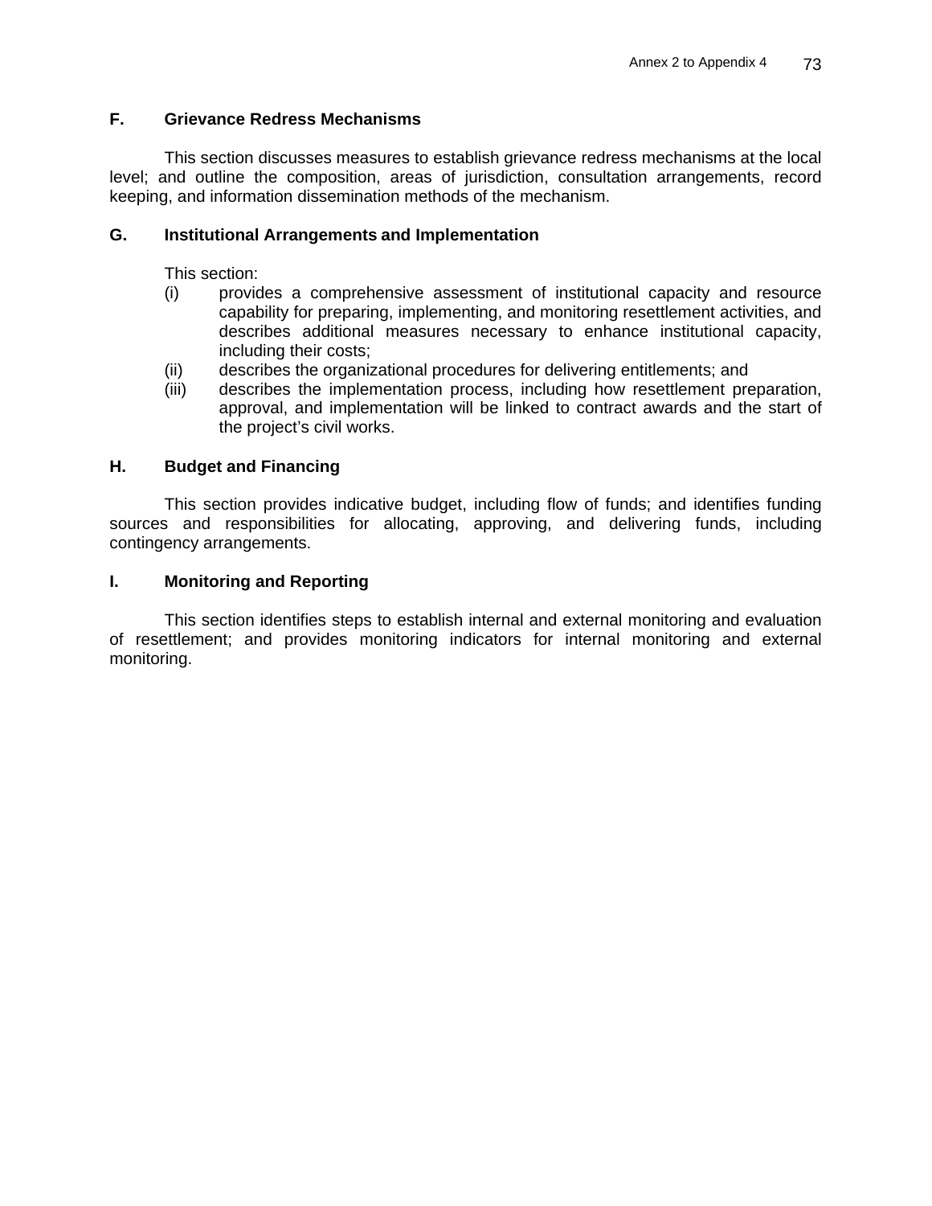### F. Grievance Redress Mechanisms

This section discusses measures to establish grievance redress mechanisms at the local level; and outline the composition, areas of jurisdiction, consultation arrangements, record keeping, and information dissemination methods of the mechanism.

### G. Institutional Arrangements and Implementation

This section:

(i) provides a comprehensive assessment of institutional capacity and resource capability for preparing, implementing, and monitoring resettlement activities, and describes additional measures necessary to enhance institutional capacity, including their costs;

(ii) describes the organizational procedures for delivering entitlements; and

(iii) describes the implementation process, including how resettlement preparation, approval, and implementation will be linked to contract awards and the start of the project's civil works.

### H. Budget and Financing

This section provides indicative budget, including flow of funds; and identifies funding sources and responsibilities for allocating, approving, and delivering funds, including contingency arrangements.

### I. Monitoring and Reporting

This section identifies steps to establish internal and external monitoring and evaluation of resettlement; and provides monitoring indicators for internal monitoring and external monitoring.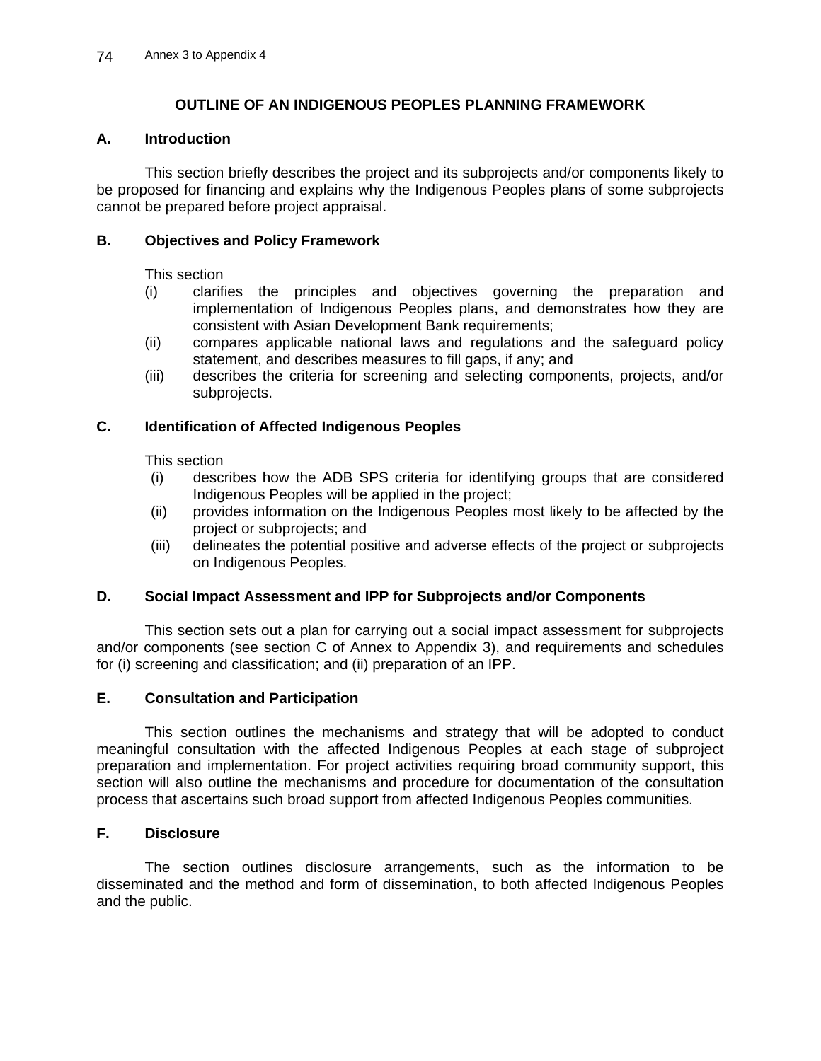## OUTLINE OF AN INDIGENOUS PEOPLES PLANNING FRAMEWORK

### A. Introduction

This section briefly describes the project and its subprojects and/or components likely to be proposed for financing and explains why the Indigenous Peoples plans of some subprojects cannot be prepared before project appraisal.

### B. Objectives and Policy Framework

This section

- (i) clarifies the principles and objectives governing the preparation and implementation of Indigenous Peoples plans, and demonstrates how they are consistent with Asian Development Bank requirements;
- (ii) compares applicable national laws and regulations and the safeguard policy statement, and describes measures to fill gaps, if any; and
- (iii) describes the criteria for screening and selecting components, projects, and/or subprojects.

### C. Identification of Affected Indigenous Peoples

This section

- (i) describes how the ADB SPS criteria for identifying groups that are considered Indigenous Peoples will be applied in the project;
- (ii) provides information on the Indigenous Peoples most likely to be affected by the project or subprojects; and
- (iii) delineates the potential positive and adverse effects of the project or subprojects on Indigenous Peoples.

### D. Social Impact Assessment and IPP for Subprojects and/or Components

This section sets out a plan for carrying out a social impact assessment for subprojects and/or components (see section C of Annex to Appendix 3), and requirements and schedules for (i) screening and classification; and (ii) preparation of an IPP.

### E. Consultation and Participation

This section outlines the mechanisms and strategy that will be adopted to conduct meaningful consultation with the affected Indigenous Peoples at each stage of subproject preparation and implementation. For project activities requiring broad community support, this section will also outline the mechanisms and procedure for documentation of the consultation process that ascertains such broad support from affected Indigenous Peoples communities.

### F. Disclosure

The section outlines disclosure arrangements, such as the information to be disseminated and the method and form of dissemination, to both affected Indigenous Peoples and the public.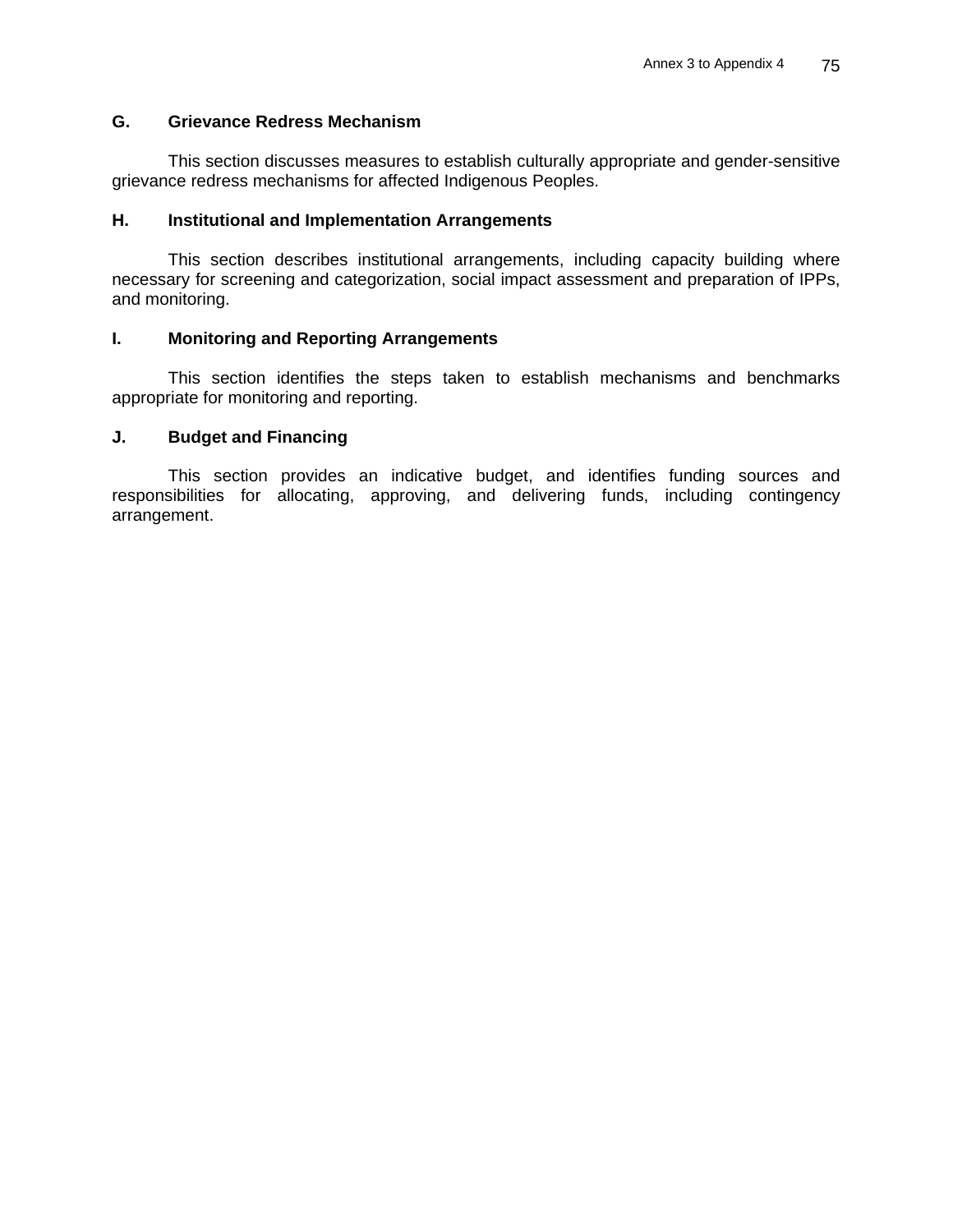## G. Grievance Redress Mechanism

This section discusses measures to establish culturally appropriate and gender-sensitive grievance redress mechanisms for affected Indigenous Peoples.

## H. Institutional and Implementation Arrangements

This section describes institutional arrangements, including capacity building where necessary for screening and categorization, social impact assessment and preparation of IPPs, and monitoring.

## I. Monitoring and Reporting Arrangements

This section identifies the steps taken to establish mechanisms and benchmarks appropriate for monitoring and reporting.

## J. Budget and Financing

This section provides an indicative budget, and identifies funding sources and responsibilities for allocating, approving, and delivering funds, including contingency arrangement.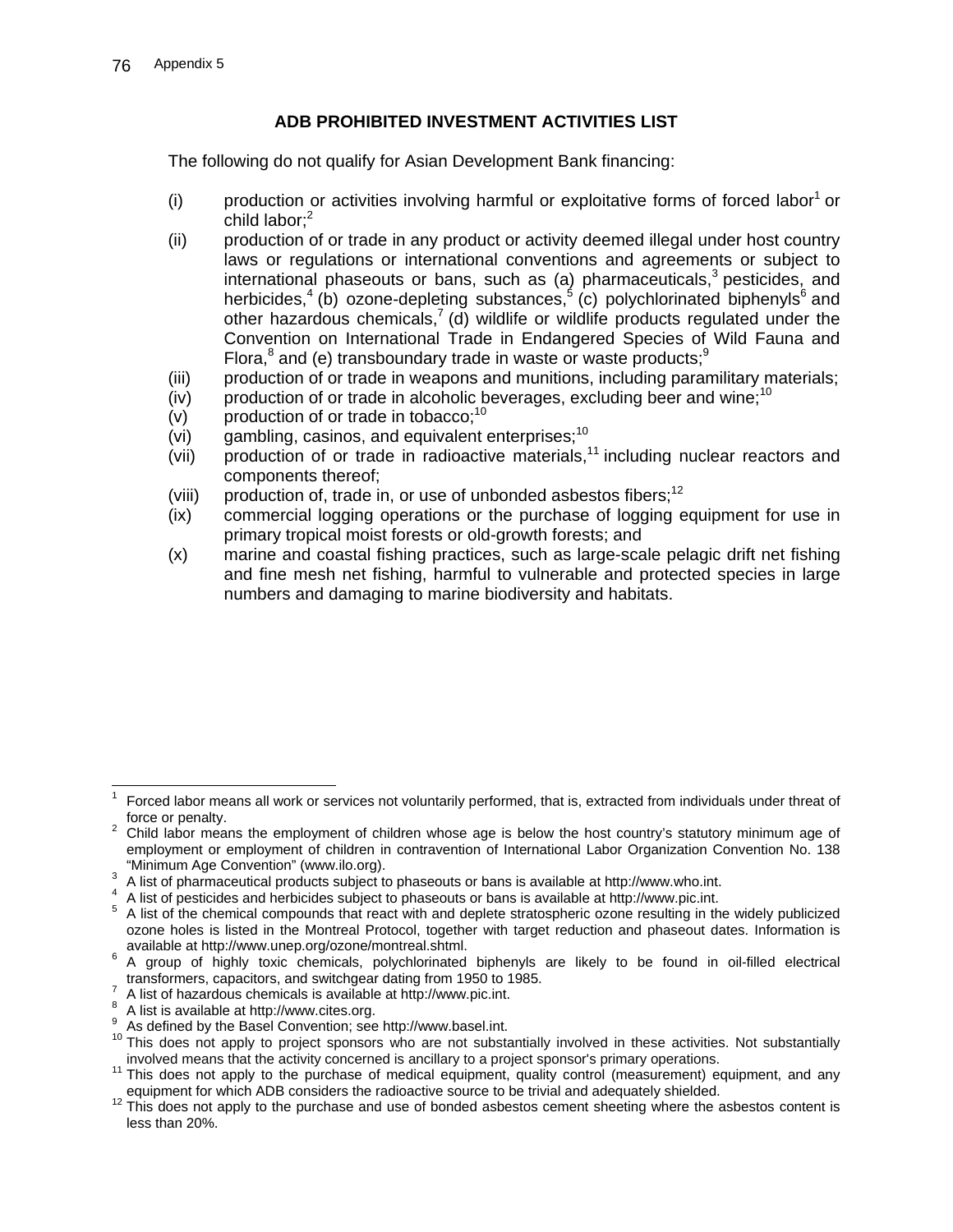## ADB PROHIBITED INVESTMENT ACTIVITIES LIST

The following do not qualify for Asian Development Bank financing:

(i) production or activities involving harmful or exploitative forms of forced labor[1] or child labor;[2]

(ii) production of or trade in any product or activity deemed illegal under host country laws or regulations or international conventions and agreements or subject to international phaseouts or bans, such as (a) pharmaceuticals,[3] pesticides, and herbicides,[4] (b) ozone-depleting substances,[5] (c) polychlorinated biphenyls[6] and other hazardous chemicals,[7] (d) wildlife or wildlife products regulated under the Convention on International Trade in Endangered Species of Wild Fauna and Flora,[8] and (e) transboundary trade in waste or waste products;[9]

(iii) production of or trade in weapons and munitions, including paramilitary materials;

(iv) production of or trade in alcoholic beverages, excluding beer and wine;[10]

(v) production of or trade in tobacco;[10]

(vi) gambling, casinos, and equivalent enterprises;[10]

(vii) production of or trade in radioactive materials,[11] including nuclear reactors and components thereof;

(viii) production of, trade in, or use of unbonded asbestos fibers;[12]

(ix) commercial logging operations or the purchase of logging equipment for use in primary tropical moist forests or old-growth forests; and

(x) marine and coastal fishing practices, such as large-scale pelagic drift net fishing and fine mesh net fishing, harmful to vulnerable and protected species in large numbers and damaging to marine biodiversity and habitats.

---

[1] Forced labor means all work or services not voluntarily performed, that is, extracted from individuals under threat of force or penalty.

[2] Child labor means the employment of children whose age is below the host country's statutory minimum age of employment or employment of children in contravention of International Labor Organization Convention No. 138 "Minimum Age Convention" (www.ilo.org).

[3] A list of pharmaceutical products subject to phaseouts or bans is available at http://www.who.int.

[4] A list of pesticides and herbicides subject to phaseouts or bans is available at http://www.pic.int.

[5] A list of the chemical compounds that react with and deplete stratospheric ozone resulting in the widely publicized ozone holes is listed in the Montreal Protocol, together with target reduction and phaseout dates. Information is available at http://www.unep.org/ozone/montreal.shtml.

[6] A group of highly toxic chemicals, polychlorinated biphenyls are likely to be found in oil-filled electrical transformers, capacitors, and switchgear dating from 1950 to 1985.

[7] A list of hazardous chemicals is available at http://www.pic.int.

[8] A list is available at http://www.cites.org.

[9] As defined by the Basel Convention; see http://www.basel.int.

[10] This does not apply to project sponsors who are not substantially involved in these activities. Not substantially involved means that the activity concerned is ancillary to a project sponsor's primary operations.

[11] This does not apply to the purchase of medical equipment, quality control (measurement) equipment, and any equipment for which ADB considers the radioactive source to be trivial and adequately shielded.

[12] This does not apply to the purchase and use of bonded asbestos cement sheeting where the asbestos content is less than 20%.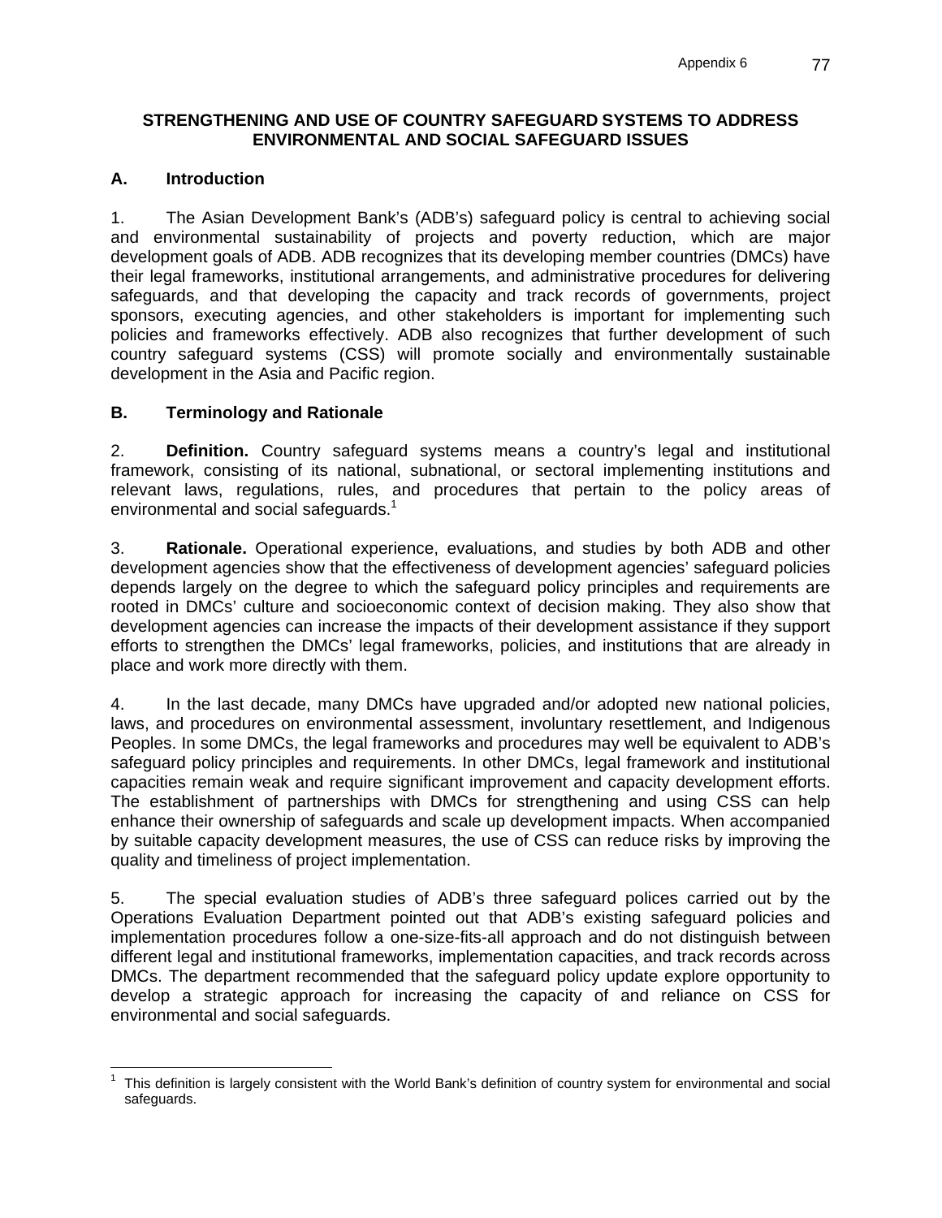# STRENGTHENING AND USE OF COUNTRY SAFEGUARD SYSTEMS TO ADDRESS ENVIRONMENTAL AND SOCIAL SAFEGUARD ISSUES

## A. Introduction

1. The Asian Development Bank's (ADB's) safeguard policy is central to achieving social and environmental sustainability of projects and poverty reduction, which are major development goals of ADB. ADB recognizes that its developing member countries (DMCs) have their legal frameworks, institutional arrangements, and administrative procedures for delivering safeguards, and that developing the capacity and track records of governments, project sponsors, executing agencies, and other stakeholders is important for implementing such policies and frameworks effectively. ADB also recognizes that further development of such country safeguard systems (CSS) will promote socially and environmentally sustainable development in the Asia and Pacific region.

## B. Terminology and Rationale

2. **Definition.** Country safeguard systems means a country's legal and institutional framework, consisting of its national, subnational, or sectoral implementing institutions and relevant laws, regulations, rules, and procedures that pertain to the policy areas of environmental and social safeguards.[1]

3. **Rationale.** Operational experience, evaluations, and studies by both ADB and other development agencies show that the effectiveness of development agencies' safeguard policies depends largely on the degree to which the safeguard policy principles and requirements are rooted in DMCs' culture and socioeconomic context of decision making. They also show that development agencies can increase the impacts of their development assistance if they support efforts to strengthen the DMCs' legal frameworks, policies, and institutions that are already in place and work more directly with them.

4. In the last decade, many DMCs have upgraded and/or adopted new national policies, laws, and procedures on environmental assessment, involuntary resettlement, and Indigenous Peoples. In some DMCs, the legal frameworks and procedures may well be equivalent to ADB's safeguard policy principles and requirements. In other DMCs, legal framework and institutional capacities remain weak and require significant improvement and capacity development efforts. The establishment of partnerships with DMCs for strengthening and using CSS can help enhance their ownership of safeguards and scale up development impacts. When accompanied by suitable capacity development measures, the use of CSS can reduce risks by improving the quality and timeliness of project implementation.

5. The special evaluation studies of ADB's three safeguard polices carried out by the Operations Evaluation Department pointed out that ADB's existing safeguard policies and implementation procedures follow a one-size-fits-all approach and do not distinguish between different legal and institutional frameworks, implementation capacities, and track records across DMCs. The department recommended that the safeguard policy update explore opportunity to develop a strategic approach for increasing the capacity of and reliance on CSS for environmental and social safeguards.

---

[1] This definition is largely consistent with the World Bank's definition of country system for environmental and social safeguards.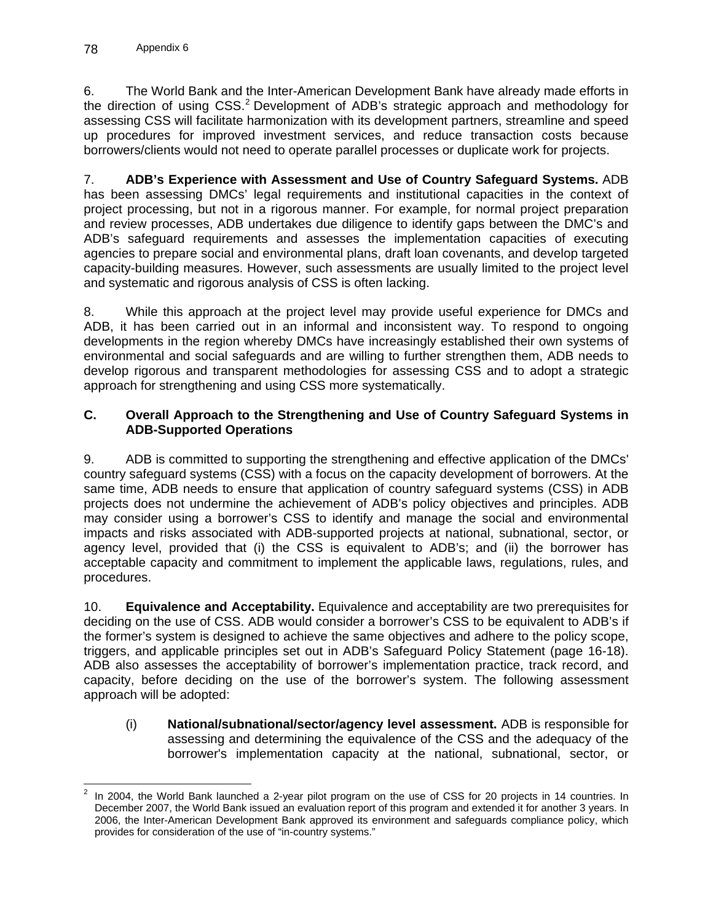6. The World Bank and the Inter-American Development Bank have already made efforts in the direction of using CSS.[2] Development of ADB's strategic approach and methodology for assessing CSS will facilitate harmonization with its development partners, streamline and speed up procedures for improved investment services, and reduce transaction costs because borrowers/clients would not need to operate parallel processes or duplicate work for projects.

7. **ADB's Experience with Assessment and Use of Country Safeguard Systems.** ADB has been assessing DMCs' legal requirements and institutional capacities in the context of project processing, but not in a rigorous manner. For example, for normal project preparation and review processes, ADB undertakes due diligence to identify gaps between the DMC's and ADB's safeguard requirements and assesses the implementation capacities of executing agencies to prepare social and environmental plans, draft loan covenants, and develop targeted capacity-building measures. However, such assessments are usually limited to the project level and systematic and rigorous analysis of CSS is often lacking.

8. While this approach at the project level may provide useful experience for DMCs and ADB, it has been carried out in an informal and inconsistent way. To respond to ongoing developments in the region whereby DMCs have increasingly established their own systems of environmental and social safeguards and are willing to further strengthen them, ADB needs to develop rigorous and transparent methodologies for assessing CSS and to adopt a strategic approach for strengthening and using CSS more systematically.

### C. Overall Approach to the Strengthening and Use of Country Safeguard Systems in ADB-Supported Operations

9. ADB is committed to supporting the strengthening and effective application of the DMCs' country safeguard systems (CSS) with a focus on the capacity development of borrowers. At the same time, ADB needs to ensure that application of country safeguard systems (CSS) in ADB projects does not undermine the achievement of ADB's policy objectives and principles. ADB may consider using a borrower's CSS to identify and manage the social and environmental impacts and risks associated with ADB-supported projects at national, subnational, sector, or agency level, provided that (i) the CSS is equivalent to ADB's; and (ii) the borrower has acceptable capacity and commitment to implement the applicable laws, regulations, rules, and procedures.

10. **Equivalence and Acceptability.** Equivalence and acceptability are two prerequisites for deciding on the use of CSS. ADB would consider a borrower's CSS to be equivalent to ADB's if the former's system is designed to achieve the same objectives and adhere to the policy scope, triggers, and applicable principles set out in ADB's Safeguard Policy Statement (page 16-18). ADB also assesses the acceptability of borrower's implementation practice, track record, and capacity, before deciding on the use of the borrower's system. The following assessment approach will be adopted:

(i) **National/subnational/sector/agency level assessment.** ADB is responsible for assessing and determining the equivalence of the CSS and the adequacy of the borrower's implementation capacity at the national, subnational, sector, or

---

[2] In 2004, the World Bank launched a 2-year pilot program on the use of CSS for 20 projects in 14 countries. In December 2007, the World Bank issued an evaluation report of this program and extended it for another 3 years. In 2006, the Inter-American Development Bank approved its environment and safeguards compliance policy, which provides for consideration of the use of "in-country systems."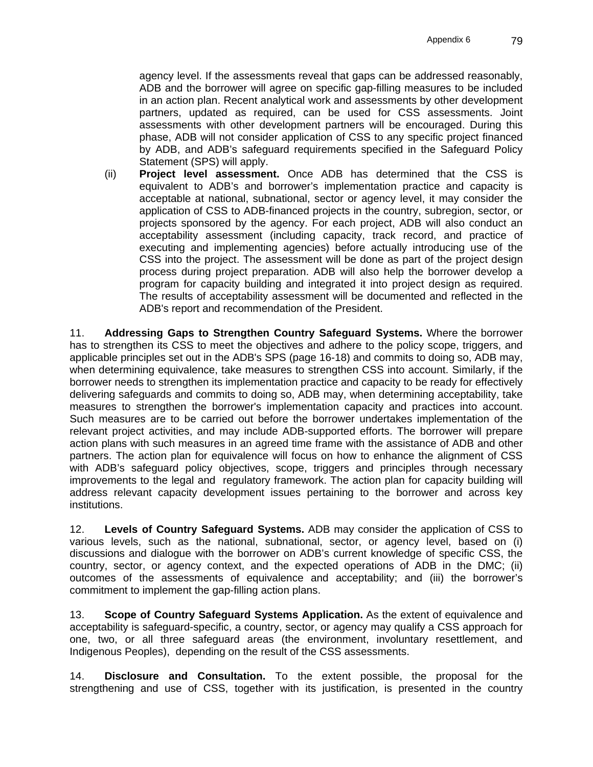agency level. If the assessments reveal that gaps can be addressed reasonably, ADB and the borrower will agree on specific gap-filling measures to be included in an action plan. Recent analytical work and assessments by other development partners, updated as required, can be used for CSS assessments. Joint assessments with other development partners will be encouraged. During this phase, ADB will not consider application of CSS to any specific project financed by ADB, and ADB's safeguard requirements specified in the Safeguard Policy Statement (SPS) will apply.

(ii) **Project level assessment.** Once ADB has determined that the CSS is equivalent to ADB's and borrower's implementation practice and capacity is acceptable at national, subnational, sector or agency level, it may consider the application of CSS to ADB-financed projects in the country, subregion, sector, or projects sponsored by the agency. For each project, ADB will also conduct an acceptability assessment (including capacity, track record, and practice of executing and implementing agencies) before actually introducing use of the CSS into the project. The assessment will be done as part of the project design process during project preparation. ADB will also help the borrower develop a program for capacity building and integrated it into project design as required. The results of acceptability assessment will be documented and reflected in the ADB's report and recommendation of the President.

11. **Addressing Gaps to Strengthen Country Safeguard Systems.** Where the borrower has to strengthen its CSS to meet the objectives and adhere to the policy scope, triggers, and applicable principles set out in the ADB's SPS (page 16-18) and commits to doing so, ADB may, when determining equivalence, take measures to strengthen CSS into account. Similarly, if the borrower needs to strengthen its implementation practice and capacity to be ready for effectively delivering safeguards and commits to doing so, ADB may, when determining acceptability, take measures to strengthen the borrower's implementation capacity and practices into account. Such measures are to be carried out before the borrower undertakes implementation of the relevant project activities, and may include ADB-supported efforts. The borrower will prepare action plans with such measures in an agreed time frame with the assistance of ADB and other partners. The action plan for equivalence will focus on how to enhance the alignment of CSS with ADB's safeguard policy objectives, scope, triggers and principles through necessary improvements to the legal and regulatory framework. The action plan for capacity building will address relevant capacity development issues pertaining to the borrower and across key institutions.

12. **Levels of Country Safeguard Systems.** ADB may consider the application of CSS to various levels, such as the national, subnational, sector, or agency level, based on (i) discussions and dialogue with the borrower on ADB's current knowledge of specific CSS, the country, sector, or agency context, and the expected operations of ADB in the DMC; (ii) outcomes of the assessments of equivalence and acceptability; and (iii) the borrower's commitment to implement the gap-filling action plans.

13. **Scope of Country Safeguard Systems Application.** As the extent of equivalence and acceptability is safeguard-specific, a country, sector, or agency may qualify a CSS approach for one, two, or all three safeguard areas (the environment, involuntary resettlement, and Indigenous Peoples), depending on the result of the CSS assessments.

14. **Disclosure and Consultation.** To the extent possible, the proposal for the strengthening and use of CSS, together with its justification, is presented in the country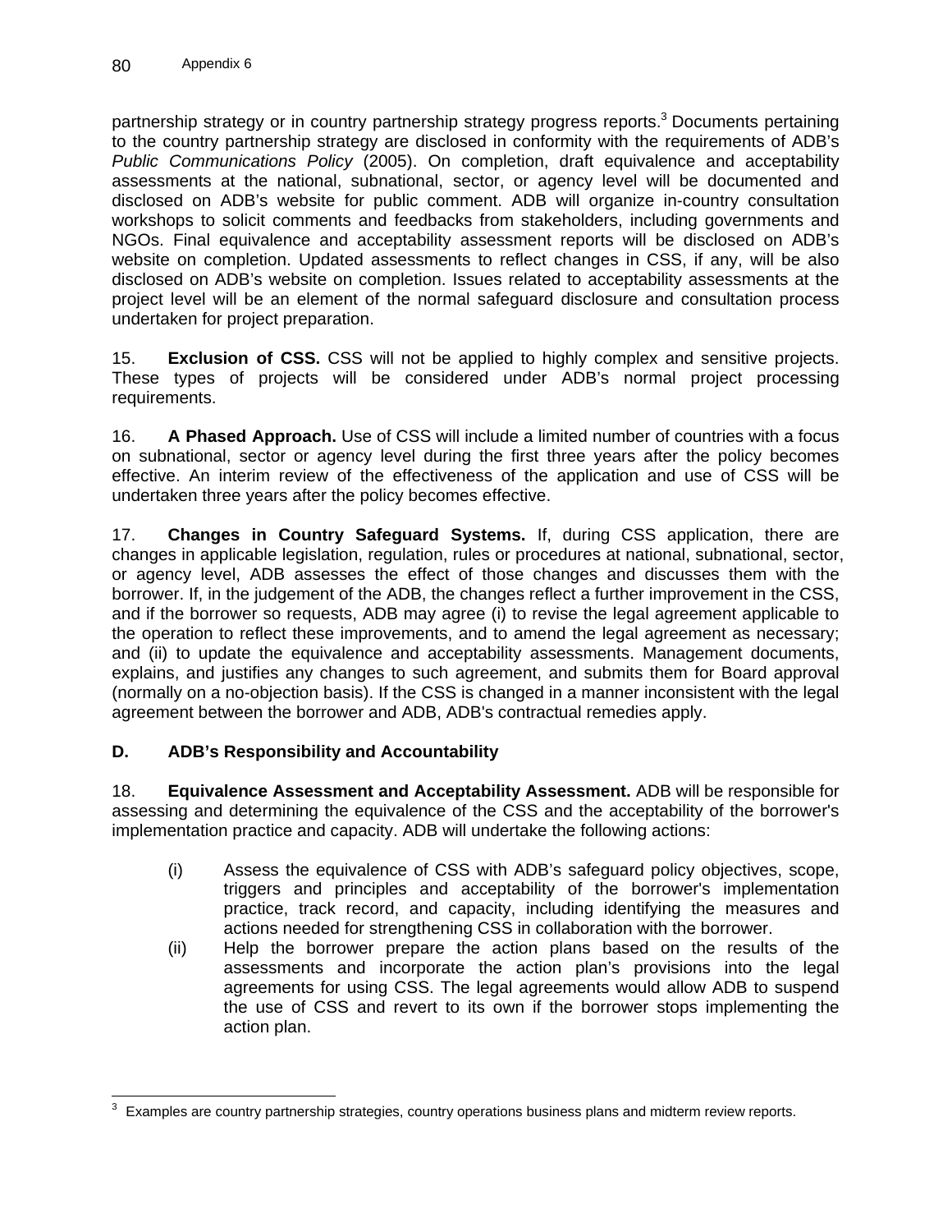partnership strategy or in country partnership strategy progress reports.[3] Documents pertaining to the country partnership strategy are disclosed in conformity with the requirements of ADB's *Public Communications Policy* (2005). On completion, draft equivalence and acceptability assessments at the national, subnational, sector, or agency level will be documented and disclosed on ADB's website for public comment. ADB will organize in-country consultation workshops to solicit comments and feedbacks from stakeholders, including governments and NGOs. Final equivalence and acceptability assessment reports will be disclosed on ADB's website on completion. Updated assessments to reflect changes in CSS, if any, will be also disclosed on ADB's website on completion. Issues related to acceptability assessments at the project level will be an element of the normal safeguard disclosure and consultation process undertaken for project preparation.

15. **Exclusion of CSS.** CSS will not be applied to highly complex and sensitive projects. These types of projects will be considered under ADB's normal project processing requirements.

16. **A Phased Approach.** Use of CSS will include a limited number of countries with a focus on subnational, sector or agency level during the first three years after the policy becomes effective. An interim review of the effectiveness of the application and use of CSS will be undertaken three years after the policy becomes effective.

17. **Changes in Country Safeguard Systems.** If, during CSS application, there are changes in applicable legislation, regulation, rules or procedures at national, subnational, sector, or agency level, ADB assesses the effect of those changes and discusses them with the borrower. If, in the judgement of the ADB, the changes reflect a further improvement in the CSS, and if the borrower so requests, ADB may agree (i) to revise the legal agreement applicable to the operation to reflect these improvements, and to amend the legal agreement as necessary; and (ii) to update the equivalence and acceptability assessments. Management documents, explains, and justifies any changes to such agreement, and submits them for Board approval (normally on a no-objection basis). If the CSS is changed in a manner inconsistent with the legal agreement between the borrower and ADB, ADB's contractual remedies apply.

### D. ADB's Responsibility and Accountability

18. **Equivalence Assessment and Acceptability Assessment.** ADB will be responsible for assessing and determining the equivalence of the CSS and the acceptability of the borrower's implementation practice and capacity. ADB will undertake the following actions:

(i) Assess the equivalence of CSS with ADB's safeguard policy objectives, scope, triggers and principles and acceptability of the borrower's implementation practice, track record, and capacity, including identifying the measures and actions needed for strengthening CSS in collaboration with the borrower.

(ii) Help the borrower prepare the action plans based on the results of the assessments and incorporate the action plan's provisions into the legal agreements for using CSS. The legal agreements would allow ADB to suspend the use of CSS and revert to its own if the borrower stops implementing the action plan.

---

[3] Examples are country partnership strategies, country operations business plans and midterm review reports.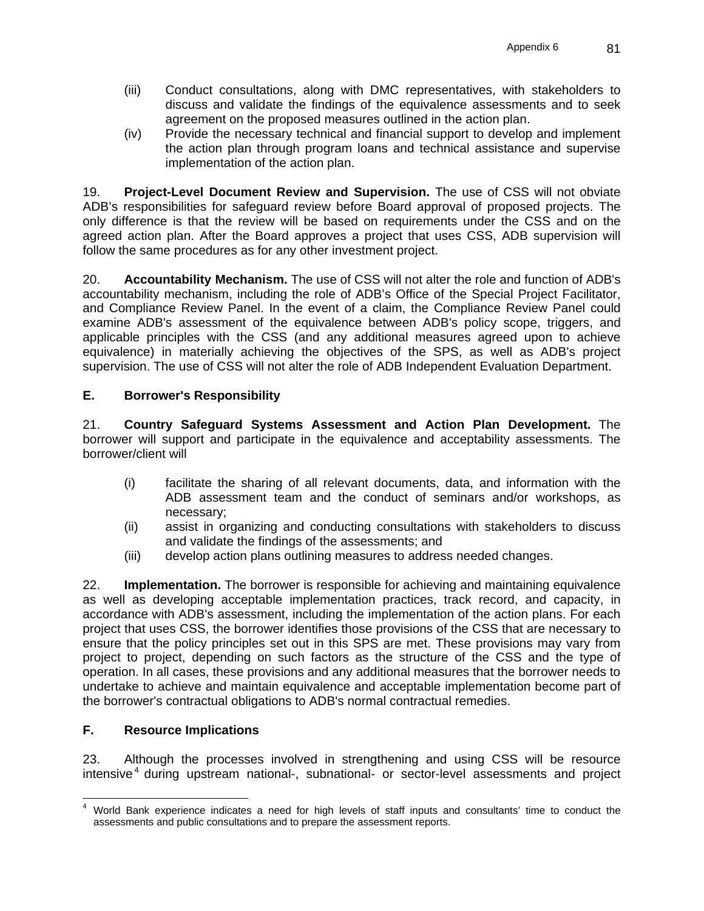(iii) Conduct consultations, along with DMC representatives, with stakeholders to discuss and validate the findings of the equivalence assessments and to seek agreement on the proposed measures outlined in the action plan.

(iv) Provide the necessary technical and financial support to develop and implement the action plan through program loans and technical assistance and supervise implementation of the action plan.

19. **Project-Level Document Review and Supervision.** The use of CSS will not obviate ADB's responsibilities for safeguard review before Board approval of proposed projects. The only difference is that the review will be based on requirements under the CSS and on the agreed action plan. After the Board approves a project that uses CSS, ADB supervision will follow the same procedures as for any other investment project.

20. **Accountability Mechanism.** The use of CSS will not alter the role and function of ADB's accountability mechanism, including the role of ADB's Office of the Special Project Facilitator, and Compliance Review Panel. In the event of a claim, the Compliance Review Panel could examine ADB's assessment of the equivalence between ADB's policy scope, triggers, and applicable principles with the CSS (and any additional measures agreed upon to achieve equivalence) in materially achieving the objectives of the SPS, as well as ADB's project supervision. The use of CSS will not alter the role of ADB Independent Evaluation Department.

## E. Borrower's Responsibility

21. **Country Safeguard Systems Assessment and Action Plan Development.** The borrower will support and participate in the equivalence and acceptability assessments. The borrower/client will

(i) facilitate the sharing of all relevant documents, data, and information with the ADB assessment team and the conduct of seminars and/or workshops, as necessary;

(ii) assist in organizing and conducting consultations with stakeholders to discuss and validate the findings of the assessments; and

(iii) develop action plans outlining measures to address needed changes.

22. **Implementation.** The borrower is responsible for achieving and maintaining equivalence as well as developing acceptable implementation practices, track record, and capacity, in accordance with ADB's assessment, including the implementation of the action plans. For each project that uses CSS, the borrower identifies those provisions of the CSS that are necessary to ensure that the policy principles set out in this SPS are met. These provisions may vary from project to project, depending on such factors as the structure of the CSS and the type of operation. In all cases, these provisions and any additional measures that the borrower needs to undertake to achieve and maintain equivalence and acceptable implementation become part of the borrower's contractual obligations to ADB's normal contractual remedies.

## F. Resource Implications

23. Although the processes involved in strengthening and using CSS will be resource intensive[4] during upstream national-, subnational- or sector-level assessments and project

[4] World Bank experience indicates a need for high levels of staff inputs and consultants' time to conduct the assessments and public consultations and to prepare the assessment reports.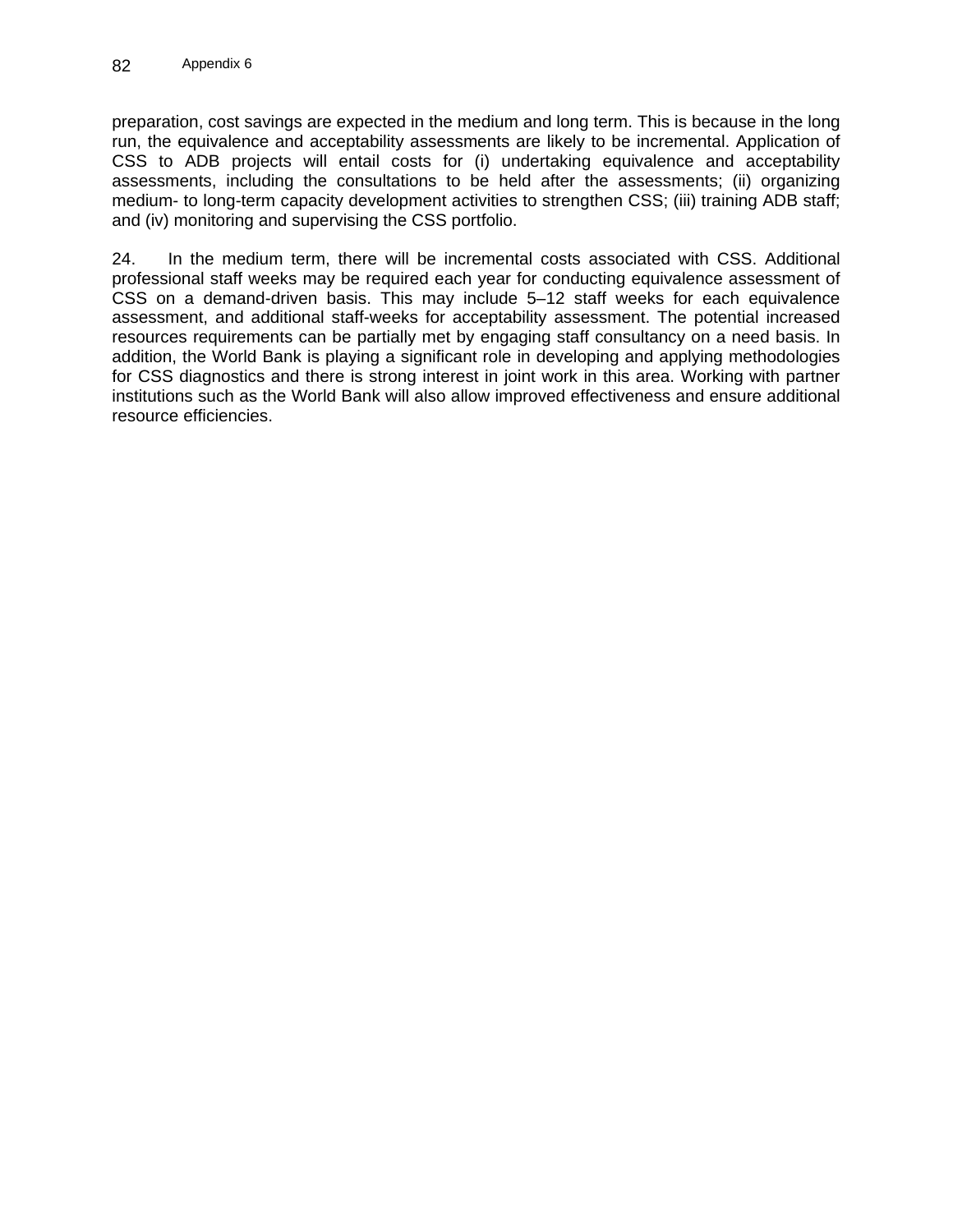preparation, cost savings are expected in the medium and long term. This is because in the long run, the equivalence and acceptability assessments are likely to be incremental. Application of CSS to ADB projects will entail costs for (i) undertaking equivalence and acceptability assessments, including the consultations to be held after the assessments; (ii) organizing medium- to long-term capacity development activities to strengthen CSS; (iii) training ADB staff; and (iv) monitoring and supervising the CSS portfolio.

24. In the medium term, there will be incremental costs associated with CSS. Additional professional staff weeks may be required each year for conducting equivalence assessment of CSS on a demand-driven basis. This may include 5–12 staff weeks for each equivalence assessment, and additional staff-weeks for acceptability assessment. The potential increased resources requirements can be partially met by engaging staff consultancy on a need basis. In addition, the World Bank is playing a significant role in developing and applying methodologies for CSS diagnostics and there is strong interest in joint work in this area. Working with partner institutions such as the World Bank will also allow improved effectiveness and ensure additional resource efficiencies.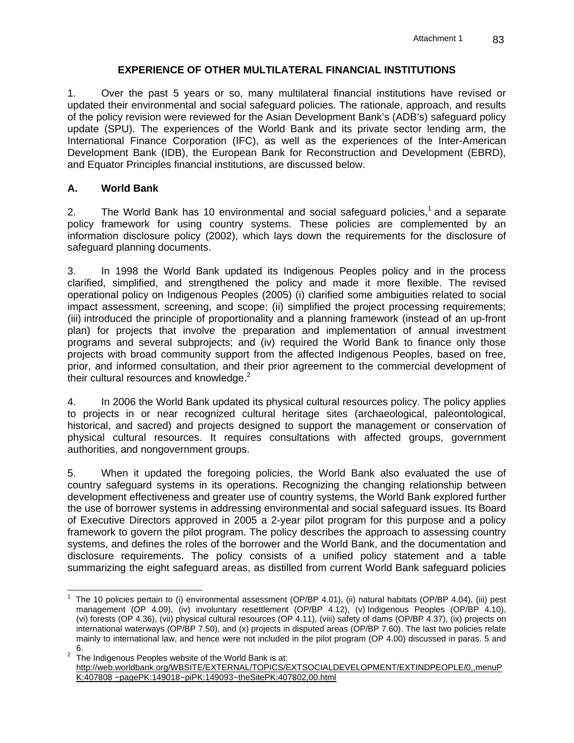## EXPERIENCE OF OTHER MULTILATERAL FINANCIAL INSTITUTIONS

1. Over the past 5 years or so, many multilateral financial institutions have revised or updated their environmental and social safeguard policies. The rationale, approach, and results of the policy revision were reviewed for the Asian Development Bank's (ADB's) safeguard policy update (SPU). The experiences of the World Bank and its private sector lending arm, the International Finance Corporation (IFC), as well as the experiences of the Inter-American Development Bank (IDB), the European Bank for Reconstruction and Development (EBRD), and Equator Principles financial institutions, are discussed below.

### A. World Bank

2. The World Bank has 10 environmental and social safeguard policies,[1] and a separate policy framework for using country systems. These policies are complemented by an information disclosure policy (2002), which lays down the requirements for the disclosure of safeguard planning documents.

3. In 1998 the World Bank updated its Indigenous Peoples policy and in the process clarified, simplified, and strengthened the policy and made it more flexible. The revised operational policy on Indigenous Peoples (2005) (i) clarified some ambiguities related to social impact assessment, screening, and scope; (ii) simplified the project processing requirements; (iii) introduced the principle of proportionality and a planning framework (instead of an up-front plan) for projects that involve the preparation and implementation of annual investment programs and several subprojects; and (iv) required the World Bank to finance only those projects with broad community support from the affected Indigenous Peoples, based on free, prior, and informed consultation, and their prior agreement to the commercial development of their cultural resources and knowledge.[2]

4. In 2006 the World Bank updated its physical cultural resources policy. The policy applies to projects in or near recognized cultural heritage sites (archaeological, paleontological, historical, and sacred) and projects designed to support the management or conservation of physical cultural resources. It requires consultations with affected groups, government authorities, and nongovernment groups.

5. When it updated the foregoing policies, the World Bank also evaluated the use of country safeguard systems in its operations. Recognizing the changing relationship between development effectiveness and greater use of country systems, the World Bank explored further the use of borrower systems in addressing environmental and social safeguard issues. Its Board of Executive Directors approved in 2005 a 2-year pilot program for this purpose and a policy framework to govern the pilot program. The policy describes the approach to assessing country systems, and defines the roles of the borrower and the World Bank, and the documentation and disclosure requirements. The policy consists of a unified policy statement and a table summarizing the eight safeguard areas, as distilled from current World Bank safeguard policies

[1] The 10 policies pertain to (i) environmental assessment (OP/BP 4.01), (ii) natural habitats (OP/BP 4.04), (iii) pest management (OP 4.09), (iv) involuntary resettlement (OP/BP 4.12), (v) Indigenous Peoples (OP/BP 4.10), (vi) forests (OP 4.36), (vii) physical cultural resources (OP 4.11), (viii) safety of dams (OP/BP 4.37), (ix) projects on international waterways (OP/BP 7.50), and (x) projects in disputed areas (OP/BP 7.60). The last two policies relate mainly to international law, and hence were not included in the pilot program (OP 4.00) discussed in paras. 5 and 6.

[2] The Indigenous Peoples website of the World Bank is at: http://web.worldbank.org/WBSITE/EXTERNAL/TOPICS/EXTSOCIALDEVELOPMENT/EXTINDPEOPLE/0,,menuPK:407808 ~pagePK:149018~piPK:149093~theSitePK:407802,00.html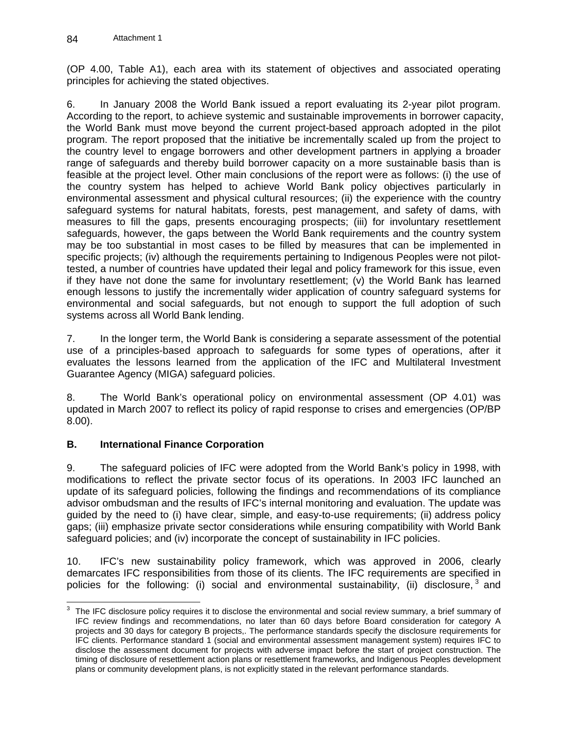(OP 4.00, Table A1), each area with its statement of objectives and associated operating principles for achieving the stated objectives.

6. In January 2008 the World Bank issued a report evaluating its 2-year pilot program. According to the report, to achieve systemic and sustainable improvements in borrower capacity, the World Bank must move beyond the current project-based approach adopted in the pilot program. The report proposed that the initiative be incrementally scaled up from the project to the country level to engage borrowers and other development partners in applying a broader range of safeguards and thereby build borrower capacity on a more sustainable basis than is feasible at the project level. Other main conclusions of the report were as follows: (i) the use of the country system has helped to achieve World Bank policy objectives particularly in environmental assessment and physical cultural resources; (ii) the experience with the country safeguard systems for natural habitats, forests, pest management, and safety of dams, with measures to fill the gaps, presents encouraging prospects; (iii) for involuntary resettlement safeguards, however, the gaps between the World Bank requirements and the country system may be too substantial in most cases to be filled by measures that can be implemented in specific projects; (iv) although the requirements pertaining to Indigenous Peoples were not pilot-tested, a number of countries have updated their legal and policy framework for this issue, even if they have not done the same for involuntary resettlement; (v) the World Bank has learned enough lessons to justify the incrementally wider application of country safeguard systems for environmental and social safeguards, but not enough to support the full adoption of such systems across all World Bank lending.

7. In the longer term, the World Bank is considering a separate assessment of the potential use of a principles-based approach to safeguards for some types of operations, after it evaluates the lessons learned from the application of the IFC and Multilateral Investment Guarantee Agency (MIGA) safeguard policies.

8. The World Bank's operational policy on environmental assessment (OP 4.01) was updated in March 2007 to reflect its policy of rapid response to crises and emergencies (OP/BP 8.00).

## B. International Finance Corporation

9. The safeguard policies of IFC were adopted from the World Bank's policy in 1998, with modifications to reflect the private sector focus of its operations. In 2003 IFC launched an update of its safeguard policies, following the findings and recommendations of its compliance advisor ombudsman and the results of IFC's internal monitoring and evaluation. The update was guided by the need to (i) have clear, simple, and easy-to-use requirements; (ii) address policy gaps; (iii) emphasize private sector considerations while ensuring compatibility with World Bank safeguard policies; and (iv) incorporate the concept of sustainability in IFC policies.

10. IFC's new sustainability policy framework, which was approved in 2006, clearly demarcates IFC responsibilities from those of its clients. The IFC requirements are specified in policies for the following: (i) social and environmental sustainability, (ii) disclosure,[3] and

[3] The IFC disclosure policy requires it to disclose the environmental and social review summary, a brief summary of IFC review findings and recommendations, no later than 60 days before Board consideration for category A projects and 30 days for category B projects,. The performance standards specify the disclosure requirements for IFC clients. Performance standard 1 (social and environmental assessment management system) requires IFC to disclose the assessment document for projects with adverse impact before the start of project construction. The timing of disclosure of resettlement action plans or resettlement frameworks, and Indigenous Peoples development plans or community development plans, is not explicitly stated in the relevant performance standards.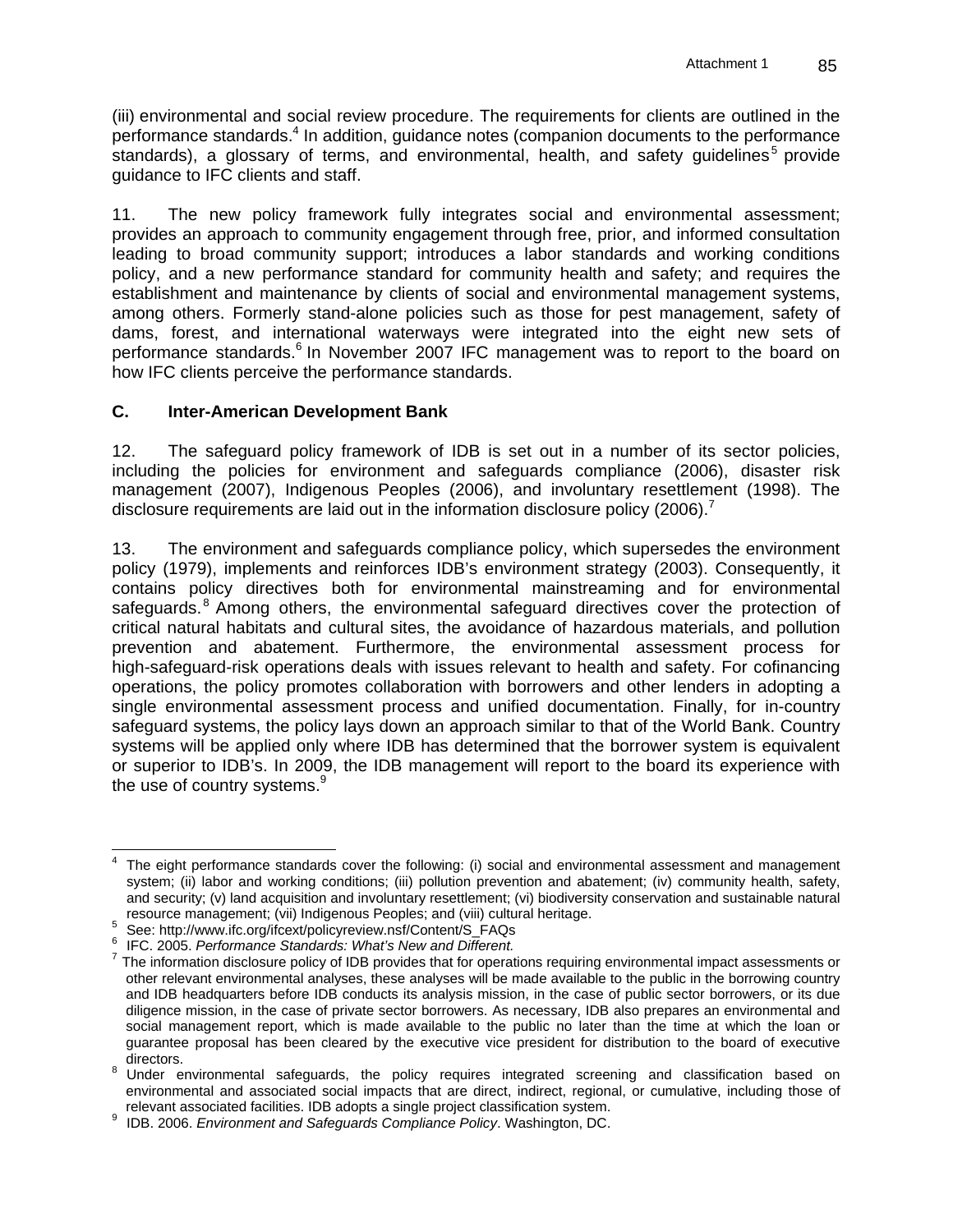(iii) environmental and social review procedure. The requirements for clients are outlined in the performance standards.[4] In addition, guidance notes (companion documents to the performance standards), a glossary of terms, and environmental, health, and safety guidelines[5] provide guidance to IFC clients and staff.

11. The new policy framework fully integrates social and environmental assessment; provides an approach to community engagement through free, prior, and informed consultation leading to broad community support; introduces a labor standards and working conditions policy, and a new performance standard for community health and safety; and requires the establishment and maintenance by clients of social and environmental management systems, among others. Formerly stand-alone policies such as those for pest management, safety of dams, forest, and international waterways were integrated into the eight new sets of performance standards.[6] In November 2007 IFC management was to report to the board on how IFC clients perceive the performance standards.

### C. Inter-American Development Bank

12. The safeguard policy framework of IDB is set out in a number of its sector policies, including the policies for environment and safeguards compliance (2006), disaster risk management (2007), Indigenous Peoples (2006), and involuntary resettlement (1998). The disclosure requirements are laid out in the information disclosure policy (2006).[7]

13. The environment and safeguards compliance policy, which supersedes the environment policy (1979), implements and reinforces IDB's environment strategy (2003). Consequently, it contains policy directives both for environmental mainstreaming and for environmental safeguards.[8] Among others, the environmental safeguard directives cover the protection of critical natural habitats and cultural sites, the avoidance of hazardous materials, and pollution prevention and abatement. Furthermore, the environmental assessment process for high-safeguard-risk operations deals with issues relevant to health and safety. For cofinancing operations, the policy promotes collaboration with borrowers and other lenders in adopting a single environmental assessment process and unified documentation. Finally, for in-country safeguard systems, the policy lays down an approach similar to that of the World Bank. Country systems will be applied only where IDB has determined that the borrower system is equivalent or superior to IDB's. In 2009, the IDB management will report to the board its experience with the use of country systems.[9]

---

[4] The eight performance standards cover the following: (i) social and environmental assessment and management system; (ii) labor and working conditions; (iii) pollution prevention and abatement; (iv) community health, safety, and security; (v) land acquisition and involuntary resettlement; (vi) biodiversity conservation and sustainable natural resource management; (vii) Indigenous Peoples; and (viii) cultural heritage.

[5] See: http://www.ifc.org/ifcext/policyreview.nsf/Content/S_FAQs

[6] IFC. 2005. *Performance Standards: What's New and Different.*

[7] The information disclosure policy of IDB provides that for operations requiring environmental impact assessments or other relevant environmental analyses, these analyses will be made available to the public in the borrowing country and IDB headquarters before IDB conducts its analysis mission, in the case of public sector borrowers, or its due diligence mission, in the case of private sector borrowers. As necessary, IDB also prepares an environmental and social management report, which is made available to the public no later than the time at which the loan or guarantee proposal has been cleared by the executive vice president for distribution to the board of executive directors.

[8] Under environmental safeguards, the policy requires integrated screening and classification based on environmental and associated social impacts that are direct, indirect, regional, or cumulative, including those of relevant associated facilities. IDB adopts a single project classification system.

[9] IDB. 2006. *Environment and Safeguards Compliance Policy*. Washington, DC.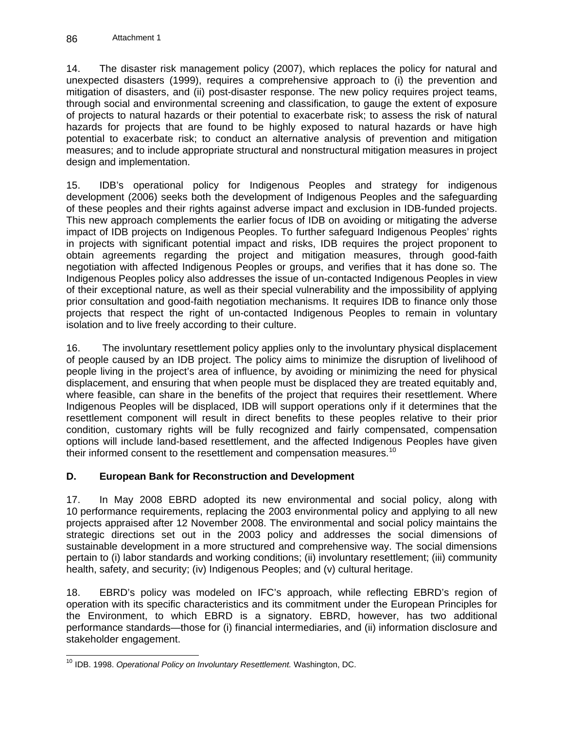14. The disaster risk management policy (2007), which replaces the policy for natural and unexpected disasters (1999), requires a comprehensive approach to (i) the prevention and mitigation of disasters, and (ii) post-disaster response. The new policy requires project teams, through social and environmental screening and classification, to gauge the extent of exposure of projects to natural hazards or their potential to exacerbate risk; to assess the risk of natural hazards for projects that are found to be highly exposed to natural hazards or have high potential to exacerbate risk; to conduct an alternative analysis of prevention and mitigation measures; and to include appropriate structural and nonstructural mitigation measures in project design and implementation.

15. IDB's operational policy for Indigenous Peoples and strategy for indigenous development (2006) seeks both the development of Indigenous Peoples and the safeguarding of these peoples and their rights against adverse impact and exclusion in IDB-funded projects. This new approach complements the earlier focus of IDB on avoiding or mitigating the adverse impact of IDB projects on Indigenous Peoples. To further safeguard Indigenous Peoples' rights in projects with significant potential impact and risks, IDB requires the project proponent to obtain agreements regarding the project and mitigation measures, through good-faith negotiation with affected Indigenous Peoples or groups, and verifies that it has done so. The Indigenous Peoples policy also addresses the issue of un-contacted Indigenous Peoples in view of their exceptional nature, as well as their special vulnerability and the impossibility of applying prior consultation and good-faith negotiation mechanisms. It requires IDB to finance only those projects that respect the right of un-contacted Indigenous Peoples to remain in voluntary isolation and to live freely according to their culture.

16. The involuntary resettlement policy applies only to the involuntary physical displacement of people caused by an IDB project. The policy aims to minimize the disruption of livelihood of people living in the project's area of influence, by avoiding or minimizing the need for physical displacement, and ensuring that when people must be displaced they are treated equitably and, where feasible, can share in the benefits of the project that requires their resettlement. Where Indigenous Peoples will be displaced, IDB will support operations only if it determines that the resettlement component will result in direct benefits to these peoples relative to their prior condition, customary rights will be fully recognized and fairly compensated, compensation options will include land-based resettlement, and the affected Indigenous Peoples have given their informed consent to the resettlement and compensation measures.[10]

## D. European Bank for Reconstruction and Development

17. In May 2008 EBRD adopted its new environmental and social policy, along with 10 performance requirements, replacing the 2003 environmental policy and applying to all new projects appraised after 12 November 2008. The environmental and social policy maintains the strategic directions set out in the 2003 policy and addresses the social dimensions of sustainable development in a more structured and comprehensive way. The social dimensions pertain to (i) labor standards and working conditions; (ii) involuntary resettlement; (iii) community health, safety, and security; (iv) Indigenous Peoples; and (v) cultural heritage.

18. EBRD's policy was modeled on IFC's approach, while reflecting EBRD's region of operation with its specific characteristics and its commitment under the European Principles for the Environment, to which EBRD is a signatory. EBRD, however, has two additional performance standards—those for (i) financial intermediaries, and (ii) information disclosure and stakeholder engagement.

---

[10] IDB. 1998. *Operational Policy on Involuntary Resettlement.* Washington, DC.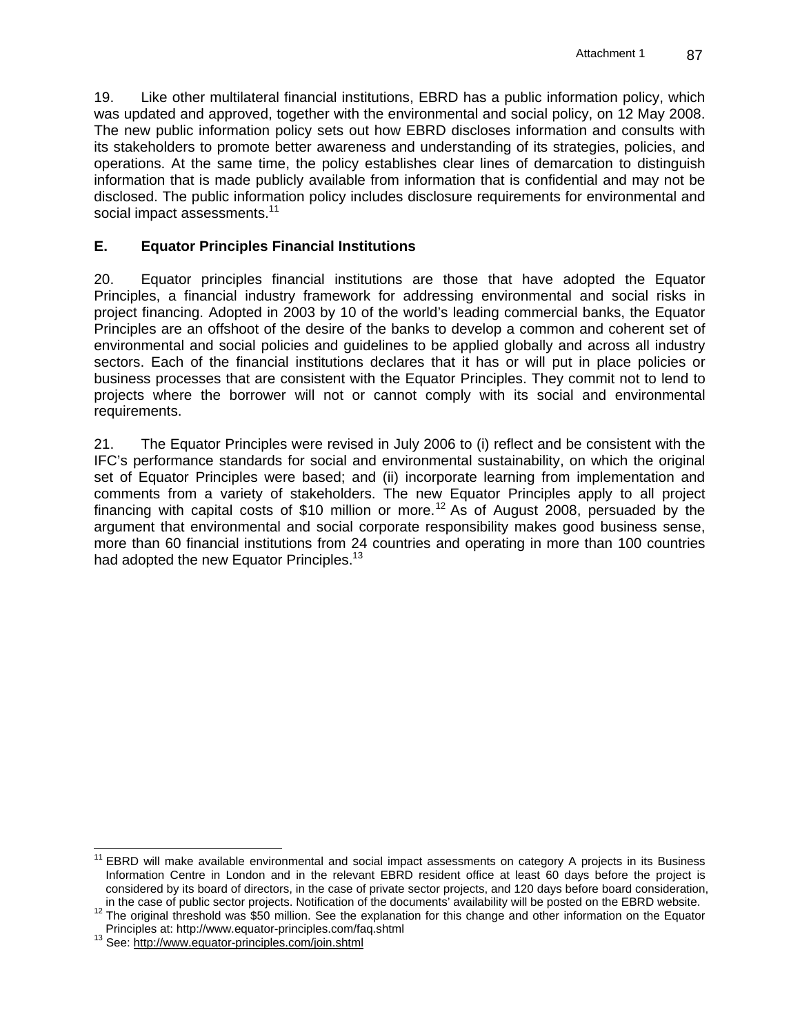19. Like other multilateral financial institutions, EBRD has a public information policy, which was updated and approved, together with the environmental and social policy, on 12 May 2008. The new public information policy sets out how EBRD discloses information and consults with its stakeholders to promote better awareness and understanding of its strategies, policies, and operations. At the same time, the policy establishes clear lines of demarcation to distinguish information that is made publicly available from information that is confidential and may not be disclosed. The public information policy includes disclosure requirements for environmental and social impact assessments.[11]

## E. Equator Principles Financial Institutions

20. Equator principles financial institutions are those that have adopted the Equator Principles, a financial industry framework for addressing environmental and social risks in project financing. Adopted in 2003 by 10 of the world's leading commercial banks, the Equator Principles are an offshoot of the desire of the banks to develop a common and coherent set of environmental and social policies and guidelines to be applied globally and across all industry sectors. Each of the financial institutions declares that it has or will put in place policies or business processes that are consistent with the Equator Principles. They commit not to lend to projects where the borrower will not or cannot comply with its social and environmental requirements.

21. The Equator Principles were revised in July 2006 to (i) reflect and be consistent with the IFC's performance standards for social and environmental sustainability, on which the original set of Equator Principles were based; and (ii) incorporate learning from implementation and comments from a variety of stakeholders. The new Equator Principles apply to all project financing with capital costs of $10 million or more.[12] As of August 2008, persuaded by the argument that environmental and social corporate responsibility makes good business sense, more than 60 financial institutions from 24 countries and operating in more than 100 countries had adopted the new Equator Principles.[13]

---

[11] EBRD will make available environmental and social impact assessments on category A projects in its Business Information Centre in London and in the relevant EBRD resident office at least 60 days before the project is considered by its board of directors, in the case of private sector projects, and 120 days before board consideration, in the case of public sector projects. Notification of the documents' availability will be posted on the EBRD website.

[12] The original threshold was $50 million. See the explanation for this change and other information on the Equator Principles at: http://www.equator-principles.com/faq.shtml

[13] See: http://www.equator-principles.com/join.shtml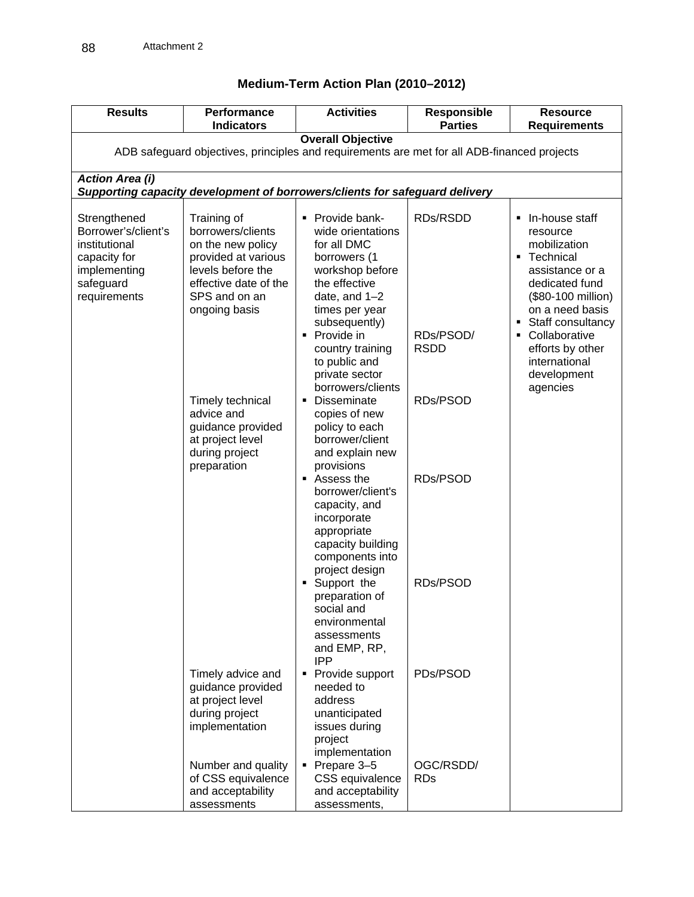Attachment 2

## Medium-Term Action Plan (2010–2012)

| Results | Performance Indicators | Activities | Responsible Parties | Resource Requirements |
|---|---|---|---|---|
| **Overall Objective** ADB safeguard objectives, principles and requirements are met for all ADB-financed projects | | | | |
| ***Action Area (i)*** ***Supporting capacity development of borrowers/clients for safeguard delivery*** | | | | |
| Strengthened Borrower's/client's institutional capacity for implementing safeguard requirements | Training of borrowers/clients on the new policy provided at various levels before the effective date of the SPS and on an ongoing basis | ▪ Provide bank-wide orientations for all DMC borrowers (1 workshop before the effective date, and 1–2 times per year subsequently) | RDs/RSDD | ▪ In-house staff resource mobilization<br>▪ Technical assistance or a dedicated fund ($80-100 million) on a need basis<br>▪ Staff consultancy<br>▪ Collaborative efforts by other international development agencies |
| | | ▪ Provide in country training to public and private sector borrowers/clients | RDs/PSOD/RSDD | |
| | Timely technical advice and guidance provided at project level during project preparation | ▪ Disseminate copies of new policy to each borrower/client and explain new provisions | RDs/PSOD | |
| | | ▪ Assess the borrower/client's capacity, and incorporate appropriate capacity building components into project design | RDs/PSOD | |
| | | ▪ Support the preparation of social and environmental assessments and EMP, RP, IPP | RDs/PSOD | |
| | Timely advice and guidance provided at project level during project implementation | ▪ Provide support needed to address unanticipated issues during project implementation | PDs/PSOD | |
| | Number and quality of CSS equivalence and acceptability assessments | ▪ Prepare 3–5 CSS equivalence and acceptability assessments, | OGC/RSDD/RDs | |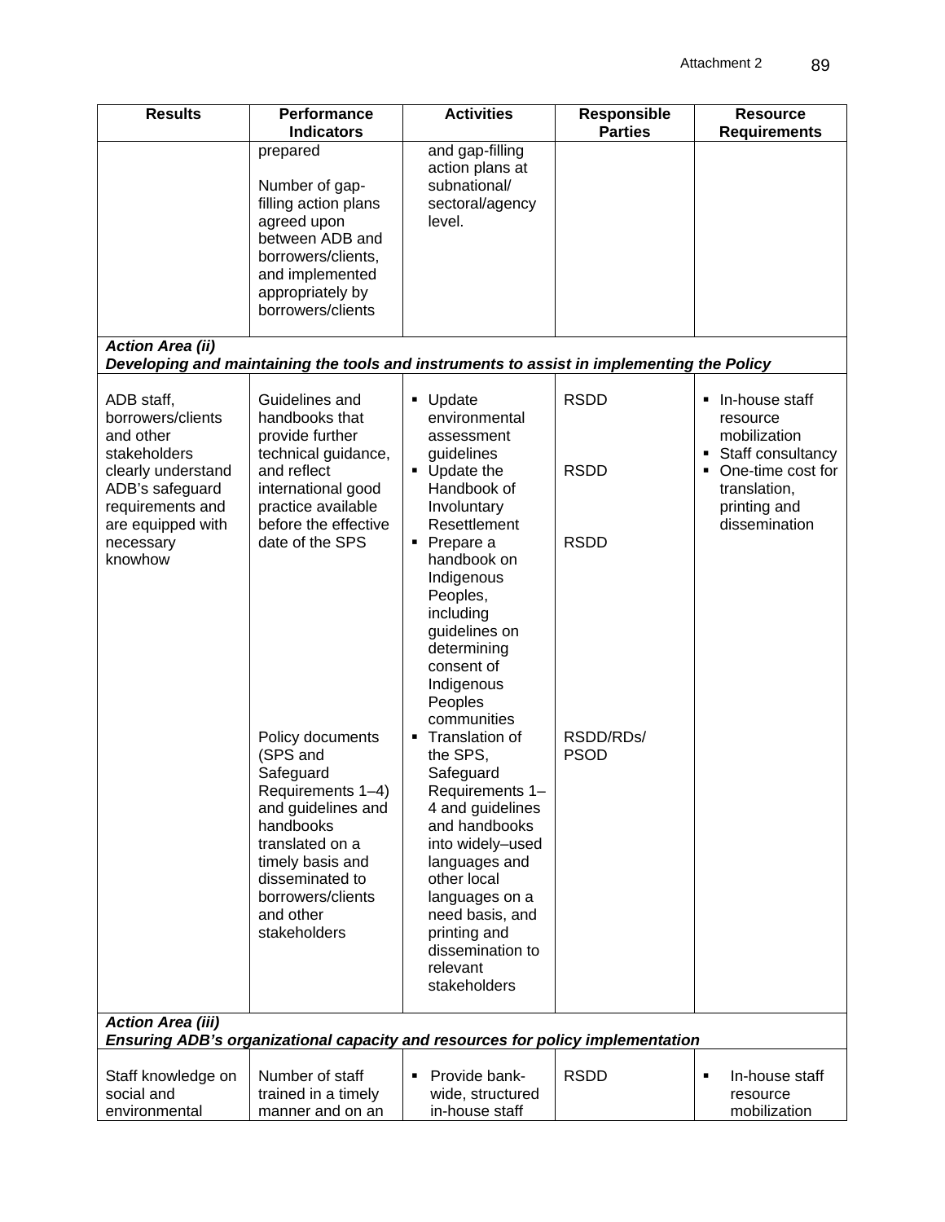| Results | Performance Indicators | Activities | Responsible Parties | Resource Requirements |
|---|---|---|---|---|
| | prepared<br><br>Number of gap-filling action plans agreed upon between ADB and borrowers/clients, and implemented appropriately by borrowers/clients | and gap-filling action plans at subnational/ sectoral/agency level. | | |
| ***Action Area (ii)*** ***Developing and maintaining the tools and instruments to assist in implementing the Policy*** | | | | |
| ADB staff, borrowers/clients and other stakeholders clearly understand ADB's safeguard requirements and are equipped with necessary knowhow | Guidelines and handbooks that provide further technical guidance, and reflect international good practice available before the effective date of the SPS | ▪ Update environmental assessment guidelines<br>▪ Update the Handbook of Involuntary Resettlement<br>▪ Prepare a handbook on Indigenous Peoples, including guidelines on determining consent of Indigenous Peoples communities | RSDD<br><br>RSDD<br><br>RSDD | ▪ In-house staff resource mobilization<br>▪ Staff consultancy<br>▪ One-time cost for translation, printing and dissemination |
| | Policy documents (SPS and Safeguard Requirements 1–4) and guidelines and handbooks translated on a timely basis and disseminated to borrowers/clients and other stakeholders | ▪ Translation of the SPS, Safeguard Requirements 1–4 and guidelines and handbooks into widely–used languages and other local languages on a need basis, and printing and dissemination to relevant stakeholders | RSDD/RDs/ PSOD | |
| ***Action Area (iii)*** ***Ensuring ADB's organizational capacity and resources for policy implementation*** | | | | |
| Staff knowledge on social and environmental | Number of staff trained in a timely manner and on an | ▪ Provide bank-wide, structured in-house staff | RSDD | ▪ In-house staff resource mobilization |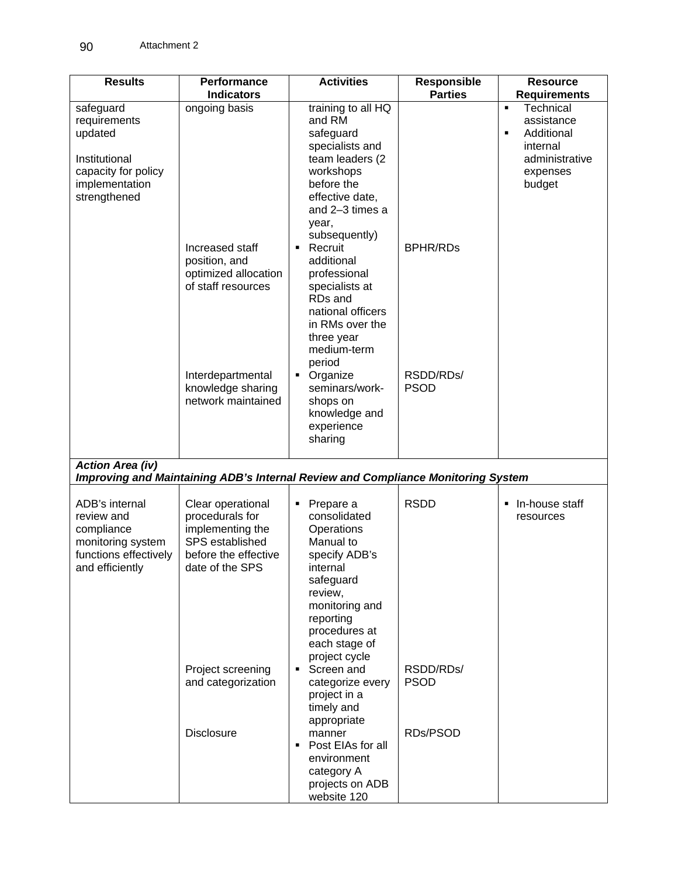| Results | Performance Indicators | Activities | Responsible Parties | Resource Requirements |
|---|---|---|---|---|
| safeguard requirements updated<br><br>Institutional capacity for policy implementation strengthened | ongoing basis | training to all HQ and RM safeguard specialists and team leaders (2 workshops before the effective date, and 2–3 times a year, subsequently) | | ▪ Technical assistance<br>▪ Additional internal administrative expenses budget |
| | Increased staff position, and optimized allocation of staff resources | ▪ Recruit additional professional specialists at RDs and national officers in RMs over the three year medium-term period | BPHR/RDs | |
| | Interdepartmental knowledge sharing network maintained | ▪ Organize seminars/work-shops on knowledge and experience sharing | RSDD/RDs/ PSOD | |
| ***Action Area (iv)***<br>***Improving and Maintaining ADB's Internal Review and Compliance Monitoring System*** | | | | |
| ADB's internal review and compliance monitoring system functions effectively and efficiently | Clear operational procedurals for implementing the SPS established before the effective date of the SPS | ▪ Prepare a consolidated Operations Manual to specify ADB's internal safeguard review, monitoring and reporting procedures at each stage of project cycle | RSDD | ▪ In-house staff resources |
| | Project screening and categorization | ▪ Screen and categorize every project in a timely and appropriate manner | RSDD/RDs/ PSOD | |
| | Disclosure | ▪ Post EIAs for all environment category A projects on ADB website 120 | RDs/PSOD | |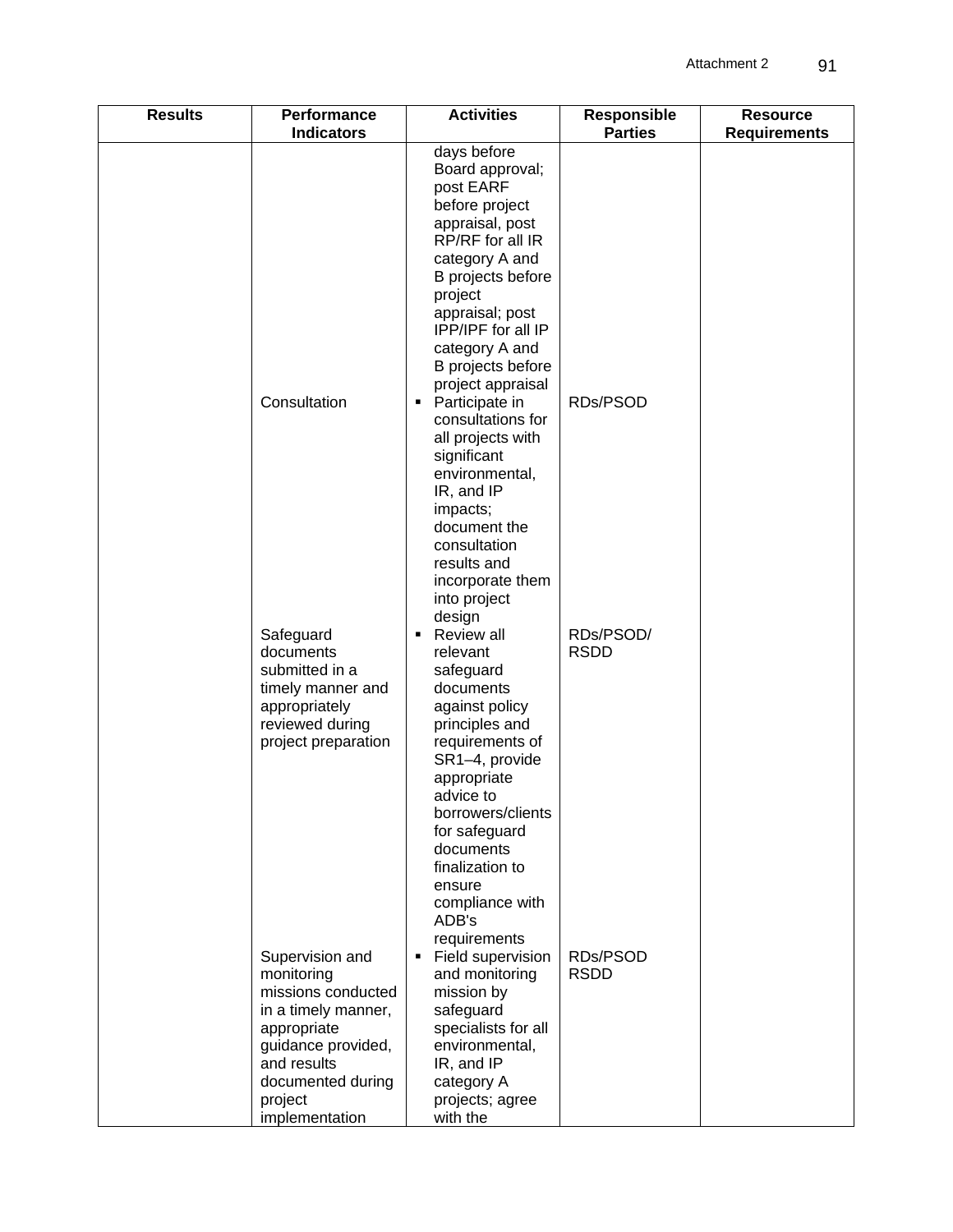| Results | Performance Indicators | Activities | Responsible Parties | Resource Requirements |
|---|---|---|---|---|
| | | days before Board approval; post EARF before project appraisal, post RP/RF for all IR category A and B projects before project appraisal; post IPP/IPF for all IP category A and B projects before project appraisal | | |
| | Consultation | ▪ Participate in consultations for all projects with significant environmental, IR, and IP impacts; document the consultation results and incorporate them into project design | RDs/PSOD | |
| | Safeguard documents submitted in a timely manner and appropriately reviewed during project preparation | ▪ Review all relevant safeguard documents against policy principles and requirements of SR1–4, provide appropriate advice to borrowers/clients for safeguard documents finalization to ensure compliance with ADB's requirements | RDs/PSOD/ RSDD | |
| | Supervision and monitoring missions conducted in a timely manner, appropriate guidance provided, and results documented during project implementation | ▪ Field supervision and monitoring mission by safeguard specialists for all environmental, IR, and IP category A projects; agree with the | RDs/PSOD RSDD | |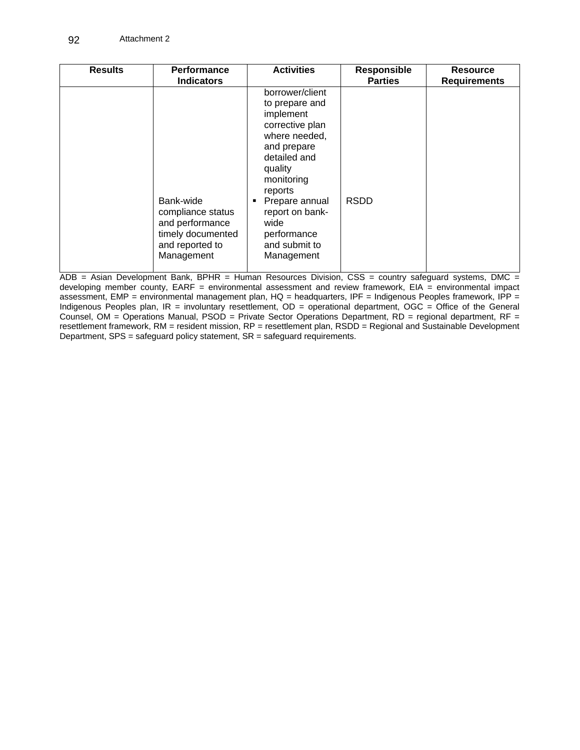| Results | Performance Indicators | Activities | Responsible Parties | Resource Requirements |
|---|---|---|---|---|
| | | borrower/client to prepare and implement corrective plan where needed, and prepare detailed and quality monitoring reports | | |
| | Bank-wide compliance status and performance timely documented and reported to Management | ▪ Prepare annual report on bank-wide performance and submit to Management | RSDD | |

ADB = Asian Development Bank, BPHR = Human Resources Division, CSS = country safeguard systems, DMC = developing member county, EARF = environmental assessment and review framework, EIA = environmental impact assessment, EMP = environmental management plan, HQ = headquarters, IPF = Indigenous Peoples framework, IPP = Indigenous Peoples plan, IR = involuntary resettlement, OD = operational department, OGC = Office of the General Counsel, OM = Operations Manual, PSOD = Private Sector Operations Department, RD = regional department, RF = resettlement framework, RM = resident mission, RP = resettlement plan, RSDD = Regional and Sustainable Development Department, SPS = safeguard policy statement, SR = safeguard requirements.